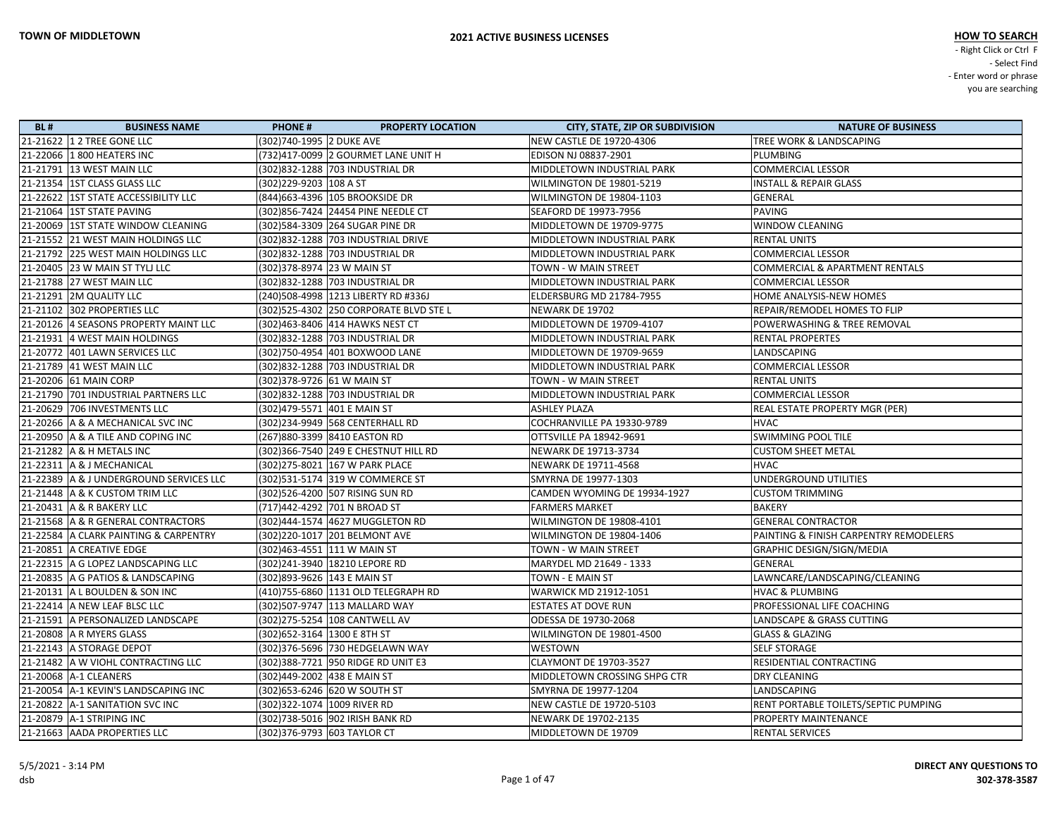**TOWN OF MIDDLETOWN**

**2021 ACTIVE BUSINESS LICENSES**

**HOW TO SEARCH**
- Right Click or Ctrl F
- Select Find
- Enter word or phrase you are searching

| BL # | BUSINESS NAME | PHONE # | PROPERTY LOCATION | CITY, STATE, ZIP OR SUBDIVISION | NATURE OF BUSINESS |
|---|---|---|---|---|---|
| 21-21622 | 1 2 TREE GONE LLC | (302)740-1995 | 2 DUKE AVE | NEW CASTLE DE 19720-4306 | TREE WORK & LANDSCAPING |
| 21-22066 | 1 800 HEATERS INC | (732)417-0099 | 2 GOURMET LANE UNIT H | EDISON NJ 08837-2901 | PLUMBING |
| 21-21791 | 13 WEST MAIN LLC | (302)832-1288 | 703 INDUSTRIAL DR | MIDDLETOWN INDUSTRIAL PARK | COMMERCIAL LESSOR |
| 21-21354 | 1ST CLASS GLASS LLC | (302)229-9203 | 108 A ST | WILMINGTON DE 19801-5219 | INSTALL & REPAIR GLASS |
| 21-22622 | 1ST STATE ACCESSIBILITY LLC | (844)663-4396 | 105 BROOKSIDE DR | WILMINGTON DE 19804-1103 | GENERAL |
| 21-21064 | 1ST STATE PAVING | (302)856-7424 | 24454 PINE NEEDLE CT | SEAFORD DE 19973-7956 | PAVING |
| 21-20069 | 1ST STATE WINDOW CLEANING | (302)584-3309 | 264 SUGAR PINE DR | MIDDLETOWN DE 19709-9775 | WINDOW CLEANING |
| 21-21552 | 21 WEST MAIN HOLDINGS LLC | (302)832-1288 | 703 INDUSTRIAL DRIVE | MIDDLETOWN INDUSTRIAL PARK | RENTAL UNITS |
| 21-21792 | 225 WEST MAIN HOLDINGS LLC | (302)832-1288 | 703 INDUSTRIAL DR | MIDDLETOWN INDUSTRIAL PARK | COMMERCIAL LESSOR |
| 21-20405 | 23 W MAIN ST TYLJ LLC | (302)378-8974 | 23 W MAIN ST | TOWN - W MAIN STREET | COMMERCIAL & APARTMENT RENTALS |
| 21-21788 | 27 WEST MAIN LLC | (302)832-1288 | 703 INDUSTRIAL DR | MIDDLETOWN INDUSTRIAL PARK | COMMERCIAL LESSOR |
| 21-21291 | 2M QUALITY LLC | (240)508-4998 | 1213 LIBERTY RD #336J | ELDERSBURG MD 21784-7955 | HOME ANALYSIS-NEW HOMES |
| 21-21102 | 302 PROPERTIES LLC | (302)525-4302 | 250 CORPORATE BLVD STE L | NEWARK DE 19702 | REPAIR/REMODEL HOMES TO FLIP |
| 21-20126 | 4 SEASONS PROPERTY MAINT LLC | (302)463-8406 | 414 HAWKS NEST CT | MIDDLETOWN DE 19709-4107 | POWERWASHING & TREE REMOVAL |
| 21-21931 | 4 WEST MAIN HOLDINGS | (302)832-1288 | 703 INDUSTRIAL DR | MIDDLETOWN INDUSTRIAL PARK | RENTAL PROPERTES |
| 21-20772 | 401 LAWN SERVICES LLC | (302)750-4954 | 401 BOXWOOD LANE | MIDDLETOWN DE 19709-9659 | LANDSCAPING |
| 21-21789 | 41 WEST MAIN LLC | (302)832-1288 | 703 INDUSTRIAL DR | MIDDLETOWN INDUSTRIAL PARK | COMMERCIAL LESSOR |
| 21-20206 | 61 MAIN CORP | (302)378-9726 | 61 W MAIN ST | TOWN - W MAIN STREET | RENTAL UNITS |
| 21-21790 | 701 INDUSTRIAL PARTNERS LLC | (302)832-1288 | 703 INDUSTRIAL DR | MIDDLETOWN INDUSTRIAL PARK | COMMERCIAL LESSOR |
| 21-20629 | 706 INVESTMENTS LLC | (302)479-5571 | 401 E MAIN ST | ASHLEY PLAZA | REAL ESTATE PROPERTY MGR (PER) |
| 21-20266 | A & A MECHANICAL SVC INC | (302)234-9949 | 568 CENTERHALL RD | COCHRANVILLE PA 19330-9789 | HVAC |
| 21-20950 | A & A TILE AND COPING INC | (267)880-3399 | 8410 EASTON RD | OTTSVILLE PA 18942-9691 | SWIMMING POOL TILE |
| 21-21282 | A & H METALS INC | (302)366-7540 | 249 E CHESTNUT HILL RD | NEWARK DE 19713-3734 | CUSTOM SHEET METAL |
| 21-22311 | A & J MECHANICAL | (302)275-8021 | 167 W PARK PLACE | NEWARK DE 19711-4568 | HVAC |
| 21-22389 | A & J UNDERGROUND SERVICES LLC | (302)531-5174 | 319 W COMMERCE ST | SMYRNA DE 19977-1303 | UNDERGROUND UTILITIES |
| 21-21448 | A & K CUSTOM TRIM LLC | (302)526-4200 | 507 RISING SUN RD | CAMDEN WYOMING DE 19934-1927 | CUSTOM TRIMMING |
| 21-20431 | A & R BAKERY LLC | (717)442-4292 | 701 N BROAD ST | FARMERS MARKET | BAKERY |
| 21-21568 | A & R GENERAL CONTRACTORS | (302)444-1574 | 4627 MUGGLETON RD | WILMINGTON DE 19808-4101 | GENERAL CONTRACTOR |
| 21-22584 | A CLARK PAINTING & CARPENTRY | (302)220-1017 | 201 BELMONT AVE | WILMINGTON DE 19804-1406 | PAINTING & FINISH CARPENTRY REMODELERS |
| 21-20851 | A CREATIVE EDGE | (302)463-4551 | 111 W MAIN ST | TOWN - W MAIN STREET | GRAPHIC DESIGN/SIGN/MEDIA |
| 21-22315 | A G LOPEZ LANDSCAPING LLC | (302)241-3940 | 18210 LEPORE RD | MARYDEL MD 21649 - 1333 | GENERAL |
| 21-20835 | A G PATIOS & LANDSCAPING | (302)893-9626 | 143 E MAIN ST | TOWN - E MAIN ST | LAWNCARE/LANDSCAPING/CLEANING |
| 21-20131 | A L BOULDEN & SON INC | (410)755-6860 | 1131 OLD TELEGRAPH RD | WARWICK MD 21912-1051 | HVAC & PLUMBING |
| 21-22414 | A NEW LEAF BLSC LLC | (302)507-9747 | 113 MALLARD WAY | ESTATES AT DOVE RUN | PROFESSIONAL LIFE COACHING |
| 21-21591 | A PERSONALIZED LANDSCAPE | (302)275-5254 | 108 CANTWELL AV | ODESSA DE 19730-2068 | LANDSCAPE & GRASS CUTTING |
| 21-20808 | A R MYERS GLASS | (302)652-3164 | 1300 E 8TH ST | WILMINGTON DE 19801-4500 | GLASS & GLAZING |
| 21-22143 | A STORAGE DEPOT | (302)376-5696 | 730 HEDGELAWN WAY | WESTOWN | SELF STORAGE |
| 21-21482 | A W VIOHL CONTRACTING LLC | (302)388-7721 | 950 RIDGE RD UNIT E3 | CLAYMONT DE 19703-3527 | RESIDENTIAL CONTRACTING |
| 21-20068 | A-1 CLEANERS | (302)449-2002 | 438 E MAIN ST | MIDDLETOWN CROSSING SHPG CTR | DRY CLEANING |
| 21-20054 | A-1 KEVIN'S LANDSCAPING INC | (302)653-6246 | 620 W SOUTH ST | SMYRNA DE 19977-1204 | LANDSCAPING |
| 21-20822 | A-1 SANITATION SVC INC | (302)322-1074 | 1009 RIVER RD | NEW CASTLE DE 19720-5103 | RENT PORTABLE TOILETS/SEPTIC PUMPING |
| 21-20879 | A-1 STRIPING INC | (302)738-5016 | 902 IRISH BANK RD | NEWARK DE 19702-2135 | PROPERTY MAINTENANCE |
| 21-21663 | AADA PROPERTIES LLC | (302)376-9793 | 603 TAYLOR CT | MIDDLETOWN DE 19709 | RENTAL SERVICES |

5/5/2021 - 3:14 PM
dsb

**DIRECT ANY QUESTIONS TO**
**302-378-3587**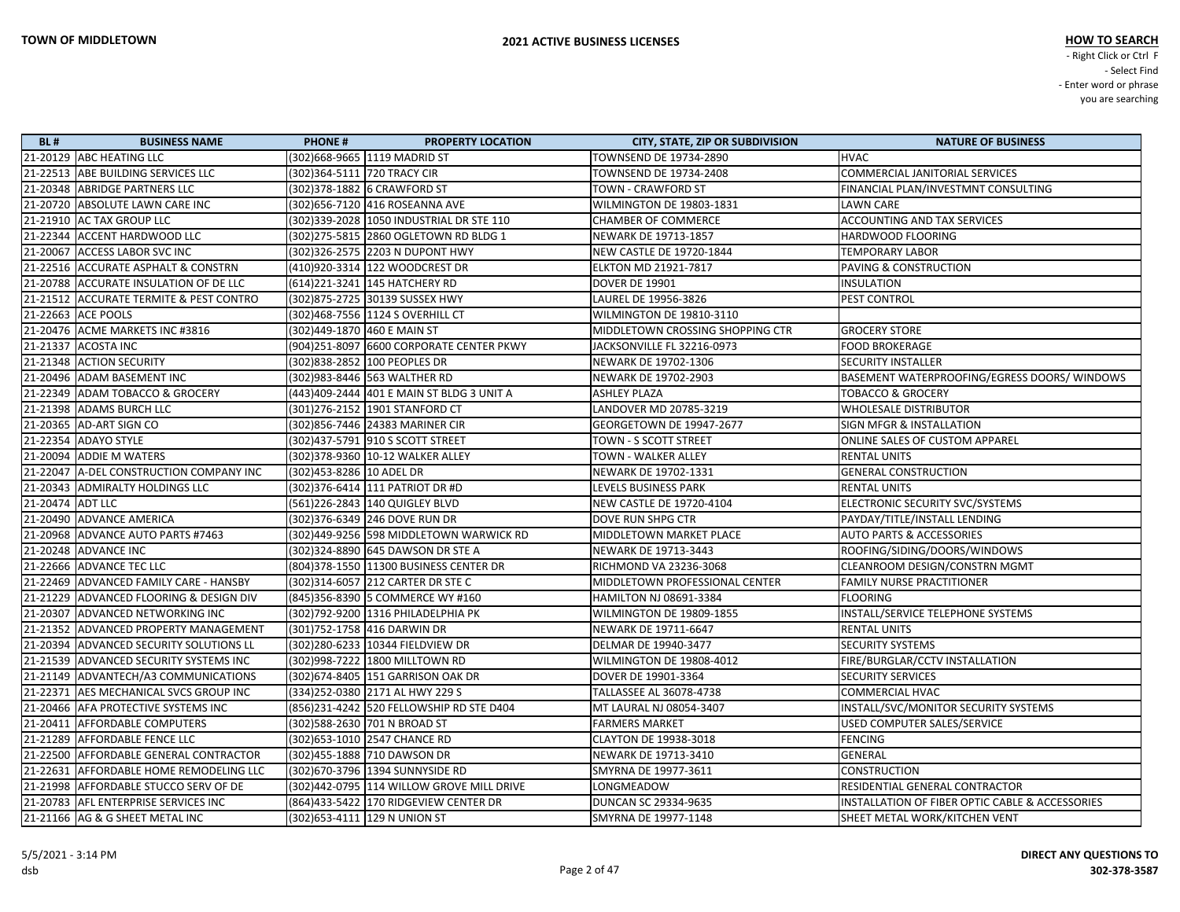| BL # | BUSINESS NAME | PHONE # | PROPERTY LOCATION | CITY, STATE, ZIP OR SUBDIVISION | NATURE OF BUSINESS |
|---|---|---|---|---|---|
| 21-20129 | ABC HEATING LLC | (302)668-9665 | 1119 MADRID ST | TOWNSEND DE 19734-2890 | HVAC |
| 21-22513 | ABE BUILDING SERVICES LLC | (302)364-5111 | 720 TRACY CIR | TOWNSEND DE 19734-2408 | COMMERCIAL JANITORIAL SERVICES |
| 21-20348 | ABRIDGE PARTNERS LLC | (302)378-1882 | 6 CRAWFORD ST | TOWN - CRAWFORD ST | FINANCIAL PLAN/INVESTMNT CONSULTING |
| 21-20720 | ABSOLUTE LAWN CARE INC | (302)656-7120 | 416 ROSEANNA AVE | WILMINGTON DE 19803-1831 | LAWN CARE |
| 21-21910 | AC TAX GROUP LLC | (302)339-2028 | 1050 INDUSTRIAL DR STE 110 | CHAMBER OF COMMERCE | ACCOUNTING AND TAX SERVICES |
| 21-22344 | ACCENT HARDWOOD LLC | (302)275-5815 | 2860 OGLETOWN RD BLDG 1 | NEWARK DE 19713-1857 | HARDWOOD FLOORING |
| 21-20067 | ACCESS LABOR SVC INC | (302)326-2575 | 2203 N DUPONT HWY | NEW CASTLE DE 19720-1844 | TEMPORARY LABOR |
| 21-22516 | ACCURATE ASPHALT & CONSTRN | (410)920-3314 | 122 WOODCREST DR | ELKTON MD 21921-7817 | PAVING & CONSTRUCTION |
| 21-20788 | ACCURATE INSULATION OF DE LLC | (614)221-3241 | 145 HATCHERY RD | DOVER DE 19901 | INSULATION |
| 21-21512 | ACCURATE TERMITE & PEST CONTRO | (302)875-2725 | 30139 SUSSEX HWY | LAUREL DE 19956-3826 | PEST CONTROL |
| 21-22663 | ACE POOLS | (302)468-7556 | 1124 S OVERHILL CT | WILMINGTON DE 19810-3110 | |
| 21-20476 | ACME MARKETS INC #3816 | (302)449-1870 | 460 E MAIN ST | MIDDLETOWN CROSSING SHOPPING CTR | GROCERY STORE |
| 21-21337 | ACOSTA INC | (904)251-8097 | 6600 CORPORATE CENTER PKWY | JACKSONVILLE FL 32216-0973 | FOOD BROKERAGE |
| 21-21348 | ACTION SECURITY | (302)838-2852 | 100 PEOPLES DR | NEWARK DE 19702-1306 | SECURITY INSTALLER |
| 21-20496 | ADAM BASEMENT INC | (302)983-8446 | 563 WALTHER RD | NEWARK DE 19702-2903 | BASEMENT WATERPROOFING/EGRESS DOORS/ WINDOWS |
| 21-22349 | ADAM TOBACCO & GROCERY | (443)409-2444 | 401 E MAIN ST BLDG 3 UNIT A | ASHLEY PLAZA | TOBACCO & GROCERY |
| 21-21398 | ADAMS BURCH LLC | (301)276-2152 | 1901 STANFORD CT | LANDOVER MD 20785-3219 | WHOLESALE DISTRIBUTOR |
| 21-20365 | AD-ART SIGN CO | (302)856-7446 | 24383 MARINER CIR | GEORGETOWN DE 19947-2677 | SIGN MFGR & INSTALLATION |
| 21-22354 | ADAYO STYLE | (302)437-5791 | 910 S SCOTT STREET | TOWN - S SCOTT STREET | ONLINE SALES OF CUSTOM APPAREL |
| 21-20094 | ADDIE M WATERS | (302)378-9360 | 10-12 WALKER ALLEY | TOWN - WALKER ALLEY | RENTAL UNITS |
| 21-22047 | A-DEL CONSTRUCTION COMPANY INC | (302)453-8286 | 10 ADEL DR | NEWARK DE 19702-1331 | GENERAL CONSTRUCTION |
| 21-20343 | ADMIRALTY HOLDINGS LLC | (302)376-6414 | 111 PATRIOT DR #D | LEVELS BUSINESS PARK | RENTAL UNITS |
| 21-20474 | ADT LLC | (561)226-2843 | 140 QUIGLEY BLVD | NEW CASTLE DE 19720-4104 | ELECTRONIC SECURITY SVC/SYSTEMS |
| 21-20490 | ADVANCE AMERICA | (302)376-6349 | 246 DOVE RUN DR | DOVE RUN SHPG CTR | PAYDAY/TITLE/INSTALL LENDING |
| 21-20968 | ADVANCE AUTO PARTS #7463 | (302)449-9256 | 598 MIDDLETOWN WARWICK RD | MIDDLETOWN MARKET PLACE | AUTO PARTS & ACCESSORIES |
| 21-20248 | ADVANCE INC | (302)324-8890 | 645 DAWSON DR STE A | NEWARK DE 19713-3443 | ROOFING/SIDING/DOORS/WINDOWS |
| 21-22666 | ADVANCE TEC LLC | (804)378-1550 | 11300 BUSINESS CENTER DR | RICHMOND VA 23236-3068 | CLEANROOM DESIGN/CONSTRN MGMT |
| 21-22469 | ADVANCED FAMILY CARE - HANSBY | (302)314-6057 | 212 CARTER DR STE C | MIDDLETOWN PROFESSIONAL CENTER | FAMILY NURSE PRACTITIONER |
| 21-21229 | ADVANCED FLOORING & DESIGN DIV | (845)356-8390 | 5 COMMERCE WY #160 | HAMILTON NJ 08691-3384 | FLOORING |
| 21-20307 | ADVANCED NETWORKING INC | (302)792-9200 | 1316 PHILADELPHIA PK | WILMINGTON DE 19809-1855 | INSTALL/SERVICE TELEPHONE SYSTEMS |
| 21-21352 | ADVANCED PROPERTY MANAGEMENT | (301)752-1758 | 416 DARWIN DR | NEWARK DE 19711-6647 | RENTAL UNITS |
| 21-20394 | ADVANCED SECURITY SOLUTIONS LL | (302)280-6233 | 10344 FIELDVIEW DR | DELMAR DE 19940-3477 | SECURITY SYSTEMS |
| 21-21539 | ADVANCED SECURITY SYSTEMS INC | (302)998-7222 | 1800 MILLTOWN RD | WILMINGTON DE 19808-4012 | FIRE/BURGLAR/CCTV INSTALLATION |
| 21-21149 | ADVANTECH/A3 COMMUNICATIONS | (302)674-8405 | 151 GARRISON OAK DR | DOVER DE 19901-3364 | SECURITY SERVICES |
| 21-22371 | AES MECHANICAL SVCS GROUP INC | (334)252-0380 | 2171 AL HWY 229 S | TALLASSEE AL 36078-4738 | COMMERCIAL HVAC |
| 21-20466 | AFA PROTECTIVE SYSTEMS INC | (856)231-4242 | 520 FELLOWSHIP RD STE D404 | MT LAUREL NJ 08054-3407 | INSTALL/SVC/MONITOR SECURITY SYSTEMS |
| 21-20411 | AFFORDABLE COMPUTERS | (302)588-2630 | 701 N BROAD ST | FARMERS MARKET | USED COMPUTER SALES/SERVICE |
| 21-21289 | AFFORDABLE FENCE LLC | (302)653-1010 | 2547 CHANCE RD | CLAYTON DE 19938-3018 | FENCING |
| 21-22500 | AFFORDABLE GENERAL CONTRACTOR | (302)455-1888 | 710 DAWSON DR | NEWARK DE 19713-3410 | GENERAL |
| 21-22631 | AFFORDABLE HOME REMODELING LLC | (302)670-3796 | 1394 SUNNYSIDE RD | SMYRNA DE 19977-3611 | CONSTRUCTION |
| 21-21998 | AFFORDABLE STUCCO SERV OF DE | (302)442-0795 | 114 WILLOW GROVE MILL DRIVE | LONGMEADOW | RESIDENTIAL GENERAL CONTRACTOR |
| 21-20783 | AFL ENTERPRISE SERVICES INC | (864)433-5422 | 170 RIDGEVIEW CENTER DR | DUNCAN SC 29334-9635 | INSTALLATION OF FIBER OPTIC CABLE & ACCESSORIES |
| 21-21166 | AG & G SHEET METAL INC | (302)653-4111 | 129 N UNION ST | SMYRNA DE 19977-1148 | SHEET METAL WORK/KITCHEN VENT |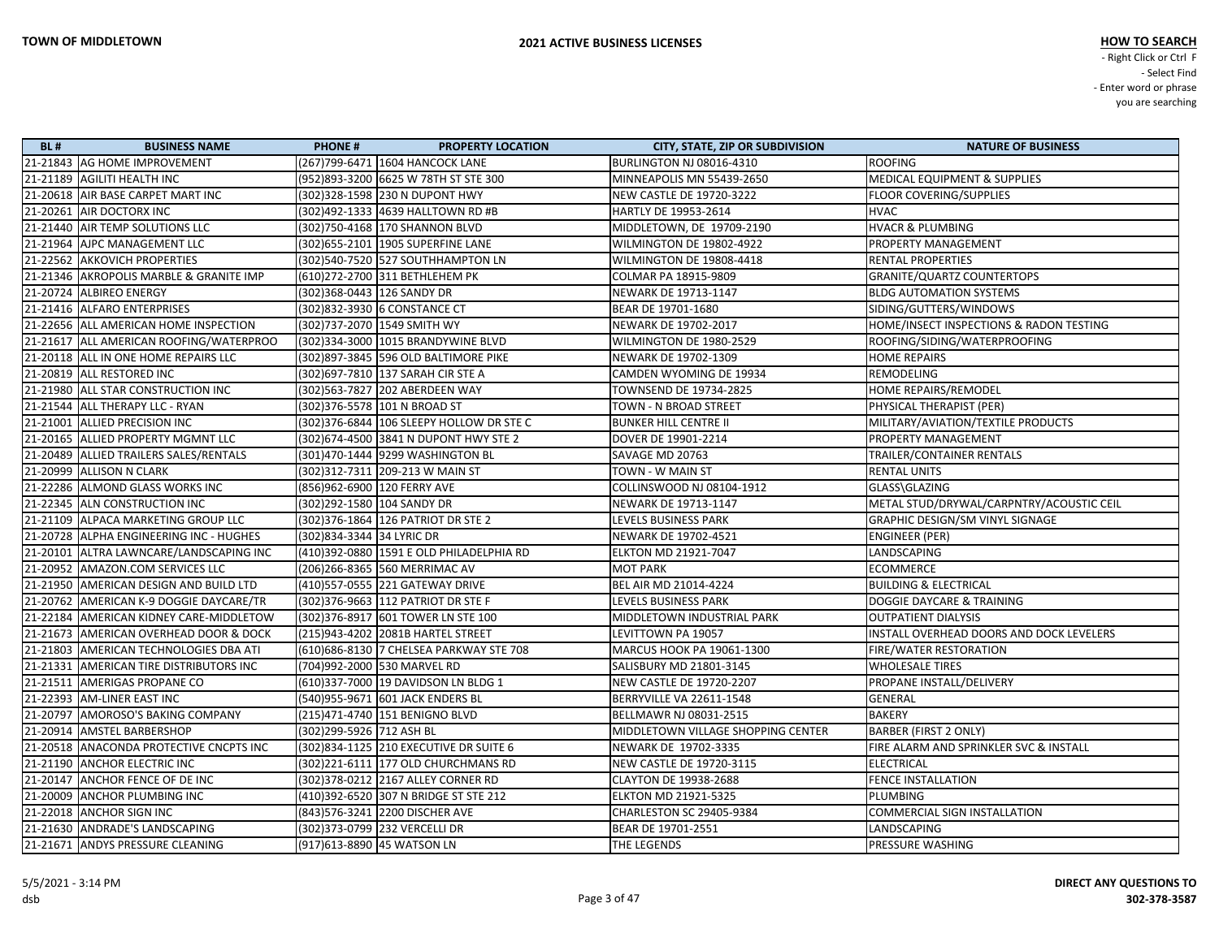**TOWN OF MIDDLETOWN**

**2021 ACTIVE BUSINESS LICENSES**

**HOW TO SEARCH**
- Right Click or Ctrl F
- Select Find
- Enter word or phrase you are searching

| BL # | BUSINESS NAME | PHONE # | PROPERTY LOCATION | CITY, STATE, ZIP OR SUBDIVISION | NATURE OF BUSINESS |
|---|---|---|---|---|---|
| 21-21843 | AG HOME IMPROVEMENT | (267)799-6471 | 1604 HANCOCK LANE | BURLINGTON NJ 08016-4310 | ROOFING |
| 21-21189 | AGILITI HEALTH INC | (952)893-3200 | 6625 W 78TH ST STE 300 | MINNEAPOLIS MN 55439-2650 | MEDICAL EQUIPMENT & SUPPLIES |
| 21-20618 | AIR BASE CARPET MART INC | (302)328-1598 | 230 N DUPONT HWY | NEW CASTLE DE 19720-3222 | FLOOR COVERING/SUPPLIES |
| 21-20261 | AIR DOCTORX INC | (302)492-1333 | 4639 HALLTOWN RD #B | HARTLY DE 19953-2614 | HVAC |
| 21-21440 | AIR TEMP SOLUTIONS LLC | (302)750-4168 | 170 SHANNON BLVD | MIDDLETOWN, DE 19709-2190 | HVACR & PLUMBING |
| 21-21964 | AJPC MANAGEMENT LLC | (302)655-2101 | 1905 SUPERFINE LANE | WILMINGTON DE 19802-4922 | PROPERTY MANAGEMENT |
| 21-22562 | AKKOVICH PROPERTIES | (302)540-7520 | 527 SOUTHHAMPTON LN | WILMINGTON DE 19808-4418 | RENTAL PROPERTIES |
| 21-21346 | AKROPOLIS MARBLE & GRANITE IMP | (610)272-2700 | 311 BETHLEHEM PK | COLMAR PA 18915-9809 | GRANITE/QUARTZ COUNTERTOPS |
| 21-20724 | ALBIREO ENERGY | (302)368-0443 | 126 SANDY DR | NEWARK DE 19713-1147 | BLDG AUTOMATION SYSTEMS |
| 21-21416 | ALFARO ENTERPRISES | (302)832-3930 | 6 CONSTANCE CT | BEAR DE 19701-1680 | SIDING/GUTTERS/WINDOWS |
| 21-22656 | ALL AMERICAN HOME INSPECTION | (302)737-2070 | 1549 SMITH WY | NEWARK DE 19702-2017 | HOME/INSECT INSPECTIONS & RADON TESTING |
| 21-21617 | ALL AMERICAN ROOFING/WATERPROO | (302)334-3000 | 1015 BRANDYWINE BLVD | WILMINGTON DE 1980-2529 | ROOFING/SIDING/WATERPROOFING |
| 21-20118 | ALL IN ONE HOME REPAIRS LLC | (302)897-3845 | 596 OLD BALTIMORE PIKE | NEWARK DE 19702-1309 | HOME REPAIRS |
| 21-20819 | ALL RESTORED INC | (302)697-7810 | 137 SARAH CIR STE A | CAMDEN WYOMING DE 19934 | REMODELING |
| 21-21980 | ALL STAR CONSTRUCTION INC | (302)563-7827 | 202 ABERDEEN WAY | TOWNSEND DE 19734-2825 | HOME REPAIRS/REMODEL |
| 21-21544 | ALL THERAPY LLC - RYAN | (302)376-5578 | 101 N BROAD ST | TOWN - N BROAD STREET | PHYSICAL THERAPIST (PER) |
| 21-21001 | ALLIED PRECISION INC | (302)376-6844 | 106 SLEEPY HOLLOW DR STE C | BUNKER HILL CENTRE II | MILITARY/AVIATION/TEXTILE PRODUCTS |
| 21-20165 | ALLIED PROPERTY MGMNT LLC | (302)674-4500 | 3841 N DUPONT HWY STE 2 | DOVER DE 19901-2214 | PROPERTY MANAGEMENT |
| 21-20489 | ALLIED TRAILERS SALES/RENTALS | (301)470-1444 | 9299 WASHINGTON BL | SAVAGE MD 20763 | TRAILER/CONTAINER RENTALS |
| 21-20999 | ALLISON N CLARK | (302)312-7311 | 209-213 W MAIN ST | TOWN - W MAIN ST | RENTAL UNITS |
| 21-22286 | ALMOND GLASS WORKS INC | (856)962-6900 | 120 FERRY AVE | COLLINSWOOD NJ 08104-1912 | GLASS\GLAZING |
| 21-22345 | ALN CONSTRUCTION INC | (302)292-1580 | 104 SANDY DR | NEWARK DE 19713-1147 | METAL STUD/DRYWAL/CARPNTRY/ACOUSTIC CEIL |
| 21-21109 | ALPACA MARKETING GROUP LLC | (302)376-1864 | 126 PATRIOT DR STE 2 | LEVELS BUSINESS PARK | GRAPHIC DESIGN/SM VINYL SIGNAGE |
| 21-20728 | ALPHA ENGINEERING INC - HUGHES | (302)834-3344 | 34 LYRIC DR | NEWARK DE 19702-4521 | ENGINEER (PER) |
| 21-20101 | ALTRA LAWNCARE/LANDSCAPING INC | (410)392-0880 | 1591 E OLD PHILADELPHIA RD | ELKTON MD 21921-7047 | LANDSCAPING |
| 21-20952 | AMAZON.COM SERVICES LLC | (206)266-8365 | 560 MERRIMAC AV | MOT PARK | ECOMMERCE |
| 21-21950 | AMERICAN DESIGN AND BUILD LTD | (410)557-0555 | 221 GATEWAY DRIVE | BEL AIR MD 21014-4224 | BUILDING & ELECTRICAL |
| 21-20762 | AMERICAN K-9 DOGGIE DAYCARE/TR | (302)376-9663 | 112 PATRIOT DR STE F | LEVELS BUSINESS PARK | DOGGIE DAYCARE & TRAINING |
| 21-22184 | AMERICAN KIDNEY CARE-MIDDLETOW | (302)376-8917 | 601 TOWER LN STE 100 | MIDDLETOWN INDUSTRIAL PARK | OUTPATIENT DIALYSIS |
| 21-21673 | AMERICAN OVERHEAD DOOR & DOCK | (215)943-4202 | 2081B HARTEL STREET | LEVITTOWN PA 19057 | INSTALL OVERHEAD DOORS AND DOCK LEVELERS |
| 21-21803 | AMERICAN TECHNOLOGIES DBA ATI | (610)686-8130 | 7 CHELSEA PARKWAY STE 708 | MARCUS HOOK PA 19061-1300 | FIRE/WATER RESTORATION |
| 21-21331 | AMERICAN TIRE DISTRIBUTORS INC | (704)992-2000 | 530 MARVEL RD | SALISBURY MD 21801-3145 | WHOLESALE TIRES |
| 21-21511 | AMERIGAS PROPANE CO | (610)337-7000 | 19 DAVIDSON LN BLDG 1 | NEW CASTLE DE 19720-2207 | PROPANE INSTALL/DELIVERY |
| 21-22393 | AM-LINER EAST INC | (540)955-9671 | 601 JACK ENDERS BL | BERRYVILLE VA 22611-1548 | GENERAL |
| 21-20797 | AMOROSO'S BAKING COMPANY | (215)471-4740 | 151 BENIGNO BLVD | BELLMAWR NJ 08031-2515 | BAKERY |
| 21-20914 | AMSTEL BARBERSHOP | (302)299-5926 | 712 ASH BL | MIDDLETOWN VILLAGE SHOPPING CENTER | BARBER (FIRST 2 ONLY) |
| 21-20518 | ANACONDA PROTECTIVE CNCPTS INC | (302)834-1125 | 210 EXECUTIVE DR SUITE 6 | NEWARK DE 19702-3335 | FIRE ALARM AND SPRINKLER SVC & INSTALL |
| 21-21190 | ANCHOR ELECTRIC INC | (302)221-6111 | 177 OLD CHURCHMANS RD | NEW CASTLE DE 19720-3115 | ELECTRICAL |
| 21-20147 | ANCHOR FENCE OF DE INC | (302)378-0212 | 2167 ALLEY CORNER RD | CLAYTON DE 19938-2688 | FENCE INSTALLATION |
| 21-20009 | ANCHOR PLUMBING INC | (410)392-6520 | 307 N BRIDGE ST STE 212 | ELKTON MD 21921-5325 | PLUMBING |
| 21-22018 | ANCHOR SIGN INC | (843)576-3241 | 2200 DISCHER AVE | CHARLESTON SC 29405-9384 | COMMERCIAL SIGN INSTALLATION |
| 21-21630 | ANDRADE'S LANDSCAPING | (302)373-0799 | 232 VERCELLI DR | BEAR DE 19701-2551 | LANDSCAPING |
| 21-21671 | ANDYS PRESSURE CLEANING | (917)613-8890 | 45 WATSON LN | THE LEGENDS | PRESSURE WASHING |

5/5/2021 - 3:14 PM
dsb

**DIRECT ANY QUESTIONS TO 302-378-3587**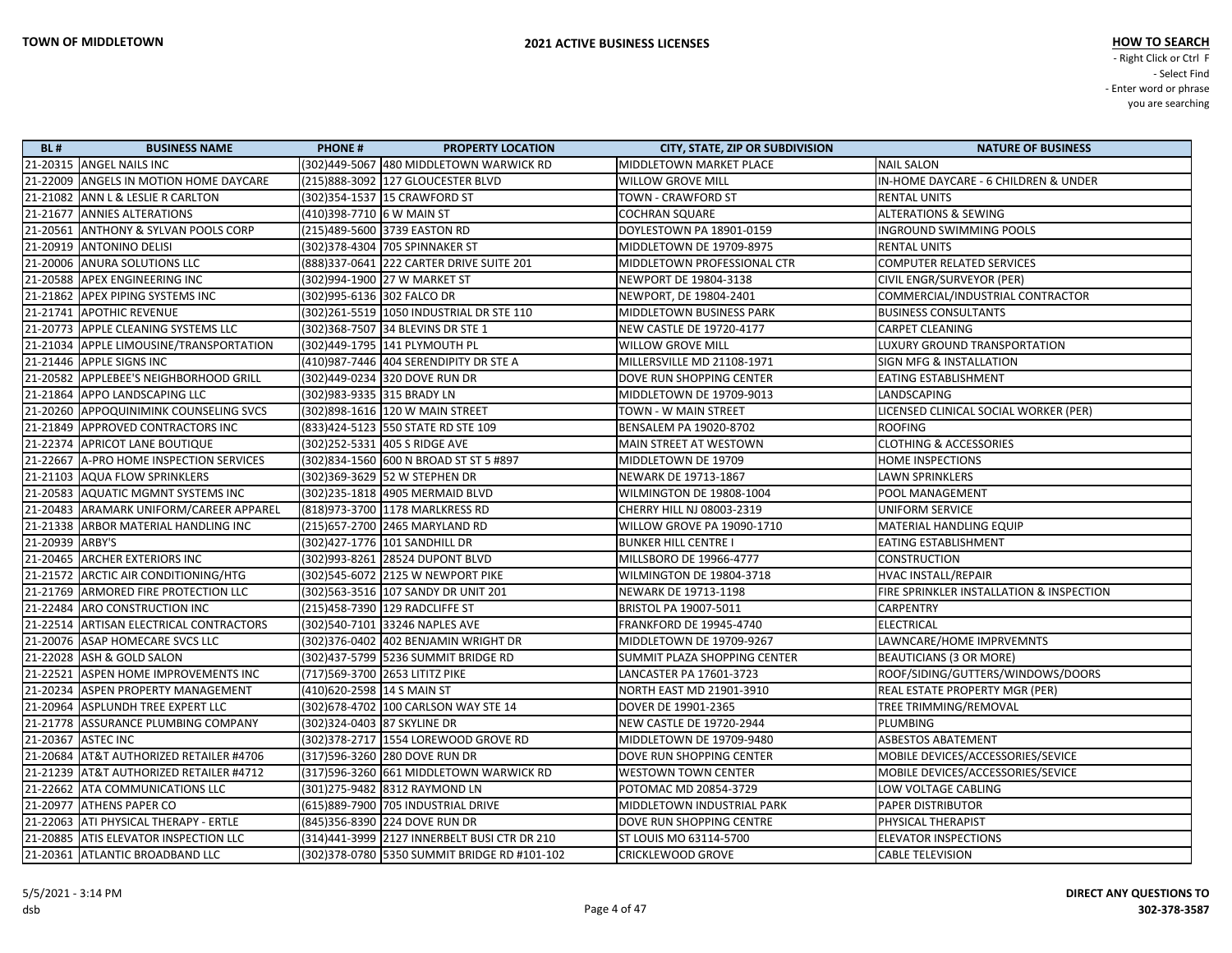TOWN OF MIDDLETOWN

# 2021 ACTIVE BUSINESS LICENSES

**HOW TO SEARCH**
- Right Click or Ctrl F
- Select Find
- Enter word or phrase you are searching

| BL # | BUSINESS NAME | PHONE # | PROPERTY LOCATION | CITY, STATE, ZIP OR SUBDIVISION | NATURE OF BUSINESS |
|---|---|---|---|---|---|
| 21-20315 | ANGEL NAILS INC | (302)449-5067 | 480 MIDDLETOWN WARWICK RD | MIDDLETOWN MARKET PLACE | NAIL SALON |
| 21-22009 | ANGELS IN MOTION HOME DAYCARE | (215)888-3092 | 127 GLOUCESTER BLVD | WILLOW GROVE MILL | IN-HOME DAYCARE - 6 CHILDREN & UNDER |
| 21-21082 | ANN L & LESLIE R CARLTON | (302)354-1537 | 15 CRAWFORD ST | TOWN - CRAWFORD ST | RENTAL UNITS |
| 21-21677 | ANNIES ALTERATIONS | (410)398-7710 | 6 W MAIN ST | COCHRAN SQUARE | ALTERATIONS & SEWING |
| 21-20561 | ANTHONY & SYLVAN POOLS CORP | (215)489-5600 | 3739 EASTON RD | DOYLESTOWN PA 18901-0159 | INGROUND SWIMMING POOLS |
| 21-20919 | ANTONINO DELISI | (302)378-4304 | 705 SPINNAKER ST | MIDDLETOWN DE 19709-8975 | RENTAL UNITS |
| 21-20006 | ANURA SOLUTIONS LLC | (888)337-0641 | 222 CARTER DRIVE SUITE 201 | MIDDLETOWN PROFESSIONAL CTR | COMPUTER RELATED SERVICES |
| 21-20588 | APEX ENGINEERING INC | (302)994-1900 | 27 W MARKET ST | NEWPORT DE 19804-3138 | CIVIL ENGR/SURVEYOR (PER) |
| 21-21862 | APEX PIPING SYSTEMS INC | (302)995-6136 | 302 FALCO DR | NEWPORT, DE 19804-2401 | COMMERCIAL/INDUSTRIAL CONTRACTOR |
| 21-21741 | APOTHIC REVENUE | (302)261-5519 | 1050 INDUSTRIAL DR STE 110 | MIDDLETOWN BUSINESS PARK | BUSINESS CONSULTANTS |
| 21-20773 | APPLE CLEANING SYSTEMS LLC | (302)368-7507 | 34 BLEVINS DR STE 1 | NEW CASTLE DE 19720-4177 | CARPET CLEANING |
| 21-21034 | APPLE LIMOUSINE/TRANSPORTATION | (302)449-1795 | 141 PLYMOUTH PL | WILLOW GROVE MILL | LUXURY GROUND TRANSPORTATION |
| 21-21446 | APPLE SIGNS INC | (410)987-7446 | 404 SERENDIPITY DR STE A | MILLERSVILLE MD 21108-1971 | SIGN MFG & INSTALLATION |
| 21-20582 | APPLEBEE'S NEIGHBORHOOD GRILL | (302)449-0234 | 320 DOVE RUN DR | DOVE RUN SHOPPING CENTER | EATING ESTABLISHMENT |
| 21-21864 | APPO LANDSCAPING LLC | (302)983-9335 | 315 BRADY LN | MIDDLETOWN DE 19709-9013 | LANDSCAPING |
| 21-20260 | APPOQUINIMINK COUNSELING SVCS | (302)898-1616 | 120 W MAIN STREET | TOWN - W MAIN STREET | LICENSED CLINICAL SOCIAL WORKER (PER) |
| 21-21849 | APPROVED CONTRACTORS INC | (833)424-5123 | 550 STATE RD STE 109 | BENSALEM PA 19020-8702 | ROOFING |
| 21-22374 | APRICOT LANE BOUTIQUE | (302)252-5331 | 405 S RIDGE AVE | MAIN STREET AT WESTOWN | CLOTHING & ACCESSORIES |
| 21-22667 | A-PRO HOME INSPECTION SERVICES | (302)834-1560 | 600 N BROAD ST ST 5 #897 | MIDDLETOWN DE 19709 | HOME INSPECTIONS |
| 21-21103 | AQUA FLOW SPRINKLERS | (302)369-3629 | 52 W STEPHEN DR | NEWARK DE 19713-1867 | LAWN SPRINKLERS |
| 21-20583 | AQUATIC MGMNT SYSTEMS INC | (302)235-1818 | 4905 MERMAID BLVD | WILMINGTON DE 19808-1004 | POOL MANAGEMENT |
| 21-20483 | ARAMARK UNIFORM/CAREER APPAREL | (818)973-3700 | 1178 MARLKRESS RD | CHERRY HILL NJ 08003-2319 | UNIFORM SERVICE |
| 21-21338 | ARBOR MATERIAL HANDLING INC | (215)657-2700 | 2465 MARYLAND RD | WILLOW GROVE PA 19090-1710 | MATERIAL HANDLING EQUIP |
| 21-20939 | ARBY'S | (302)427-1776 | 101 SANDHILL DR | BUNKER HILL CENTRE I | EATING ESTABLISHMENT |
| 21-20465 | ARCHER EXTERIORS INC | (302)993-8261 | 28524 DUPONT BLVD | MILLSBORO DE 19966-4777 | CONSTRUCTION |
| 21-21572 | ARCTIC AIR CONDITIONING/HTG | (302)545-6072 | 2125 W NEWPORT PIKE | WILMINGTON DE 19804-3718 | HVAC INSTALL/REPAIR |
| 21-21769 | ARMORED FIRE PROTECTION LLC | (302)563-3516 | 107 SANDY DR UNIT 201 | NEWARK DE 19713-1198 | FIRE SPRINKLER INSTALLATION & INSPECTION |
| 21-22484 | ARO CONSTRUCTION INC | (215)458-7390 | 129 RADCLIFFE ST | BRISTOL PA 19007-5011 | CARPENTRY |
| 21-22514 | ARTISAN ELECTRICAL CONTRACTORS | (302)540-7101 | 33246 NAPLES AVE | FRANKFORD DE 19945-4740 | ELECTRICAL |
| 21-20076 | ASAP HOMECARE SVCS LLC | (302)376-0402 | 402 BENJAMIN WRIGHT DR | MIDDLETOWN DE 19709-9267 | LAWNCARE/HOME IMPRVEMNTS |
| 21-22028 | ASH & GOLD SALON | (302)437-5799 | 5236 SUMMIT BRIDGE RD | SUMMIT PLAZA SHOPPING CENTER | BEAUTICIANS (3 OR MORE) |
| 21-22521 | ASPEN HOME IMPROVEMENTS INC | (717)569-3700 | 2653 LITITZ PIKE | LANCASTER PA 17601-3723 | ROOF/SIDING/GUTTERS/WINDOWS/DOORS |
| 21-20234 | ASPEN PROPERTY MANAGEMENT | (410)620-2598 | 14 S MAIN ST | NORTH EAST MD 21901-3910 | REAL ESTATE PROPERTY MGR (PER) |
| 21-20964 | ASPLUNDH TREE EXPERT LLC | (302)678-4702 | 100 CARLSON WAY STE 14 | DOVER DE 19901-2365 | TREE TRIMMING/REMOVAL |
| 21-21778 | ASSURANCE PLUMBING COMPANY | (302)324-0403 | 87 SKYLINE DR | NEW CASTLE DE 19720-2944 | PLUMBING |
| 21-20367 | ASTEC INC | (302)378-2717 | 1554 LOREWOOD GROVE RD | MIDDLETOWN DE 19709-9480 | ASBESTOS ABATEMENT |
| 21-20684 | AT&T AUTHORIZED RETAILER #4706 | (317)596-3260 | 280 DOVE RUN DR | DOVE RUN SHOPPING CENTER | MOBILE DEVICES/ACCESSORIES/SEVICE |
| 21-21239 | AT&T AUTHORIZED RETAILER #4712 | (317)596-3260 | 661 MIDDLETOWN WARWICK RD | WESTOWN TOWN CENTER | MOBILE DEVICES/ACCESSORIES/SEVICE |
| 21-22662 | ATA COMMUNICATIONS LLC | (301)275-9482 | 8312 RAYMOND LN | POTOMAC MD 20854-3729 | LOW VOLTAGE CABLING |
| 21-20977 | ATHENS PAPER CO | (615)889-7900 | 705 INDUSTRIAL DRIVE | MIDDLETOWN INDUSTRIAL PARK | PAPER DISTRIBUTOR |
| 21-22063 | ATI PHYSICAL THERAPY - ERTLE | (845)356-8390 | 224 DOVE RUN DR | DOVE RUN SHOPPING CENTRE | PHYSICAL THERAPIST |
| 21-20885 | ATIS ELEVATOR INSPECTION LLC | (314)441-3999 | 2127 INNERBELT BUSI CTR DR 210 | ST LOUIS MO 63114-5700 | ELEVATOR INSPECTIONS |
| 21-20361 | ATLANTIC BROADBAND LLC | (302)378-0780 | 5350 SUMMIT BRIDGE RD #101-102 | CRICKLEWOOD GROVE | CABLE TELEVISION |

5/5/2021 - 3:14 PM
dsb

DIRECT ANY QUESTIONS TO
302-378-3587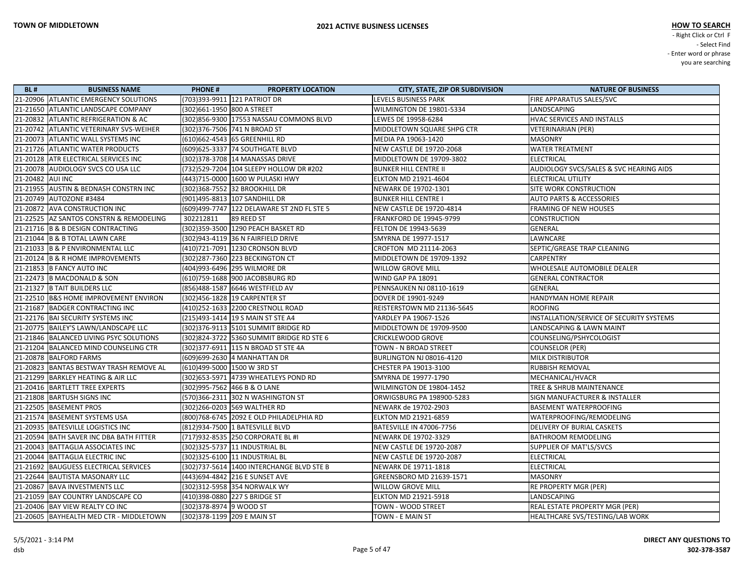# TOWN OF MIDDLETOWN

## 2021 ACTIVE BUSINESS LICENSES

**HOW TO SEARCH**
- Right Click or Ctrl F
- Select Find
- Enter word or phrase you are searching

| BL # | BUSINESS NAME | PHONE # | PROPERTY LOCATION | CITY, STATE, ZIP OR SUBDIVISION | NATURE OF BUSINESS |
|---|---|---|---|---|---|
| 21-20906 | ATLANTIC EMERGENCY SOLUTIONS | (703)393-9911 | 121 PATRIOT DR | LEVELS BUSINESS PARK | FIRE APPARATUS SALES/SVC |
| 21-21650 | ATLANTIC LANDSCAPE COMPANY | (302)661-1950 | 800 A STREET | WILMINGTON DE 19801-5334 | LANDSCAPING |
| 21-20832 | ATLANTIC REFRIGERATION & AC | (302)856-9300 | 17553 NASSAU COMMONS BLVD | LEWES DE 19958-6284 | HVAC SERVICES AND INSTALLS |
| 21-20742 | ATLANTIC VETERINARY SVS-WEIHER | (302)376-7506 | 741 N BROAD ST | MIDDLETOWN SQUARE SHPG CTR | VETERINARIAN (PER) |
| 21-20073 | ATLANTIC WALL SYSTEMS INC | (610)662-4543 | 65 GREENHILL RD | MEDIA PA 19063-1420 | MASONRY |
| 21-21726 | ATLANTIC WATER PRODUCTS | (609)625-3337 | 74 SOUTHGATE BLVD | NEW CASTLE DE 19720-2068 | WATER TREATMENT |
| 21-20128 | ATR ELECTRICAL SERVICES INC | (302)378-3708 | 14 MANASSAS DRIVE | MIDDLETOWN DE 19709-3802 | ELECTRICAL |
| 21-20078 | AUDIOLOGY SVCS CO USA LLC | (732)529-7204 | 104 SLEEPY HOLLOW DR #202 | BUNKER HILL CENTRE II | AUDIOLOGY SVCS/SALES & SVC HEARING AIDS |
| 21-20482 | AUI INC | (443)715-0000 | 1600 W PULASKI HWY | ELKTON MD 21921-4604 | ELECTRICAL UTILITY |
| 21-21955 | AUSTIN & BEDNASH CONSTRN INC | (302)368-7552 | 32 BROOKHILL DR | NEWARK DE 19702-1301 | SITE WORK CONSTRUCTION |
| 21-20749 | AUTOZONE #3484 | (901)495-8813 | 107 SANDHILL DR | BUNKER HILL CENTRE I | AUTO PARTS & ACCESSORIES |
| 21-20872 | AVA CONSTRUCTION INC | (609)499-7747 | 122 DELAWARE ST 2ND FL STE 5 | NEW CASTLE DE 19720-4814 | FRAMING OF NEW HOUSES |
| 21-22525 | AZ SANTOS CONSTRN & REMODELING | 302212811 | 89 REED ST | FRANKFORD DE 19945-9799 | CONSTRUCTION |
| 21-21716 | B & B DESIGN CONTRACTING | (302)359-3500 | 1290 PEACH BASKET RD | FELTON DE 19943-5639 | GENERAL |
| 21-21044 | B & B TOTAL LAWN CARE | (302)943-4119 | 36 N FAIRFIELD DRIVE | SMYRNA DE 19977-1517 | LAWNCARE |
| 21-21033 | B & P ENVIRONMENTAL LLC | (410)721-7091 | 1230 CRONSON BLVD | CROFTON MD 21114-2063 | SEPTIC/GREASE TRAP CLEANING |
| 21-20124 | B & R HOME IMPROVEMENTS | (302)287-7360 | 223 BECKINGTON CT | MIDDLETOWN DE 19709-1392 | CARPENTRY |
| 21-21853 | B FANCY AUTO INC | (404)993-6496 | 295 WILMORE DR | WILLOW GROVE MILL | WHOLESALE AUTOMOBILE DEALER |
| 21-22473 | B MACDONALD & SON | (610)759-1688 | 900 JACOBSBURG RD | WIND GAP PA 18091 | GENERAL CONTRACTOR |
| 21-21327 | B TAIT BUILDERS LLC | (856)488-1587 | 6646 WESTFIELD AV | PENNSAUKEN NJ 08110-1619 | GENERAL |
| 21-22510 | B&S HOME IMPROVEMENT ENVIRON | (302)456-1828 | 19 CARPENTER ST | DOVER DE 19901-9249 | HANDYMAN HOME REPAIR |
| 21-21687 | BADGER CONTRACTING INC | (410)252-1633 | 2200 CRESTNOLL ROAD | REISTERSTOWN MD 21136-5645 | ROOFING |
| 21-22176 | BAI SECURITY SYSTEMS INC | (215)493-1414 | 19 S MAIN ST STE A4 | YARDLEY PA 19067-1526 | INSTALLATION/SERVICE OF SECURITY SYSTEMS |
| 21-20775 | BAILEY'S LAWN/LANDSCAPE LLC | (302)376-9113 | 5101 SUMMIT BRIDGE RD | MIDDLETOWN DE 19709-9500 | LANDSCAPING & LAWN MAINT |
| 21-21846 | BALANCED LIVING PSYC SOLUTIONS | (302)824-3722 | 5360 SUMMIT BRIDGE RD STE 6 | CRICKLEWOOD GROVE | COUNSELING/PSHYCOLOGIST |
| 21-21204 | BALANCED MIND COUNSELING CTR | (302)377-6911 | 115 N BROAD ST STE 4A | TOWN - N BROAD STREET | COUNSELOR (PER) |
| 21-20878 | BALFORD FARMS | (609)699-2630 | 4 MANHATTAN DR | BURLINGTON NJ 08016-4120 | MILK DISTRIBUTOR |
| 21-20823 | BANTAS BESTWAY TRASH REMOVE AL | (610)499-5000 | 1500 W 3RD ST | CHESTER PA 19013-3100 | RUBBISH REMOVAL |
| 21-21299 | BARKLEY HEATING & AIR LLC | (302)653-5971 | 4739 WHEATLEYS POND RD | SMYRNA DE 19977-1790 | MECHANICAL/HVACR |
| 21-20416 | BARTLETT TREE EXPERTS | (302)995-7562 | 466 B & O LANE | WILMINGTON DE 19804-1452 | TREE & SHRUB MAINTENANCE |
| 21-21808 | BARTUSH SIGNS INC | (570)366-2311 | 302 N WASHINGTON ST | ORWIGSBURG PA 198900-5283 | SIGN MANUFACTURER & INSTALLER |
| 21-22505 | BASEMENT PROS | (302)266-0203 | 569 WALTHER RD | NEWARK de 19702-2903 | BASEMENT WATERPROOFING |
| 21-21574 | BASEMENT SYSTEMS USA | (800)768-6745 | 2092 E OLD PHILADELPHIA RD | ELKTON MD 21921-6859 | WATERPROOFING/REMODELING |
| 21-20935 | BATESVILLE LOGISTICS INC | (812)934-7500 | 1 BATESVILLE BLVD | BATESVILLE IN 47006-7756 | DELIVERY OF BURIAL CASKETS |
| 21-20594 | BATH SAVER INC DBA BATH FITTER | (717)932-8535 | 250 CORPORATE BL #I | NEWARK DE 19702-3329 | BATHROOM REMODELING |
| 21-20043 | BATTAGLIA ASSOCIATES INC | (302)325-5737 | 11 INDUSTRIAL BL | NEW CASTLE DE 19720-2087 | SUPPLIER OF MAT'LS/SVCS |
| 21-20044 | BATTAGLIA ELECTRIC INC | (302)325-6100 | 11 INDUSTRIAL BL | NEW CASTLE DE 19720-2087 | ELECTRICAL |
| 21-21692 | BAUGUESS ELECTRICAL SERVICES | (302)737-5614 | 1400 INTERCHANGE BLVD STE B | NEWARK DE 19711-1818 | ELECTRICAL |
| 21-22644 | BAUTISTA MASONARY LLC | (443)694-4842 | 216 E SUNSET AVE | GREENSBORO MD 21639-1571 | MASONRY |
| 21-20867 | BAVA INVESTMENTS LLC | (302)312-5958 | 354 NORWALK WY | WILLOW GROVE MILL | RE PROPERTY MGR (PER) |
| 21-21059 | BAY COUNTRY LANDSCAPE CO | (410)398-0880 | 227 S BRIDGE ST | ELKTON MD 21921-5918 | LANDSCAPING |
| 21-20406 | BAY VIEW REALTY CO INC | (302)378-8974 | 9 WOOD ST | TOWN - WOOD STREET | REAL ESTATE PROPERTY MGR (PER) |
| 21-20605 | BAYHEALTH MED CTR - MIDDLETOWN | (302)378-1199 | 209 E MAIN ST | TOWN - E MAIN ST | HEALTHCARE SVS/TESTING/LAB WORK |

5/5/2021 - 3:14 PM
dsb

**DIRECT ANY QUESTIONS TO 302-378-3587**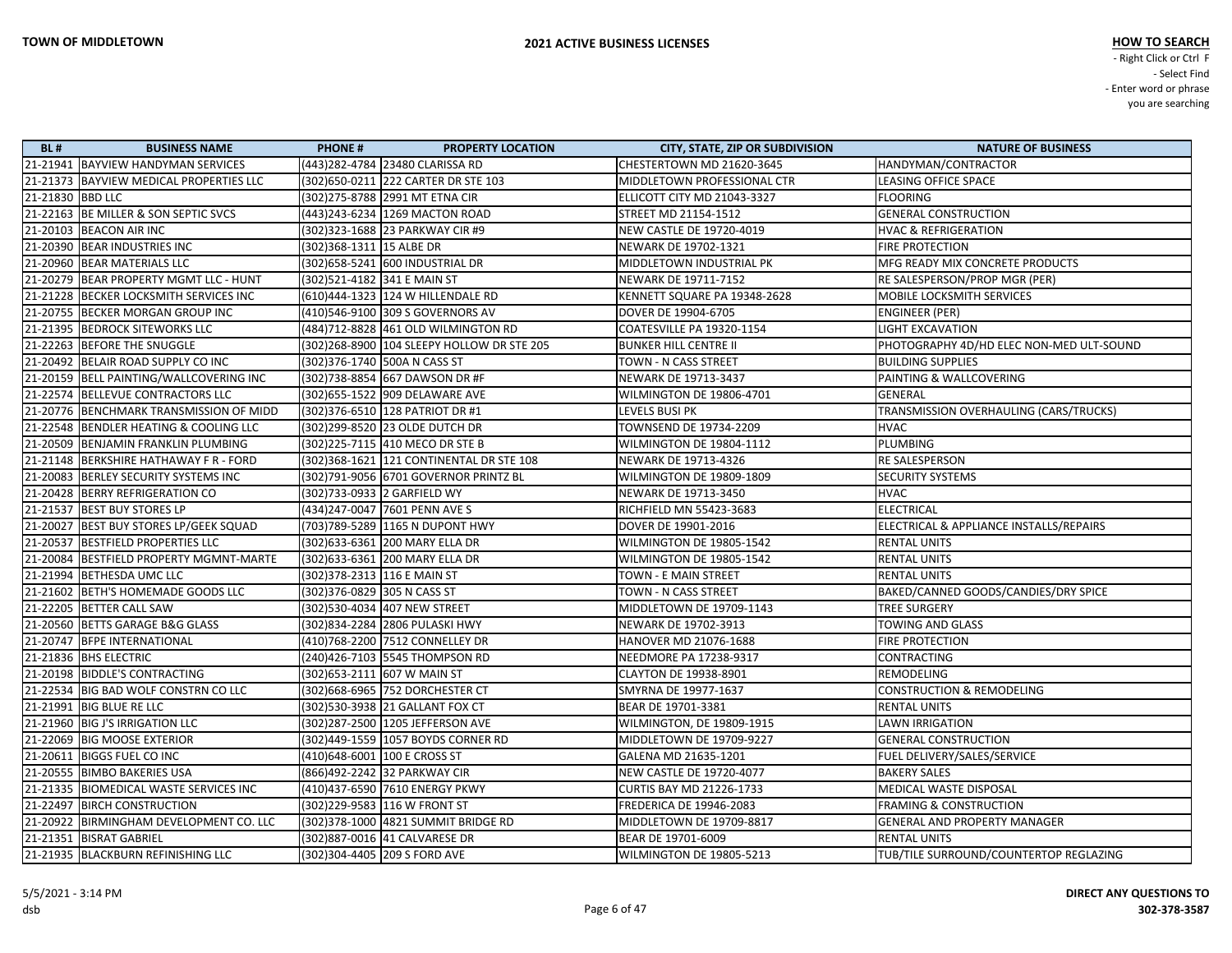| BL # | BUSINESS NAME | PHONE # | PROPERTY LOCATION | CITY, STATE, ZIP OR SUBDIVISION | NATURE OF BUSINESS |
|---|---|---|---|---|---|
| 21-21941 | BAYVIEW HANDYMAN SERVICES | (443)282-4784 | 23480 CLARISSA RD | CHESTERTOWN MD 21620-3645 | HANDYMAN/CONTRACTOR |
| 21-21373 | BAYVIEW MEDICAL PROPERTIES LLC | (302)650-0211 | 222 CARTER DR STE 103 | MIDDLETOWN PROFESSIONAL CTR | LEASING OFFICE SPACE |
| 21-21830 | BBD LLC | (302)275-8788 | 2991 MT ETNA CIR | ELLICOTT CITY MD 21043-3327 | FLOORING |
| 21-22163 | BE MILLER & SON SEPTIC SVCS | (443)243-6234 | 1269 MACTON ROAD | STREET MD 21154-1512 | GENERAL CONSTRUCTION |
| 21-20103 | BEACON AIR INC | (302)323-1688 | 23 PARKWAY CIR #9 | NEW CASTLE DE 19720-4019 | HVAC & REFRIGERATION |
| 21-20390 | BEAR INDUSTRIES INC | (302)368-1311 | 15 ALBE DR | NEWARK DE 19702-1321 | FIRE PROTECTION |
| 21-20960 | BEAR MATERIALS LLC | (302)658-5241 | 600 INDUSTRIAL DR | MIDDLETOWN INDUSTRIAL PK | MFG READY MIX CONCRETE PRODUCTS |
| 21-20279 | BEAR PROPERTY MGMT LLC - HUNT | (302)521-4182 | 341 E MAIN ST | NEWARK DE 19711-7152 | RE SALESPERSON/PROP MGR (PER) |
| 21-21228 | BECKER LOCKSMITH SERVICES INC | (610)444-1323 | 124 W HILLENDALE RD | KENNETT SQUARE PA 19348-2628 | MOBILE LOCKSMITH SERVICES |
| 21-20755 | BECKER MORGAN GROUP INC | (410)546-9100 | 309 S GOVERNORS AV | DOVER DE 19904-6705 | ENGINEER (PER) |
| 21-21395 | BEDROCK SITEWORKS LLC | (484)712-8828 | 461 OLD WILMINGTON RD | COATESVILLE PA 19320-1154 | LIGHT EXCAVATION |
| 21-22263 | BEFORE THE SNUGGLE | (302)268-8900 | 104 SLEEPY HOLLOW DR STE 205 | BUNKER HILL CENTRE II | PHOTOGRAPHY 4D/HD ELEC NON-MED ULT-SOUND |
| 21-20492 | BELAIR ROAD SUPPLY CO INC | (302)376-1740 | 500A N CASS ST | TOWN - N CASS STREET | BUILDING SUPPLIES |
| 21-20159 | BELL PAINTING/WALLCOVERING INC | (302)738-8854 | 667 DAWSON DR #F | NEWARK DE 19713-3437 | PAINTING & WALLCOVERING |
| 21-22574 | BELLEVUE CONTRACTORS LLC | (302)655-1522 | 909 DELAWARE AVE | WILMINGTON DE 19806-4701 | GENERAL |
| 21-20776 | BENCHMARK TRANSMISSION OF MIDD | (302)376-6510 | 128 PATRIOT DR #1 | LEVELS BUSI PK | TRANSMISSION OVERHAULING (CARS/TRUCKS) |
| 21-22548 | BENDLER HEATING & COOLING LLC | (302)299-8520 | 23 OLDE DUTCH DR | TOWNSEND DE 19734-2209 | HVAC |
| 21-20509 | BENJAMIN FRANKLIN PLUMBING | (302)225-7115 | 410 MECO DR STE B | WILMINGTON DE 19804-1112 | PLUMBING |
| 21-21148 | BERKSHIRE HATHAWAY F R - FORD | (302)368-1621 | 121 CONTINENTAL DR STE 108 | NEWARK DE 19713-4326 | RE SALESPERSON |
| 21-20083 | BERLEY SECURITY SYSTEMS INC | (302)791-9056 | 6701 GOVERNOR PRINTZ BL | WILMINGTON DE 19809-1809 | SECURITY SYSTEMS |
| 21-20428 | BERRY REFRIGERATION CO | (302)733-0933 | 2 GARFIELD WY | NEWARK DE 19713-3450 | HVAC |
| 21-21537 | BEST BUY STORES LP | (434)247-0047 | 7601 PENN AVE S | RICHFIELD MN 55423-3683 | ELECTRICAL |
| 21-20027 | BEST BUY STORES LP/GEEK SQUAD | (703)789-5289 | 1165 N DUPONT HWY | DOVER DE 19901-2016 | ELECTRICAL & APPLIANCE INSTALLS/REPAIRS |
| 21-20537 | BESTFIELD PROPERTIES LLC | (302)633-6361 | 200 MARY ELLA DR | WILMINGTON DE 19805-1542 | RENTAL UNITS |
| 21-20084 | BESTFIELD PROPERTY MGMNT-MARTE | (302)633-6361 | 200 MARY ELLA DR | WILMINGTON DE 19805-1542 | RENTAL UNITS |
| 21-21994 | BETHESDA UMC LLC | (302)378-2313 | 116 E MAIN ST | TOWN - E MAIN STREET | RENTAL UNITS |
| 21-21602 | BETH'S HOMEMADE GOODS LLC | (302)376-0829 | 305 N CASS ST | TOWN - N CASS STREET | BAKED/CANNED GOODS/CANDIES/DRY SPICE |
| 21-22205 | BETTER CALL SAW | (302)530-4034 | 407 NEW STREET | MIDDLETOWN DE 19709-1143 | TREE SURGERY |
| 21-20560 | BETTS GARAGE B&G GLASS | (302)834-2284 | 2806 PULASKI HWY | NEWARK DE 19702-3913 | TOWING AND GLASS |
| 21-20747 | BFPE INTERNATIONAL | (410)768-2200 | 7512 CONNELLEY DR | HANOVER MD 21076-1688 | FIRE PROTECTION |
| 21-21836 | BHS ELECTRIC | (240)426-7103 | 5545 THOMPSON RD | NEEDMORE PA 17238-9317 | CONTRACTING |
| 21-20198 | BIDDLE'S CONTRACTING | (302)653-2111 | 607 W MAIN ST | CLAYTON DE 19938-8901 | REMODELING |
| 21-22534 | BIG BAD WOLF CONSTRN CO LLC | (302)668-6965 | 752 DORCHESTER CT | SMYRNA DE 19977-1637 | CONSTRUCTION & REMODELING |
| 21-21991 | BIG BLUE RE LLC | (302)530-3938 | 21 GALLANT FOX CT | BEAR DE 19701-3381 | RENTAL UNITS |
| 21-21960 | BIG J'S IRRIGATION LLC | (302)287-2500 | 1205 JEFFERSON AVE | WILMINGTON, DE 19809-1915 | LAWN IRRIGATION |
| 21-22069 | BIG MOOSE EXTERIOR | (302)449-1559 | 1057 BOYDS CORNER RD | MIDDLETOWN DE 19709-9227 | GENERAL CONSTRUCTION |
| 21-20611 | BIGGS FUEL CO INC | (410)648-6001 | 100 E CROSS ST | GALENA MD 21635-1201 | FUEL DELIVERY/SALES/SERVICE |
| 21-20555 | BIMBO BAKERIES USA | (866)492-2242 | 32 PARKWAY CIR | NEW CASTLE DE 19720-4077 | BAKERY SALES |
| 21-21335 | BIOMEDICAL WASTE SERVICES INC | (410)437-6590 | 7610 ENERGY PKWY | CURTIS BAY MD 21226-1733 | MEDICAL WASTE DISPOSAL |
| 21-22497 | BIRCH CONSTRUCTION | (302)229-9583 | 116 W FRONT ST | FREDERICA DE 19946-2083 | FRAMING & CONSTRUCTION |
| 21-20922 | BIRMINGHAM DEVELOPMENT CO. LLC | (302)378-1000 | 4821 SUMMIT BRIDGE RD | MIDDLETOWN DE 19709-8817 | GENERAL AND PROPERTY MANAGER |
| 21-21351 | BISRAT GABRIEL | (302)887-0016 | 41 CALVARESE DR | BEAR DE 19701-6009 | RENTAL UNITS |
| 21-21935 | BLACKBURN REFINISHING LLC | (302)304-4405 | 209 S FORD AVE | WILMINGTON DE 19805-5213 | TUB/TILE SURROUND/COUNTERTOP REGLAZING |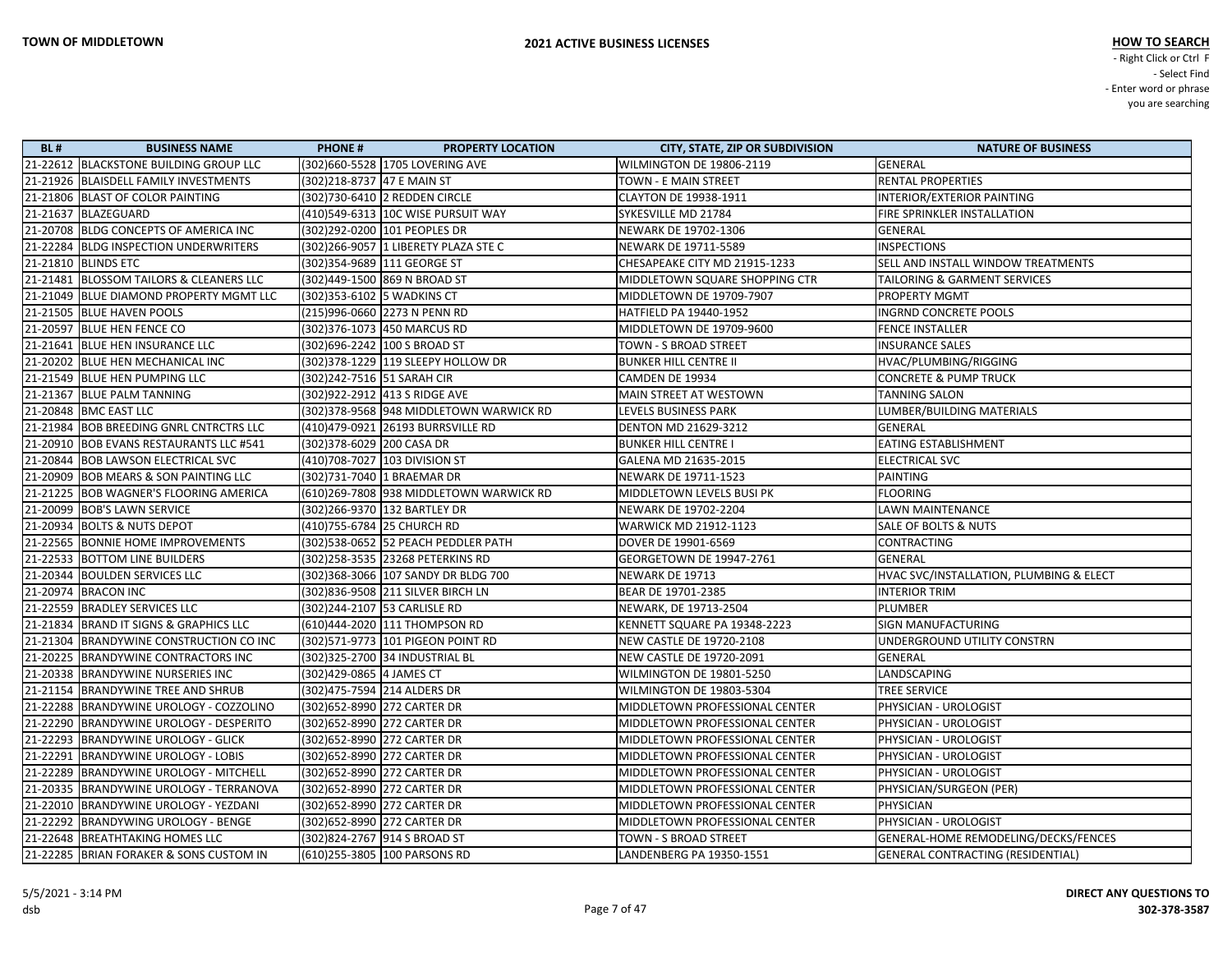**TOWN OF MIDDLETOWN**

**2021 ACTIVE BUSINESS LICENSES**

**HOW TO SEARCH**
- Right Click or Ctrl F
- Select Find
- Enter word or phrase you are searching

| BL # | BUSINESS NAME | PHONE # | PROPERTY LOCATION | CITY, STATE, ZIP OR SUBDIVISION | NATURE OF BUSINESS |
|---|---|---|---|---|---|
| 21-22612 | BLACKSTONE BUILDING GROUP LLC | (302)660-5528 | 1705 LOVERING AVE | WILMINGTON DE 19806-2119 | GENERAL |
| 21-21926 | BLAISDELL FAMILY INVESTMENTS | (302)218-8737 | 47 E MAIN ST | TOWN - E MAIN STREET | RENTAL PROPERTIES |
| 21-21806 | BLAST OF COLOR PAINTING | (302)730-6410 | 2 REDDEN CIRCLE | CLAYTON DE 19938-1911 | INTERIOR/EXTERIOR PAINTING |
| 21-21637 | BLAZEGUARD | (410)549-6313 | 10C WISE PURSUIT WAY | SYKESVILLE MD 21784 | FIRE SPRINKLER INSTALLATION |
| 21-20708 | BLDG CONCEPTS OF AMERICA INC | (302)292-0200 | 101 PEOPLES DR | NEWARK DE 19702-1306 | GENERAL |
| 21-22284 | BLDG INSPECTION UNDERWRITERS | (302)266-9057 | 1 LIBERETY PLAZA STE C | NEWARK DE 19711-5589 | INSPECTIONS |
| 21-21810 | BLINDS ETC | (302)354-9689 | 111 GEORGE ST | CHESAPEAKE CITY MD 21915-1233 | SELL AND INSTALL WINDOW TREATMENTS |
| 21-21481 | BLOSSOM TAILORS & CLEANERS LLC | (302)449-1500 | 869 N BROAD ST | MIDDLETOWN SQUARE SHOPPING CTR | TAILORING & GARMENT SERVICES |
| 21-21049 | BLUE DIAMOND PROPERTY MGMT LLC | (302)353-6102 | 5 WADKINS CT | MIDDLETOWN DE 19709-7907 | PROPERTY MGMT |
| 21-21505 | BLUE HAVEN POOLS | (215)996-0660 | 2273 N PENN RD | HATFIELD PA 19440-1952 | INGRND CONCRETE POOLS |
| 21-20597 | BLUE HEN FENCE CO | (302)376-1073 | 450 MARCUS RD | MIDDLETOWN DE 19709-9600 | FENCE INSTALLER |
| 21-21641 | BLUE HEN INSURANCE LLC | (302)696-2242 | 100 S BROAD ST | TOWN - S BROAD STREET | INSURANCE SALES |
| 21-20202 | BLUE HEN MECHANICAL INC | (302)378-1229 | 119 SLEEPY HOLLOW DR | BUNKER HILL CENTRE II | HVAC/PLUMBING/RIGGING |
| 21-21549 | BLUE HEN PUMPING LLC | (302)242-7516 | 51 SARAH CIR | CAMDEN DE 19934 | CONCRETE & PUMP TRUCK |
| 21-21367 | BLUE PALM TANNING | (302)922-2912 | 413 S RIDGE AVE | MAIN STREET AT WESTOWN | TANNING SALON |
| 21-20848 | BMC EAST LLC | (302)378-9568 | 948 MIDDLETOWN WARWICK RD | LEVELS BUSINESS PARK | LUMBER/BUILDING MATERIALS |
| 21-21984 | BOB BREEDING GNRL CNTRCTRS LLC | (410)479-0921 | 26193 BURRSVILLE RD | DENTON MD 21629-3212 | GENERAL |
| 21-20910 | BOB EVANS RESTAURANTS LLC #541 | (302)378-6029 | 200 CASA DR | BUNKER HILL CENTRE I | EATING ESTABLISHMENT |
| 21-20844 | BOB LAWSON ELECTRICAL SVC | (410)708-7027 | 103 DIVISION ST | GALENA MD 21635-2015 | ELECTRICAL SVC |
| 21-20909 | BOB MEARS & SON PAINTING LLC | (302)731-7040 | 1 BRAEMAR DR | NEWARK DE 19711-1523 | PAINTING |
| 21-21225 | BOB WAGNER'S FLOORING AMERICA | (610)269-7808 | 938 MIDDLETOWN WARWICK RD | MIDDLETOWN LEVELS BUSI PK | FLOORING |
| 21-20099 | BOB'S LAWN SERVICE | (302)266-9370 | 132 BARTLEY DR | NEWARK DE 19702-2204 | LAWN MAINTENANCE |
| 21-20934 | BOLTS & NUTS DEPOT | (410)755-6784 | 25 CHURCH RD | WARWICK MD 21912-1123 | SALE OF BOLTS & NUTS |
| 21-22565 | BONNIE HOME IMPROVEMENTS | (302)538-0652 | 52 PEACH PEDDLER PATH | DOVER DE 19901-6569 | CONTRACTING |
| 21-22533 | BOTTOM LINE BUILDERS | (302)258-3535 | 23268 PETERKINS RD | GEORGETOWN DE 19947-2761 | GENERAL |
| 21-20344 | BOULDEN SERVICES LLC | (302)368-3066 | 107 SANDY DR BLDG 700 | NEWARK DE 19713 | HVAC SVC/INSTALLATION, PLUMBING & ELECT |
| 21-20974 | BRACON INC | (302)836-9508 | 211 SILVER BIRCH LN | BEAR DE 19701-2385 | INTERIOR TRIM |
| 21-22559 | BRADLEY SERVICES LLC | (302)244-2107 | 53 CARLISLE RD | NEWARK, DE 19713-2504 | PLUMBER |
| 21-21834 | BRAND IT SIGNS & GRAPHICS LLC | (610)444-2020 | 111 THOMPSON RD | KENNETT SQUARE PA 19348-2223 | SIGN MANUFACTURING |
| 21-21304 | BRANDYWINE CONSTRUCTION CO INC | (302)571-9773 | 101 PIGEON POINT RD | NEW CASTLE DE 19720-2108 | UNDERGROUND UTILITY CONSTRN |
| 21-20225 | BRANDYWINE CONTRACTORS INC | (302)325-2700 | 34 INDUSTRIAL BL | NEW CASTLE DE 19720-2091 | GENERAL |
| 21-20338 | BRANDYWINE NURSERIES INC | (302)429-0865 | 4 JAMES CT | WILMINGTON DE 19801-5250 | LANDSCAPING |
| 21-21154 | BRANDYWINE TREE AND SHRUB | (302)475-7594 | 214 ALDERS DR | WILMINGTON DE 19803-5304 | TREE SERVICE |
| 21-22288 | BRANDYWINE UROLOGY - COZZOLINO | (302)652-8990 | 272 CARTER DR | MIDDLETOWN PROFESSIONAL CENTER | PHYSICIAN - UROLOGIST |
| 21-22290 | BRANDYWINE UROLOGY - DESPERITO | (302)652-8990 | 272 CARTER DR | MIDDLETOWN PROFESSIONAL CENTER | PHYSICIAN - UROLOGIST |
| 21-22293 | BRANDYWINE UROLOGY - GLICK | (302)652-8990 | 272 CARTER DR | MIDDLETOWN PROFESSIONAL CENTER | PHYSICIAN - UROLOGIST |
| 21-22291 | BRANDYWINE UROLOGY - LOBIS | (302)652-8990 | 272 CARTER DR | MIDDLETOWN PROFESSIONAL CENTER | PHYSICIAN - UROLOGIST |
| 21-22289 | BRANDYWINE UROLOGY - MITCHELL | (302)652-8990 | 272 CARTER DR | MIDDLETOWN PROFESSIONAL CENTER | PHYSICIAN - UROLOGIST |
| 21-20335 | BRANDYWINE UROLOGY - TERRANOVA | (302)652-8990 | 272 CARTER DR | MIDDLETOWN PROFESSIONAL CENTER | PHYSICIAN/SURGEON (PER) |
| 21-22010 | BRANDYWINE UROLOGY - YEZDANI | (302)652-8990 | 272 CARTER DR | MIDDLETOWN PROFESSIONAL CENTER | PHYSICIAN |
| 21-22292 | BRANDYWING UROLOGY - BENGE | (302)652-8990 | 272 CARTER DR | MIDDLETOWN PROFESSIONAL CENTER | PHYSICIAN - UROLOGIST |
| 21-22648 | BREATHTAKING HOMES LLC | (302)824-2767 | 914 S BROAD ST | TOWN - S BROAD STREET | GENERAL-HOME REMODELING/DECKS/FENCES |
| 21-22285 | BRIAN FORAKER & SONS CUSTOM IN | (610)255-3805 | 100 PARSONS RD | LANDENBERG PA 19350-1551 | GENERAL CONTRACTING (RESIDENTIAL) |

5/5/2021 - 3:14 PM
dsb

**DIRECT ANY QUESTIONS TO 302-378-3587**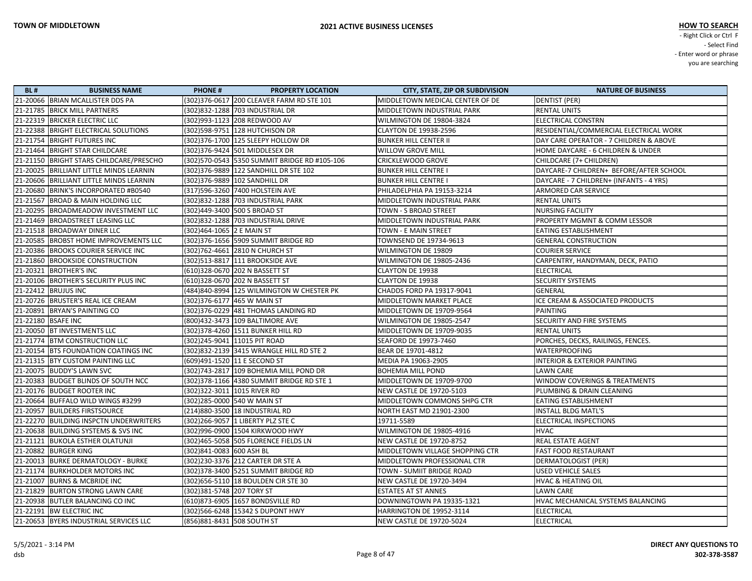| BL # | BUSINESS NAME | PHONE # | PROPERTY LOCATION | CITY, STATE, ZIP OR SUBDIVISION | NATURE OF BUSINESS |
|---|---|---|---|---|---|
| 21-20066 | BRIAN MCALLISTER DDS PA | (302)376-0617 | 200 CLEAVER FARM RD STE 101 | MIDDLETOWN MEDICAL CENTER OF DE | DENTIST (PER) |
| 21-21785 | BRICK MILL PARTNERS | (302)832-1288 | 703 INDUSTRIAL DR | MIDDLETOWN INDUSTRIAL PARK | RENTAL UNITS |
| 21-22319 | BRICKER ELECTRIC LLC | (302)993-1123 | 208 REDWOOD AV | WILMINGTON DE 19804-3824 | ELECTRICAL CONSTRN |
| 21-22388 | BRIGHT ELECTRICAL SOLUTIONS | (302)598-9751 | 128 HUTCHISON DR | CLAYTON DE 19938-2596 | RESIDENTIAL/COMMERCIAL ELECTRICAL WORK |
| 21-21754 | BRIGHT FUTURES INC | (302)376-1700 | 125 SLEEPY HOLLOW DR | BUNKER HILL CENTER II | DAY CARE OPERATOR - 7 CHILDREN & ABOVE |
| 21-21464 | BRIGHT STAR CHILDCARE | (302)376-9424 | 501 MIDDLESEX DR | WILLOW GROVE MILL | HOME DAYCARE - 6 CHILDREN & UNDER |
| 21-21150 | BRIGHT STARS CHILDCARE/PRESCHO | (302)570-0543 | 5350 SUMMIT BRIDGE RD #105-106 | CRICKLEWOOD GROVE | CHILDCARE (7+ CHILDREN) |
| 21-20025 | BRILLIANT LITTLE MINDS LEARNIN | (302)376-9889 | 122 SANDHILL DR STE 102 | BUNKER HILL CENTRE I | DAYCARE-7 CHILDREN+ BEFORE/AFTER SCHOOL |
| 21-20606 | BRILLIANT LITTLE MINDS LEARNIN | (302)376-9889 | 102 SANDHILL DR | BUNKER HILL CENTRE I | DAYCARE - 7 CHILDREN+ (INFANTS - 4 YRS) |
| 21-20680 | BRINK'S INCORPORATED #B0540 | (317)596-3260 | 7400 HOLSTEIN AVE | PHILADELPHIA PA 19153-3214 | ARMORED CAR SERVICE |
| 21-21567 | BROAD & MAIN HOLDING LLC | (302)832-1288 | 703 INDUSTRIAL PARK | MIDDLETOWN INDUSTRIAL PARK | RENTAL UNITS |
| 21-20295 | BROADMEADOW INVESTMENT LLC | (302)449-3400 | 500 S BROAD ST | TOWN - S BROAD STREET | NURSING FACILITY |
| 21-21469 | BROADSTREET LEASING LLC | (302)832-1288 | 703 INDUSTRIAL DRIVE | MIDDLETOWN INDUSTRIAL PARK | PROPERTY MGMNT & COMM LESSOR |
| 21-21518 | BROADWAY DINER LLC | (302)464-1065 | 2 E MAIN ST | TOWN - E MAIN STREET | EATING ESTABLISHMENT |
| 21-20585 | BROBST HOME IMPROVEMENTS LLC | (302)376-1656 | 5909 SUMMIT BRIDGE RD | TOWNSEND DE 19734-9613 | GENERAL CONSTRUCTION |
| 21-20386 | BROOKS COURIER SERVICE INC | (302)762-4661 | 2810 N CHURCH ST | WILMINGTON DE 19809 | COURIER SERVICE |
| 21-21860 | BROOKSIDE CONSTRUCTION | (302)513-8817 | 111 BROOKSIDE AVE | WILMINGTON DE 19805-2436 | CARPENTRY, HANDYMAN, DECK, PATIO |
| 21-20321 | BROTHER'S INC | (610)328-0670 | 202 N BASSETT ST | CLAYTON DE 19938 | ELECTRICAL |
| 21-20106 | BROTHER'S SECURITY PLUS INC | (610)328-0670 | 202 N BASSETT ST | CLAYTON DE 19938 | SECURITY SYSTEMS |
| 21-22412 | BRUJUS INC | (484)840-8994 | 125 WILMINGTON W CHESTER PK | CHADDS FORD PA 19317-9041 | GENERAL |
| 21-20726 | BRUSTER'S REAL ICE CREAM | (302)376-6177 | 465 W MAIN ST | MIDDLETOWN MARKET PLACE | ICE CREAM & ASSOCIATED PRODUCTS |
| 21-20891 | BRYAN'S PAINTING CO | (302)376-0229 | 481 THOMAS LANDING RD | MIDDLETOWN DE 19709-9564 | PAINTING |
| 21-22180 | BSAFE INC | (800)432-3473 | 109 BALTIMORE AVE | WILMINGTON DE 19805-2547 | SECURITY AND FIRE SYSTEMS |
| 21-20050 | BT INVESTMENTS LLC | (302)378-4260 | 1511 BUNKER HILL RD | MIDDLETOWN DE 19709-9035 | RENTAL UNITS |
| 21-21774 | BTM CONSTRUCTION LLC | (302)245-9041 | 11015 PIT ROAD | SEAFORD DE 19973-7460 | PORCHES, DECKS, RAILINGS, FENCES. |
| 21-20154 | BTS FOUNDATION COATINGS INC | (302)832-2139 | 3415 WRANGLE HILL RD STE 2 | BEAR DE 19701-4812 | WATERPROOFING |
| 21-21315 | BTY CUSTOM PAINTING LLC | (609)491-1520 | 11 E SECOND ST | MEDIA PA 19063-2905 | INTERIOR & EXTERIOR PAINTING |
| 21-20075 | BUDDY'S LAWN SVC | (302)743-2817 | 109 BOHEMIA MILL POND DR | BOHEMIA MILL POND | LAWN CARE |
| 21-20383 | BUDGET BLINDS OF SOUTH NCC | (302)378-1166 | 4380 SUMMIT BRIDGE RD STE 1 | MIDDLETOWN DE 19709-9700 | WINDOW COVERINGS & TREATMENTS |
| 21-20176 | BUDGET ROOTER INC | (302)322-3011 | 1015 RIVER RD | NEW CASTLE DE 19720-5103 | PLUMBING & DRAIN CLEANING |
| 21-20664 | BUFFALO WILD WINGS #3299 | (302)285-0000 | 540 W MAIN ST | MIDDLETOWN COMMONS SHPG CTR | EATING ESTABLISHMENT |
| 21-20957 | BUILDERS FIRSTSOURCE | (214)880-3500 | 18 INDUSTRIAL RD | NORTH EAST MD 21901-2300 | INSTALL BLDG MATL'S |
| 21-22270 | BUILDING INSPCTN UNDERWRITERS | (302)266-9057 | 1 LIBERTY PLZ STE C | 19711-5589 | ELECTRICAL INSPECTIONS |
| 21-20638 | BUILDING SYSTEMS & SVS INC | (302)996-0900 | 1504 KIRKWOOD HWY | WILMINGTON DE 19805-4916 | HVAC |
| 21-21121 | BUKOLA ESTHER OLATUNJI | (302)465-5058 | 505 FLORENCE FIELDS LN | NEW CASTLE DE 19720-8752 | REAL ESTATE AGENT |
| 21-20882 | BURGER KING | (302)841-0083 | 600 ASH BL | MIDDLETOWN VILLAGE SHOPPING CTR | FAST FOOD RESTAURANT |
| 21-20013 | BURKE DERMATOLOGY - BURKE | (302)230-3376 | 212 CARTER DR STE A | MIDDLETOWN PROFESSIONAL CTR | DERMATOLOGIST (PER) |
| 21-21174 | BURKHOLDER MOTORS INC | (302)378-3400 | 5251 SUMMIT BRIDGE RD | TOWN - SUMIIT BRIDGE ROAD | USED VEHICLE SALES |
| 21-21007 | BURNS & MCBRIDE INC | (302)656-5110 | 18 BOULDEN CIR STE 30 | NEW CASTLE DE 19720-3494 | HVAC & HEATING OIL |
| 21-21829 | BURTON STRONG LAWN CARE | (302)381-5748 | 207 TORY ST | ESTATES AT ST ANNES | LAWN CARE |
| 21-20938 | BUTLER BALANCING CO INC | (610)873-6905 | 1657 BONDSVILLE RD | DOWNINGTOWN PA 19335-1321 | HVAC MECHANICAL SYSTEMS BALANCING |
| 21-22191 | BW ELECTRIC INC | (302)566-6248 | 15342 S DUPONT HWY | HARRINGTON DE 19952-3114 | ELECTRICAL |
| 21-20653 | BYERS INDUSTRIAL SERVICES LLC | (856)881-8431 | 508 SOUTH ST | NEW CASTLE DE 19720-5024 | ELECTRICAL |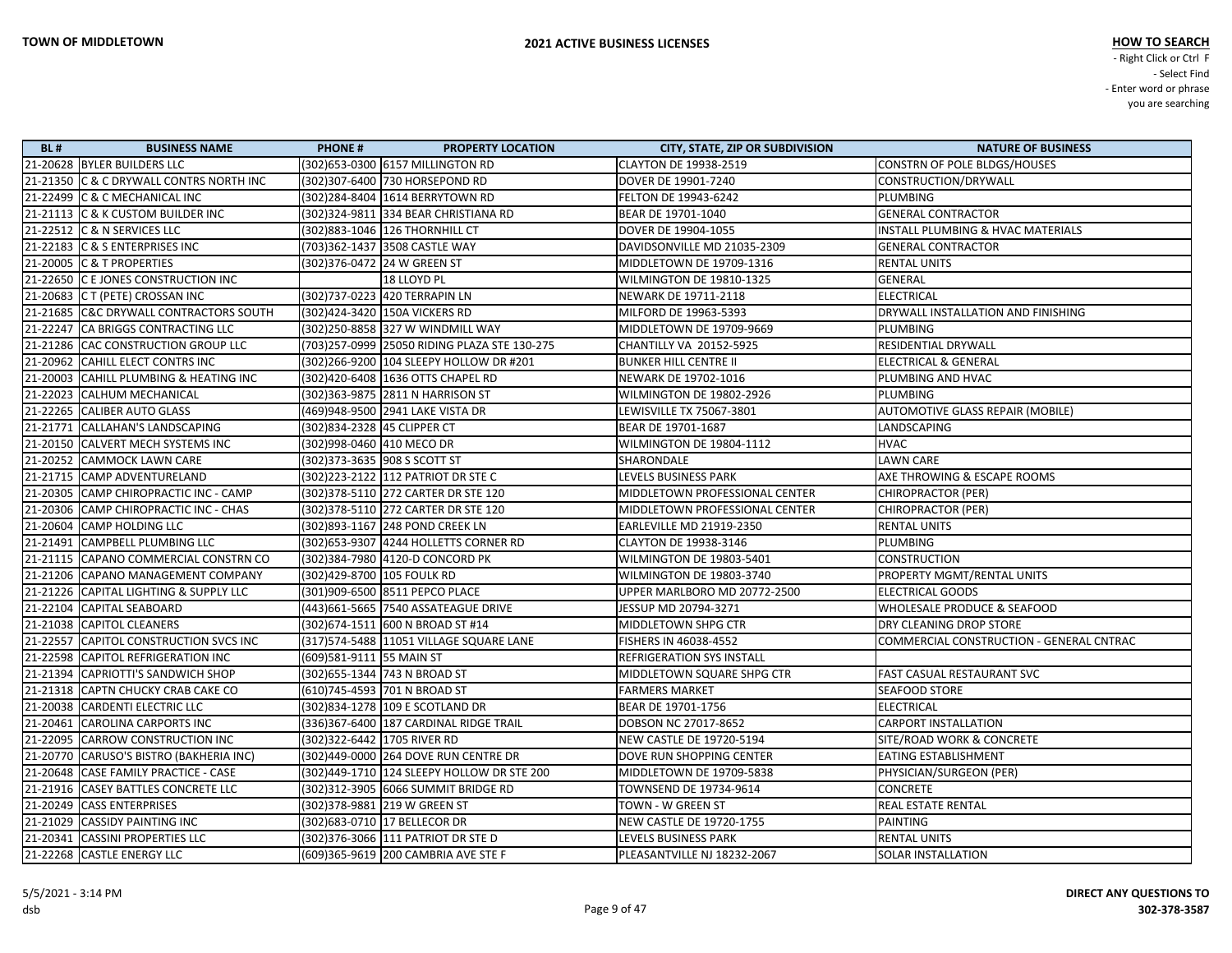**TOWN OF MIDDLETOWN**

**2021 ACTIVE BUSINESS LICENSES**

**HOW TO SEARCH**
- Right Click or Ctrl F
- Select Find
- Enter word or phrase you are searching

| BL # | BUSINESS NAME | PHONE # | PROPERTY LOCATION | CITY, STATE, ZIP OR SUBDIVISION | NATURE OF BUSINESS |
|---|---|---|---|---|---|
| 21-20628 | BYLER BUILDERS LLC | (302)653-0300 | 6157 MILLINGTON RD | CLAYTON DE 19938-2519 | CONSTRN OF POLE BLDGS/HOUSES |
| 21-21350 | C & C DRYWALL CONTRS NORTH INC | (302)307-6400 | 730 HORSEPOND RD | DOVER DE 19901-7240 | CONSTRUCTION/DRYWALL |
| 21-22499 | C & C MECHANICAL INC | (302)284-8404 | 1614 BERRYTOWN RD | FELTON DE 19943-6242 | PLUMBING |
| 21-21113 | C & K CUSTOM BUILDER INC | (302)324-9811 | 334 BEAR CHRISTIANA RD | BEAR DE 19701-1040 | GENERAL CONTRACTOR |
| 21-22512 | C & N SERVICES LLC | (302)883-1046 | 126 THORNHILL CT | DOVER DE 19904-1055 | INSTALL PLUMBING & HVAC MATERIALS |
| 21-22183 | C & S ENTERPRISES INC | (703)362-1437 | 3508 CASTLE WAY | DAVIDSONVILLE MD 21035-2309 | GENERAL CONTRACTOR |
| 21-20005 | C & T PROPERTIES | (302)376-0472 | 24 W GREEN ST | MIDDLETOWN DE 19709-1316 | RENTAL UNITS |
| 21-22650 | C E JONES CONSTRUCTION INC | | 18 LLOYD PL | WILMINGTON DE 19810-1325 | GENERAL |
| 21-20683 | C T (PETE) CROSSAN INC | (302)737-0223 | 420 TERRAPIN LN | NEWARK DE 19711-2118 | ELECTRICAL |
| 21-21685 | C&C DRYWALL CONTRACTORS SOUTH | (302)424-3420 | 150A VICKERS RD | MILFORD DE 19963-5393 | DRYWALL INSTALLATION AND FINISHING |
| 21-22247 | CA BRIGGS CONTRACTING LLC | (302)250-8858 | 327 W WINDMILL WAY | MIDDLETOWN DE 19709-9669 | PLUMBING |
| 21-21286 | CAC CONSTRUCTION GROUP LLC | (703)257-0999 | 25050 RIDING PLAZA STE 130-275 | CHANTILLY VA 20152-5925 | RESIDENTIAL DRYWALL |
| 21-20962 | CAHILL ELECT CONTRS INC | (302)266-9200 | 104 SLEEPY HOLLOW DR #201 | BUNKER HILL CENTRE II | ELECTRICAL & GENERAL |
| 21-20003 | CAHILL PLUMBING & HEATING INC | (302)420-6408 | 1636 OTTS CHAPEL RD | NEWARK DE 19702-1016 | PLUMBING AND HVAC |
| 21-22023 | CALHUM MECHANICAL | (302)363-9875 | 2811 N HARRISON ST | WILMINGTON DE 19802-2926 | PLUMBING |
| 21-22265 | CALIBER AUTO GLASS | (469)948-9500 | 2941 LAKE VISTA DR | LEWISVILLE TX 75067-3801 | AUTOMOTIVE GLASS REPAIR (MOBILE) |
| 21-21771 | CALLAHAN'S LANDSCAPING | (302)834-2328 | 45 CLIPPER CT | BEAR DE 19701-1687 | LANDSCAPING |
| 21-20150 | CALVERT MECH SYSTEMS INC | (302)998-0460 | 410 MECO DR | WILMINGTON DE 19804-1112 | HVAC |
| 21-20252 | CAMMOCK LAWN CARE | (302)373-3635 | 908 S SCOTT ST | SHARONDALE | LAWN CARE |
| 21-21715 | CAMP ADVENTURELAND | (302)223-2122 | 112 PATRIOT DR STE C | LEVELS BUSINESS PARK | AXE THROWING & ESCAPE ROOMS |
| 21-20305 | CAMP CHIROPRACTIC INC - CAMP | (302)378-5110 | 272 CARTER DR STE 120 | MIDDLETOWN PROFESSIONAL CENTER | CHIROPRACTOR (PER) |
| 21-20306 | CAMP CHIROPRACTIC INC - CHAS | (302)378-5110 | 272 CARTER DR STE 120 | MIDDLETOWN PROFESSIONAL CENTER | CHIROPRACTOR (PER) |
| 21-20604 | CAMP HOLDING LLC | (302)893-1167 | 248 POND CREEK LN | EARLEVILLE MD 21919-2350 | RENTAL UNITS |
| 21-21491 | CAMPBELL PLUMBING LLC | (302)653-9307 | 4244 HOLLETTS CORNER RD | CLAYTON DE 19938-3146 | PLUMBING |
| 21-21115 | CAPANO COMMERCIAL CONSTRN CO | (302)384-7980 | 4120-D CONCORD PK | WILMINGTON DE 19803-5401 | CONSTRUCTION |
| 21-21206 | CAPANO MANAGEMENT COMPANY | (302)429-8700 | 105 FOULK RD | WILMINGTON DE 19803-3740 | PROPERTY MGMT/RENTAL UNITS |
| 21-21226 | CAPITAL LIGHTING & SUPPLY LLC | (301)909-6500 | 8511 PEPCO PLACE | UPPER MARLBORO MD 20772-2500 | ELECTRICAL GOODS |
| 21-22104 | CAPITAL SEABOARD | (443)661-5665 | 7540 ASSATEAGUE DRIVE | JESSUP MD 20794-3271 | WHOLESALE PRODUCE & SEAFOOD |
| 21-21038 | CAPITOL CLEANERS | (302)674-1511 | 600 N BROAD ST #14 | MIDDLETOWN SHPG CTR | DRY CLEANING DROP STORE |
| 21-22557 | CAPITOL CONSTRUCTION SVCS INC | (317)574-5488 | 11051 VILLAGE SQUARE LANE | FISHERS IN 46038-4552 | COMMERCIAL CONSTRUCTION - GENERAL CNTRAC |
| 21-22598 | CAPITOL REFRIGERATION INC | (609)581-9111 | 55 MAIN ST | REFRIGERATION SYS INSTALL | |
| 21-21394 | CAPRIOTTI'S SANDWICH SHOP | (302)655-1344 | 743 N BROAD ST | MIDDLETOWN SQUARE SHPG CTR | FAST CASUAL RESTAURANT SVC |
| 21-21318 | CAPTN CHUCKY CRAB CAKE CO | (610)745-4593 | 701 N BROAD ST | FARMERS MARKET | SEAFOOD STORE |
| 21-20038 | CARDENTI ELECTRIC LLC | (302)834-1278 | 109 E SCOTLAND DR | BEAR DE 19701-1756 | ELECTRICAL |
| 21-20461 | CAROLINA CARPORTS INC | (336)367-6400 | 187 CARDINAL RIDGE TRAIL | DOBSON NC 27017-8652 | CARPORT INSTALLATION |
| 21-22095 | CARROW CONSTRUCTION INC | (302)322-6442 | 1705 RIVER RD | NEW CASTLE DE 19720-5194 | SITE/ROAD WORK & CONCRETE |
| 21-20770 | CARUSO'S BISTRO (BAKHERIA INC) | (302)449-0000 | 264 DOVE RUN CENTRE DR | DOVE RUN SHOPPING CENTER | EATING ESTABLISHMENT |
| 21-20648 | CASE FAMILY PRACTICE - CASE | (302)449-1710 | 124 SLEEPY HOLLOW DR STE 200 | MIDDLETOWN DE 19709-5838 | PHYSICIAN/SURGEON (PER) |
| 21-21916 | CASEY BATTLES CONCRETE LLC | (302)312-3905 | 6066 SUMMIT BRIDGE RD | TOWNSEND DE 19734-9614 | CONCRETE |
| 21-20249 | CASS ENTERPRISES | (302)378-9881 | 219 W GREEN ST | TOWN - W GREEN ST | REAL ESTATE RENTAL |
| 21-21029 | CASSIDY PAINTING INC | (302)683-0710 | 17 BELLECOR DR | NEW CASTLE DE 19720-1755 | PAINTING |
| 21-20341 | CASSINI PROPERTIES LLC | (302)376-3066 | 111 PATRIOT DR STE D | LEVELS BUSINESS PARK | RENTAL UNITS |
| 21-22268 | CASTLE ENERGY LLC | (609)365-9619 | 200 CAMBRIA AVE STE F | PLEASANTVILLE NJ 18232-2067 | SOLAR INSTALLATION |

5/5/2021 - 3:14 PM
dsb

**DIRECT ANY QUESTIONS TO 302-378-3587**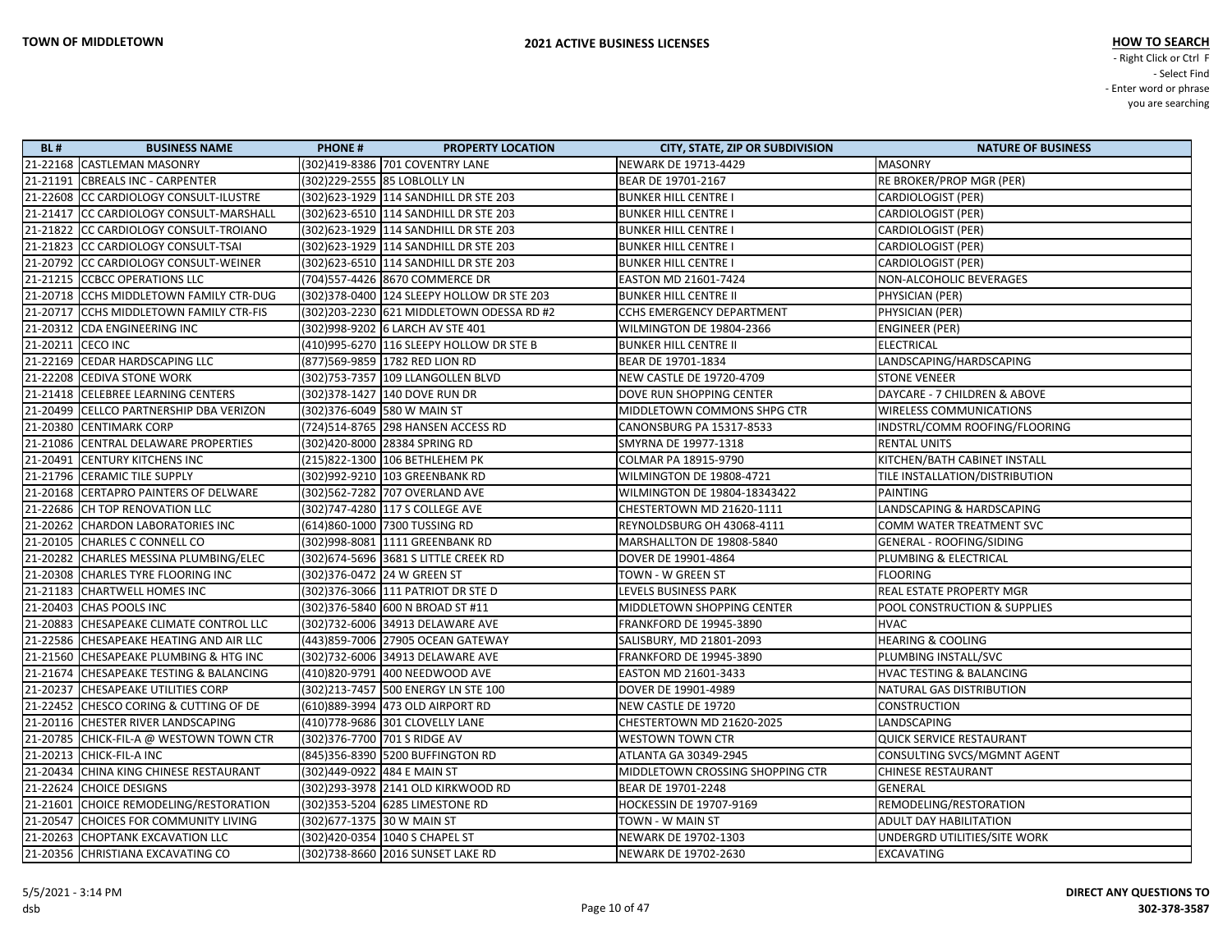**TOWN OF MIDDLETOWN**

**2021 ACTIVE BUSINESS LICENSES**

**HOW TO SEARCH**
- Right Click or Ctrl F
- Select Find
- Enter word or phrase you are searching

| BL # | BUSINESS NAME | PHONE # | PROPERTY LOCATION | CITY, STATE, ZIP OR SUBDIVISION | NATURE OF BUSINESS |
|---|---|---|---|---|---|
| 21-22168 | CASTLEMAN MASONRY | (302)419-8386 | 701 COVENTRY LANE | NEWARK DE 19713-4429 | MASONRY |
| 21-21191 | CBREALS INC - CARPENTER | (302)229-2555 | 85 LOBLOLLY LN | BEAR DE 19701-2167 | RE BROKER/PROP MGR (PER) |
| 21-22608 | CC CARDIOLOGY CONSULT-ILUSTRE | (302)623-1929 | 114 SANDHILL DR STE 203 | BUNKER HILL CENTRE I | CARDIOLOGIST (PER) |
| 21-21417 | CC CARDIOLOGY CONSULT-MARSHALL | (302)623-6510 | 114 SANDHILL DR STE 203 | BUNKER HILL CENTRE I | CARDIOLOGIST (PER) |
| 21-21822 | CC CARDIOLOGY CONSULT-TROIANO | (302)623-1929 | 114 SANDHILL DR STE 203 | BUNKER HILL CENTRE I | CARDIOLOGIST (PER) |
| 21-21823 | CC CARDIOLOGY CONSULT-TSAI | (302)623-1929 | 114 SANDHILL DR STE 203 | BUNKER HILL CENTRE I | CARDIOLOGIST (PER) |
| 21-20792 | CC CARDIOLOGY CONSULT-WEINER | (302)623-6510 | 114 SANDHILL DR STE 203 | BUNKER HILL CENTRE I | CARDIOLOGIST (PER) |
| 21-21215 | CCBCC OPERATIONS LLC | (704)557-4426 | 8670 COMMERCE DR | EASTON MD 21601-7424 | NON-ALCOHOLIC BEVERAGES |
| 21-20718 | CCHS MIDDLETOWN FAMILY CTR-DUG | (302)378-0400 | 124 SLEEPY HOLLOW DR STE 203 | BUNKER HILL CENTRE II | PHYSICIAN (PER) |
| 21-20717 | CCHS MIDDLETOWN FAMILY CTR-FIS | (302)203-2230 | 621 MIDDLETOWN ODESSA RD #2 | CCHS EMERGENCY DEPARTMENT | PHYSICIAN (PER) |
| 21-20312 | CDA ENGINEERING INC | (302)998-9202 | 6 LARCH AV STE 401 | WILMINGTON DE 19804-2366 | ENGINEER (PER) |
| 21-20211 | CECO INC | (410)995-6270 | 116 SLEEPY HOLLOW DR STE B | BUNKER HILL CENTRE II | ELECTRICAL |
| 21-22169 | CEDAR HARDSCAPING LLC | (877)569-9859 | 1782 RED LION RD | BEAR DE 19701-1834 | LANDSCAPING/HARDSCAPING |
| 21-22208 | CEDIVA STONE WORK | (302)753-7357 | 109 LLANGOLLEN BLVD | NEW CASTLE DE 19720-4709 | STONE VENEER |
| 21-21418 | CELEBREE LEARNING CENTERS | (302)378-1427 | 140 DOVE RUN DR | DOVE RUN SHOPPING CENTER | DAYCARE - 7 CHILDREN & ABOVE |
| 21-20499 | CELLCO PARTNERSHIP DBA VERIZON | (302)376-6049 | 580 W MAIN ST | MIDDLETOWN COMMONS SHPG CTR | WIRELESS COMMUNICATIONS |
| 21-20380 | CENTIMARK CORP | (724)514-8765 | 298 HANSEN ACCESS RD | CANONSBURG PA 15317-8533 | INDSTRL/COMM ROOFING/FLOORING |
| 21-21086 | CENTRAL DELAWARE PROPERTIES | (302)420-8000 | 28384 SPRING RD | SMYRNA DE 19977-1318 | RENTAL UNITS |
| 21-20491 | CENTURY KITCHENS INC | (215)822-1300 | 106 BETHLEHEM PK | COLMAR PA 18915-9790 | KITCHEN/BATH CABINET INSTALL |
| 21-21796 | CERAMIC TILE SUPPLY | (302)992-9210 | 103 GREENBANK RD | WILMINGTON DE 19808-4721 | TILE INSTALLATION/DISTRIBUTION |
| 21-20168 | CERTAPRO PAINTERS OF DELWARE | (302)562-7282 | 707 OVERLAND AVE | WILMINGTON DE 19804-18343422 | PAINTING |
| 21-22686 | CH TOP RENOVATION LLC | (302)747-4280 | 117 S COLLEGE AVE | CHESTERTOWN MD 21620-1111 | LANDSCAPING & HARDSCAPING |
| 21-20262 | CHARDON LABORATORIES INC | (614)860-1000 | 7300 TUSSING RD | REYNOLDSBURG OH 43068-4111 | COMM WATER TREATMENT SVC |
| 21-20105 | CHARLES C CONNELL CO | (302)998-8081 | 1111 GREENBANK RD | MARSHALLTON DE 19808-5840 | GENERAL - ROOFING/SIDING |
| 21-20282 | CHARLES MESSINA PLUMBING/ELEC | (302)674-5696 | 3681 S LITTLE CREEK RD | DOVER DE 19901-4864 | PLUMBING & ELECTRICAL |
| 21-20308 | CHARLES TYRE FLOORING INC | (302)376-0472 | 24 W GREEN ST | TOWN - W GREEN ST | FLOORING |
| 21-21183 | CHARTWELL HOMES INC | (302)376-3066 | 111 PATRIOT DR STE D | LEVELS BUSINESS PARK | REAL ESTATE PROPERTY MGR |
| 21-20403 | CHAS POOLS INC | (302)376-5840 | 600 N BROAD ST #11 | MIDDLETOWN SHOPPING CENTER | POOL CONSTRUCTION & SUPPLIES |
| 21-20883 | CHESAPEAKE CLIMATE CONTROL LLC | (302)732-6006 | 34913 DELAWARE AVE | FRANKFORD DE 19945-3890 | HVAC |
| 21-22586 | CHESAPEAKE HEATING AND AIR LLC | (443)859-7006 | 27905 OCEAN GATEWAY | SALISBURY, MD 21801-2093 | HEARING & COOLING |
| 21-21560 | CHESAPEAKE PLUMBING & HTG INC | (302)732-6006 | 34913 DELAWARE AVE | FRANKFORD DE 19945-3890 | PLUMBING INSTALL/SVC |
| 21-21674 | CHESAPEAKE TESTING & BALANCING | (410)820-9791 | 400 NEEDWOOD AVE | EASTON MD 21601-3433 | HVAC TESTING & BALANCING |
| 21-20237 | CHESAPEAKE UTILITIES CORP | (302)213-7457 | 500 ENERGY LN STE 100 | DOVER DE 19901-4989 | NATURAL GAS DISTRIBUTION |
| 21-22452 | CHESCO CORING & CUTTING OF DE | (610)889-3994 | 473 OLD AIRPORT RD | NEW CASTLE DE 19720 | CONSTRUCTION |
| 21-20116 | CHESTER RIVER LANDSCAPING | (410)778-9686 | 301 CLOVELLY LANE | CHESTERTOWN MD 21620-2025 | LANDSCAPING |
| 21-20785 | CHICK-FIL-A @ WESTOWN TOWN CTR | (302)376-7700 | 701 S RIDGE AV | WESTOWN TOWN CTR | QUICK SERVICE RESTAURANT |
| 21-20213 | CHICK-FIL-A INC | (845)356-8390 | 5200 BUFFINGTON RD | ATLANTA GA 30349-2945 | CONSULTING SVCS/MGMNT AGENT |
| 21-20434 | CHINA KING CHINESE RESTAURANT | (302)449-0922 | 484 E MAIN ST | MIDDLETOWN CROSSING SHOPPING CTR | CHINESE RESTAURANT |
| 21-22624 | CHOICE DESIGNS | (302)293-3978 | 2141 OLD KIRKWOOD RD | BEAR DE 19701-2248 | GENERAL |
| 21-21601 | CHOICE REMODELING/RESTORATION | (302)353-5204 | 6285 LIMESTONE RD | HOCKESSIN DE 19707-9169 | REMODELING/RESTORATION |
| 21-20547 | CHOICES FOR COMMUNITY LIVING | (302)677-1375 | 30 W MAIN ST | TOWN - W MAIN ST | ADULT DAY HABILITATION |
| 21-20263 | CHOPTANK EXCAVATION LLC | (302)420-0354 | 1040 S CHAPEL ST | NEWARK DE 19702-1303 | UNDERGRD UTILITIES/SITE WORK |
| 21-20356 | CHRISTIANA EXCAVATING CO | (302)738-8660 | 2016 SUNSET LAKE RD | NEWARK DE 19702-2630 | EXCAVATING |

5/5/2021 - 3:14 PM
dsb

**DIRECT ANY QUESTIONS TO 302-378-3587**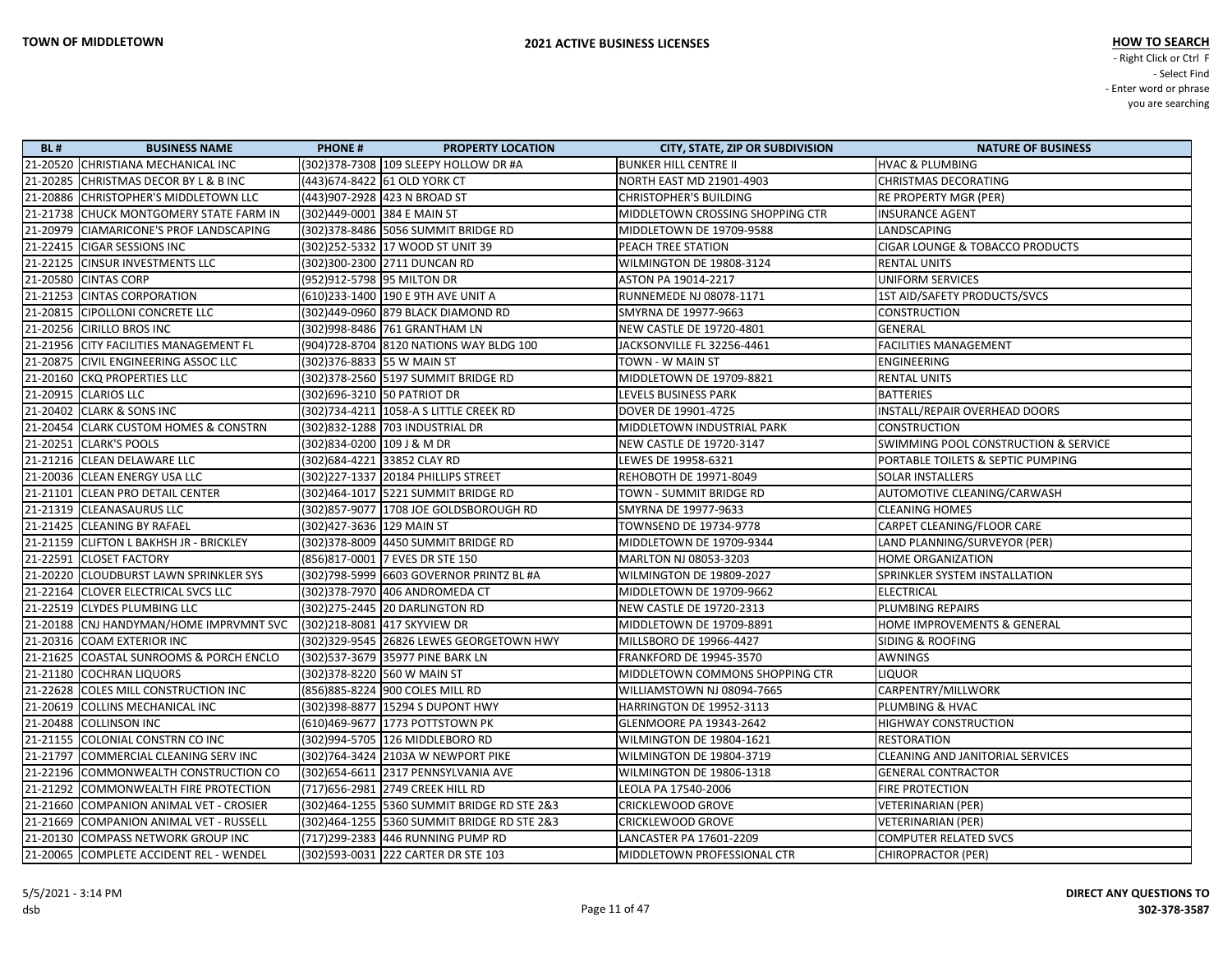| BL # | BUSINESS NAME | PHONE # | PROPERTY LOCATION | CITY, STATE, ZIP OR SUBDIVISION | NATURE OF BUSINESS |
|---|---|---|---|---|---|
| 21-20520 | CHRISTIANA MECHANICAL INC | (302)378-7308 | 109 SLEEPY HOLLOW DR #A | BUNKER HILL CENTRE II | HVAC & PLUMBING |
| 21-20285 | CHRISTMAS DECOR BY L & B INC | (443)674-8422 | 61 OLD YORK CT | NORTH EAST MD 21901-4903 | CHRISTMAS DECORATING |
| 21-20886 | CHRISTOPHER'S MIDDLETOWN LLC | (443)907-2928 | 423 N BROAD ST | CHRISTOPHER'S BUILDING | RE PROPERTY MGR (PER) |
| 21-21738 | CHUCK MONTGOMERY STATE FARM IN | (302)449-0001 | 384 E MAIN ST | MIDDLETOWN CROSSING SHOPPING CTR | INSURANCE AGENT |
| 21-20979 | CIAMARICONE'S PROF LANDSCAPING | (302)378-8486 | 5056 SUMMIT BRIDGE RD | MIDDLETOWN DE 19709-9588 | LANDSCAPING |
| 21-22415 | CIGAR SESSIONS INC | (302)252-5332 | 17 WOOD ST UNIT 39 | PEACH TREE STATION | CIGAR LOUNGE & TOBACCO PRODUCTS |
| 21-22125 | CINSUR INVESTMENTS LLC | (302)300-2300 | 2711 DUNCAN RD | WILMINGTON DE 19808-3124 | RENTAL UNITS |
| 21-20580 | CINTAS CORP | (952)912-5798 | 95 MILTON DR | ASTON PA 19014-2217 | UNIFORM SERVICES |
| 21-21253 | CINTAS CORPORATION | (610)233-1400 | 190 E 9TH AVE UNIT A | RUNNEMEDE NJ 08078-1171 | 1ST AID/SAFETY PRODUCTS/SVCS |
| 21-20815 | CIPOLLONI CONCRETE LLC | (302)449-0960 | 879 BLACK DIAMOND RD | SMYRNA DE 19977-9663 | CONSTRUCTION |
| 21-20256 | CIRILLO BROS INC | (302)998-8486 | 761 GRANTHAM LN | NEW CASTLE DE 19720-4801 | GENERAL |
| 21-21956 | CITY FACILITIES MANAGEMENT FL | (904)728-8704 | 8120 NATIONS WAY BLDG 100 | JACKSONVILLE FL 32256-4461 | FACILITIES MANAGEMENT |
| 21-20875 | CIVIL ENGINEERING ASSOC LLC | (302)376-8833 | 55 W MAIN ST | TOWN - W MAIN ST | ENGINEERING |
| 21-20160 | CKQ PROPERTIES LLC | (302)378-2560 | 5197 SUMMIT BRIDGE RD | MIDDLETOWN DE 19709-8821 | RENTAL UNITS |
| 21-20915 | CLARIOS LLC | (302)696-3210 | 50 PATRIOT DR | LEVELS BUSINESS PARK | BATTERIES |
| 21-20402 | CLARK & SONS INC | (302)734-4211 | 1058-A S LITTLE CREEK RD | DOVER DE 19901-4725 | INSTALL/REPAIR OVERHEAD DOORS |
| 21-20454 | CLARK CUSTOM HOMES & CONSTRN | (302)832-1288 | 703 INDUSTRIAL DR | MIDDLETOWN INDUSTRIAL PARK | CONSTRUCTION |
| 21-20251 | CLARK'S POOLS | (302)834-0200 | 109 J & M DR | NEW CASTLE DE 19720-3147 | SWIMMING POOL CONSTRUCTION & SERVICE |
| 21-21216 | CLEAN DELAWARE LLC | (302)684-4221 | 33852 CLAY RD | LEWES DE 19958-6321 | PORTABLE TOILETS & SEPTIC PUMPING |
| 21-20036 | CLEAN ENERGY USA LLC | (302)227-1337 | 20184 PHILLIPS STREET | REHOBOTH DE 19971-8049 | SOLAR INSTALLERS |
| 21-21101 | CLEAN PRO DETAIL CENTER | (302)464-1017 | 5221 SUMMIT BRIDGE RD | TOWN - SUMMIT BRIDGE RD | AUTOMOTIVE CLEANING/CARWASH |
| 21-21319 | CLEANASAURUS LLC | (302)857-9077 | 1708 JOE GOLDSBOROUGH RD | SMYRNA DE 19977-9633 | CLEANING HOMES |
| 21-21425 | CLEANING BY RAFAEL | (302)427-3636 | 129 MAIN ST | TOWNSEND DE 19734-9778 | CARPET CLEANING/FLOOR CARE |
| 21-21159 | CLIFTON L BAKHSH JR - BRICKLEY | (302)378-8009 | 4450 SUMMIT BRIDGE RD | MIDDLETOWN DE 19709-9344 | LAND PLANNING/SURVEYOR (PER) |
| 21-22591 | CLOSET FACTORY | (856)817-0001 | 7 EVES DR STE 150 | MARLTON NJ 08053-3203 | HOME ORGANIZATION |
| 21-20220 | CLOUDBURST LAWN SPRINKLER SYS | (302)798-5999 | 6603 GOVERNOR PRINTZ BL #A | WILMINGTON DE 19809-2027 | SPRINKLER SYSTEM INSTALLATION |
| 21-22164 | CLOVER ELECTRICAL SVCS LLC | (302)378-7970 | 406 ANDROMEDA CT | MIDDLETOWN DE 19709-9662 | ELECTRICAL |
| 21-22519 | CLYDES PLUMBING LLC | (302)275-2445 | 20 DARLINGTON RD | NEW CASTLE DE 19720-2313 | PLUMBING REPAIRS |
| 21-20188 | CNJ HANDYMAN/HOME IMPRVMNT SVC | (302)218-8081 | 417 SKYVIEW DR | MIDDLETOWN DE 19709-8891 | HOME IMPROVEMENTS & GENERAL |
| 21-20316 | COAM EXTERIOR INC | (302)329-9545 | 26826 LEWES GEORGETOWN HWY | MILLSBORO DE 19966-4427 | SIDING & ROOFING |
| 21-21625 | COASTAL SUNROOMS & PORCH ENCLO | (302)537-3679 | 35977 PINE BARK LN | FRANKFORD DE 19945-3570 | AWNINGS |
| 21-21180 | COCHRAN LIQUORS | (302)378-8220 | 560 W MAIN ST | MIDDLETOWN COMMONS SHOPPING CTR | LIQUOR |
| 21-22628 | COLES MILL CONSTRUCTION INC | (856)885-8224 | 900 COLES MILL RD | WILLIAMSTOWN NJ 08094-7665 | CARPENTRY/MILLWORK |
| 21-20619 | COLLINS MECHANICAL INC | (302)398-8877 | 15294 S DUPONT HWY | HARRINGTON DE 19952-3113 | PLUMBING & HVAC |
| 21-20488 | COLLINSON INC | (610)469-9677 | 1773 POTTSTOWN PK | GLENMOORE PA 19343-2642 | HIGHWAY CONSTRUCTION |
| 21-21155 | COLONIAL CONSTRN CO INC | (302)994-5705 | 126 MIDDLEBORO RD | WILMINGTON DE 19804-1621 | RESTORATION |
| 21-21797 | COMMERCIAL CLEANING SERV INC | (302)764-3424 | 2103A W NEWPORT PIKE | WILMINGTON DE 19804-3719 | CLEANING AND JANITORIAL SERVICES |
| 21-22196 | COMMONWEALTH CONSTRUCTION CO | (302)654-6611 | 2317 PENNSYLVANIA AVE | WILMINGTON DE 19806-1318 | GENERAL CONTRACTOR |
| 21-21292 | COMMONWEALTH FIRE PROTECTION | (717)656-2981 | 2749 CREEK HILL RD | LEOLA PA 17540-2006 | FIRE PROTECTION |
| 21-21660 | COMPANION ANIMAL VET - CROSIER | (302)464-1255 | 5360 SUMMIT BRIDGE RD STE 2&3 | CRICKLEWOOD GROVE | VETERINARIAN (PER) |
| 21-21669 | COMPANION ANIMAL VET - RUSSELL | (302)464-1255 | 5360 SUMMIT BRIDGE RD STE 2&3 | CRICKLEWOOD GROVE | VETERINARIAN (PER) |
| 21-20130 | COMPASS NETWORK GROUP INC | (717)299-2383 | 446 RUNNING PUMP RD | LANCASTER PA 17601-2209 | COMPUTER RELATED SVCS |
| 21-20065 | COMPLETE ACCIDENT REL - WENDEL | (302)593-0031 | 222 CARTER DR STE 103 | MIDDLETOWN PROFESSIONAL CTR | CHIROPRACTOR (PER) |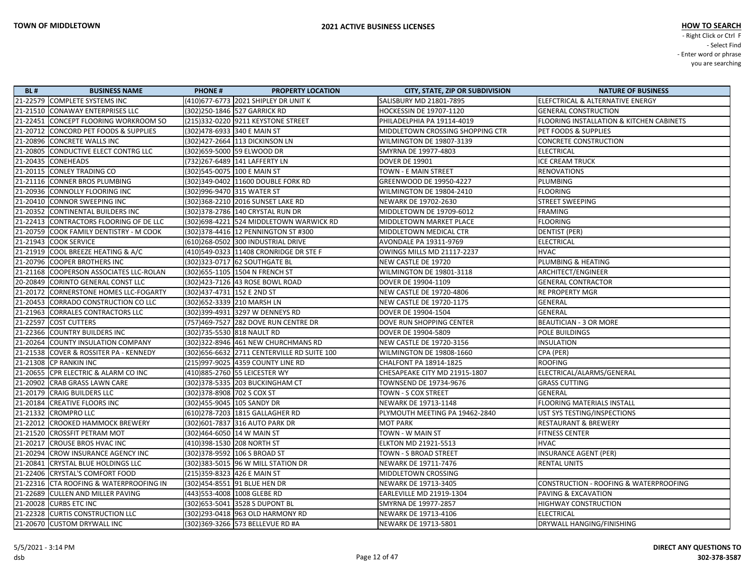**TOWN OF MIDDLETOWN**

**2021 ACTIVE BUSINESS LICENSES**

**HOW TO SEARCH**
- Right Click or Ctrl F
- Select Find
- Enter word or phrase you are searching

| BL # | BUSINESS NAME | PHONE # | PROPERTY LOCATION | CITY, STATE, ZIP OR SUBDIVISION | NATURE OF BUSINESS |
|---|---|---|---|---|---|
| 21-22579 | COMPLETE SYSTEMS INC | (410)677-6773 | 2021 SHIPLEY DR UNIT K | SALISBURY MD 21801-7895 | ELEFCTRICAL & ALTERNATIVE ENERGY |
| 21-21510 | CONAWAY ENTERPRISES LLC | (302)250-1846 | 527 GARRICK RD | HOCKESSIN DE 19707-1120 | GENERAL CONSTRUCTION |
| 21-22451 | CONCEPT FLOORING WORKROOM SO | (215)332-0220 | 9211 KEYSTONE STREET | PHILADELPHIA PA 19114-4019 | FLOORING INSTALLATION & KITCHEN CABINETS |
| 21-20712 | CONCORD PET FOODS & SUPPLIES | (302)478-6933 | 340 E MAIN ST | MIDDLETOWN CROSSING SHOPPING CTR | PET FOODS & SUPPLIES |
| 21-20896 | CONCRETE WALLS INC | (302)427-2664 | 113 DICKINSON LN | WILMINGTON DE 19807-3139 | CONCRETE CONSTRUCTION |
| 21-20805 | CONDUCTIVE ELECT CONTRG LLC | (302)659-5000 | 59 ELWOOD DR | SMYRNA DE 19977-4803 | ELECTRICAL |
| 21-20435 | CONEHEADS | (732)267-6489 | 141 LAFFERTY LN | DOVER DE 19901 | ICE CREAM TRUCK |
| 21-20115 | CONLEY TRADING CO | (302)545-0075 | 100 E MAIN ST | TOWN - E MAIN STREET | RENOVATIONS |
| 21-21116 | CONNER BROS PLUMBING | (302)349-0402 | 11600 DOUBLE FORK RD | GREENWOOD DE 19950-4227 | PLUMBING |
| 21-20936 | CONNOLLY FLOORING INC | (302)996-9470 | 315 WATER ST | WILMINGTON DE 19804-2410 | FLOORING |
| 21-20410 | CONNOR SWEEPING INC | (302)368-2210 | 2016 SUNSET LAKE RD | NEWARK DE 19702-2630 | STREET SWEEPING |
| 21-20352 | CONTINENTAL BUILDERS INC | (302)378-2786 | 140 CRYSTAL RUN DR | MIDDLETOWN DE 19709-6012 | FRAMING |
| 21-22413 | CONTRACTORS FLOORING OF DE LLC | (302)698-4221 | 524 MIDDLETOWN WARWICK RD | MIDDLETOWN MARKET PLACE | FLOORING |
| 21-20759 | COOK FAMILY DENTISTRY - M COOK | (302)378-4416 | 12 PENNINGTON ST #300 | MIDDLETOWN MEDICAL CTR | DENTIST (PER) |
| 21-21943 | COOK SERVICE | (610)268-0502 | 300 INDUSTRIAL DRIVE | AVONDALE PA 19311-9769 | ELECTRICAL |
| 21-21919 | COOL BREEZE HEATING & A/C | (410)549-0323 | 11408 CRONRIDGE DR STE F | OWINGS MILLS MD 21117-2237 | HVAC |
| 21-20796 | COOPER BROTHERS INC | (302)323-0717 | 62 SOUTHGATE BL | NEW CASTLE DE 19720 | PLUMBING & HEATING |
| 21-21168 | COOPERSON ASSOCIATES LLC-ROLAN | (302)655-1105 | 1504 N FRENCH ST | WILMINGTON DE 19801-3118 | ARCHITECT/ENGINEER |
| 20-20849 | CORINTO GENERAL CONST LLC | (302)423-7126 | 43 ROSE BOWL ROAD | DOVER DE 19904-1109 | GENERAL CONTRACTOR |
| 21-20172 | CORNERSTONE HOMES LLC-FOGARTY | (302)437-4731 | 152 E 2ND ST | NEW CASTLE DE 19720-4806 | RE PROPERTY MGR |
| 21-20453 | CORRADO CONSTRUCTION CO LLC | (302)652-3339 | 210 MARSH LN | NEW CASTLE DE 19720-1175 | GENERAL |
| 21-21963 | CORRALES CONTRACTORS LLC | (302)399-4931 | 3297 W DENNEYS RD | DOVER DE 19904-1504 | GENERAL |
| 21-22597 | COST CUTTERS | (757)469-7527 | 282 DOVE RUN CENTRE DR | DOVE RUN SHOPPING CENTER | BEAUTICIAN - 3 OR MORE |
| 21-22366 | COUNTRY BUILDERS INC | (302)735-5530 | 818 NAULT RD | DOVER DE 19904-5809 | POLE BUILDINGS |
| 21-20264 | COUNTY INSULATION COMPANY | (302)322-8946 | 461 NEW CHURCHMANS RD | NEW CASTLE DE 19720-3156 | INSULATION |
| 21-21538 | COVER & ROSSITER PA - KENNEDY | (302)656-6632 | 2711 CENTERVILLE RD SUITE 100 | WILMINGTON DE 19808-1660 | CPA (PER) |
| 21-21308 | CP RANKIN INC | (215)997-9025 | 4359 COUNTY LINE RD | CHALFONT PA 18914-1825 | ROOFING |
| 21-20655 | CPR ELECTRIC & ALARM CO INC | (410)885-2760 | 55 LEICESTER WY | CHESAPEAKE CITY MD 21915-1807 | ELECTRICAL/ALARMS/GENERAL |
| 21-20902 | CRAB GRASS LAWN CARE | (302)378-5335 | 203 BUCKINGHAM CT | TOWNSEND DE 19734-9676 | GRASS CUTTING |
| 21-20179 | CRAIG BUILDERS LLC | (302)378-8908 | 702 S COX ST | TOWN - S COX STREET | GENERAL |
| 21-20184 | CREATIVE FLOORS INC | (302)455-9045 | 105 SANDY DR | NEWARK DE 19713-1148 | FLOORING MATERIALS INSTALL |
| 21-21332 | CROMPRO LLC | (610)278-7203 | 1815 GALLAGHER RD | PLYMOUTH MEETING PA 19462-2840 | UST SYS TESTING/INSPECTIONS |
| 21-22012 | CROOKED HAMMOCK BREWERY | (302)601-7837 | 316 AUTO PARK DR | MOT PARK | RESTAURANT & BREWERY |
| 21-21520 | CROSSFIT PETRAM MOT | (302)464-6050 | 14 W MAIN ST | TOWN - W MAIN ST | FITNESS CENTER |
| 21-20217 | CROUSE BROS HVAC INC | (410)398-1530 | 208 NORTH ST | ELKTON MD 21921-5513 | HVAC |
| 21-20294 | CROW INSURANCE AGENCY INC | (302)378-9592 | 106 S BROAD ST | TOWN - S BROAD STREET | INSURANCE AGENT (PER) |
| 21-20841 | CRYSTAL BLUE HOLDINGS LLC | (302)383-5015 | 96 W MILL STATION DR | NEWARK DE 19711-7476 | RENTAL UNITS |
| 21-22406 | CRYSTAL'S COMFORT FOOD | (215)359-8323 | 426 E MAIN ST | MIDDLETOWN CROSSING | |
| 21-22316 | CTA ROOFING & WATERPROOFING IN | (302)454-8551 | 91 BLUE HEN DR | NEWARK DE 19713-3405 | CONSTRUCTION - ROOFING & WATERPROOFING |
| 21-22689 | CULLEN AND MILLER PAVING | (443)553-4008 | 1008 GLEBE RD | EARLEVILLE MD 21919-1304 | PAVING & EXCAVATION |
| 21-20028 | CURBS ETC INC | (302)653-5041 | 3528 S DUPONT BL | SMYRNA DE 19977-2857 | HIGHWAY CONSTRUCTION |
| 21-22328 | CURTIS CONSTRUCTION LLC | (302)293-0418 | 963 OLD HARMONY RD | NEWARK DE 19713-4106 | ELECTRICAL |
| 21-20670 | CUSTOM DRYWALL INC | (302)369-3266 | 573 BELLEVUE RD #A | NEWARK DE 19713-5801 | DRYWALL HANGING/FINISHING |

5/5/2021 - 3:14 PM
dsb

**DIRECT ANY QUESTIONS TO 302-378-3587**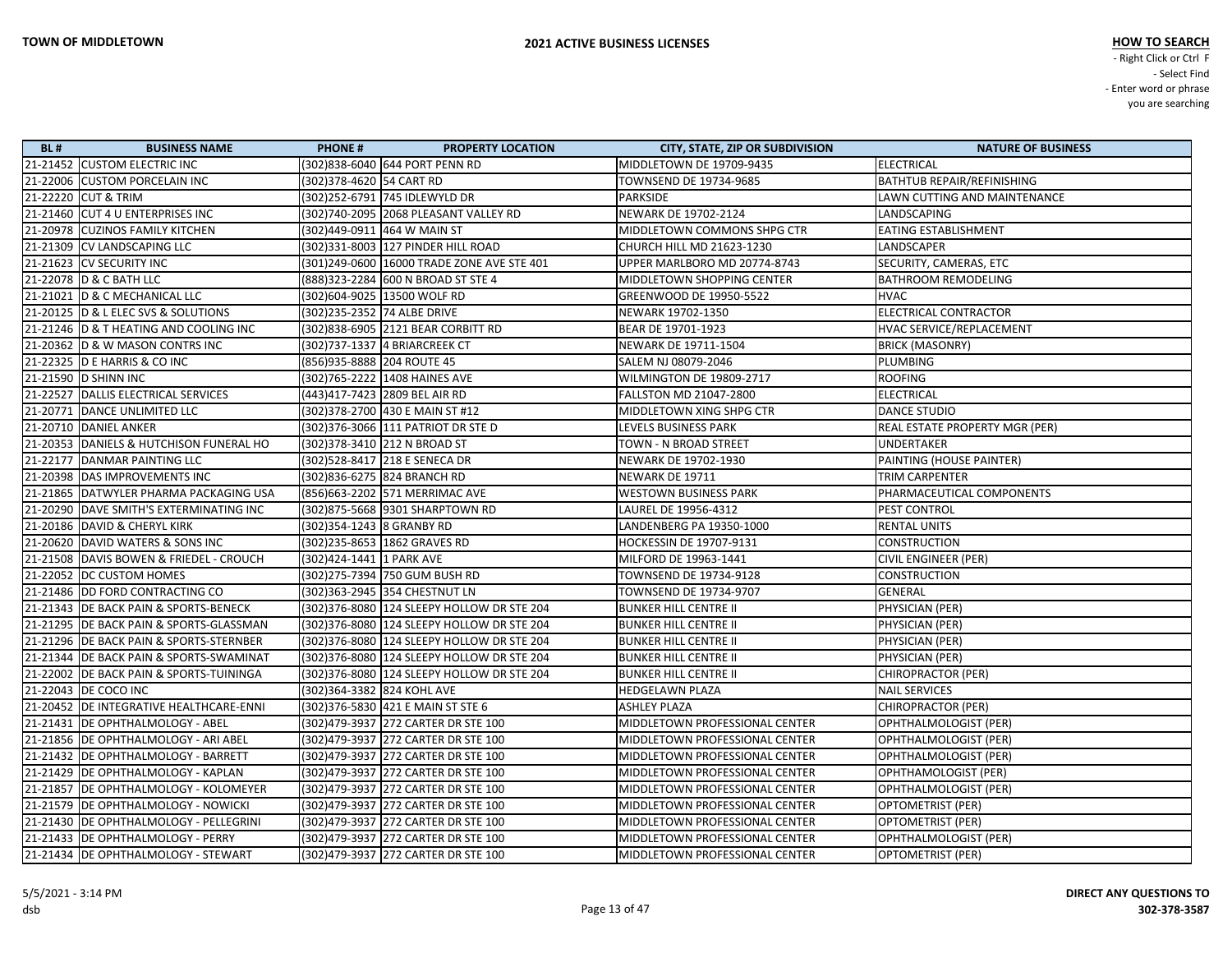# TOWN OF MIDDLETOWN

## 2021 ACTIVE BUSINESS LICENSES

**HOW TO SEARCH**
- Right Click or Ctrl F
- Select Find
- Enter word or phrase you are searching

| BL # | BUSINESS NAME | PHONE # | PROPERTY LOCATION | CITY, STATE, ZIP OR SUBDIVISION | NATURE OF BUSINESS |
|---|---|---|---|---|---|
| 21-21452 | CUSTOM ELECTRIC INC | (302)838-6040 | 644 PORT PENN RD | MIDDLETOWN DE 19709-9435 | ELECTRICAL |
| 21-22006 | CUSTOM PORCELAIN INC | (302)378-4620 | 54 CART RD | TOWNSEND DE 19734-9685 | BATHTUB REPAIR/REFINISHING |
| 21-22220 | CUT & TRIM | (302)252-6791 | 745 IDLEWYLD DR | PARKSIDE | LAWN CUTTING AND MAINTENANCE |
| 21-21460 | CUT 4 U ENTERPRISES INC | (302)740-2095 | 2068 PLEASANT VALLEY RD | NEWARK DE 19702-2124 | LANDSCAPING |
| 21-20978 | CUZINOS FAMILY KITCHEN | (302)449-0911 | 464 W MAIN ST | MIDDLETOWN COMMONS SHPG CTR | EATING ESTABLISHMENT |
| 21-21309 | CV LANDSCAPING LLC | (302)331-8003 | 127 PINDER HILL ROAD | CHURCH HILL MD 21623-1230 | LANDSCAPER |
| 21-21623 | CV SECURITY INC | (301)249-0600 | 16000 TRADE ZONE AVE STE 401 | UPPER MARLBORO MD 20774-8743 | SECURITY, CAMERAS, ETC |
| 21-22078 | D & C BATH LLC | (888)323-2284 | 600 N BROAD ST STE 4 | MIDDLETOWN SHOPPING CENTER | BATHROOM REMODELING |
| 21-21021 | D & C MECHANICAL LLC | (302)604-9025 | 13500 WOLF RD | GREENWOOD DE 19950-5522 | HVAC |
| 21-20125 | D & L ELEC SVS & SOLUTIONS | (302)235-2352 | 74 ALBE DRIVE | NEWARK 19702-1350 | ELECTRICAL CONTRACTOR |
| 21-21246 | D & T HEATING AND COOLING INC | (302)838-6905 | 2121 BEAR CORBITT RD | BEAR DE 19701-1923 | HVAC SERVICE/REPLACEMENT |
| 21-20362 | D & W MASON CONTRS INC | (302)737-1337 | 4 BRIARCREEK CT | NEWARK DE 19711-1504 | BRICK (MASONRY) |
| 21-22325 | D E HARRIS & CO INC | (856)935-8888 | 204 ROUTE 45 | SALEM NJ 08079-2046 | PLUMBING |
| 21-21590 | D SHINN INC | (302)765-2222 | 1408 HAINES AVE | WILMINGTON DE 19809-2717 | ROOFING |
| 21-22527 | DALLIS ELECTRICAL SERVICES | (443)417-7423 | 2809 BEL AIR RD | FALLSTON MD 21047-2800 | ELECTRICAL |
| 21-20771 | DANCE UNLIMITED LLC | (302)378-2700 | 430 E MAIN ST #12 | MIDDLETOWN XING SHPG CTR | DANCE STUDIO |
| 21-20710 | DANIEL ANKER | (302)376-3066 | 111 PATRIOT DR STE D | LEVELS BUSINESS PARK | REAL ESTATE PROPERTY MGR (PER) |
| 21-20353 | DANIELS & HUTCHISON FUNERAL HO | (302)378-3410 | 212 N BROAD ST | TOWN - N BROAD STREET | UNDERTAKER |
| 21-22177 | DANMAR PAINTING LLC | (302)528-8417 | 218 E SENECA DR | NEWARK DE 19702-1930 | PAINTING (HOUSE PAINTER) |
| 21-20398 | DAS IMPROVEMENTS INC | (302)836-6275 | 824 BRANCH RD | NEWARK DE 19711 | TRIM CARPENTER |
| 21-21865 | DATWYLER PHARMA PACKAGING USA | (856)663-2202 | 571 MERRIMAC AVE | WESTOWN BUSINESS PARK | PHARMACEUTICAL COMPONENTS |
| 21-20290 | DAVE SMITH'S EXTERMINATING INC | (302)875-5668 | 9301 SHARPTOWN RD | LAUREL DE 19956-4312 | PEST CONTROL |
| 21-20186 | DAVID & CHERYL KIRK | (302)354-1243 | 8 GRANBY RD | LANDENBERG PA 19350-1000 | RENTAL UNITS |
| 21-20620 | DAVID WATERS & SONS INC | (302)235-8653 | 1862 GRAVES RD | HOCKESSIN DE 19707-9131 | CONSTRUCTION |
| 21-21508 | DAVIS BOWEN & FRIEDEL - CROUCH | (302)424-1441 | 1 PARK AVE | MILFORD DE 19963-1441 | CIVIL ENGINEER (PER) |
| 21-22052 | DC CUSTOM HOMES | (302)275-7394 | 750 GUM BUSH RD | TOWNSEND DE 19734-9128 | CONSTRUCTION |
| 21-21486 | DD FORD CONTRACTING CO | (302)363-2945 | 354 CHESTNUT LN | TOWNSEND DE 19734-9707 | GENERAL |
| 21-21343 | DE BACK PAIN & SPORTS-BENECK | (302)376-8080 | 124 SLEEPY HOLLOW DR STE 204 | BUNKER HILL CENTRE II | PHYSICIAN (PER) |
| 21-21295 | DE BACK PAIN & SPORTS-GLASSMAN | (302)376-8080 | 124 SLEEPY HOLLOW DR STE 204 | BUNKER HILL CENTRE II | PHYSICIAN (PER) |
| 21-21296 | DE BACK PAIN & SPORTS-STERNBER | (302)376-8080 | 124 SLEEPY HOLLOW DR STE 204 | BUNKER HILL CENTRE II | PHYSICIAN (PER) |
| 21-21344 | DE BACK PAIN & SPORTS-SWAMINAT | (302)376-8080 | 124 SLEEPY HOLLOW DR STE 204 | BUNKER HILL CENTRE II | PHYSICIAN (PER) |
| 21-22002 | DE BACK PAIN & SPORTS-TUININGA | (302)376-8080 | 124 SLEEPY HOLLOW DR STE 204 | BUNKER HILL CENTRE II | CHIROPRACTOR (PER) |
| 21-22043 | DE COCO INC | (302)364-3382 | 824 KOHL AVE | HEDGELAWN PLAZA | NAIL SERVICES |
| 21-20452 | DE INTEGRATIVE HEALTHCARE-ENNI | (302)376-5830 | 421 E MAIN ST STE 6 | ASHLEY PLAZA | CHIROPRACTOR (PER) |
| 21-21431 | DE OPHTHALMOLOGY - ABEL | (302)479-3937 | 272 CARTER DR STE 100 | MIDDLETOWN PROFESSIONAL CENTER | OPHTHALMOLOGIST (PER) |
| 21-21856 | DE OPHTHALMOLOGY - ARI ABEL | (302)479-3937 | 272 CARTER DR STE 100 | MIDDLETOWN PROFESSIONAL CENTER | OPHTHALMOLOGIST (PER) |
| 21-21432 | DE OPHTHALMOLOGY - BARRETT | (302)479-3937 | 272 CARTER DR STE 100 | MIDDLETOWN PROFESSIONAL CENTER | OPHTHALMOLOGIST (PER) |
| 21-21429 | DE OPHTHALMOLOGY - KAPLAN | (302)479-3937 | 272 CARTER DR STE 100 | MIDDLETOWN PROFESSIONAL CENTER | OPHTHAMOLOGIST (PER) |
| 21-21857 | DE OPHTHALMOLOGY - KOLOMEYER | (302)479-3937 | 272 CARTER DR STE 100 | MIDDLETOWN PROFESSIONAL CENTER | OPHTHALMOLOGIST (PER) |
| 21-21579 | DE OPHTHALMOLOGY - NOWICKI | (302)479-3937 | 272 CARTER DR STE 100 | MIDDLETOWN PROFESSIONAL CENTER | OPTOMETRIST (PER) |
| 21-21430 | DE OPHTHALMOLOGY - PELLEGRINI | (302)479-3937 | 272 CARTER DR STE 100 | MIDDLETOWN PROFESSIONAL CENTER | OPTOMETRIST (PER) |
| 21-21433 | DE OPHTHALMOLOGY - PERRY | (302)479-3937 | 272 CARTER DR STE 100 | MIDDLETOWN PROFESSIONAL CENTER | OPHTHALMOLOGIST (PER) |
| 21-21434 | DE OPHTHALMOLOGY - STEWART | (302)479-3937 | 272 CARTER DR STE 100 | MIDDLETOWN PROFESSIONAL CENTER | OPTOMETRIST (PER) |

5/5/2021 - 3:14 PM
dsb

**DIRECT ANY QUESTIONS TO 302-378-3587**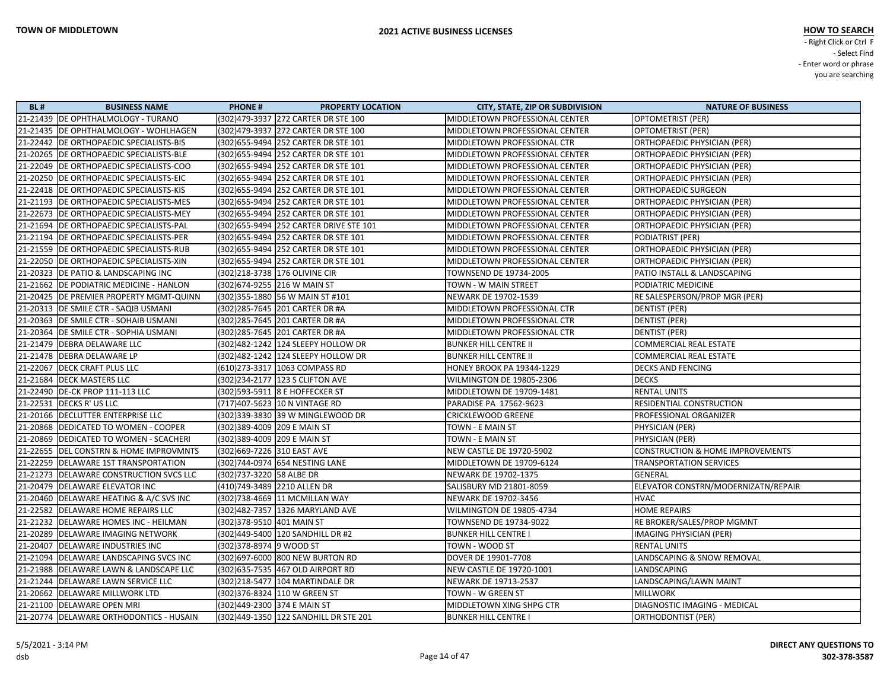**TOWN OF MIDDLETOWN**

**2021 ACTIVE BUSINESS LICENSES**

**HOW TO SEARCH**
- Right Click or Ctrl F
- Select Find
- Enter word or phrase you are searching

| BL # | BUSINESS NAME | PHONE # | PROPERTY LOCATION | CITY, STATE, ZIP OR SUBDIVISION | NATURE OF BUSINESS |
|---|---|---|---|---|---|
| 21-21439 | DE OPHTHALMOLOGY - TURANO | (302)479-3937 | 272 CARTER DR STE 100 | MIDDLETOWN PROFESSIONAL CENTER | OPTOMETRIST (PER) |
| 21-21435 | DE OPHTHALMOLOGY - WOHLHAGEN | (302)479-3937 | 272 CARTER DR STE 100 | MIDDLETOWN PROFESSIONAL CENTER | OPTOMETRIST (PER) |
| 21-22442 | DE ORTHOPAEDIC SPECIALISTS-BIS | (302)655-9494 | 252 CARTER DR STE 101 | MIDDLETOWN PROFESSIONAL CTR | ORTHOPAEDIC PHYSICIAN (PER) |
| 21-20265 | DE ORTHOPAEDIC SPECIALISTS-BLE | (302)655-9494 | 252 CARTER DR STE 101 | MIDDLETOWN PROFESSIONAL CENTER | ORTHOPAEDIC PHYSICIAN (PER) |
| 21-22049 | DE ORTHOPAEDIC SPECIALISTS-COO | (302)655-9494 | 252 CARTER DR STE 101 | MIDDLETOWN PROFESSIONAL CENTER | ORTHOPAEDIC PHYSICIAN (PER) |
| 21-20250 | DE ORTHOPAEDIC SPECIALISTS-EIC | (302)655-9494 | 252 CARTER DR STE 101 | MIDDLETOWN PROFESSIONAL CENTER | ORTHOPAEDIC PHYSICIAN (PER) |
| 21-22418 | DE ORTHOPAEDIC SPECIALISTS-KIS | (302)655-9494 | 252 CARTER DR STE 101 | MIDDLETOWN PROFESSIONAL CENTER | ORTHOPAEDIC SURGEON |
| 21-21193 | DE ORTHOPAEDIC SPECIALISTS-MES | (302)655-9494 | 252 CARTER DR STE 101 | MIDDLETOWN PROFESSIONAL CENTER | ORTHOPAEDIC PHYSICIAN (PER) |
| 21-22673 | DE ORTHOPAEDIC SPECIALISTS-MEY | (302)655-9494 | 252 CARTER DR STE 101 | MIDDLETOWN PROFESSIONAL CENTER | ORTHOPAEDIC PHYSICIAN (PER) |
| 21-21694 | DE ORTHOPAEDIC SPECIALISTS-PAL | (302)655-9494 | 252 CARTER DRIVE STE 101 | MIDDLETOWN PROFESSIONAL CENTER | ORTHOPAEDIC PHYSICIAN (PER) |
| 21-21194 | DE ORTHOPAEDIC SPECIALISTS-PER | (302)655-9494 | 252 CARTER DR STE 101 | MIDDLETOWN PROFESSIONAL CENTER | PODIATRIST (PER) |
| 21-21559 | DE ORTHOPAEDIC SPECIALISTS-RUB | (302)655-9494 | 252 CARTER DR STE 101 | MIDDLETOWN PROFESSIONAL CENTER | ORTHOPAEDIC PHYSICIAN (PER) |
| 21-22050 | DE ORTHOPAEDIC SPECIALISTS-XIN | (302)655-9494 | 252 CARTER DR STE 101 | MIDDLETOWN PROFESSIONAL CENTER | ORTHOPAEDIC PHYSICIAN (PER) |
| 21-20323 | DE PATIO & LANDSCAPING INC | (302)218-3738 | 176 OLIVINE CIR | TOWNSEND DE 19734-2005 | PATIO INSTALL & LANDSCAPING |
| 21-21662 | DE PODIATRIC MEDICINE - HANLON | (302)674-9255 | 216 W MAIN ST | TOWN - W MAIN STREET | PODIATRIC MEDICINE |
| 21-20425 | DE PREMIER PROPERTY MGMT-QUINN | (302)355-1880 | 56 W MAIN ST #101 | NEWARK DE 19702-1539 | RE SALESPERSON/PROP MGR (PER) |
| 21-20313 | DE SMILE CTR - SAQIB USMANI | (302)285-7645 | 201 CARTER DR #A | MIDDLETOWN PROFESSIONAL CTR | DENTIST (PER) |
| 21-20363 | DE SMILE CTR - SOHAIB USMANI | (302)285-7645 | 201 CARTER DR #A | MIDDLETOWN PROFESSIONAL CTR | DENTIST (PER) |
| 21-20364 | DE SMILE CTR - SOPHIA USMANI | (302)285-7645 | 201 CARTER DR #A | MIDDLETOWN PROFESSIONAL CTR | DENTIST (PER) |
| 21-21479 | DEBRA DELAWARE LLC | (302)482-1242 | 124 SLEEPY HOLLOW DR | BUNKER HILL CENTRE II | COMMERCIAL REAL ESTATE |
| 21-21478 | DEBRA DELAWARE LP | (302)482-1242 | 124 SLEEPY HOLLOW DR | BUNKER HILL CENTRE II | COMMERCIAL REAL ESTATE |
| 21-22067 | DECK CRAFT PLUS LLC | (610)273-3317 | 1063 COMPASS RD | HONEY BROOK PA 19344-1229 | DECKS AND FENCING |
| 21-21684 | DECK MASTERS LLC | (302)234-2177 | 123 S CLIFTON AVE | WILMINGTON DE 19805-2306 | DECKS |
| 21-22490 | DE-CK PROP 111-113 LLC | (302)593-5911 | 8 E HOFFECKER ST | MIDDLETOWN DE 19709-1481 | RENTAL UNITS |
| 21-22531 | DECKS R' US LLC | (717)407-5623 | 10 N VINTAGE RD | PARADISE PA 17562-9623 | RESIDENTIAL CONSTRUCTION |
| 21-20166 | DECLUTTER ENTERPRISE LLC | (302)339-3830 | 39 W MINGLEWOOD DR | CRICKLEWOOD GREENE | PROFESSIONAL ORGANIZER |
| 21-20868 | DEDICATED TO WOMEN - COOPER | (302)389-4009 | 209 E MAIN ST | TOWN - E MAIN ST | PHYSICIAN (PER) |
| 21-20869 | DEDICATED TO WOMEN - SCACHERI | (302)389-4009 | 209 E MAIN ST | TOWN - E MAIN ST | PHYSICIAN (PER) |
| 21-22655 | DEL CONSTRN & HOME IMPROVMNTS | (302)669-7226 | 310 EAST AVE | NEW CASTLE DE 19720-5902 | CONSTRUCTION & HOME IMPROVEMENTS |
| 21-22259 | DELAWARE 1ST TRANSPORTATION | (302)744-0974 | 654 NESTING LANE | MIDDLETOWN DE 19709-6124 | TRANSPORTATION SERVICES |
| 21-21273 | DELAWARE CONSTRUCTION SVCS LLC | (302)737-3220 | 58 ALBE DR | NEWARK DE 19702-1375 | GENERAL |
| 21-20479 | DELAWARE ELEVATOR INC | (410)749-3489 | 2210 ALLEN DR | SALISBURY MD 21801-8059 | ELEVATOR CONSTRN/MODERNIZATN/REPAIR |
| 21-20460 | DELAWARE HEATING & A/C SVS INC | (302)738-4669 | 11 MCMILLAN WAY | NEWARK DE 19702-3456 | HVAC |
| 21-22582 | DELAWARE HOME REPAIRS LLC | (302)482-7357 | 1326 MARYLAND AVE | WILMINGTON DE 19805-4734 | HOME REPAIRS |
| 21-21232 | DELAWARE HOMES INC - HEILMAN | (302)378-9510 | 401 MAIN ST | TOWNSEND DE 19734-9022 | RE BROKER/SALES/PROP MGMNT |
| 21-20289 | DELAWARE IMAGING NETWORK | (302)449-5400 | 120 SANDHILL DR #2 | BUNKER HILL CENTRE I | IMAGING PHYSICIAN (PER) |
| 21-20407 | DELAWARE INDUSTRIES INC | (302)378-8974 | 9 WOOD ST | TOWN - WOOD ST | RENTAL UNITS |
| 21-21094 | DELAWARE LANDSCAPING SVCS INC | (302)697-6000 | 800 NEW BURTON RD | DOVER DE 19901-7708 | LANDSCAPING & SNOW REMOVAL |
| 21-21988 | DELAWARE LAWN & LANDSCAPE LLC | (302)635-7535 | 467 OLD AIRPORT RD | NEW CASTLE DE 19720-1001 | LANDSCAPING |
| 21-21244 | DELAWARE LAWN SERVICE LLC | (302)218-5477 | 104 MARTINDALE DR | NEWARK DE 19713-2537 | LANDSCAPING/LAWN MAINT |
| 21-20662 | DELAWARE MILLWORK LTD | (302)376-8324 | 110 W GREEN ST | TOWN - W GREEN ST | MILLWORK |
| 21-21100 | DELAWARE OPEN MRI | (302)449-2300 | 374 E MAIN ST | MIDDLETOWN XING SHPG CTR | DIAGNOSTIC IMAGING - MEDICAL |
| 21-20774 | DELAWARE ORTHODONTICS - HUSAIN | (302)449-1350 | 122 SANDHILL DR STE 201 | BUNKER HILL CENTRE I | ORTHODONTIST (PER) |

5/5/2021 - 3:14 PM
dsb

**DIRECT ANY QUESTIONS TO 302-378-3587**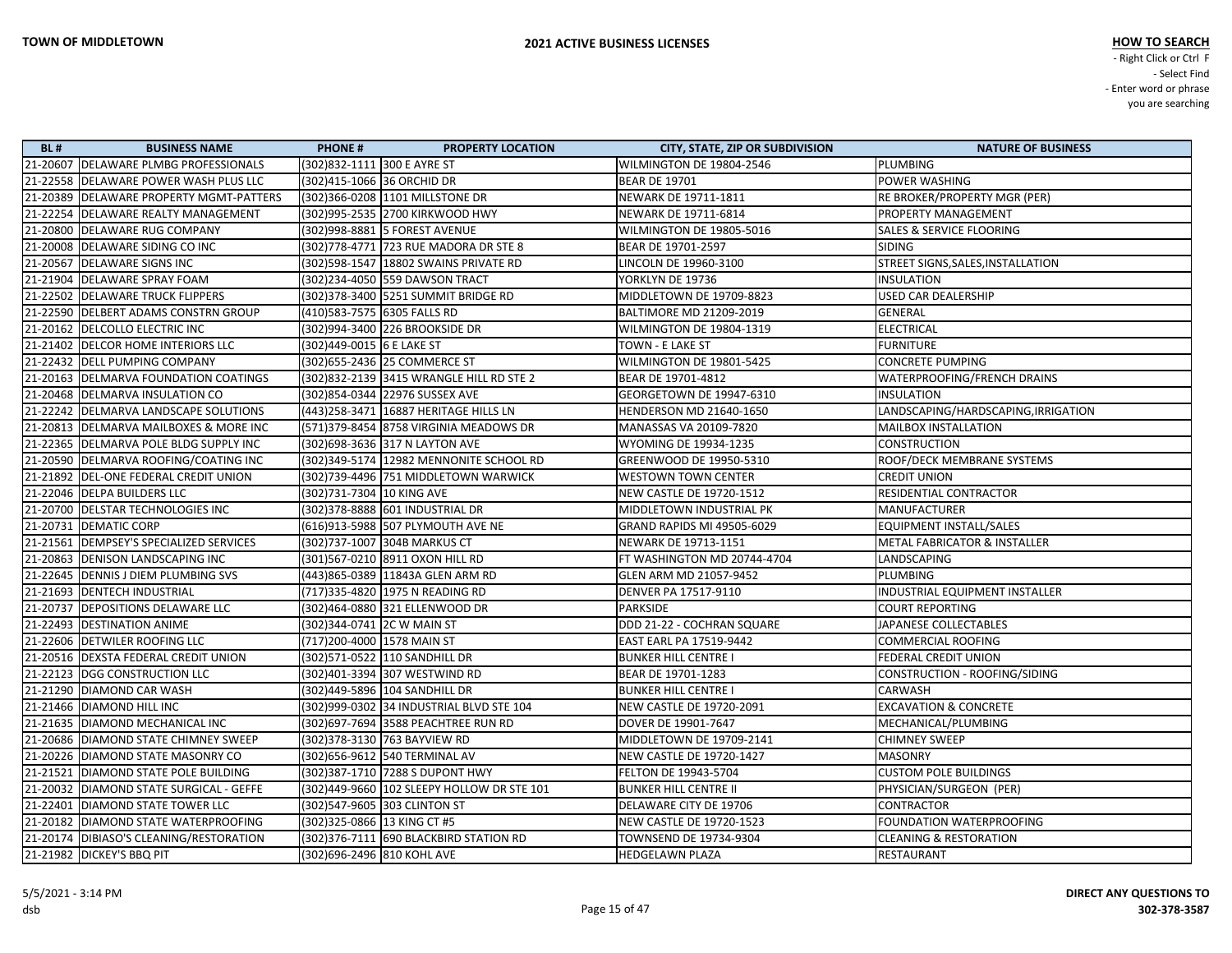**TOWN OF MIDDLETOWN**

**2021 ACTIVE BUSINESS LICENSES**

**HOW TO SEARCH**
- Right Click or Ctrl F
- Select Find
- Enter word or phrase you are searching

| BL # | BUSINESS NAME | PHONE # | PROPERTY LOCATION | CITY, STATE, ZIP OR SUBDIVISION | NATURE OF BUSINESS |
|---|---|---|---|---|---|
| 21-20607 | DELAWARE PLMBG PROFESSIONALS | (302)832-1111 | 300 E AYRE ST | WILMINGTON DE 19804-2546 | PLUMBING |
| 21-22558 | DELAWARE POWER WASH PLUS LLC | (302)415-1066 | 36 ORCHID DR | BEAR DE 19701 | POWER WASHING |
| 21-20389 | DELAWARE PROPERTY MGMT-PATTERS | (302)366-0208 | 1101 MILLSTONE DR | NEWARK DE 19711-1811 | RE BROKER/PROPERTY MGR (PER) |
| 21-22254 | DELAWARE REALTY MANAGEMENT | (302)995-2535 | 2700 KIRKWOOD HWY | NEWARK DE 19711-6814 | PROPERTY MANAGEMENT |
| 21-20800 | DELAWARE RUG COMPANY | (302)998-8881 | 5 FOREST AVENUE | WILMINGTON DE 19805-5016 | SALES & SERVICE FLOORING |
| 21-20008 | DELAWARE SIDING CO INC | (302)778-4771 | 723 RUE MADORA DR STE 8 | BEAR DE 19701-2597 | SIDING |
| 21-20567 | DELAWARE SIGNS INC | (302)598-1547 | 18802 SWAINS PRIVATE RD | LINCOLN DE 19960-3100 | STREET SIGNS,SALES,INSTALLATION |
| 21-21904 | DELAWARE SPRAY FOAM | (302)234-4050 | 559 DAWSON TRACT | YORKLYN DE 19736 | INSULATION |
| 21-22502 | DELAWARE TRUCK FLIPPERS | (302)378-3400 | 5251 SUMMIT BRIDGE RD | MIDDLETOWN DE 19709-8823 | USED CAR DEALERSHIP |
| 21-22590 | DELBERT ADAMS CONSTRN GROUP | (410)583-7575 | 6305 FALLS RD | BALTIMORE MD 21209-2019 | GENERAL |
| 21-20162 | DELCOLLO ELECTRIC INC | (302)994-3400 | 226 BROOKSIDE DR | WILMINGTON DE 19804-1319 | ELECTRICAL |
| 21-21402 | DELCOR HOME INTERIORS LLC | (302)449-0015 | 6 E LAKE ST | TOWN - E LAKE ST | FURNITURE |
| 21-22432 | DELL PUMPING COMPANY | (302)655-2436 | 25 COMMERCE ST | WILMINGTON DE 19801-5425 | CONCRETE PUMPING |
| 21-20163 | DELMARVA FOUNDATION COATINGS | (302)832-2139 | 3415 WRANGLE HILL RD STE 2 | BEAR DE 19701-4812 | WATERPROOFING/FRENCH DRAINS |
| 21-20468 | DELMARVA INSULATION CO | (302)854-0344 | 22976 SUSSEX AVE | GEORGETOWN DE 19947-6310 | INSULATION |
| 21-22242 | DELMARVA LANDSCAPE SOLUTIONS | (443)258-3471 | 16887 HERITAGE HILLS LN | HENDERSON MD 21640-1650 | LANDSCAPING/HARDSCAPING,IRRIGATION |
| 21-20813 | DELMARVA MAILBOXES & MORE INC | (571)379-8454 | 8758 VIRGINIA MEADOWS DR | MANASSAS VA 20109-7820 | MAILBOX INSTALLATION |
| 21-22365 | DELMARVA POLE BLDG SUPPLY INC | (302)698-3636 | 317 N LAYTON AVE | WYOMING DE 19934-1235 | CONSTRUCTION |
| 21-20590 | DELMARVA ROOFING/COATING INC | (302)349-5174 | 12982 MENNONITE SCHOOL RD | GREENWOOD DE 19950-5310 | ROOF/DECK MEMBRANE SYSTEMS |
| 21-21892 | DEL-ONE FEDERAL CREDIT UNION | (302)739-4496 | 751 MIDDLETOWN WARWICK | WESTOWN TOWN CENTER | CREDIT UNION |
| 21-22046 | DELPA BUILDERS LLC | (302)731-7304 | 10 KING AVE | NEW CASTLE DE 19720-1512 | RESIDENTIAL CONTRACTOR |
| 21-20700 | DELSTAR TECHNOLOGIES INC | (302)378-8888 | 601 INDUSTRIAL DR | MIDDLETOWN INDUSTRIAL PK | MANUFACTURER |
| 21-20731 | DEMATIC CORP | (616)913-5988 | 507 PLYMOUTH AVE NE | GRAND RAPIDS MI 49505-6029 | EQUIPMENT INSTALL/SALES |
| 21-21561 | DEMPSEY'S SPECIALIZED SERVICES | (302)737-1007 | 304B MARKUS CT | NEWARK DE 19713-1151 | METAL FABRICATOR & INSTALLER |
| 21-20863 | DENISON LANDSCAPING INC | (301)567-0210 | 8911 OXON HILL RD | FT WASHINGTON MD 20744-4704 | LANDSCAPING |
| 21-22645 | DENNIS J DIEM PLUMBING SVS | (443)865-0389 | 11843A GLEN ARM RD | GLEN ARM MD 21057-9452 | PLUMBING |
| 21-21693 | DENTECH INDUSTRIAL | (717)335-4820 | 1975 N READING RD | DENVER PA 17517-9110 | INDUSTRIAL EQUIPMENT INSTALLER |
| 21-20737 | DEPOSITIONS DELAWARE LLC | (302)464-0880 | 321 ELLENWOOD DR | PARKSIDE | COURT REPORTING |
| 21-22493 | DESTINATION ANIME | (302)344-0741 | 2C W MAIN ST | DDD 21-22 - COCHRAN SQUARE | JAPANESE COLLECTABLES |
| 21-22606 | DETWILER ROOFING LLC | (717)200-4000 | 1578 MAIN ST | EAST EARL PA 17519-9442 | COMMERCIAL ROOFING |
| 21-20516 | DEXSTA FEDERAL CREDIT UNION | (302)571-0522 | 110 SANDHILL DR | BUNKER HILL CENTRE I | FEDERAL CREDIT UNION |
| 21-22123 | DGG CONSTRUCTION LLC | (302)401-3394 | 307 WESTWIND RD | BEAR DE 19701-1283 | CONSTRUCTION - ROOFING/SIDING |
| 21-21290 | DIAMOND CAR WASH | (302)449-5896 | 104 SANDHILL DR | BUNKER HILL CENTRE I | CARWASH |
| 21-21466 | DIAMOND HILL INC | (302)999-0302 | 34 INDUSTRIAL BLVD STE 104 | NEW CASTLE DE 19720-2091 | EXCAVATION & CONCRETE |
| 21-21635 | DIAMOND MECHANICAL INC | (302)697-7694 | 3588 PEACHTREE RUN RD | DOVER DE 19901-7647 | MECHANICAL/PLUMBING |
| 21-20686 | DIAMOND STATE CHIMNEY SWEEP | (302)378-3130 | 763 BAYVIEW RD | MIDDLETOWN DE 19709-2141 | CHIMNEY SWEEP |
| 21-20226 | DIAMOND STATE MASONRY CO | (302)656-9612 | 540 TERMINAL AV | NEW CASTLE DE 19720-1427 | MASONRY |
| 21-21521 | DIAMOND STATE POLE BUILDING | (302)387-1710 | 7288 S DUPONT HWY | FELTON DE 19943-5704 | CUSTOM POLE BUILDINGS |
| 21-20032 | DIAMOND STATE SURGICAL - GEFFE | (302)449-9660 | 102 SLEEPY HOLLOW DR STE 101 | BUNKER HILL CENTRE II | PHYSICIAN/SURGEON (PER) |
| 21-22401 | DIAMOND STATE TOWER LLC | (302)547-9605 | 303 CLINTON ST | DELAWARE CITY DE 19706 | CONTRACTOR |
| 21-20182 | DIAMOND STATE WATERPROOFING | (302)325-0866 | 13 KING CT #5 | NEW CASTLE DE 19720-1523 | FOUNDATION WATERPROOFING |
| 21-20174 | DIBIASO'S CLEANING/RESTORATION | (302)376-7111 | 690 BLACKBIRD STATION RD | TOWNSEND DE 19734-9304 | CLEANING & RESTORATION |
| 21-21982 | DICKEY'S BBQ PIT | (302)696-2496 | 810 KOHL AVE | HEDGELAWN PLAZA | RESTAURANT |

5/5/2021 - 3:14 PM
dsb

**DIRECT ANY QUESTIONS TO 302-378-3587**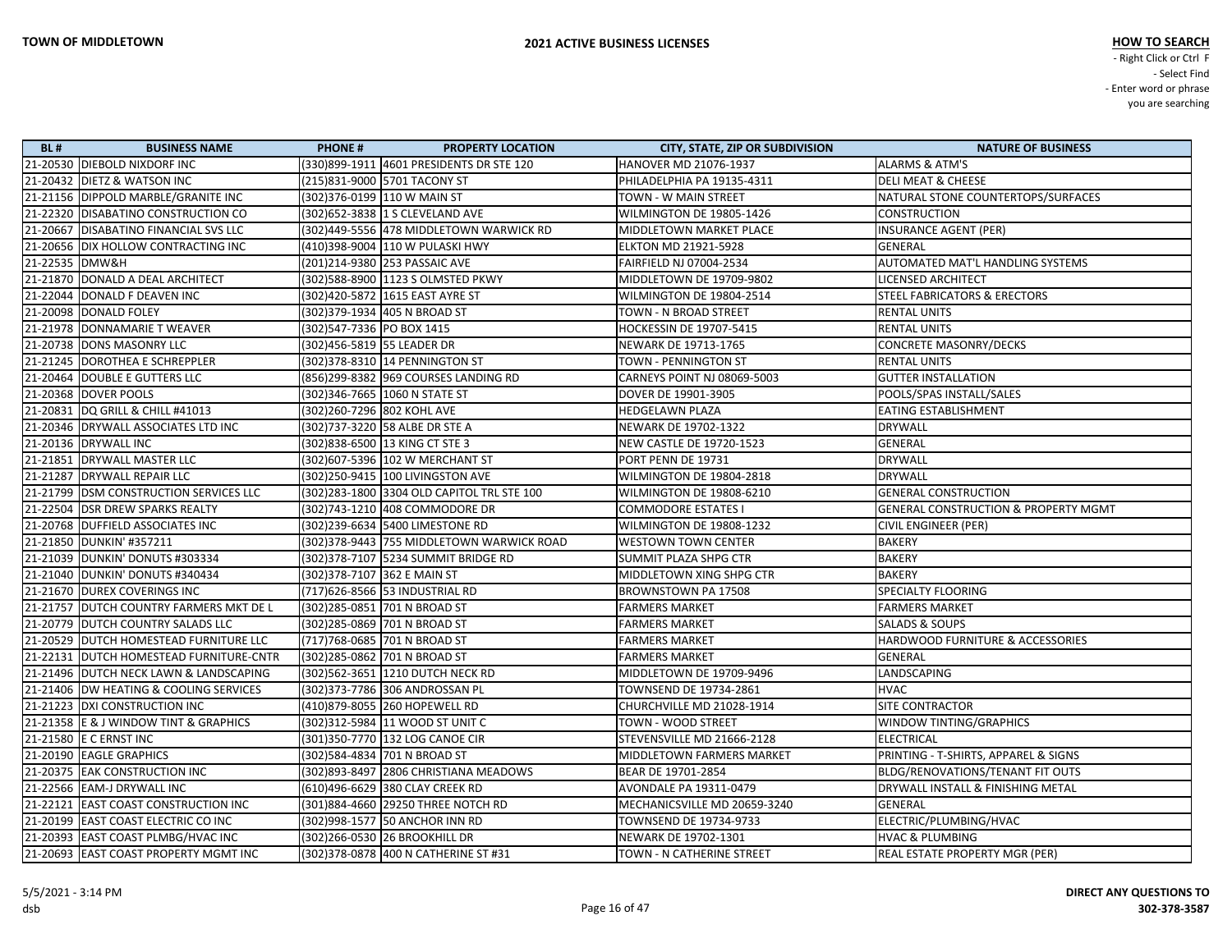**TOWN OF MIDDLETOWN**

**2021 ACTIVE BUSINESS LICENSES**

**HOW TO SEARCH**
- Right Click or Ctrl F
- Select Find
- Enter word or phrase you are searching

| BL # | BUSINESS NAME | PHONE # | PROPERTY LOCATION | CITY, STATE, ZIP OR SUBDIVISION | NATURE OF BUSINESS |
|---|---|---|---|---|---|
| 21-20530 | DIEBOLD NIXDORF INC | (330)899-1911 | 4601 PRESIDENTS DR STE 120 | HANOVER MD 21076-1937 | ALARMS & ATM'S |
| 21-20432 | DIETZ & WATSON INC | (215)831-9000 | 5701 TACONY ST | PHILADELPHIA PA 19135-4311 | DELI MEAT & CHEESE |
| 21-21156 | DIPPOLD MARBLE/GRANITE INC | (302)376-0199 | 110 W MAIN ST | TOWN - W MAIN STREET | NATURAL STONE COUNTERTOPS/SURFACES |
| 21-22320 | DISABATINO CONSTRUCTION CO | (302)652-3838 | 1 S CLEVELAND AVE | WILMINGTON DE 19805-1426 | CONSTRUCTION |
| 21-20667 | DISABATINO FINANCIAL SVS LLC | (302)449-5556 | 478 MIDDLETOWN WARWICK RD | MIDDLETOWN MARKET PLACE | INSURANCE AGENT (PER) |
| 21-20656 | DIX HOLLOW CONTRACTING INC | (410)398-9004 | 110 W PULASKI HWY | ELKTON MD 21921-5928 | GENERAL |
| 21-22535 | DMW&H | (201)214-9380 | 253 PASSAIC AVE | FAIRFIELD NJ 07004-2534 | AUTOMATED MAT'L HANDLING SYSTEMS |
| 21-21870 | DONALD A DEAL ARCHITECT | (302)588-8900 | 1123 S OLMSTED PKWY | MIDDLETOWN DE 19709-9802 | LICENSED ARCHITECT |
| 21-22044 | DONALD F DEAVEN INC | (302)420-5872 | 1615 EAST AYRE ST | WILMINGTON DE 19804-2514 | STEEL FABRICATORS & ERECTORS |
| 21-20098 | DONALD FOLEY | (302)379-1934 | 405 N BROAD ST | TOWN - N BROAD STREET | RENTAL UNITS |
| 21-21978 | DONNAMARIE T WEAVER | (302)547-7336 | PO BOX 1415 | HOCKESSIN DE 19707-5415 | RENTAL UNITS |
| 21-20738 | DONS MASONRY LLC | (302)456-5819 | 55 LEADER DR | NEWARK DE 19713-1765 | CONCRETE MASONRY/DECKS |
| 21-21245 | DOROTHEA E SCHREPPLER | (302)378-8310 | 14 PENNINGTON ST | TOWN - PENNINGTON ST | RENTAL UNITS |
| 21-20464 | DOUBLE E GUTTERS LLC | (856)299-8382 | 969 COURSES LANDING RD | CARNEYS POINT NJ 08069-5003 | GUTTER INSTALLATION |
| 21-20368 | DOVER POOLS | (302)346-7665 | 1060 N STATE ST | DOVER DE 19901-3905 | POOLS/SPAS INSTALL/SALES |
| 21-20831 | DQ GRILL & CHILL #41013 | (302)260-7296 | 802 KOHL AVE | HEDGELAWN PLAZA | EATING ESTABLISHMENT |
| 21-20346 | DRYWALL ASSOCIATES LTD INC | (302)737-3220 | 58 ALBE DR STE A | NEWARK DE 19702-1322 | DRYWALL |
| 21-20136 | DRYWALL INC | (302)838-6500 | 13 KING CT STE 3 | NEW CASTLE DE 19720-1523 | GENERAL |
| 21-21851 | DRYWALL MASTER LLC | (302)607-5396 | 102 W MERCHANT ST | PORT PENN DE 19731 | DRYWALL |
| 21-21287 | DRYWALL REPAIR LLC | (302)250-9415 | 100 LIVINGSTON AVE | WILMINGTON DE 19804-2818 | DRYWALL |
| 21-21799 | DSM CONSTRUCTION SERVICES LLC | (302)283-1800 | 3304 OLD CAPITOL TRL STE 100 | WILMINGTON DE 19808-6210 | GENERAL CONSTRUCTION |
| 21-22504 | DSR DREW SPARKS REALTY | (302)743-1210 | 408 COMMODORE DR | COMMODORE ESTATES I | GENERAL CONSTRUCTION & PROPERTY MGMT |
| 21-20768 | DUFFIELD ASSOCIATES INC | (302)239-6634 | 5400 LIMESTONE RD | WILMINGTON DE 19808-1232 | CIVIL ENGINEER (PER) |
| 21-21850 | DUNKIN' #357211 | (302)378-9443 | 755 MIDDLETOWN WARWICK ROAD | WESTOWN TOWN CENTER | BAKERY |
| 21-21039 | DUNKIN' DONUTS #303334 | (302)378-7107 | 5234 SUMMIT BRIDGE RD | SUMMIT PLAZA SHPG CTR | BAKERY |
| 21-21040 | DUNKIN' DONUTS #340434 | (302)378-7107 | 362 E MAIN ST | MIDDLETOWN XING SHPG CTR | BAKERY |
| 21-21670 | DUREX COVERINGS INC | (717)626-8566 | 53 INDUSTRIAL RD | BROWNSTOWN PA 17508 | SPECIALTY FLOORING |
| 21-21757 | DUTCH COUNTRY FARMERS MKT DE L | (302)285-0851 | 701 N BROAD ST | FARMERS MARKET | FARMERS MARKET |
| 21-20779 | DUTCH COUNTRY SALADS LLC | (302)285-0869 | 701 N BROAD ST | FARMERS MARKET | SALADS & SOUPS |
| 21-20529 | DUTCH HOMESTEAD FURNITURE LLC | (717)768-0685 | 701 N BROAD ST | FARMERS MARKET | HARDWOOD FURNITURE & ACCESSORIES |
| 21-22131 | DUTCH HOMESTEAD FURNITURE-CNTR | (302)285-0862 | 701 N BROAD ST | FARMERS MARKET | GENERAL |
| 21-21496 | DUTCH NECK LAWN & LANDSCAPING | (302)562-3651 | 1210 DUTCH NECK RD | MIDDLETOWN DE 19709-9496 | LANDSCAPING |
| 21-21406 | DW HEATING & COOLING SERVICES | (302)373-7786 | 306 ANDROSSAN PL | TOWNSEND DE 19734-2861 | HVAC |
| 21-21223 | DXI CONSTRUCTION INC | (410)879-8055 | 260 HOPEWELL RD | CHURCHVILLE MD 21028-1914 | SITE CONTRACTOR |
| 21-21358 | E & J WINDOW TINT & GRAPHICS | (302)312-5984 | 11 WOOD ST UNIT C | TOWN - WOOD STREET | WINDOW TINTING/GRAPHICS |
| 21-21580 | E C ERNST INC | (301)350-7770 | 132 LOG CANOE CIR | STEVENSVILLE MD 21666-2128 | ELECTRICAL |
| 21-20190 | EAGLE GRAPHICS | (302)584-4834 | 701 N BROAD ST | MIDDLETOWN FARMERS MARKET | PRINTING - T-SHIRTS, APPAREL & SIGNS |
| 21-20375 | EAK CONSTRUCTION INC | (302)893-8497 | 2806 CHRISTIANA MEADOWS | BEAR DE 19701-2854 | BLDG/RENOVATIONS/TENANT FIT OUTS |
| 21-22566 | EAM-J DRYWALL INC | (610)496-6629 | 380 CLAY CREEK RD | AVONDALE PA 19311-0479 | DRYWALL INSTALL & FINISHING METAL |
| 21-22121 | EAST COAST CONSTRUCTION INC | (301)884-4660 | 29250 THREE NOTCH RD | MECHANICSVILLE MD 20659-3240 | GENERAL |
| 21-20199 | EAST COAST ELECTRIC CO INC | (302)998-1577 | 50 ANCHOR INN RD | TOWNSEND DE 19734-9733 | ELECTRIC/PLUMBING/HVAC |
| 21-20393 | EAST COAST PLMBG/HVAC INC | (302)266-0530 | 26 BROOKHILL DR | NEWARK DE 19702-1301 | HVAC & PLUMBING |
| 21-20693 | EAST COAST PROPERTY MGMT INC | (302)378-0878 | 400 N CATHERINE ST #31 | TOWN - N CATHERINE STREET | REAL ESTATE PROPERTY MGR (PER) |

5/5/2021 - 3:14 PM
dsb

**DIRECT ANY QUESTIONS TO 302-378-3587**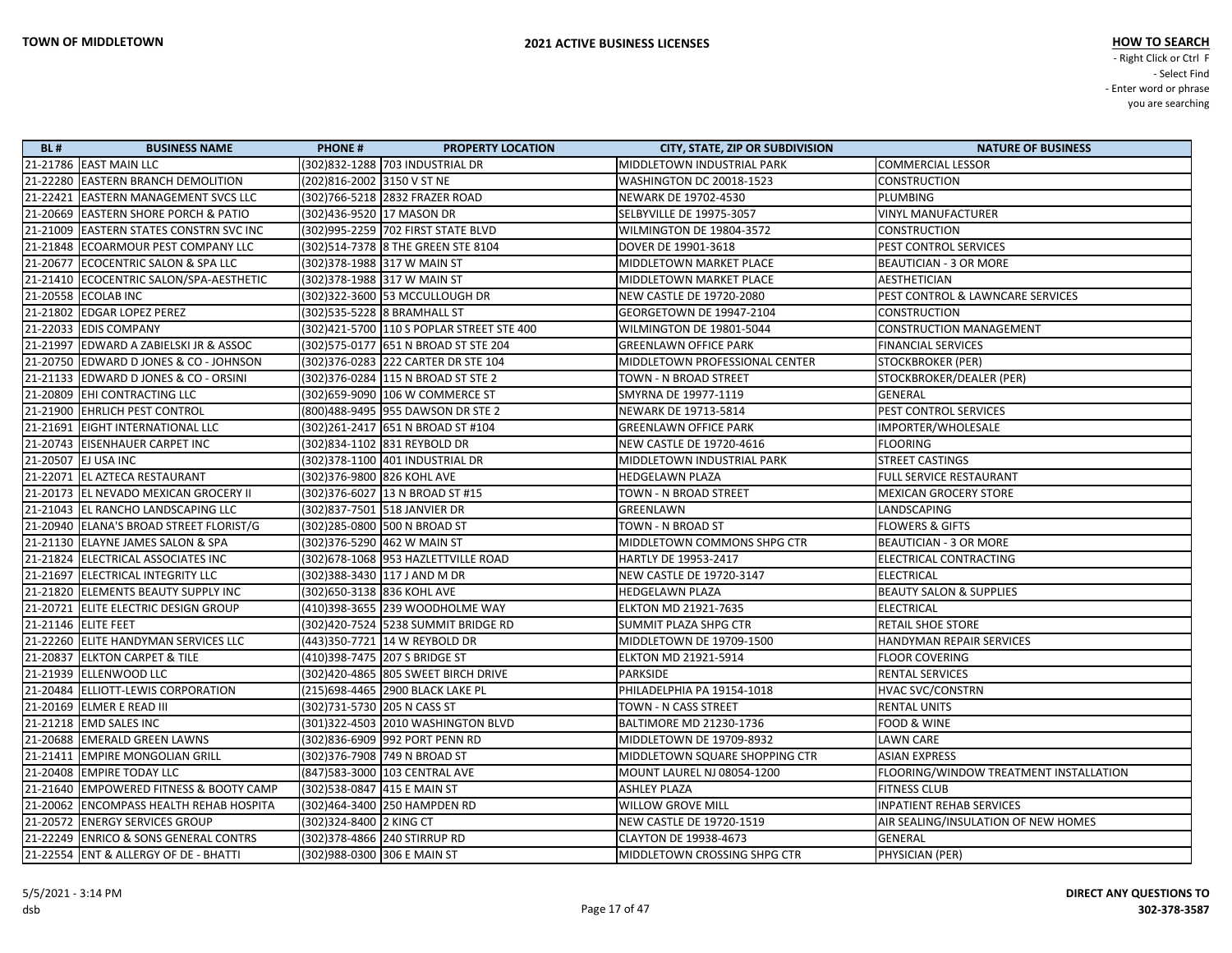**TOWN OF MIDDLETOWN**

**2021 ACTIVE BUSINESS LICENSES**

**HOW TO SEARCH**
- Right Click or Ctrl F
- Select Find
- Enter word or phrase you are searching

| BL # | BUSINESS NAME | PHONE # | PROPERTY LOCATION | CITY, STATE, ZIP OR SUBDIVISION | NATURE OF BUSINESS |
|---|---|---|---|---|---|
| 21-21786 | EAST MAIN LLC | (302)832-1288 | 703 INDUSTRIAL DR | MIDDLETOWN INDUSTRIAL PARK | COMMERCIAL LESSOR |
| 21-22280 | EASTERN BRANCH DEMOLITION | (202)816-2002 | 3150 V ST NE | WASHINGTON DC 20018-1523 | CONSTRUCTION |
| 21-22421 | EASTERN MANAGEMENT SVCS LLC | (302)766-5218 | 2832 FRAZER ROAD | NEWARK DE 19702-4530 | PLUMBING |
| 21-20669 | EASTERN SHORE PORCH & PATIO | (302)436-9520 | 17 MASON DR | SELBYVILLE DE 19975-3057 | VINYL MANUFACTURER |
| 21-21009 | EASTERN STATES CONSTRN SVC INC | (302)995-2259 | 702 FIRST STATE BLVD | WILMINGTON DE 19804-3572 | CONSTRUCTION |
| 21-21848 | ECOARMOUR PEST COMPANY LLC | (302)514-7378 | 8 THE GREEN STE 8104 | DOVER DE 19901-3618 | PEST CONTROL SERVICES |
| 21-20677 | ECOCENTRIC SALON & SPA LLC | (302)378-1988 | 317 W MAIN ST | MIDDLETOWN MARKET PLACE | BEAUTICIAN - 3 OR MORE |
| 21-21410 | ECOCENTRIC SALON/SPA-AESTHETIC | (302)378-1988 | 317 W MAIN ST | MIDDLETOWN MARKET PLACE | AESTHETICIAN |
| 21-20558 | ECOLAB INC | (302)322-3600 | 53 MCCULLOUGH DR | NEW CASTLE DE 19720-2080 | PEST CONTROL & LAWNCARE SERVICES |
| 21-21802 | EDGAR LOPEZ PEREZ | (302)535-5228 | 8 BRAMHALL ST | GEORGETOWN DE 19947-2104 | CONSTRUCTION |
| 21-22033 | EDIS COMPANY | (302)421-5700 | 110 S POPLAR STREET STE 400 | WILMINGTON DE 19801-5044 | CONSTRUCTION MANAGEMENT |
| 21-21997 | EDWARD A ZABIELSKI JR & ASSOC | (302)575-0177 | 651 N BROAD ST STE 204 | GREENLAWN OFFICE PARK | FINANCIAL SERVICES |
| 21-20750 | EDWARD D JONES & CO - JOHNSON | (302)376-0283 | 222 CARTER DR STE 104 | MIDDLETOWN PROFESSIONAL CENTER | STOCKBROKER (PER) |
| 21-21133 | EDWARD D JONES & CO - ORSINI | (302)376-0284 | 115 N BROAD ST STE 2 | TOWN - N BROAD STREET | STOCKBROKER/DEALER (PER) |
| 21-20809 | EHI CONTRACTING LLC | (302)659-9090 | 106 W COMMERCE ST | SMYRNA DE 19977-1119 | GENERAL |
| 21-21900 | EHRLICH PEST CONTROL | (800)488-9495 | 955 DAWSON DR STE 2 | NEWARK DE 19713-5814 | PEST CONTROL SERVICES |
| 21-21691 | EIGHT INTERNATIONAL LLC | (302)261-2417 | 651 N BROAD ST #104 | GREENLAWN OFFICE PARK | IMPORTER/WHOLESALE |
| 21-20743 | EISENHAUER CARPET INC | (302)834-1102 | 831 REYBOLD DR | NEW CASTLE DE 19720-4616 | FLOORING |
| 21-20507 | EJ USA INC | (302)378-1100 | 401 INDUSTRIAL DR | MIDDLETOWN INDUSTRIAL PARK | STREET CASTINGS |
| 21-22071 | EL AZTECA RESTAURANT | (302)376-9800 | 826 KOHL AVE | HEDGELAWN PLAZA | FULL SERVICE RESTAURANT |
| 21-20173 | EL NEVADO MEXICAN GROCERY II | (302)376-6027 | 13 N BROAD ST #15 | TOWN - N BROAD STREET | MEXICAN GROCERY STORE |
| 21-21043 | EL RANCHO LANDSCAPING LLC | (302)837-7501 | 518 JANVIER DR | GREENLAWN | LANDSCAPING |
| 21-20940 | ELANA'S BROAD STREET FLORIST/G | (302)285-0800 | 500 N BROAD ST | TOWN - N BROAD ST | FLOWERS & GIFTS |
| 21-21130 | ELAYNE JAMES SALON & SPA | (302)376-5290 | 462 W MAIN ST | MIDDLETOWN COMMONS SHPG CTR | BEAUTICIAN - 3 OR MORE |
| 21-21824 | ELECTRICAL ASSOCIATES INC | (302)678-1068 | 953 HAZLETTVILLE ROAD | HARTLY DE 19953-2417 | ELECTRICAL CONTRACTING |
| 21-21697 | ELECTRICAL INTEGRITY LLC | (302)388-3430 | 117 J AND M DR | NEW CASTLE DE 19720-3147 | ELECTRICAL |
| 21-21820 | ELEMENTS BEAUTY SUPPLY INC | (302)650-3138 | 836 KOHL AVE | HEDGELAWN PLAZA | BEAUTY SALON & SUPPLIES |
| 21-20721 | ELITE ELECTRIC DESIGN GROUP | (410)398-3655 | 239 WOODHOLME WAY | ELKTON MD 21921-7635 | ELECTRICAL |
| 21-21146 | ELITE FEET | (302)420-7524 | 5238 SUMMIT BRIDGE RD | SUMMIT PLAZA SHPG CTR | RETAIL SHOE STORE |
| 21-22260 | ELITE HANDYMAN SERVICES LLC | (443)350-7721 | 14 W REYBOLD DR | MIDDLETOWN DE 19709-1500 | HANDYMAN REPAIR SERVICES |
| 21-20837 | ELKTON CARPET & TILE | (410)398-7475 | 207 S BRIDGE ST | ELKTON MD 21921-5914 | FLOOR COVERING |
| 21-21939 | ELLENWOOD LLC | (302)420-4865 | 805 SWEET BIRCH DRIVE | PARKSIDE | RENTAL SERVICES |
| 21-20484 | ELLIOTT-LEWIS CORPORATION | (215)698-4465 | 2900 BLACK LAKE PL | PHILADELPHIA PA 19154-1018 | HVAC SVC/CONSTRN |
| 21-20169 | ELMER E READ III | (302)731-5730 | 205 N CASS ST | TOWN - N CASS STREET | RENTAL UNITS |
| 21-21218 | EMD SALES INC | (301)322-4503 | 2010 WASHINGTON BLVD | BALTIMORE MD 21230-1736 | FOOD & WINE |
| 21-20688 | EMERALD GREEN LAWNS | (302)836-6909 | 992 PORT PENN RD | MIDDLETOWN DE 19709-8932 | LAWN CARE |
| 21-21411 | EMPIRE MONGOLIAN GRILL | (302)376-7908 | 749 N BROAD ST | MIDDLETOWN SQUARE SHOPPING CTR | ASIAN EXPRESS |
| 21-20408 | EMPIRE TODAY LLC | (847)583-3000 | 103 CENTRAL AVE | MOUNT LAUREL NJ 08054-1200 | FLOORING/WINDOW TREATMENT INSTALLATION |
| 21-21640 | EMPOWERED FITNESS & BOOTY CAMP | (302)538-0847 | 415 E MAIN ST | ASHLEY PLAZA | FITNESS CLUB |
| 21-20062 | ENCOMPASS HEALTH REHAB HOSPITA | (302)464-3400 | 250 HAMPDEN RD | WILLOW GROVE MILL | INPATIENT REHAB SERVICES |
| 21-20572 | ENERGY SERVICES GROUP | (302)324-8400 | 2 KING CT | NEW CASTLE DE 19720-1519 | AIR SEALING/INSULATION OF NEW HOMES |
| 21-22249 | ENRICO & SONS GENERAL CONTRS | (302)378-4866 | 240 STIRRUP RD | CLAYTON DE 19938-4673 | GENERAL |
| 21-22554 | ENT & ALLERGY OF DE - BHATTI | (302)988-0300 | 306 E MAIN ST | MIDDLETOWN CROSSING SHPG CTR | PHYSICIAN (PER) |

5/5/2021 - 3:14 PM
dsb

**DIRECT ANY QUESTIONS TO 302-378-3587**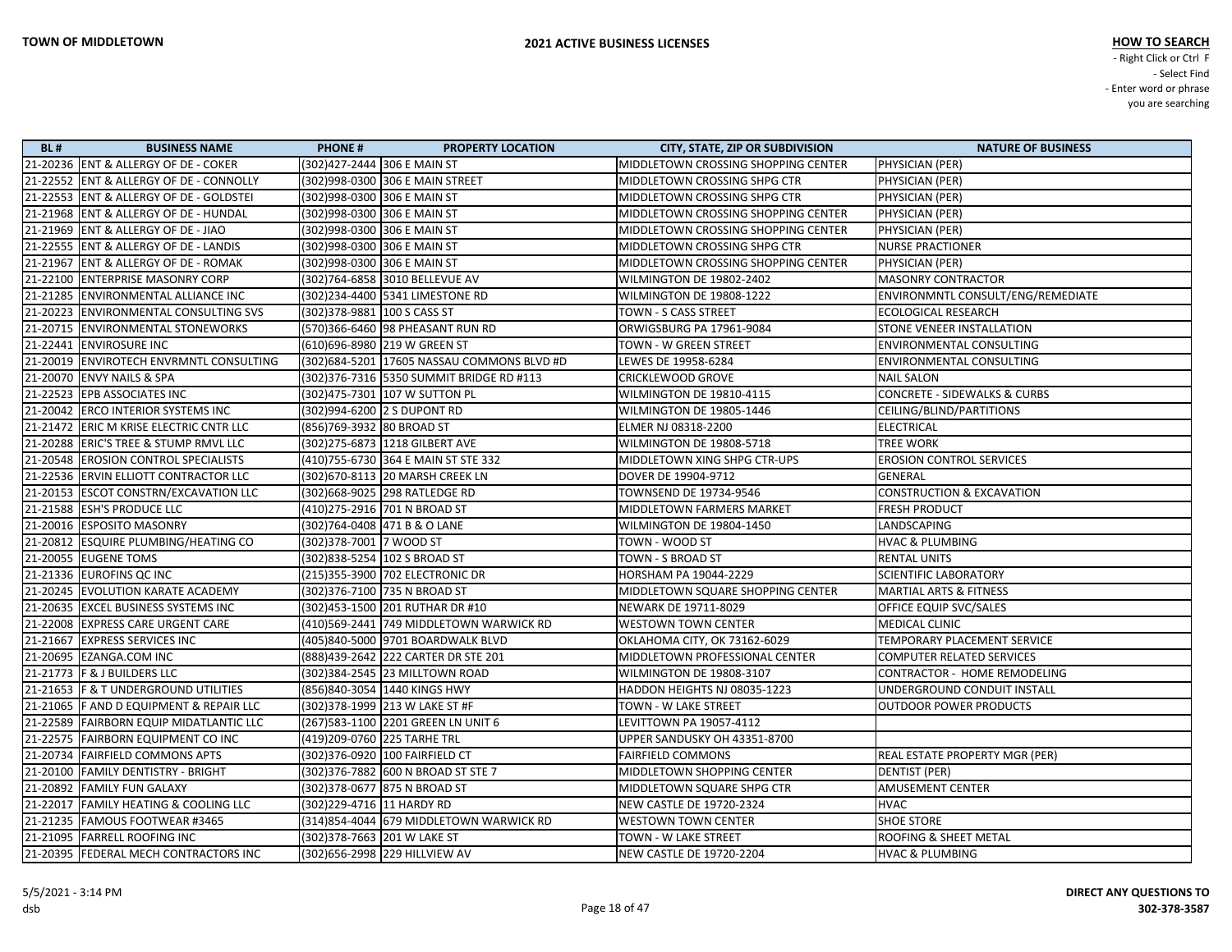| BL # | BUSINESS NAME | PHONE # | PROPERTY LOCATION | CITY, STATE, ZIP OR SUBDIVISION | NATURE OF BUSINESS |
|---|---|---|---|---|---|
| 21-20236 | ENT & ALLERGY OF DE - COKER | (302)427-2444 | 306 E MAIN ST | MIDDLETOWN CROSSING SHOPPING CENTER | PHYSICIAN (PER) |
| 21-22552 | ENT & ALLERGY OF DE - CONNOLLY | (302)998-0300 | 306 E MAIN STREET | MIDDLETOWN CROSSING SHPG CTR | PHYSICIAN (PER) |
| 21-22553 | ENT & ALLERGY OF DE - GOLDSTEI | (302)998-0300 | 306 E MAIN ST | MIDDLETOWN CROSSING SHPG CTR | PHYSICIAN (PER) |
| 21-21968 | ENT & ALLERGY OF DE - HUNDAL | (302)998-0300 | 306 E MAIN ST | MIDDLETOWN CROSSING SHOPPING CENTER | PHYSICIAN (PER) |
| 21-21969 | ENT & ALLERGY OF DE - JIAO | (302)998-0300 | 306 E MAIN ST | MIDDLETOWN CROSSING SHOPPING CENTER | PHYSICIAN (PER) |
| 21-22555 | ENT & ALLERGY OF DE - LANDIS | (302)998-0300 | 306 E MAIN ST | MIDDLETOWN CROSSING SHPG CTR | NURSE PRACTIONER |
| 21-21967 | ENT & ALLERGY OF DE - ROMAK | (302)998-0300 | 306 E MAIN ST | MIDDLETOWN CROSSING SHOPPING CENTER | PHYSICIAN (PER) |
| 21-22100 | ENTERPRISE MASONRY CORP | (302)764-6858 | 3010 BELLEVUE AV | WILMINGTON DE 19802-2402 | MASONRY CONTRACTOR |
| 21-21285 | ENVIRONMENTAL ALLIANCE INC | (302)234-4400 | 5341 LIMESTONE RD | WILMINGTON DE 19808-1222 | ENVIRONMNTL CONSULT/ENG/REMEDIATE |
| 21-20223 | ENVIRONMENTAL CONSULTING SVS | (302)378-9881 | 100 S CASS ST | TOWN - S CASS STREET | ECOLOGICAL RESEARCH |
| 21-20715 | ENVIRONMENTAL STONEWORKS | (570)366-6460 | 98 PHEASANT RUN RD | ORWIGSBURG PA 17961-9084 | STONE VENEER INSTALLATION |
| 21-22441 | ENVIROSURE INC | (610)696-8980 | 219 W GREEN ST | TOWN - W GREEN STREET | ENVIRONMENTAL CONSULTING |
| 21-20019 | ENVIROTECH ENVRMNTL CONSULTING | (302)684-5201 | 17605 NASSAU COMMONS BLVD #D | LEWES DE 19958-6284 | ENVIRONMENTAL CONSULTING |
| 21-20070 | ENVY NAILS & SPA | (302)376-7316 | 5350 SUMMIT BRIDGE RD #113 | CRICKLEWOOD GROVE | NAIL SALON |
| 21-22523 | EPB ASSOCIATES INC | (302)475-7301 | 107 W SUTTON PL | WILMINGTON DE 19810-4115 | CONCRETE - SIDEWALKS & CURBS |
| 21-20042 | ERCO INTERIOR SYSTEMS INC | (302)994-6200 | 2 S DUPONT RD | WILMINGTON DE 19805-1446 | CEILING/BLIND/PARTITIONS |
| 21-21472 | ERIC M KRISE ELECTRIC CNTR LLC | (856)769-3932 | 80 BROAD ST | ELMER NJ 08318-2200 | ELECTRICAL |
| 21-20288 | ERIC'S TREE & STUMP RMVL LLC | (302)275-6873 | 1218 GILBERT AVE | WILMINGTON DE 19808-5718 | TREE WORK |
| 21-20548 | EROSION CONTROL SPECIALISTS | (410)755-6730 | 364 E MAIN ST STE 332 | MIDDLETOWN XING SHPG CTR-UPS | EROSION CONTROL SERVICES |
| 21-22536 | ERVIN ELLIOTT CONTRACTOR LLC | (302)670-8113 | 20 MARSH CREEK LN | DOVER DE 19904-9712 | GENERAL |
| 21-20153 | ESCOT CONSTRN/EXCAVATION LLC | (302)668-9025 | 298 RATLEDGE RD | TOWNSEND DE 19734-9546 | CONSTRUCTION & EXCAVATION |
| 21-21588 | ESH'S PRODUCE LLC | (410)275-2916 | 701 N BROAD ST | MIDDLETOWN FARMERS MARKET | FRESH PRODUCT |
| 21-20016 | ESPOSITO MASONRY | (302)764-0408 | 471 B & O LANE | WILMINGTON DE 19804-1450 | LANDSCAPING |
| 21-20812 | ESQUIRE PLUMBING/HEATING CO | (302)378-7001 | 7 WOOD ST | TOWN - WOOD ST | HVAC & PLUMBING |
| 21-20055 | EUGENE TOMS | (302)838-5254 | 102 S BROAD ST | TOWN - S BROAD ST | RENTAL UNITS |
| 21-21336 | EUROFINS QC INC | (215)355-3900 | 702 ELECTRONIC DR | HORSHAM PA 19044-2229 | SCIENTIFIC LABORATORY |
| 21-20245 | EVOLUTION KARATE ACADEMY | (302)376-7100 | 735 N BROAD ST | MIDDLETOWN SQUARE SHOPPING CENTER | MARTIAL ARTS & FITNESS |
| 21-20635 | EXCEL BUSINESS SYSTEMS INC | (302)453-1500 | 201 RUTHAR DR #10 | NEWARK DE 19711-8029 | OFFICE EQUIP SVC/SALES |
| 21-22008 | EXPRESS CARE URGENT CARE | (410)569-2441 | 749 MIDDLETOWN WARWICK RD | WESTOWN TOWN CENTER | MEDICAL CLINIC |
| 21-21667 | EXPRESS SERVICES INC | (405)840-5000 | 9701 BOARDWALK BLVD | OKLAHOMA CITY, OK 73162-6029 | TEMPORARY PLACEMENT SERVICE |
| 21-20695 | EZANGA.COM INC | (888)439-2642 | 222 CARTER DR STE 201 | MIDDLETOWN PROFESSIONAL CENTER | COMPUTER RELATED SERVICES |
| 21-21773 | F & J BUILDERS LLC | (302)384-2545 | 23 MILLTOWN ROAD | WILMINGTON DE 19808-3107 | CONTRACTOR - HOME REMODELING |
| 21-21653 | F & T UNDERGROUND UTILITIES | (856)840-3054 | 1440 KINGS HWY | HADDON HEIGHTS NJ 08035-1223 | UNDERGROUND CONDUIT INSTALL |
| 21-21065 | F AND D EQUIPMENT & REPAIR LLC | (302)378-1999 | 213 W LAKE ST #F | TOWN - W LAKE STREET | OUTDOOR POWER PRODUCTS |
| 21-22589 | FAIRBORN EQUIP MIDATLANTIC LLC | (267)583-1100 | 2201 GREEN LN UNIT 6 | LEVITTOWN PA 19057-4112 | |
| 21-22575 | FAIRBORN EQUIPMENT CO INC | (419)209-0760 | 225 TARHE TRL | UPPER SANDUSKY OH 43351-8700 | |
| 21-20734 | FAIRFIELD COMMONS APTS | (302)376-0920 | 100 FAIRFIELD CT | FAIRFIELD COMMONS | REAL ESTATE PROPERTY MGR (PER) |
| 21-20100 | FAMILY DENTISTRY - BRIGHT | (302)376-7882 | 600 N BROAD ST STE 7 | MIDDLETOWN SHOPPING CENTER | DENTIST (PER) |
| 21-20892 | FAMILY FUN GALAXY | (302)378-0677 | 875 N BROAD ST | MIDDLETOWN SQUARE SHPG CTR | AMUSEMENT CENTER |
| 21-22017 | FAMILY HEATING & COOLING LLC | (302)229-4716 | 11 HARDY RD | NEW CASTLE DE 19720-2324 | HVAC |
| 21-21235 | FAMOUS FOOTWEAR #3465 | (314)854-4044 | 679 MIDDLETOWN WARWICK RD | WESTOWN TOWN CENTER | SHOE STORE |
| 21-21095 | FARRELL ROOFING INC | (302)378-7663 | 201 W LAKE ST | TOWN - W LAKE STREET | ROOFING & SHEET METAL |
| 21-20395 | FEDERAL MECH CONTRACTORS INC | (302)656-2998 | 229 HILLVIEW AV | NEW CASTLE DE 19720-2204 | HVAC & PLUMBING |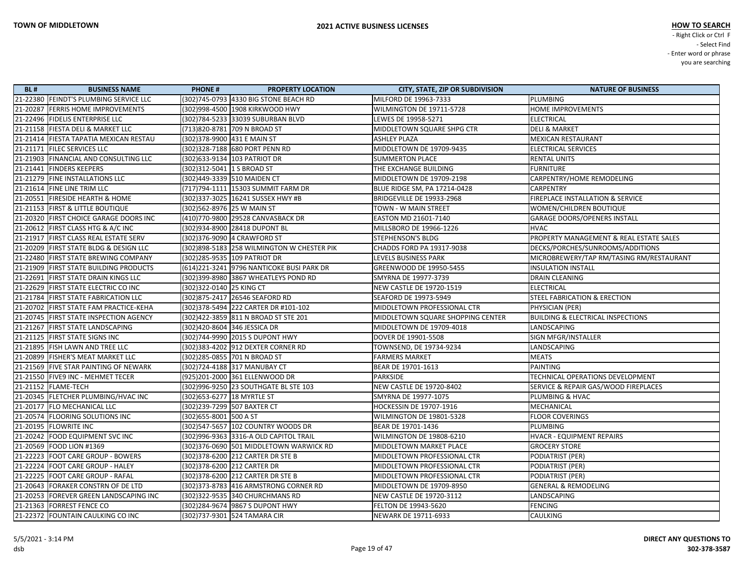**TOWN OF MIDDLETOWN**

**2021 ACTIVE BUSINESS LICENSES**

**HOW TO SEARCH**
- Right Click or Ctrl F
- Select Find
- Enter word or phrase you are searching

| BL # | BUSINESS NAME | PHONE # | PROPERTY LOCATION | CITY, STATE, ZIP OR SUBDIVISION | NATURE OF BUSINESS |
|---|---|---|---|---|---|
| 21-22380 | FEINDT'S PLUMBING SERVICE LLC | (302)745-0793 | 4330 BIG STONE BEACH RD | MILFORD DE 19963-7333 | PLUMBING |
| 21-20287 | FERRIS HOME IMPROVEMENTS | (302)998-4500 | 1908 KIRKWOOD HWY | WILMINGTON DE 19711-5728 | HOME IMPROVEMENTS |
| 21-22496 | FIDELIS ENTERPRISE LLC | (302)784-5233 | 33039 SUBURBAN BLVD | LEWES DE 19958-5271 | ELECTRICAL |
| 21-21158 | FIESTA DELI & MARKET LLC | (713)820-8781 | 709 N BROAD ST | MIDDLETOWN SQUARE SHPG CTR | DELI & MARKET |
| 21-21414 | FIESTA TAPATIA MEXICAN RESTAU | (302)378-9900 | 431 E MAIN ST | ASHLEY PLAZA | MEXICAN RESTAURANT |
| 21-21171 | FILEC SERVICES LLC | (302)328-7188 | 680 PORT PENN RD | MIDDLETOWN DE 19709-9435 | ELECTRICAL SERVICES |
| 21-21903 | FINANCIAL AND CONSULTING LLC | (302)633-9134 | 103 PATRIOT DR | SUMMERTON PLACE | RENTAL UNITS |
| 21-21441 | FINDERS KEEPERS | (302)312-5041 | 1 S BROAD ST | THE EXCHANGE BUILDING | FURNITURE |
| 21-21279 | FINE INSTALLATIONS LLC | (302)449-3339 | 510 MAIDEN CT | MIDDLETOWN DE 19709-2198 | CARPENTRY/HOME REMODELING |
| 21-21614 | FINE LINE TRIM LLC | (717)794-1111 | 15303 SUMMIT FARM DR | BLUE RIDGE SM, PA 17214-0428 | CARPENTRY |
| 21-20551 | FIRESIDE HEARTH & HOME | (302)337-3025 | 16241 SUSSEX HWY #B | BRIDGEVILLE DE 19933-2968 | FIREPLACE INSTALLATION & SERVICE |
| 21-21153 | FIRST & LITTLE BOUTIQUE | (302)562-8976 | 25 W MAIN ST | TOWN - W MAIN STREET | WOMEN/CHILDREN BOUTIQUE |
| 21-20320 | FIRST CHOICE GARAGE DOORS INC | (410)770-9800 | 29528 CANVASBACK DR | EASTON MD 21601-7140 | GARAGE DOORS/OPENERS INSTALL |
| 21-20612 | FIRST CLASS HTG & A/C INC | (302)934-8900 | 28418 DUPONT BL | MILLSBORO DE 19966-1226 | HVAC |
| 21-21917 | FIRST CLASS REAL ESTATE SERV | (302)376-9090 | 4 CRAWFORD ST | STEPHENSON'S BLDG | PROPERTY MANAGEMENT & REAL ESTATE SALES |
| 21-20209 | FIRST STATE BLDG & DESIGN LLC | (302)898-5183 | 258 WILMINGTON W CHESTER PIK | CHADDS FORD PA 19317-9038 | DECKS/PORCHES/SUNROOMS/ADDITIONS |
| 21-22480 | FIRST STATE BREWING COMPANY | (302)285-9535 | 109 PATRIOT DR | LEVELS BUSINESS PARK | MICROBREWERY/TAP RM/TASING RM/RESTAURANT |
| 21-21909 | FIRST STATE BUILDING PRODUCTS | (614)221-3241 | 9796 NANTICOKE BUSI PARK DR | GREENWOOD DE 19950-5455 | INSULATION INSTALL |
| 21-22691 | FIRST STATE DRAIN KINGS LLC | (302)399-8980 | 3867 WHEATLEYS POND RD | SMYRNA DE 19977-3739 | DRAIN CLEANING |
| 21-22629 | FIRST STATE ELECTRIC CO INC | (302)322-0140 | 25 KING CT | NEW CASTLE DE 19720-1519 | ELECTRICAL |
| 21-21784 | FIRST STATE FABRICATION LLC | (302)875-2417 | 26546 SEAFORD RD | SEAFORD DE 19973-5949 | STEEL FABRICATION & ERECTION |
| 21-22542 | FIRST STATE FAM PRACTICE-KEHA | (302)378-5494 | 222 CARTER DR #101-102 | MIDDLETOWN PROFESSIONAL CTR | PHYSICIAN (PER) |
| 21-20745 | FIRST STATE INSPECTION AGENCY | (302)422-3859 | 811 N BROAD ST STE 201 | MIDDLETOWN SQUARE SHOPPING CENTER | BUILDING & ELECTRICAL INSPECTIONS |
| 21-21267 | FIRST STATE LANDSCAPING | (302)420-8604 | 346 JESSICA DR | MIDDLETOWN DE 19709-4018 | LANDSCAPING |
| 21-21125 | FIRST STATE SIGNS INC | (302)744-9990 | 2015 S DUPONT HWY | DOVER DE 19901-5508 | SIGN MFGR/INSTALLER |
| 21-21895 | FISH LAWN AND TREE LLC | (302)383-4202 | 912 DEXTER CORNER RD | TOWNSEND, DE 19734-9234 | LANDSCAPING |
| 21-20899 | FISHER'S MEAT MARKET LLC | (302)285-0855 | 701 N BROAD ST | FARMERS MARKET | MEATS |
| 21-21569 | FIVE STAR PAINTING OF NEWARK | (302)724-4188 | 317 MANUBAY CT | BEAR DE 19701-1613 | PAINTING |
| 21-21550 | FIVE9 INC - MEHMET TECER | (925)201-2000 | 361 ELLENWOOD DR | PARKSIDE | TECHNICAL OPERATIONS DEVELOPMENT |
| 21-21152 | FLAME-TECH | (302)996-9250 | 23 SOUTHGATE BL STE 103 | NEW CASTLE DE 19720-8402 | SERVICE & REPAIR GAS/WOOD FIREPLACES |
| 21-20345 | FLETCHER PLUMBING/HVAC INC | (302)653-6277 | 18 MYRTLE ST | SMYRNA DE 19977-1075 | PLUMBING & HVAC |
| 21-20177 | FLO MECHANICAL LLC | (302)239-7299 | 507 BAXTER CT | HOCKESSIN DE 19707-1916 | MECHANICAL |
| 21-20574 | FLOORING SOLUTIONS INC | (302)655-8001 | 500 A ST | WILMINGTON DE 19801-5328 | FLOOR COVERINGS |
| 21-20195 | FLOWRITE INC | (302)547-5657 | 102 COUNTRY WOODS DR | BEAR DE 19701-1436 | PLUMBING |
| 21-20242 | FOOD EQUIPMENT SVC INC | (302)996-9363 | 3316-A OLD CAPITOL TRAIL | WILMINGTON DE 19808-6210 | HVACR - EQUIPMENT REPAIRS |
| 21-20569 | FOOD LION #1369 | (302)376-0690 | 501 MIDDLETOWN WARWICK RD | MIDDLETOWN MARKET PLACE | GROCERY STORE |
| 21-22223 | FOOT CARE GROUP - BOWERS | (302)378-6200 | 212 CARTER DR STE B | MIDDLETOWN PROFESSIONAL CTR | PODIATRIST (PER) |
| 21-22224 | FOOT CARE GROUP - HALEY | (302)378-6200 | 212 CARTER DR | MIDDLETOWN PROFESSIONAL CTR | PODIATRIST (PER) |
| 21-22225 | FOOT CARE GROUP - RAFAL | (302)378-6200 | 212 CARTER DR STE B | MIDDLETOWN PROFESSIONAL CTR | PODIATRIST (PER) |
| 21-20643 | FORAKER CONSTRN OF DE LTD | (302)373-8783 | 416 ARMSTRONG CORNER RD | MIDDLETOWN DE 19709-8950 | GENERAL & REMODELING |
| 21-20253 | FOREVER GREEN LANDSCAPING INC | (302)322-9535 | 340 CHURCHMANS RD | NEW CASTLE DE 19720-3112 | LANDSCAPING |
| 21-21363 | FORREST FENCE CO | (302)284-9674 | 9867 S DUPONT HWY | FELTON DE 19943-5620 | FENCING |
| 21-22372 | FOUNTAIN CAULKING CO INC | (302)737-9301 | 524 TAMARA CIR | NEWARK DE 19711-6933 | CAULKING |

5/5/2021 - 3:14 PM
dsb

**DIRECT ANY QUESTIONS TO 302-378-3587**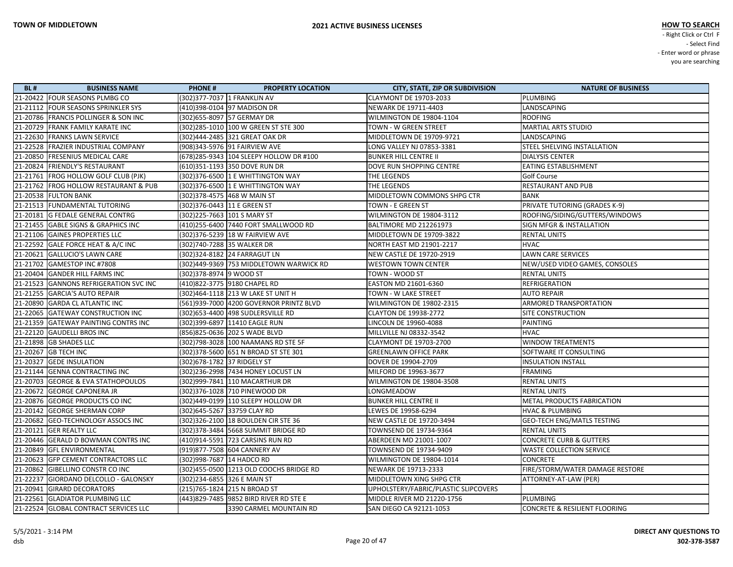**TOWN OF MIDDLETOWN**

**2021 ACTIVE BUSINESS LICENSES**

**HOW TO SEARCH**
- Right Click or Ctrl F
- Select Find
- Enter word or phrase you are searching

| BL # | BUSINESS NAME | PHONE # | PROPERTY LOCATION | CITY, STATE, ZIP OR SUBDIVISION | NATURE OF BUSINESS |
|---|---|---|---|---|---|
| 21-20422 | FOUR SEASONS PLMBG CO | (302)377-7037 | 1 FRANKLIN AV | CLAYMONT DE 19703-2033 | PLUMBING |
| 21-21112 | FOUR SEASONS SPRINKLER SYS | (410)398-0104 | 97 MADISON DR | NEWARK DE 19711-4403 | LANDSCAPING |
| 21-20786 | FRANCIS POLLINGER & SON INC | (302)655-8097 | 57 GERMAY DR | WILMINGTON DE 19804-1104 | ROOFING |
| 21-20729 | FRANK FAMILY KARATE INC | (302)285-1010 | 100 W GREEN ST STE 300 | TOWN - W GREEN STREET | MARTIAL ARTS STUDIO |
| 21-22630 | FRANKS LAWN SERVICE | (302)444-2485 | 321 GREAT OAK DR | MIDDLETOWN DE 19709-9721 | LANDSCAPING |
| 21-22528 | FRAZIER INDUSTRIAL COMPANY | (908)343-5976 | 91 FAIRVIEW AVE | LONG VALLEY NJ 07853-3381 | STEEL SHELVING INSTALLATION |
| 21-20850 | FRESENIUS MEDICAL CARE | (678)285-9343 | 104 SLEEPY HOLLOW DR #100 | BUNKER HILL CENTRE II | DIALYSIS CENTER |
| 21-20824 | FRIENDLY'S RESTAURANT | (610)351-1193 | 350 DOVE RUN DR | DOVE RUN SHOPPING CENTRE | EATING ESTABLISHMENT |
| 21-21761 | FROG HOLLOW GOLF CLUB (PJK) | (302)376-6500 | 1 E WHITTINGTON WAY | THE LEGENDS | Golf Course |
| 21-21762 | FROG HOLLOW RESTAURANT & PUB | (302)376-6500 | 1 E WHITTINGTON WAY | THE LEGENDS | RESTAURANT AND PUB |
| 21-20538 | FULTON BANK | (302)378-4575 | 468 W MAIN ST | MIDDLETOWN COMMONS SHPG CTR | BANK |
| 21-21513 | FUNDAMENTAL TUTORING | (302)376-0443 | 11 E GREEN ST | TOWN - E GREEN ST | PRIVATE TUTORING (GRADES K-9) |
| 21-20181 | G FEDALE GENERAL CONTRG | (302)225-7663 | 101 S MARY ST | WILMINGTON DE 19804-3112 | ROOFING/SIDING/GUTTERS/WINDOWS |
| 21-21455 | GABLE SIGNS & GRAPHICS INC | (410)255-6400 | 7440 FORT SMALLWOOD RD | BALTIMORE MD 212261973 | SIGN MFGR & INSTALLATION |
| 21-21106 | GAINES PROPERTIES LLC | (302)376-5239 | 18 W FAIRVIEW AVE | MIDDLETOWN DE 19709-3822 | RENTAL UNITS |
| 21-22592 | GALE FORCE HEAT & A/C INC | (302)740-7288 | 35 WALKER DR | NORTH EAST MD 21901-2217 | HVAC |
| 21-20621 | GALLUCIO'S LAWN CARE | (302)324-8182 | 24 FARRAGUT LN | NEW CASTLE DE 19720-2919 | LAWN CARE SERVICES |
| 21-21702 | GAMESTOP INC #7808 | (302)449-9369 | 753 MIDDLETOWN WARWICK RD | WESTOWN TOWN CENTER | NEW/USED VIDEO GAMES, CONSOLES |
| 21-20404 | GANDER HILL FARMS INC | (302)378-8974 | 9 WOOD ST | TOWN - WOOD ST | RENTAL UNITS |
| 21-21523 | GANNONS REFRIGERATION SVC INC | (410)822-3775 | 9180 CHAPEL RD | EASTON MD 21601-6360 | REFRIGERATION |
| 21-21255 | GARCIA'S AUTO REPAIR | (302)464-1118 | 213 W LAKE ST UNIT H | TOWN - W LAKE STREET | AUTO REPAIR |
| 21-20890 | GARDA CL ATLANTIC INC | (561)939-7000 | 4200 GOVERNOR PRINTZ BLVD | WILMINGTON DE 19802-2315 | ARMORED TRANSPORTATION |
| 21-22065 | GATEWAY CONSTRUCTION INC | (302)653-4400 | 498 SUDLERSVILLE RD | CLAYTON DE 19938-2772 | SITE CONSTRUCTION |
| 21-21359 | GATEWAY PAINTING CONTRS INC | (302)399-6897 | 11410 EAGLE RUN | LINCOLN DE 19960-4088 | PAINTING |
| 21-22120 | GAUDELLI BROS INC | (856)825-0636 | 202 S WADE BLVD | MILLVILLE NJ 08332-3542 | HVAC |
| 21-21898 | GB SHADES LLC | (302)798-3028 | 100 NAAMANS RD STE 5F | CLAYMONT DE 19703-2700 | WINDOW TREATMENTS |
| 21-20267 | GB TECH INC | (302)378-5600 | 651 N BROAD ST STE 301 | GREENLAWN OFFICE PARK | SOFTWARE IT CONSULTING |
| 21-20327 | GEDE INSULATION | (302)678-1782 | 37 RIDGELY ST | DOVER DE 19904-2709 | INSULATION INSTALL |
| 21-21144 | GENNA CONTRACTING INC | (302)236-2998 | 7434 HONEY LOCUST LN | MILFORD DE 19963-3677 | FRAMING |
| 21-20703 | GEORGE & EVA STATHOPOULOS | (302)999-7841 | 110 MACARTHUR DR | WILMINGTON DE 19804-3508 | RENTAL UNITS |
| 21-20672 | GEORGE CAPONERA JR | (302)376-1028 | 710 PINEWOOD DR | LONGMEADOW | RENTAL UNITS |
| 21-20876 | GEORGE PRODUCTS CO INC | (302)449-0199 | 110 SLEEPY HOLLOW DR | BUNKER HILL CENTRE II | METAL PRODUCTS FABRICATION |
| 21-20142 | GEORGE SHERMAN CORP | (302)645-5267 | 33759 CLAY RD | LEWES DE 19958-6294 | HVAC & PLUMBING |
| 21-20682 | GEO-TECHNOLOGY ASSOCS INC | (302)326-2100 | 18 BOULDEN CIR STE 36 | NEW CASTLE DE 19720-3494 | GEO-TECH ENG/MATLS TESTING |
| 21-20121 | GER REALTY LLC | (302)378-3484 | 5668 SUMMIT BRIDGE RD | TOWNSEND DE 19734-9364 | RENTAL UNITS |
| 21-20446 | GERALD D BOWMAN CONTRS INC | (410)914-5591 | 723 CARSINS RUN RD | ABERDEEN MD 21001-1007 | CONCRETE CURB & GUTTERS |
| 21-20849 | GFL ENVIRONMENTAL | (919)877-7508 | 604 CANNERY AV | TOWNSEND DE 19734-9409 | WASTE COLLECTION SERVICE |
| 21-20623 | GFP CEMENT CONTRACTORS LLC | (302)998-7687 | 14 HADCO RD | WILMINGTON DE 19804-1014 | CONCRETE |
| 21-20862 | GIBELLINO CONSTR CO INC | (302)455-0500 | 1213 OLD COOCHS BRIDGE RD | NEWARK DE 19713-2333 | FIRE/STORM/WATER DAMAGE RESTORE |
| 21-22237 | GIORDANO DELCOLLO - GALONSKY | (302)234-6855 | 326 E MAIN ST | MIDDLETOWN XING SHPG CTR | ATTORNEY-AT-LAW (PER) |
| 21-20941 | GIRARD DECORATORS | (215)765-1824 | 215 N BROAD ST | UPHOLSTERY/FABRIC/PLASTIC SLIPCOVERS | |
| 21-22561 | GLADIATOR PLUMBING LLC | (443)829-7485 | 9852 BIRD RIVER RD STE E | MIDDLE RIVER MD 21220-1756 | PLUMBING |
| 21-22524 | GLOBAL CONTRACT SERVICES LLC | | 3390 CARMEL MOUNTAIN RD | SAN DIEGO CA 92121-1053 | CONCRETE & RESILIENT FLOORING |

5/5/2021 - 3:14 PM
dsb

**DIRECT ANY QUESTIONS TO 302-378-3587**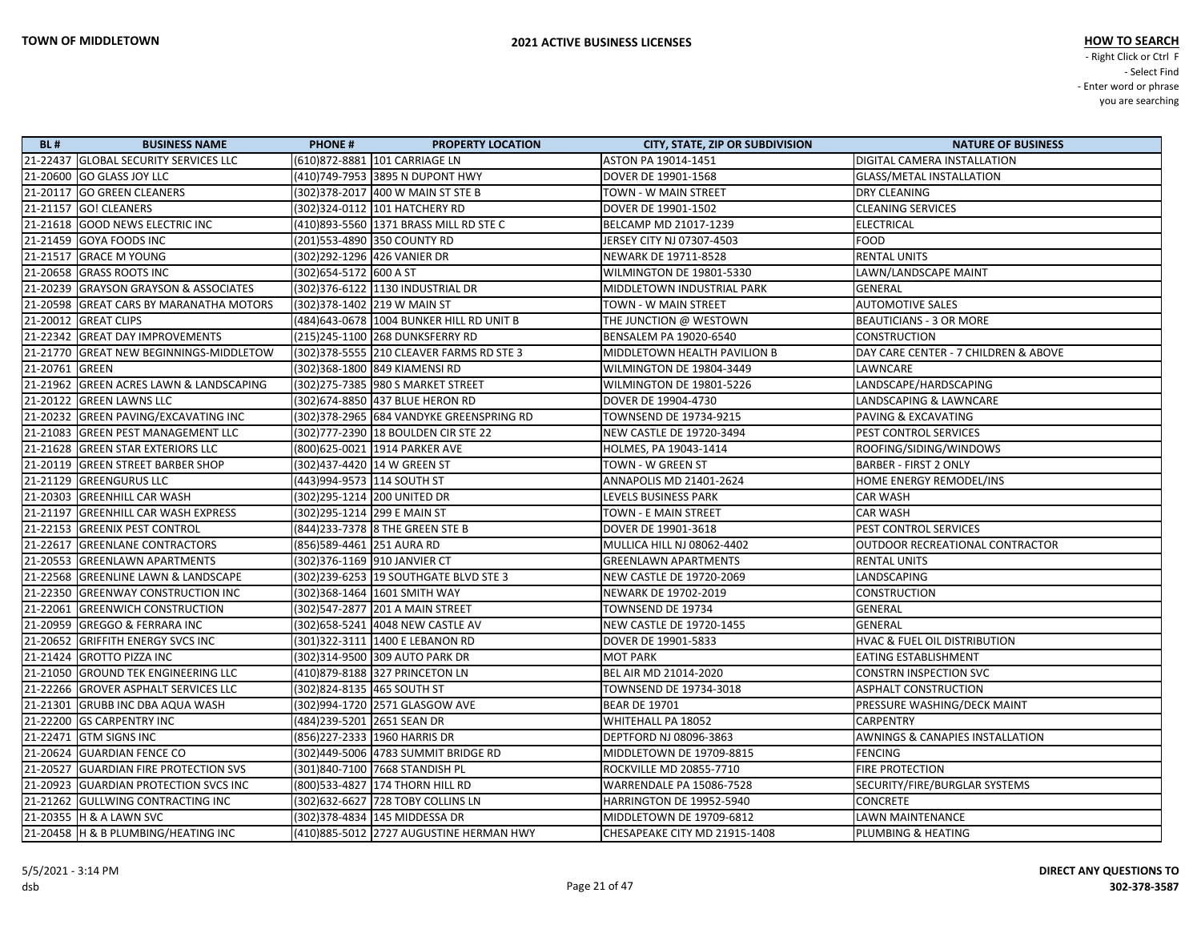**TOWN OF MIDDLETOWN**

**2021 ACTIVE BUSINESS LICENSES**

**HOW TO SEARCH**
- Right Click or Ctrl F
- Select Find
- Enter word or phrase you are searching

| BL # | BUSINESS NAME | PHONE # | PROPERTY LOCATION | CITY, STATE, ZIP OR SUBDIVISION | NATURE OF BUSINESS |
|---|---|---|---|---|---|
| 21-22437 | GLOBAL SECURITY SERVICES LLC | (610)872-8881 | 101 CARRIAGE LN | ASTON PA 19014-1451 | DIGITAL CAMERA INSTALLATION |
| 21-20600 | GO GLASS JOY LLC | (410)749-7953 | 3895 N DUPONT HWY | DOVER DE 19901-1568 | GLASS/METAL INSTALLATION |
| 21-20117 | GO GREEN CLEANERS | (302)378-2017 | 400 W MAIN ST STE B | TOWN - W MAIN STREET | DRY CLEANING |
| 21-21157 | GO! CLEANERS | (302)324-0112 | 101 HATCHERY RD | DOVER DE 19901-1502 | CLEANING SERVICES |
| 21-21618 | GOOD NEWS ELECTRIC INC | (410)893-5560 | 1371 BRASS MILL RD STE C | BELCAMP MD 21017-1239 | ELECTRICAL |
| 21-21459 | GOYA FOODS INC | (201)553-4890 | 350 COUNTY RD | JERSEY CITY NJ 07307-4503 | FOOD |
| 21-21517 | GRACE M YOUNG | (302)292-1296 | 426 VANIER DR | NEWARK DE 19711-8528 | RENTAL UNITS |
| 21-20658 | GRASS ROOTS INC | (302)654-5172 | 600 A ST | WILMINGTON DE 19801-5330 | LAWN/LANDSCAPE MAINT |
| 21-20239 | GRAYSON GRAYSON & ASSOCIATES | (302)376-6122 | 1130 INDUSTRIAL DR | MIDDLETOWN INDUSTRIAL PARK | GENERAL |
| 21-20598 | GREAT CARS BY MARANATHA MOTORS | (302)378-1402 | 219 W MAIN ST | TOWN - W MAIN STREET | AUTOMOTIVE SALES |
| 21-20012 | GREAT CLIPS | (484)643-0678 | 1004 BUNKER HILL RD UNIT B | THE JUNCTION @ WESTOWN | BEAUTICIANS - 3 OR MORE |
| 21-22342 | GREAT DAY IMPROVEMENTS | (215)245-1100 | 268 DUNKSFERRY RD | BENSALEM PA 19020-6540 | CONSTRUCTION |
| 21-21770 | GREAT NEW BEGINNINGS-MIDDLETOW | (302)378-5555 | 210 CLEAVER FARMS RD STE 3 | MIDDLETOWN HEALTH PAVILION B | DAY CARE CENTER - 7 CHILDREN & ABOVE |
| 21-20761 | GREEN | (302)368-1800 | 849 KIAMENSI RD | WILMINGTON DE 19804-3449 | LAWNCARE |
| 21-21962 | GREEN ACRES LAWN & LANDSCAPING | (302)275-7385 | 980 S MARKET STREET | WILMINGTON DE 19801-5226 | LANDSCAPE/HARDSCAPING |
| 21-20122 | GREEN LAWNS LLC | (302)674-8850 | 437 BLUE HERON RD | DOVER DE 19904-4730 | LANDSCAPING & LAWNCARE |
| 21-20232 | GREEN PAVING/EXCAVATING INC | (302)378-2965 | 684 VANDYKE GREENSPRING RD | TOWNSEND DE 19734-9215 | PAVING & EXCAVATING |
| 21-21083 | GREEN PEST MANAGEMENT LLC | (302)777-2390 | 18 BOULDEN CIR STE 22 | NEW CASTLE DE 19720-3494 | PEST CONTROL SERVICES |
| 21-21628 | GREEN STAR EXTERIORS LLC | (800)625-0021 | 1914 PARKER AVE | HOLMES, PA 19043-1414 | ROOFING/SIDING/WINDOWS |
| 21-20119 | GREEN STREET BARBER SHOP | (302)437-4420 | 14 W GREEN ST | TOWN - W GREEN ST | BARBER - FIRST 2 ONLY |
| 21-21129 | GREENGURUS LLC | (443)994-9573 | 114 SOUTH ST | ANNAPOLIS MD 21401-2624 | HOME ENERGY REMODEL/INS |
| 21-20303 | GREENHILL CAR WASH | (302)295-1214 | 200 UNITED DR | LEVELS BUSINESS PARK | CAR WASH |
| 21-21197 | GREENHILL CAR WASH EXPRESS | (302)295-1214 | 299 E MAIN ST | TOWN - E MAIN STREET | CAR WASH |
| 21-22153 | GREENIX PEST CONTROL | (844)233-7378 | 8 THE GREEN STE B | DOVER DE 19901-3618 | PEST CONTROL SERVICES |
| 21-22617 | GREENLANE CONTRACTORS | (856)589-4461 | 251 AURA RD | MULLICA HILL NJ 08062-4402 | OUTDOOR RECREATIONAL CONTRACTOR |
| 21-20553 | GREENLAWN APARTMENTS | (302)376-1169 | 910 JANVIER CT | GREENLAWN APARTMENTS | RENTAL UNITS |
| 21-22568 | GREENLINE LAWN & LANDSCAPE | (302)239-6253 | 19 SOUTHGATE BLVD STE 3 | NEW CASTLE DE 19720-2069 | LANDSCAPING |
| 21-22350 | GREENWAY CONSTRUCTION INC | (302)368-1464 | 1601 SMITH WAY | NEWARK DE 19702-2019 | CONSTRUCTION |
| 21-22061 | GREENWICH CONSTRUCTION | (302)547-2877 | 201 A MAIN STREET | TOWNSEND DE 19734 | GENERAL |
| 21-20959 | GREGGO & FERRARA INC | (302)658-5241 | 4048 NEW CASTLE AV | NEW CASTLE DE 19720-1455 | GENERAL |
| 21-20652 | GRIFFITH ENERGY SVCS INC | (301)322-3111 | 1400 E LEBANON RD | DOVER DE 19901-5833 | HVAC & FUEL OIL DISTRIBUTION |
| 21-21424 | GROTTO PIZZA INC | (302)314-9500 | 309 AUTO PARK DR | MOT PARK | EATING ESTABLISHMENT |
| 21-21050 | GROUND TEK ENGINEERING LLC | (410)879-8188 | 327 PRINCETON LN | BEL AIR MD 21014-2020 | CONSTRN INSPECTION SVC |
| 21-22266 | GROVER ASPHALT SERVICES LLC | (302)824-8135 | 465 SOUTH ST | TOWNSEND DE 19734-3018 | ASPHALT CONSTRUCTION |
| 21-21301 | GRUBB INC DBA AQUA WASH | (302)994-1720 | 2571 GLASGOW AVE | BEAR DE 19701 | PRESSURE WASHING/DECK MAINT |
| 21-22200 | GS CARPENTRY INC | (484)239-5201 | 2651 SEAN DR | WHITEHALL PA 18052 | CARPENTRY |
| 21-22471 | GTM SIGNS INC | (856)227-2333 | 1960 HARRIS DR | DEPTFORD NJ 08096-3863 | AWNINGS & CANAPIES INSTALLATION |
| 21-20624 | GUARDIAN FENCE CO | (302)449-5006 | 4783 SUMMIT BRIDGE RD | MIDDLETOWN DE 19709-8815 | FENCING |
| 21-20527 | GUARDIAN FIRE PROTECTION SVS | (301)840-7100 | 7668 STANDISH PL | ROCKVILLE MD 20855-7710 | FIRE PROTECTION |
| 21-20923 | GUARDIAN PROTECTION SVCS INC | (800)533-4827 | 174 THORN HILL RD | WARRENDALE PA 15086-7528 | SECURITY/FIRE/BURGLAR SYSTEMS |
| 21-21262 | GULLWING CONTRACTING INC | (302)632-6627 | 728 TOBY COLLINS LN | HARRINGTON DE 19952-5940 | CONCRETE |
| 21-20355 | H & A LAWN SVC | (302)378-4834 | 145 MIDDESSA DR | MIDDLETOWN DE 19709-6812 | LAWN MAINTENANCE |
| 21-20458 | H & B PLUMBING/HEATING INC | (410)885-5012 | 2727 AUGUSTINE HERMAN HWY | CHESAPEAKE CITY MD 21915-1408 | PLUMBING & HEATING |

5/5/2021 - 3:14 PM
dsb

**DIRECT ANY QUESTIONS TO 302-378-3587**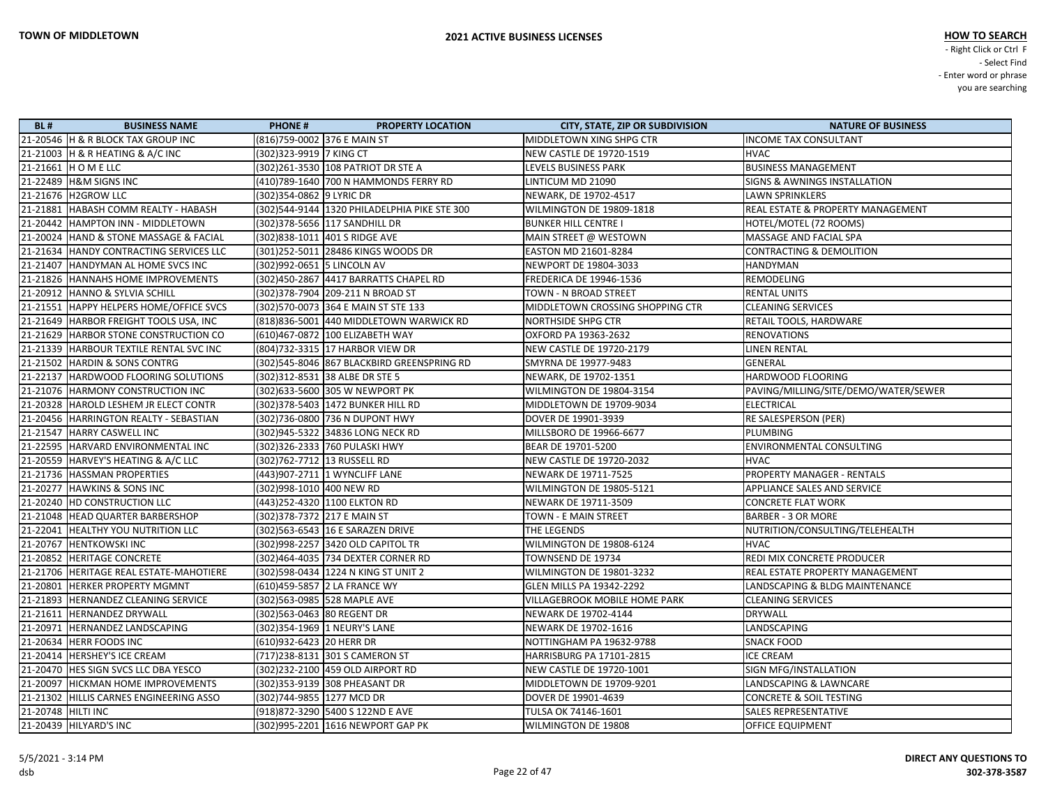**TOWN OF MIDDLETOWN** — **2021 ACTIVE BUSINESS LICENSES**

**HOW TO SEARCH**
- Right Click or Ctrl F
- Select Find
- Enter word or phrase you are searching

| BL # | BUSINESS NAME | PHONE # | PROPERTY LOCATION | CITY, STATE, ZIP OR SUBDIVISION | NATURE OF BUSINESS |
|---|---|---|---|---|---|
| 21-20546 | H & R BLOCK TAX GROUP INC | (816)759-0002 | 376 E MAIN ST | MIDDLETOWN XING SHPG CTR | INCOME TAX CONSULTANT |
| 21-21003 | H & R HEATING & A/C INC | (302)323-9919 | 7 KING CT | NEW CASTLE DE 19720-1519 | HVAC |
| 21-21661 | H O M E LLC | (302)261-3530 | 108 PATRIOT DR STE A | LEVELS BUSINESS PARK | BUSINESS MANAGEMENT |
| 21-22489 | H&M SIGNS INC | (410)789-1640 | 700 N HAMMONDS FERRY RD | LINTICUM MD 21090 | SIGNS & AWNINGS INSTALLATION |
| 21-21676 | H2GROW LLC | (302)354-0862 | 9 LYRIC DR | NEWARK, DE 19702-4517 | LAWN SPRINKLERS |
| 21-21881 | HABASH COMM REALTY - HABASH | (302)544-9144 | 1320 PHILADELPHIA PIKE STE 300 | WILMINGTON DE 19809-1818 | REAL ESTATE & PROPERTY MANAGEMENT |
| 21-20442 | HAMPTON INN - MIDDLETOWN | (302)378-5656 | 117 SANDHILL DR | BUNKER HILL CENTRE I | HOTEL/MOTEL (72 ROOMS) |
| 21-20024 | HAND & STONE MASSAGE & FACIAL | (302)838-1011 | 401 S RIDGE AVE | MAIN STREET @ WESTOWN | MASSAGE AND FACIAL SPA |
| 21-21634 | HANDY CONTRACTING SERVICES LLC | (301)252-5011 | 28486 KINGS WOODS DR | EASTON MD 21601-8284 | CONTRACTING & DEMOLITION |
| 21-21407 | HANDYMAN AL HOME SVCS INC | (302)992-0651 | 5 LINCOLN AV | NEWPORT DE 19804-3033 | HANDYMAN |
| 21-21826 | HANNAHS HOME IMPROVEMENTS | (302)450-2867 | 4417 BARRATTS CHAPEL RD | FREDERICA DE 19946-1536 | REMODELING |
| 21-20912 | HANNO & SYLVIA SCHILL | (302)378-7904 | 209-211 N BROAD ST | TOWN - N BROAD STREET | RENTAL UNITS |
| 21-21551 | HAPPY HELPERS HOME/OFFICE SVCS | (302)570-0073 | 364 E MAIN ST STE 133 | MIDDLETOWN CROSSING SHOPPING CTR | CLEANING SERVICES |
| 21-21649 | HARBOR FREIGHT TOOLS USA, INC | (818)836-5001 | 440 MIDDLETOWN WARWICK RD | NORTHSIDE SHPG CTR | RETAIL TOOLS, HARDWARE |
| 21-21629 | HARBOR STONE CONSTRUCTION CO | (610)467-0872 | 100 ELIZABETH WAY | OXFORD PA 19363-2632 | RENOVATIONS |
| 21-21339 | HARBOUR TEXTILE RENTAL SVC INC | (804)732-3315 | 17 HARBOR VIEW DR | NEW CASTLE DE 19720-2179 | LINEN RENTAL |
| 21-21502 | HARDIN & SONS CONTRG | (302)545-8046 | 867 BLACKBIRD GREENSPRING RD | SMYRNA DE 19977-9483 | GENERAL |
| 21-22137 | HARDWOOD FLOORING SOLUTIONS | (302)312-8531 | 38 ALBE DR STE 5 | NEWARK, DE 19702-1351 | HARDWOOD FLOORING |
| 21-21076 | HARMONY CONSTRUCTION INC | (302)633-5600 | 305 W NEWPORT PK | WILMINGTON DE 19804-3154 | PAVING/MILLING/SITE/DEMO/WATER/SEWER |
| 21-20328 | HAROLD LESHEM JR ELECT CONTR | (302)378-5403 | 1472 BUNKER HILL RD | MIDDLETOWN DE 19709-9034 | ELECTRICAL |
| 21-20456 | HARRINGTON REALTY - SEBASTIAN | (302)736-0800 | 736 N DUPONT HWY | DOVER DE 19901-3939 | RE SALESPERSON (PER) |
| 21-21547 | HARRY CASWELL INC | (302)945-5322 | 34836 LONG NECK RD | MILLSBORO DE 19966-6677 | PLUMBING |
| 21-22595 | HARVARD ENVIRONMENTAL INC | (302)326-2333 | 760 PULASKI HWY | BEAR DE 19701-5200 | ENVIRONMENTAL CONSULTING |
| 21-20559 | HARVEY'S HEATING & A/C LLC | (302)762-7712 | 13 RUSSELL RD | NEW CASTLE DE 19720-2032 | HVAC |
| 21-21736 | HASSMAN PROPERTIES | (443)907-2711 | 1 WYNCLIFF LANE | NEWARK DE 19711-7525 | PROPERTY MANAGER - RENTALS |
| 21-20277 | HAWKINS & SONS INC | (302)998-1010 | 400 NEW RD | WILMINGTON DE 19805-5121 | APPLIANCE SALES AND SERVICE |
| 21-20240 | HD CONSTRUCTION LLC | (443)252-4320 | 1100 ELKTON RD | NEWARK DE 19711-3509 | CONCRETE FLAT WORK |
| 21-21048 | HEAD QUARTER BARBERSHOP | (302)378-7372 | 217 E MAIN ST | TOWN - E MAIN STREET | BARBER - 3 OR MORE |
| 21-22041 | HEALTHY YOU NUTRITION LLC | (302)563-6543 | 16 E SARAZEN DRIVE | THE LEGENDS | NUTRITION/CONSULTING/TELEHEALTH |
| 21-20767 | HENTKOWSKI INC | (302)998-2257 | 3420 OLD CAPITOL TR | WILMINGTON DE 19808-6124 | HVAC |
| 21-20852 | HERITAGE CONCRETE | (302)464-4035 | 734 DEXTER CORNER RD | TOWNSEND DE 19734 | REDI MIX CONCRETE PRODUCER |
| 21-21706 | HERITAGE REAL ESTATE-MAHOTIERE | (302)598-0434 | 1224 N KING ST UNIT 2 | WILMINGTON DE 19801-3232 | REAL ESTATE PROPERTY MANAGEMENT |
| 21-20801 | HERKER PROPERTY MGMNT | (610)459-5857 | 2 LA FRANCE WY | GLEN MILLS PA 19342-2292 | LANDSCAPING & BLDG MAINTENANCE |
| 21-21893 | HERNANDEZ CLEANING SERVICE | (302)563-0985 | 528 MAPLE AVE | VILLAGEBROOK MOBILE HOME PARK | CLEANING SERVICES |
| 21-21611 | HERNANDEZ DRYWALL | (302)563-0463 | 80 REGENT DR | NEWARK DE 19702-4144 | DRYWALL |
| 21-20971 | HERNANDEZ LANDSCAPING | (302)354-1969 | 1 NEURY'S LANE | NEWARK DE 19702-1616 | LANDSCAPING |
| 21-20634 | HERR FOODS INC | (610)932-6423 | 20 HERR DR | NOTTINGHAM PA 19632-9788 | SNACK FOOD |
| 21-20414 | HERSHEY'S ICE CREAM | (717)238-8131 | 301 S CAMERON ST | HARRISBURG PA 17101-2815 | ICE CREAM |
| 21-20470 | HES SIGN SVCS LLC DBA YESCO | (302)232-2100 | 459 OLD AIRPORT RD | NEW CASTLE DE 19720-1001 | SIGN MFG/INSTALLATION |
| 21-20097 | HICKMAN HOME IMPROVEMENTS | (302)353-9139 | 308 PHEASANT DR | MIDDLETOWN DE 19709-9201 | LANDSCAPING & LAWNCARE |
| 21-21302 | HILLIS CARNES ENGINEERING ASSO | (302)744-9855 | 1277 MCD DR | DOVER DE 19901-4639 | CONCRETE & SOIL TESTING |
| 21-20748 | HILTI INC | (918)872-3290 | 5400 S 122ND E AVE | TULSA OK 74146-1601 | SALES REPRESENTATIVE |
| 21-20439 | HILYARD'S INC | (302)995-2201 | 1616 NEWPORT GAP PK | WILMINGTON DE 19808 | OFFICE EQUIPMENT |

5/5/2021 - 3:14 PM
dsb

**DIRECT ANY QUESTIONS TO 302-378-3587**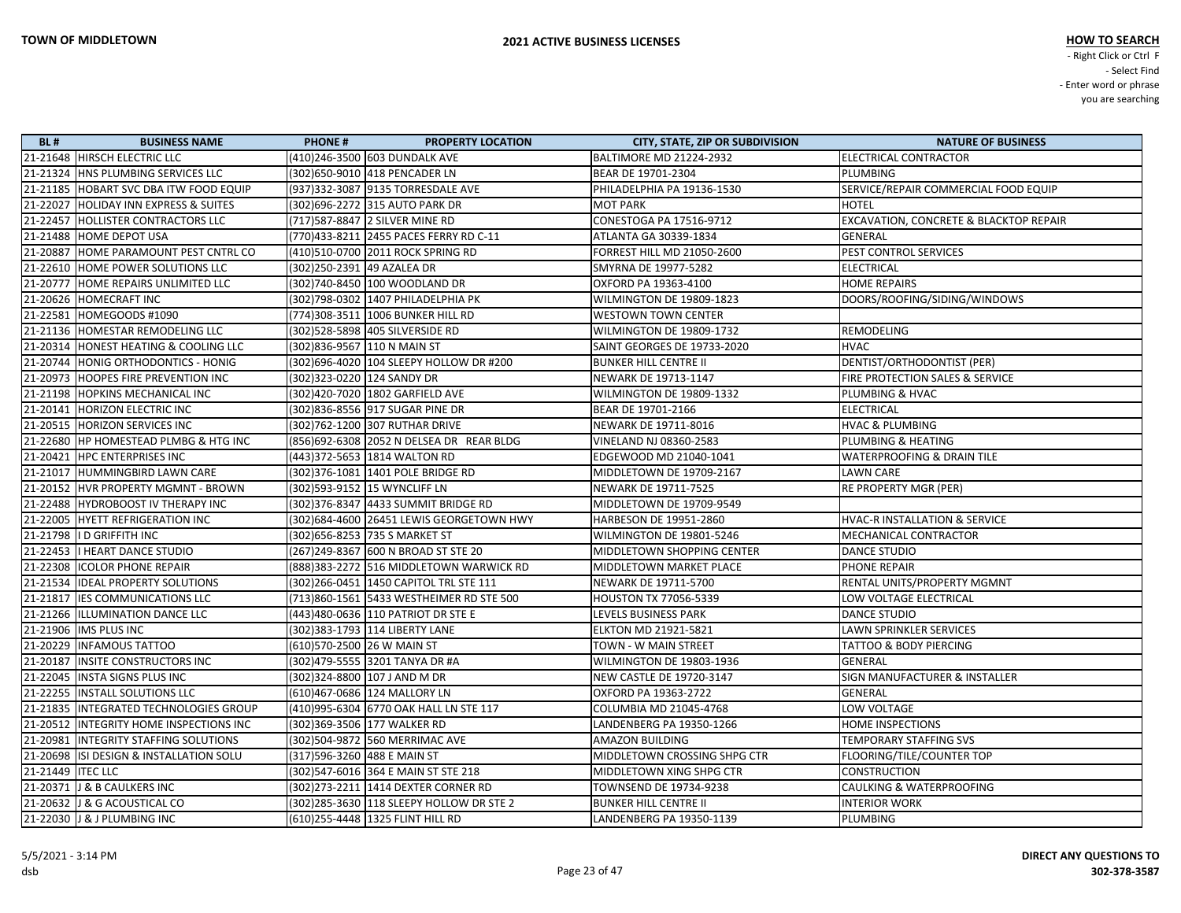| BL # | BUSINESS NAME | PHONE # | PROPERTY LOCATION | CITY, STATE, ZIP OR SUBDIVISION | NATURE OF BUSINESS |
|---|---|---|---|---|---|
| 21-21648 | HIRSCH ELECTRIC LLC | (410)246-3500 | 603 DUNDALK AVE | BALTIMORE MD 21224-2932 | ELECTRICAL CONTRACTOR |
| 21-21324 | HNS PLUMBING SERVICES LLC | (302)650-9010 | 418 PENCADER LN | BEAR DE 19701-2304 | PLUMBING |
| 21-21185 | HOBART SVC DBA ITW FOOD EQUIP | (937)332-3087 | 9135 TORRESDALE AVE | PHILADELPHIA PA 19136-1530 | SERVICE/REPAIR COMMERCIAL FOOD EQUIP |
| 21-22027 | HOLIDAY INN EXPRESS & SUITES | (302)696-2272 | 315 AUTO PARK DR | MOT PARK | HOTEL |
| 21-22457 | HOLLISTER CONTRACTORS LLC | (717)587-8847 | 2 SILVER MINE RD | CONESTOGA PA 17516-9712 | EXCAVATION, CONCRETE & BLACKTOP REPAIR |
| 21-21488 | HOME DEPOT USA | (770)433-8211 | 2455 PACES FERRY RD C-11 | ATLANTA GA 30339-1834 | GENERAL |
| 21-20887 | HOME PARAMOUNT PEST CNTRL CO | (410)510-0700 | 2011 ROCK SPRING RD | FORREST HILL MD 21050-2600 | PEST CONTROL SERVICES |
| 21-22610 | HOME POWER SOLUTIONS LLC | (302)250-2391 | 49 AZALEA DR | SMYRNA DE 19977-5282 | ELECTRICAL |
| 21-20777 | HOME REPAIRS UNLIMITED LLC | (302)740-8450 | 100 WOODLAND DR | OXFORD PA 19363-4100 | HOME REPAIRS |
| 21-20626 | HOMECRAFT INC | (302)798-0302 | 1407 PHILADELPHIA PK | WILMINGTON DE 19809-1823 | DOORS/ROOFING/SIDING/WINDOWS |
| 21-22581 | HOMEGOODS #1090 | (774)308-3511 | 1006 BUNKER HILL RD | WESTOWN TOWN CENTER | |
| 21-21136 | HOMESTAR REMODELING LLC | (302)528-5898 | 405 SILVERSIDE RD | WILMINGTON DE 19809-1732 | REMODELING |
| 21-20314 | HONEST HEATING & COOLING LLC | (302)836-9567 | 110 N MAIN ST | SAINT GEORGES DE 19733-2020 | HVAC |
| 21-20744 | HONIG ORTHODONTICS - HONIG | (302)696-4020 | 104 SLEEPY HOLLOW DR #200 | BUNKER HILL CENTRE II | DENTIST/ORTHODONTIST (PER) |
| 21-20973 | HOOPES FIRE PREVENTION INC | (302)323-0220 | 124 SANDY DR | NEWARK DE 19713-1147 | FIRE PROTECTION SALES & SERVICE |
| 21-21198 | HOPKINS MECHANICAL INC | (302)420-7020 | 1802 GARFIELD AVE | WILMINGTON DE 19809-1332 | PLUMBING & HVAC |
| 21-20141 | HORIZON ELECTRIC INC | (302)836-8556 | 917 SUGAR PINE DR | BEAR DE 19701-2166 | ELECTRICAL |
| 21-20515 | HORIZON SERVICES INC | (302)762-1200 | 307 RUTHAR DRIVE | NEWARK DE 19711-8016 | HVAC & PLUMBING |
| 21-22680 | HP HOMESTEAD PLMBG & HTG INC | (856)692-6308 | 2052 N DELSEA DR REAR BLDG | VINELAND NJ 08360-2583 | PLUMBING & HEATING |
| 21-20421 | HPC ENTERPRISES INC | (443)372-5653 | 1814 WALTON RD | EDGEWOOD MD 21040-1041 | WATERPROOFING & DRAIN TILE |
| 21-21017 | HUMMINGBIRD LAWN CARE | (302)376-1081 | 1401 POLE BRIDGE RD | MIDDLETOWN DE 19709-2167 | LAWN CARE |
| 21-20152 | HVR PROPERTY MGMNT - BROWN | (302)593-9152 | 15 WYNCLIFF LN | NEWARK DE 19711-7525 | RE PROPERTY MGR (PER) |
| 21-22488 | HYDROBOOST IV THERAPY INC | (302)376-8347 | 4433 SUMMIT BRIDGE RD | MIDDLETOWN DE 19709-9549 | |
| 21-22005 | HYETT REFRIGERATION INC | (302)684-4600 | 26451 LEWIS GEORGETOWN HWY | HARBESON DE 19951-2860 | HVAC-R INSTALLATION & SERVICE |
| 21-21798 | I D GRIFFITH INC | (302)656-8253 | 735 S MARKET ST | WILMINGTON DE 19801-5246 | MECHANICAL CONTRACTOR |
| 21-22453 | I HEART DANCE STUDIO | (267)249-8367 | 600 N BROAD ST STE 20 | MIDDLETOWN SHOPPING CENTER | DANCE STUDIO |
| 21-22308 | ICOLOR PHONE REPAIR | (888)383-2272 | 516 MIDDLETOWN WARWICK RD | MIDDLETOWN MARKET PLACE | PHONE REPAIR |
| 21-21534 | IDEAL PROPERTY SOLUTIONS | (302)266-0451 | 1450 CAPITOL TRL STE 111 | NEWARK DE 19711-5700 | RENTAL UNITS/PROPERTY MGMNT |
| 21-21817 | IES COMMUNICATIONS LLC | (713)860-1561 | 5433 WESTHEIMER RD STE 500 | HOUSTON TX 77056-5339 | LOW VOLTAGE ELECTRICAL |
| 21-21266 | ILLUMINATION DANCE LLC | (443)480-0636 | 110 PATRIOT DR STE E | LEVELS BUSINESS PARK | DANCE STUDIO |
| 21-21906 | IMS PLUS INC | (302)383-1793 | 114 LIBERTY LANE | ELKTON MD 21921-5821 | LAWN SPRINKLER SERVICES |
| 21-20229 | INFAMOUS TATTOO | (610)570-2500 | 26 W MAIN ST | TOWN - W MAIN STREET | TATTOO & BODY PIERCING |
| 21-20187 | INSITE CONSTRUCTORS INC | (302)479-5555 | 3201 TANYA DR #A | WILMINGTON DE 19803-1936 | GENERAL |
| 21-22045 | INSTA SIGNS PLUS INC | (302)324-8800 | 107 J AND M DR | NEW CASTLE DE 19720-3147 | SIGN MANUFACTURER & INSTALLER |
| 21-22255 | INSTALL SOLUTIONS LLC | (610)467-0686 | 124 MALLORY LN | OXFORD PA 19363-2722 | GENERAL |
| 21-21835 | INTEGRATED TECHNOLOGIES GROUP | (410)995-6304 | 6770 OAK HALL LN STE 117 | COLUMBIA MD 21045-4768 | LOW VOLTAGE |
| 21-20512 | INTEGRITY HOME INSPECTIONS INC | (302)369-3506 | 177 WALKER RD | LANDENBERG PA 19350-1266 | HOME INSPECTIONS |
| 21-20981 | INTEGRITY STAFFING SOLUTIONS | (302)504-9872 | 560 MERRIMAC AVE | AMAZON BUILDING | TEMPORARY STAFFING SVS |
| 21-20698 | ISI DESIGN & INSTALLATION SOLU | (317)596-3260 | 488 E MAIN ST | MIDDLETOWN CROSSING SHPG CTR | FLOORING/TILE/COUNTER TOP |
| 21-21449 | ITEC LLC | (302)547-6016 | 364 E MAIN ST STE 218 | MIDDLETOWN XING SHPG CTR | CONSTRUCTION |
| 21-20371 | J & B CAULKERS INC | (302)273-2211 | 1414 DEXTER CORNER RD | TOWNSEND DE 19734-9238 | CAULKING & WATERPROOFING |
| 21-20632 | J & G ACOUSTICAL CO | (302)285-3630 | 118 SLEEPY HOLLOW DR STE 2 | BUNKER HILL CENTRE II | INTERIOR WORK |
| 21-22030 | J & J PLUMBING INC | (610)255-4448 | 1325 FLINT HILL RD | LANDENBERG PA 19350-1139 | PLUMBING |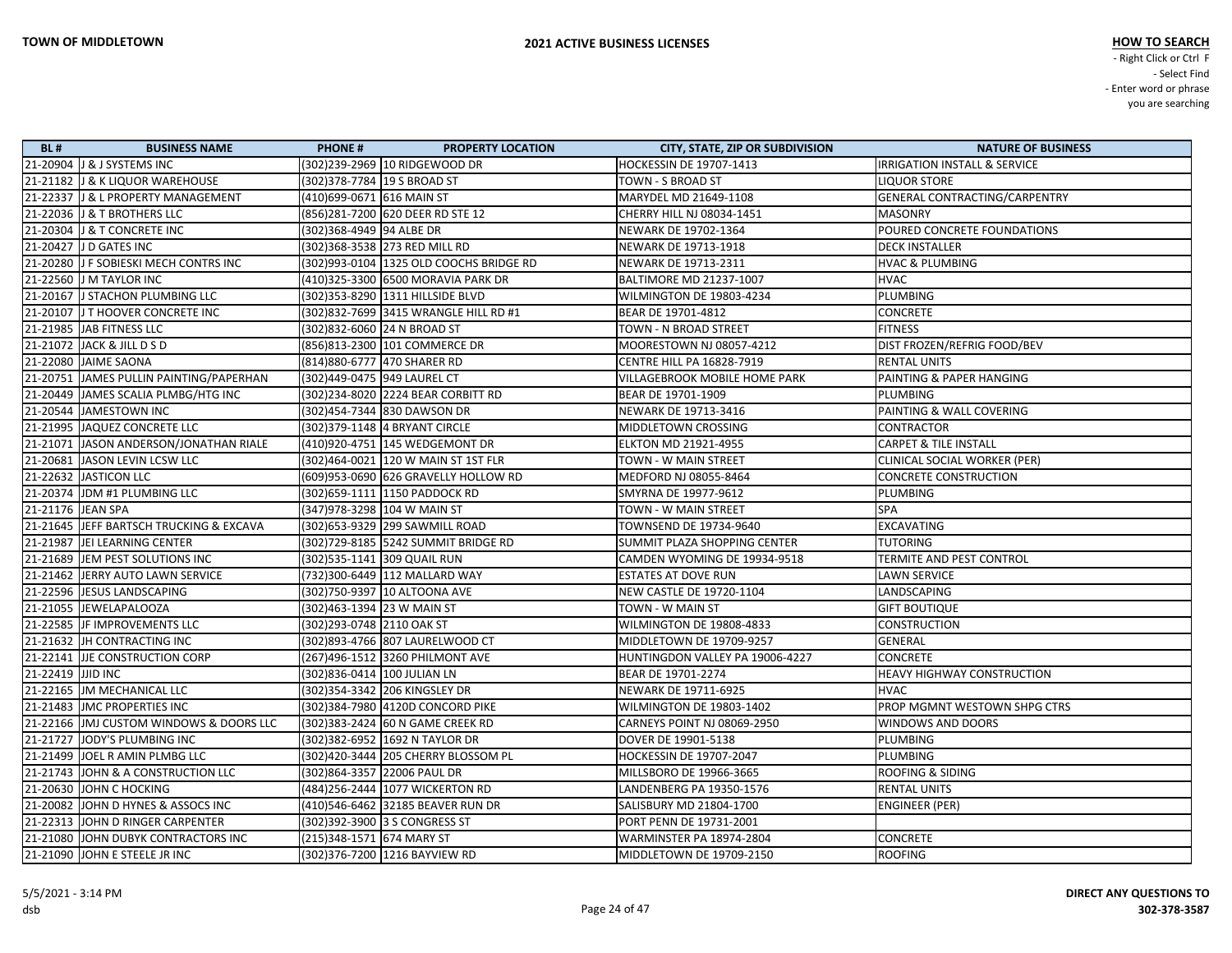**TOWN OF MIDDLETOWN**

**2021 ACTIVE BUSINESS LICENSES**

**HOW TO SEARCH**
- Right Click or Ctrl F
- Select Find
- Enter word or phrase you are searching

| BL # | BUSINESS NAME | PHONE # | PROPERTY LOCATION | CITY, STATE, ZIP OR SUBDIVISION | NATURE OF BUSINESS |
|---|---|---|---|---|---|
| 21-20904 | J & J SYSTEMS INC | (302)239-2969 | 10 RIDGEWOOD DR | HOCKESSIN DE 19707-1413 | IRRIGATION INSTALL & SERVICE |
| 21-21182 | J & K LIQUOR WAREHOUSE | (302)378-7784 | 19 S BROAD ST | TOWN - S BROAD ST | LIQUOR STORE |
| 21-22337 | J & L PROPERTY MANAGEMENT | (410)699-0671 | 616 MAIN ST | MARYDEL MD 21649-1108 | GENERAL CONTRACTING/CARPENTRY |
| 21-22036 | J & T BROTHERS LLC | (856)281-7200 | 620 DEER RD STE 12 | CHERRY HILL NJ 08034-1451 | MASONRY |
| 21-20304 | J & T CONCRETE INC | (302)368-4949 | 94 ALBE DR | NEWARK DE 19702-1364 | POURED CONCRETE FOUNDATIONS |
| 21-20427 | J D GATES INC | (302)368-3538 | 273 RED MILL RD | NEWARK DE 19713-1918 | DECK INSTALLER |
| 21-20280 | J F SOBIESKI MECH CONTRS INC | (302)993-0104 | 1325 OLD COOCHS BRIDGE RD | NEWARK DE 19713-2311 | HVAC & PLUMBING |
| 21-22560 | J M TAYLOR INC | (410)325-3300 | 6500 MORAVIA PARK DR | BALTIMORE MD 21237-1007 | HVAC |
| 21-20167 | J STACHON PLUMBING LLC | (302)353-8290 | 1311 HILLSIDE BLVD | WILMINGTON DE 19803-4234 | PLUMBING |
| 21-20107 | J T HOOVER CONCRETE INC | (302)832-7699 | 3415 WRANGLE HILL RD #1 | BEAR DE 19701-4812 | CONCRETE |
| 21-21985 | JAB FITNESS LLC | (302)832-6060 | 24 N BROAD ST | TOWN - N BROAD STREET | FITNESS |
| 21-21072 | JACK & JILL D S D | (856)813-2300 | 101 COMMERCE DR | MOORESTOWN NJ 08057-4212 | DIST FROZEN/REFRIG FOOD/BEV |
| 21-22080 | JAIME SAONA | (814)880-6777 | 470 SHARER RD | CENTRE HILL PA 16828-7919 | RENTAL UNITS |
| 21-20751 | JAMES PULLIN PAINTING/PAPERHAN | (302)449-0475 | 949 LAUREL CT | VILLAGEBROOK MOBILE HOME PARK | PAINTING & PAPER HANGING |
| 21-20449 | JAMES SCALIA PLMBG/HTG INC | (302)234-8020 | 2224 BEAR CORBITT RD | BEAR DE 19701-1909 | PLUMBING |
| 21-20544 | JAMESTOWN INC | (302)454-7344 | 830 DAWSON DR | NEWARK DE 19713-3416 | PAINTING & WALL COVERING |
| 21-21995 | JAQUEZ CONCRETE LLC | (302)379-1148 | 4 BRYANT CIRCLE | MIDDLETOWN CROSSING | CONTRACTOR |
| 21-21071 | JASON ANDERSON/JONATHAN RIALE | (410)920-4751 | 145 WEDGEMONT DR | ELKTON MD 21921-4955 | CARPET & TILE INSTALL |
| 21-20681 | JASON LEVIN LCSW LLC | (302)464-0021 | 120 W MAIN ST 1ST FLR | TOWN - W MAIN STREET | CLINICAL SOCIAL WORKER (PER) |
| 21-22632 | JASTICON LLC | (609)953-0690 | 626 GRAVELLY HOLLOW RD | MEDFORD NJ 08055-8464 | CONCRETE CONSTRUCTION |
| 21-20374 | JDM #1 PLUMBING LLC | (302)659-1111 | 1150 PADDOCK RD | SMYRNA DE 19977-9612 | PLUMBING |
| 21-21176 | JEAN SPA | (347)978-3298 | 104 W MAIN ST | TOWN - W MAIN STREET | SPA |
| 21-21645 | JEFF BARTSCH TRUCKING & EXCAVA | (302)653-9329 | 299 SAWMILL ROAD | TOWNSEND DE 19734-9640 | EXCAVATING |
| 21-21987 | JEI LEARNING CENTER | (302)729-8185 | 5242 SUMMIT BRIDGE RD | SUMMIT PLAZA SHOPPING CENTER | TUTORING |
| 21-21689 | JEM PEST SOLUTIONS INC | (302)535-1141 | 309 QUAIL RUN | CAMDEN WYOMING DE 19934-9518 | TERMITE AND PEST CONTROL |
| 21-21462 | JERRY AUTO LAWN SERVICE | (732)300-6449 | 112 MALLARD WAY | ESTATES AT DOVE RUN | LAWN SERVICE |
| 21-22596 | JESUS LANDSCAPING | (302)750-9397 | 10 ALTOONA AVE | NEW CASTLE DE 19720-1104 | LANDSCAPING |
| 21-21055 | JEWELAPALOOZA | (302)463-1394 | 23 W MAIN ST | TOWN - W MAIN ST | GIFT BOUTIQUE |
| 21-22585 | JF IMPROVEMENTS LLC | (302)293-0748 | 2110 OAK ST | WILMINGTON DE 19808-4833 | CONSTRUCTION |
| 21-21632 | JH CONTRACTING INC | (302)893-4766 | 807 LAURELWOOD CT | MIDDLETOWN DE 19709-9257 | GENERAL |
| 21-22141 | JJE CONSTRUCTION CORP | (267)496-1512 | 3260 PHILMONT AVE | HUNTINGDON VALLEY PA 19006-4227 | CONCRETE |
| 21-22419 | JJID INC | (302)836-0414 | 100 JULIAN LN | BEAR DE 19701-2274 | HEAVY HIGHWAY CONSTRUCTION |
| 21-22165 | JM MECHANICAL LLC | (302)354-3342 | 206 KINGSLEY DR | NEWARK DE 19711-6925 | HVAC |
| 21-21483 | JMC PROPERTIES INC | (302)384-7980 | 4120D CONCORD PIKE | WILMINGTON DE 19803-1402 | PROP MGMNT WESTOWN SHPG CTRS |
| 21-22166 | JMJ CUSTOM WINDOWS & DOORS LLC | (302)383-2424 | 60 N GAME CREEK RD | CARNEYS POINT NJ 08069-2950 | WINDOWS AND DOORS |
| 21-21727 | JODY'S PLUMBING INC | (302)382-6952 | 1692 N TAYLOR DR | DOVER DE 19901-5138 | PLUMBING |
| 21-21499 | JOEL R AMIN PLMBG LLC | (302)420-3444 | 205 CHERRY BLOSSOM PL | HOCKESSIN DE 19707-2047 | PLUMBING |
| 21-21743 | JOHN & A CONSTRUCTION LLC | (302)864-3357 | 22006 PAUL DR | MILLSBORO DE 19966-3665 | ROOFING & SIDING |
| 21-20630 | JOHN C HOCKING | (484)256-2444 | 1077 WICKERTON RD | LANDENBERG PA 19350-1576 | RENTAL UNITS |
| 21-20082 | JOHN D HYNES & ASSOCS INC | (410)546-6462 | 32185 BEAVER RUN DR | SALISBURY MD 21804-1700 | ENGINEER (PER) |
| 21-22313 | JOHN D RINGER CARPENTER | (302)392-3900 | 3 S CONGRESS ST | PORT PENN DE 19731-2001 | |
| 21-21080 | JOHN DUBYK CONTRACTORS INC | (215)348-1571 | 674 MARY ST | WARMINSTER PA 18974-2804 | CONCRETE |
| 21-21090 | JOHN E STEELE JR INC | (302)376-7200 | 1216 BAYVIEW RD | MIDDLETOWN DE 19709-2150 | ROOFING |

5/5/2021 - 3:14 PM
dsb

**DIRECT ANY QUESTIONS TO 302-378-3587**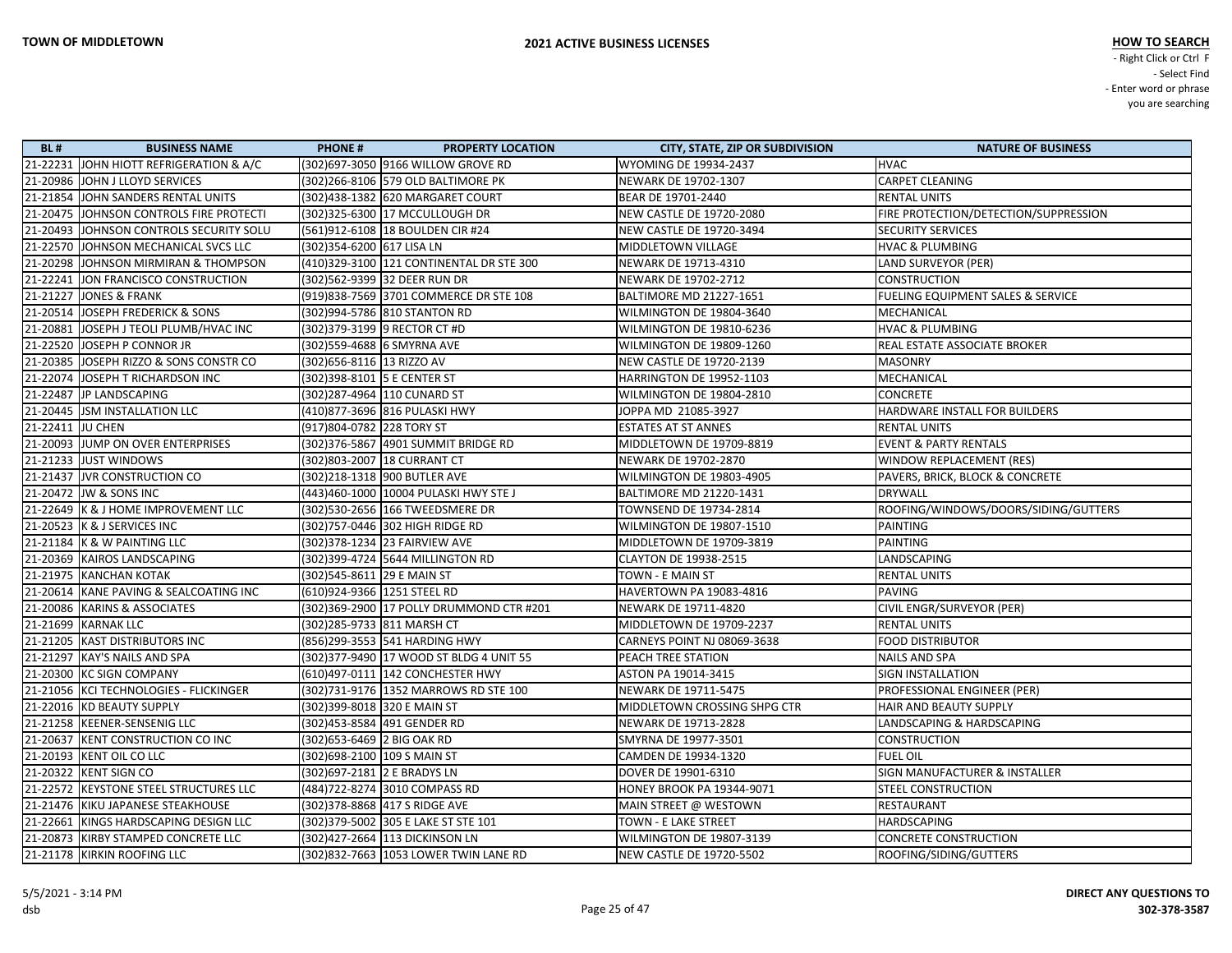**TOWN OF MIDDLETOWN**

**2021 ACTIVE BUSINESS LICENSES**

**HOW TO SEARCH**
- Right Click or Ctrl F
- Select Find
- Enter word or phrase you are searching

| BL # | BUSINESS NAME | PHONE # | PROPERTY LOCATION | CITY, STATE, ZIP OR SUBDIVISION | NATURE OF BUSINESS |
|---|---|---|---|---|---|
| 21-22231 | JOHN HIOTT REFRIGERATION & A/C | (302)697-3050 | 9166 WILLOW GROVE RD | WYOMING DE 19934-2437 | HVAC |
| 21-20986 | JOHN J LLOYD SERVICES | (302)266-8106 | 579 OLD BALTIMORE PK | NEWARK DE 19702-1307 | CARPET CLEANING |
| 21-21854 | JOHN SANDERS RENTAL UNITS | (302)438-1382 | 620 MARGARET COURT | BEAR DE 19701-2440 | RENTAL UNITS |
| 21-20475 | JOHNSON CONTROLS FIRE PROTECTI | (302)325-6300 | 17 MCCULLOUGH DR | NEW CASTLE DE 19720-2080 | FIRE PROTECTION/DETECTION/SUPPRESSION |
| 21-20493 | JOHNSON CONTROLS SECURITY SOLU | (561)912-6108 | 18 BOULDEN CIR #24 | NEW CASTLE DE 19720-3494 | SECURITY SERVICES |
| 21-22570 | JOHNSON MECHANICAL SVCS LLC | (302)354-6200 | 617 LISA LN | MIDDLETOWN VILLAGE | HVAC & PLUMBING |
| 21-20298 | JOHNSON MIRMIRAN & THOMPSON | (410)329-3100 | 121 CONTINENTAL DR STE 300 | NEWARK DE 19713-4310 | LAND SURVEYOR (PER) |
| 21-22241 | JON FRANCISCO CONSTRUCTION | (302)562-9399 | 32 DEER RUN DR | NEWARK DE 19702-2712 | CONSTRUCTION |
| 21-21227 | JONES & FRANK | (919)838-7569 | 3701 COMMERCE DR STE 108 | BALTIMORE MD 21227-1651 | FUELING EQUIPMENT SALES & SERVICE |
| 21-20514 | JOSEPH FREDERICK & SONS | (302)994-5786 | 810 STANTON RD | WILMINGTON DE 19804-3640 | MECHANICAL |
| 21-20881 | JOSEPH J TEOLI PLUMB/HVAC INC | (302)379-3199 | 9 RECTOR CT #D | WILMINGTON DE 19810-6236 | HVAC & PLUMBING |
| 21-22520 | JOSEPH P CONNOR JR | (302)559-4688 | 6 SMYRNA AVE | WILMINGTON DE 19809-1260 | REAL ESTATE ASSOCIATE BROKER |
| 21-20385 | JOSEPH RIZZO & SONS CONSTR CO | (302)656-8116 | 13 RIZZO AV | NEW CASTLE DE 19720-2139 | MASONRY |
| 21-22074 | JOSEPH T RICHARDSON INC | (302)398-8101 | 5 E CENTER ST | HARRINGTON DE 19952-1103 | MECHANICAL |
| 21-22487 | JP LANDSCAPING | (302)287-4964 | 110 CUNARD ST | WILMINGTON DE 19804-2810 | CONCRETE |
| 21-20445 | JSM INSTALLATION LLC | (410)877-3696 | 816 PULASKI HWY | JOPPA MD 21085-3927 | HARDWARE INSTALL FOR BUILDERS |
| 21-22411 | JU CHEN | (917)804-0782 | 228 TORY ST | ESTATES AT ST ANNES | RENTAL UNITS |
| 21-20093 | JUMP ON OVER ENTERPRISES | (302)376-5867 | 4901 SUMMIT BRIDGE RD | MIDDLETOWN DE 19709-8819 | EVENT & PARTY RENTALS |
| 21-21233 | JUST WINDOWS | (302)803-2007 | 18 CURRANT CT | NEWARK DE 19702-2870 | WINDOW REPLACEMENT (RES) |
| 21-21437 | JVR CONSTRUCTION CO | (302)218-1318 | 900 BUTLER AVE | WILMINGTON DE 19803-4905 | PAVERS, BRICK, BLOCK & CONCRETE |
| 21-20472 | JW & SONS INC | (443)460-1000 | 10004 PULASKI HWY STE J | BALTIMORE MD 21220-1431 | DRYWALL |
| 21-22649 | K & J HOME IMPROVEMENT LLC | (302)530-2656 | 166 TWEEDSMERE DR | TOWNSEND DE 19734-2814 | ROOFING/WINDOWS/DOORS/SIDING/GUTTERS |
| 21-20523 | K & J SERVICES INC | (302)757-0446 | 302 HIGH RIDGE RD | WILMINGTON DE 19807-1510 | PAINTING |
| 21-21184 | K & W PAINTING LLC | (302)378-1234 | 23 FAIRVIEW AVE | MIDDLETOWN DE 19709-3819 | PAINTING |
| 21-20369 | KAIROS LANDSCAPING | (302)399-4724 | 5644 MILLINGTON RD | CLAYTON DE 19938-2515 | LANDSCAPING |
| 21-21975 | KANCHAN KOTAK | (302)545-8611 | 29 E MAIN ST | TOWN - E MAIN ST | RENTAL UNITS |
| 21-20614 | KANE PAVING & SEALCOATING INC | (610)924-9366 | 1251 STEEL RD | HAVERTOWN PA 19083-4816 | PAVING |
| 21-20086 | KARINS & ASSOCIATES | (302)369-2900 | 17 POLLY DRUMMOND CTR #201 | NEWARK DE 19711-4820 | CIVIL ENGR/SURVEYOR (PER) |
| 21-21699 | KARNAK LLC | (302)285-9733 | 811 MARSH CT | MIDDLETOWN DE 19709-2237 | RENTAL UNITS |
| 21-21205 | KAST DISTRIBUTORS INC | (856)299-3553 | 541 HARDING HWY | CARNEYS POINT NJ 08069-3638 | FOOD DISTRIBUTOR |
| 21-21297 | KAY'S NAILS AND SPA | (302)377-9490 | 17 WOOD ST BLDG 4 UNIT 55 | PEACH TREE STATION | NAILS AND SPA |
| 21-20300 | KC SIGN COMPANY | (610)497-0111 | 142 CONCHESTER HWY | ASTON PA 19014-3415 | SIGN INSTALLATION |
| 21-21056 | KCI TECHNOLOGIES - FLICKINGER | (302)731-9176 | 1352 MARROWS RD STE 100 | NEWARK DE 19711-5475 | PROFESSIONAL ENGINEER (PER) |
| 21-22016 | KD BEAUTY SUPPLY | (302)399-8018 | 320 E MAIN ST | MIDDLETOWN CROSSING SHPG CTR | HAIR AND BEAUTY SUPPLY |
| 21-21258 | KEENER-SENSENIG LLC | (302)453-8584 | 491 GENDER RD | NEWARK DE 19713-2828 | LANDSCAPING & HARDSCAPING |
| 21-20637 | KENT CONSTRUCTION CO INC | (302)653-6469 | 2 BIG OAK RD | SMYRNA DE 19977-3501 | CONSTRUCTION |
| 21-20193 | KENT OIL CO LLC | (302)698-2100 | 109 S MAIN ST | CAMDEN DE 19934-1320 | FUEL OIL |
| 21-20322 | KENT SIGN CO | (302)697-2181 | 2 E BRADYS LN | DOVER DE 19901-6310 | SIGN MANUFACTURER & INSTALLER |
| 21-22572 | KEYSTONE STEEL STRUCTURES LLC | (484)722-8274 | 3010 COMPASS RD | HONEY BROOK PA 19344-9071 | STEEL CONSTRUCTION |
| 21-21476 | KIKU JAPANESE STEAKHOUSE | (302)378-8868 | 417 S RIDGE AVE | MAIN STREET @ WESTOWN | RESTAURANT |
| 21-22661 | KINGS HARDSCAPING DESIGN LLC | (302)379-5002 | 305 E LAKE ST STE 101 | TOWN - E LAKE STREET | HARDSCAPING |
| 21-20873 | KIRBY STAMPED CONCRETE LLC | (302)427-2664 | 113 DICKINSON LN | WILMINGTON DE 19807-3139 | CONCRETE CONSTRUCTION |
| 21-21178 | KIRKIN ROOFING LLC | (302)832-7663 | 1053 LOWER TWIN LANE RD | NEW CASTLE DE 19720-5502 | ROOFING/SIDING/GUTTERS |

5/5/2021 - 3:14 PM
dsb

**DIRECT ANY QUESTIONS TO 302-378-3587**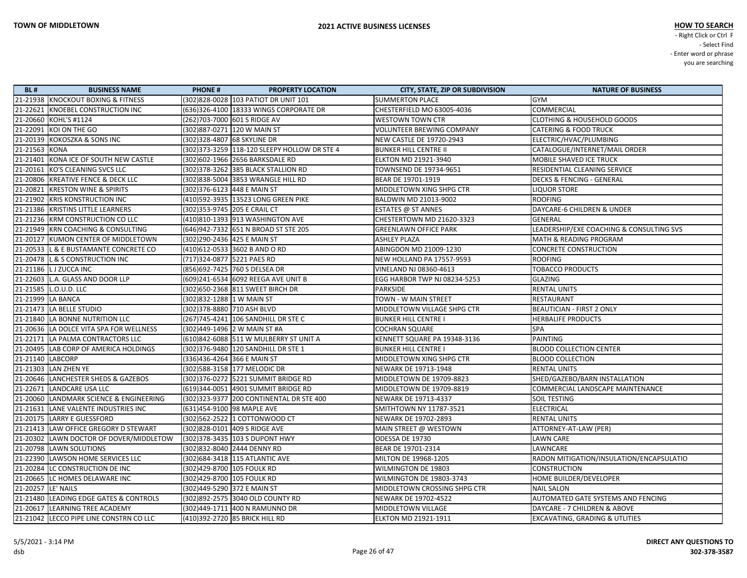**TOWN OF MIDDLETOWN** | **2021 ACTIVE BUSINESS LICENSES**

**HOW TO SEARCH**
- Right Click or Ctrl F
- Select Find
- Enter word or phrase you are searching

| BL # | BUSINESS NAME | PHONE # | PROPERTY LOCATION | CITY, STATE, ZIP OR SUBDIVISION | NATURE OF BUSINESS |
|---|---|---|---|---|---|
| 21-21938 | KNOCKOUT BOXING & FITNESS | (302)828-0028 | 103 PATIOT DR UNIT 101 | SUMMERTON PLACE | GYM |
| 21-22621 | KNOEBEL CONSTRUCTION INC | (636)326-4100 | 18333 WINGS CORPORATE DR | CHESTERFIELD MO 63005-4036 | COMMERCIAL |
| 21-20660 | KOHL'S #1124 | (262)703-7000 | 601 S RIDGE AV | WESTOWN TOWN CTR | CLOTHING & HOUSEHOLD GOODS |
| 21-22091 | KOI ON THE GO | (302)887-0271 | 120 W MAIN ST | VOLUNTEER BREWING COMPANY | CATERING & FOOD TRUCK |
| 21-20139 | KOKOSZKA & SONS INC | (302)328-4807 | 68 SKYLINE DR | NEW CASTLE DE 19720-2943 | ELECTRIC/HVAC/PLUMBING |
| 21-21563 | KONA | (302)373-3259 | 118-120 SLEEPY HOLLOW DR STE 4 | BUNKER HILL CENTRE II | CATALOGUE/INTERNET/MAIL ORDER |
| 21-21401 | KONA ICE OF SOUTH NEW CASTLE | (302)602-1966 | 2656 BARKSDALE RD | ELKTON MD 21921-3940 | MOBILE SHAVED ICE TRUCK |
| 21-20161 | KO'S CLEANING SVCS LLC | (302)378-3262 | 385 BLACK STALLION RD | TOWNSEND DE 19734-9651 | RESIDENTIAL CLEANING SERVICE |
| 21-20806 | KREATIVE FENCE & DECK LLC | (302)838-5004 | 3853 WRANGLE HILL RD | BEAR DE 19701-1919 | DECKS & FENCING - GENERAL |
| 21-20821 | KRESTON WINE & SPIRITS | (302)376-6123 | 448 E MAIN ST | MIDDLETOWN XING SHPG CTR | LIQUOR STORE |
| 21-21902 | KRIS KONSTRUCTION INC | (410)592-3935 | 13523 LONG GREEN PIKE | BALDWIN MD 21013-9002 | ROOFING |
| 21-21386 | KRISTINS LITTLE LEARNERS | (302)353-9745 | 205 E CRAIL CT | ESTATES @ ST ANNES | DAYCARE-6 CHILDREN & UNDER |
| 21-21236 | KRM CONSTRUCTION CO LLC | (410)810-1393 | 913 WASHINGTON AVE | CHESTERTOWN MD 21620-3323 | GENERAL |
| 21-21949 | KRN COACHING & CONSULTING | (646)942-7332 | 651 N BROAD ST STE 205 | GREENLAWN OFFICE PARK | LEADERSHIP/EXE COACHING & CONSULTING SVS |
| 21-20127 | KUMON CENTER OF MIDDLETOWN | (302)290-2436 | 425 E MAIN ST | ASHLEY PLAZA | MATH & READING PROGRAM |
| 21-20533 | L & E BUSTAMANTE CONCRETE CO | (410)612-0533 | 3602 B AND O RD | ABINGDON MD 21009-1230 | CONCRETE CONSTRUCTION |
| 21-20478 | L & S CONSTRUCTION INC | (717)324-0877 | 5221 PAES RD | NEW HOLLAND PA 17557-9593 | ROOFING |
| 21-21186 | L J ZUCCA INC | (856)692-7425 | 760 S DELSEA DR | VINELAND NJ 08360-4613 | TOBACCO PRODUCTS |
| 21-22603 | L.A. GLASS AND DOOR LLP | (609)241-6534 | 6092 REEGA AVE UNIT B | EGG HARBOR TWP NJ 08234-5253 | GLAZING |
| 21-21585 | L.O.U.D. LLC | (302)650-2368 | 811 SWEET BIRCH DR | PARKSIDE | RENTAL UNITS |
| 21-21999 | LA BANCA | (302)832-1288 | 1 W MAIN ST | TOWN - W MAIN STREET | RESTAURANT |
| 21-21473 | LA BELLE STUDIO | (302)378-8880 | 710 ASH BLVD | MIDDLETOWN VILLAGE SHPG CTR | BEAUTICIAN - FIRST 2 ONLY |
| 21-21840 | LA BONNE NUTRITION LLC | (267)745-4241 | 106 SANDHILL DR STE C | BUNKER HILL CENTRE I | HERBALIFE PRODUCTS |
| 21-20636 | LA DOLCE VITA SPA FOR WELLNESS | (302)449-1496 | 2 W MAIN ST #A | COCHRAN SQUARE | SPA |
| 21-22171 | LA PALMA CONTRACTORS LLC | (610)842-6088 | 511 W MULBERRY ST UNIT A | KENNETT SQUARE PA 19348-3136 | PAINTING |
| 21-20495 | LAB CORP OF AMERICA HOLDINGS | (302)376-9480 | 120 SANDHILL DR STE 1 | BUNKER HILL CENTRE I | BLOOD COLLECTION CENTER |
| 21-21140 | LABCORP | (336)436-4264 | 366 E MAIN ST | MIDDLETOWN XING SHPG CTR | BLOOD COLLECTION |
| 21-21303 | LAN ZHEN YE | (302)588-3158 | 177 MELODIC DR | NEWARK DE 19713-1948 | RENTAL UNITS |
| 21-20646 | LANCHESTER SHEDS & GAZEBOS | (302)376-0272 | 5221 SUMMIT BRIDGE RD | MIDDLETOWN DE 19709-8823 | SHED/GAZEBO/BARN INSTALLATION |
| 21-22671 | LANDCARE USA LLC | (619)344-0051 | 4901 SUMMIT BRIDGE RD | MIDDLETOWN DE 19709-8819 | COMMERCIAL LANDSCAPE MAINTENANCE |
| 21-20060 | LANDMARK SCIENCE & ENGINEERING | (302)323-9377 | 200 CONTINENTAL DR STE 400 | NEWARK DE 19713-4337 | SOIL TESTING |
| 21-21631 | LANE VALENTE INDUSTRIES INC | (631)454-9100 | 98 MAPLE AVE | SMITHTOWN NY 11787-3521 | ELECTRICAL |
| 21-20175 | LARRY E GUESSFORD | (302)562-2522 | 1 COTTONWOOD CT | NEWARK DE 19702-2893 | RENTAL UNITS |
| 21-21413 | LAW OFFICE GREGORY D STEWART | (302)828-0101 | 409 S RIDGE AVE | MAIN STREET @ WESTOWN | ATTORNEY-AT-LAW (PER) |
| 21-20302 | LAWN DOCTOR OF DOVER/MIDDLETOW | (302)378-3435 | 103 S DUPONT HWY | ODESSA DE 19730 | LAWN CARE |
| 21-20798 | LAWN SOLUTIONS | (302)832-8040 | 2444 DENNY RD | BEAR DE 19701-2314 | LAWNCARE |
| 21-22390 | LAWSON HOME SERVICES LLC | (302)684-3418 | 115 ATLANTIC AVE | MILTON DE 19968-1205 | RADON MITIGATION/INSULATION/ENCAPSULATIO |
| 21-20284 | LC CONSTRUCTION DE INC | (302)429-8700 | 105 FOULK RD | WILMINGTON DE 19803 | CONSTRUCTION |
| 21-20665 | LC HOMES DELAWARE INC | (302)429-8700 | 105 FOULK RD | WILMINGTON DE 19803-3743 | HOME BUILDER/DEVELOPER |
| 21-20257 | LE' NAILS | (302)449-5290 | 372 E MAIN ST | MIDDLETOWN CROSSING SHPG CTR | NAIL SALON |
| 21-21480 | LEADING EDGE GATES & CONTROLS | (302)892-2575 | 3040 OLD COUNTY RD | NEWARK DE 19702-4522 | AUTOMATED GATE SYSTEMS AND FENCING |
| 21-20617 | LEARNING TREE ACADEMY | (302)449-1711 | 400 N RAMUNNO DR | MIDDLETOWN VILLAGE | DAYCARE - 7 CHILDREN & ABOVE |
| 21-21042 | LECCO PIPE LINE CONSTRN CO LLC | (410)392-2720 | 85 BRICK HILL RD | ELKTON MD 21921-1911 | EXCAVATING, GRADING & UTLITIES |

5/5/2021 - 3:14 PM
dsb

**DIRECT ANY QUESTIONS TO 302-378-3587**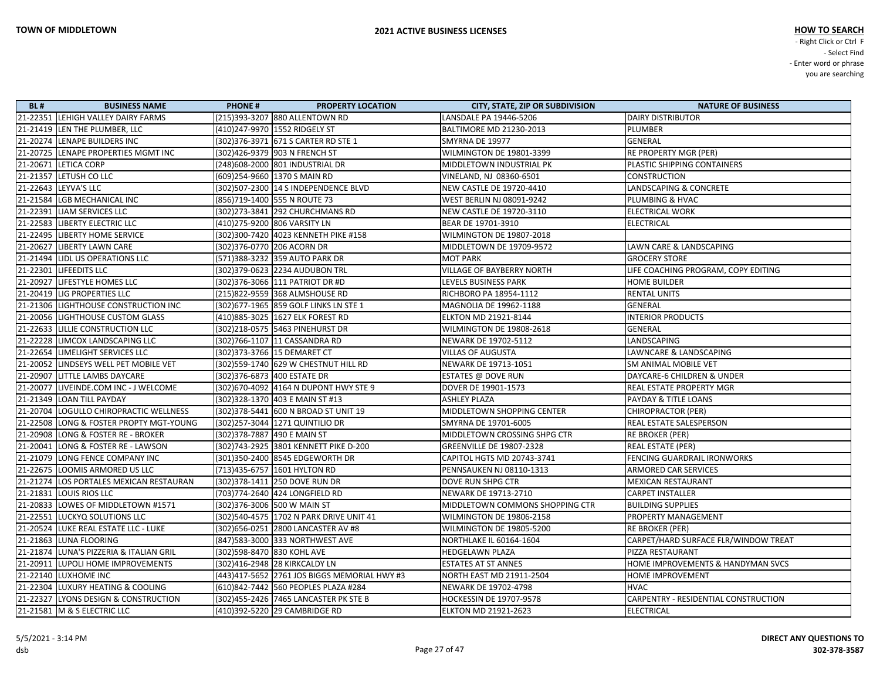**TOWN OF MIDDLETOWN**

**2021 ACTIVE BUSINESS LICENSES**

**HOW TO SEARCH**
- Right Click or Ctrl F
- Select Find
- Enter word or phrase you are searching

| BL # | BUSINESS NAME | PHONE # | PROPERTY LOCATION | CITY, STATE, ZIP OR SUBDIVISION | NATURE OF BUSINESS |
|---|---|---|---|---|---|
| 21-22351 | LEHIGH VALLEY DAIRY FARMS | (215)393-3207 | 880 ALLENTOWN RD | LANSDALE PA 19446-5206 | DAIRY DISTRIBUTOR |
| 21-21419 | LEN THE PLUMBER, LLC | (410)247-9970 | 1552 RIDGELY ST | BALTIMORE MD 21230-2013 | PLUMBER |
| 21-20274 | LENAPE BUILDERS INC | (302)376-3971 | 671 S CARTER RD STE 1 | SMYRNA DE 19977 | GENERAL |
| 21-20725 | LENAPE PROPERTIES MGMT INC | (302)426-9379 | 903 N FRENCH ST | WILMINGTON DE 19801-3399 | RE PROPERTY MGR (PER) |
| 21-20671 | LETICA CORP | (248)608-2000 | 801 INDUSTRIAL DR | MIDDLETOWN INDUSTRIAL PK | PLASTIC SHIPPING CONTAINERS |
| 21-21357 | LETUSH CO LLC | (609)254-9660 | 1370 S MAIN RD | VINELAND, NJ 08360-6501 | CONSTRUCTION |
| 21-22643 | LEYVA'S LLC | (302)507-2300 | 14 S INDEPENDENCE BLVD | NEW CASTLE DE 19720-4410 | LANDSCAPING & CONCRETE |
| 21-21584 | LGB MECHANICAL INC | (856)719-1400 | 555 N ROUTE 73 | WEST BERLIN NJ 08091-9242 | PLUMBING & HVAC |
| 21-22391 | LIAM SERVICES LLC | (302)273-3841 | 292 CHURCHMANS RD | NEW CASTLE DE 19720-3110 | ELECTRICAL WORK |
| 21-22583 | LIBERTY ELECTRIC LLC | (410)275-9200 | 806 VARSITY LN | BEAR DE 19701-3910 | ELECTRICAL |
| 21-22495 | LIBERTY HOME SERVICE | (302)300-7420 | 4023 KENNETH PIKE #158 | WILMINGTON DE 19807-2018 | |
| 21-20627 | LIBERTY LAWN CARE | (302)376-0770 | 206 ACORN DR | MIDDLETOWN DE 19709-9572 | LAWN CARE & LANDSCAPING |
| 21-21494 | LIDL US OPERATIONS LLC | (571)388-3232 | 359 AUTO PARK DR | MOT PARK | GROCERY STORE |
| 21-22301 | LIFEEDITS LLC | (302)379-0623 | 2234 AUDUBON TRL | VILLAGE OF BAYBERRY NORTH | LIFE COACHING PROGRAM, COPY EDITING |
| 21-20927 | LIFESTYLE HOMES LLC | (302)376-3066 | 111 PATRIOT DR #D | LEVELS BUSINESS PARK | HOME BUILDER |
| 21-20419 | LIG PROPERTIES LLC | (215)822-9559 | 368 ALMSHOUSE RD | RICHBORO PA 18954-1112 | RENTAL UNITS |
| 21-21306 | LIGHTHOUSE CONSTRUCTION INC | (302)677-1965 | 859 GOLF LINKS LN STE 1 | MAGNOLIA DE 19962-1188 | GENERAL |
| 21-20056 | LIGHTHOUSE CUSTOM GLASS | (410)885-3025 | 1627 ELK FOREST RD | ELKTON MD 21921-8144 | INTERIOR PRODUCTS |
| 21-22633 | LILLIE CONSTRUCTION LLC | (302)218-0575 | 5463 PINEHURST DR | WILMINGTON DE 19808-2618 | GENERAL |
| 21-22228 | LIMCOX LANDSCAPING LLC | (302)766-1107 | 11 CASSANDRA RD | NEWARK DE 19702-5112 | LANDSCAPING |
| 21-22654 | LIMELIGHT SERVICES LLC | (302)373-3766 | 15 DEMARET CT | VILLAS OF AUGUSTA | LAWNCARE & LANDSCAPING |
| 21-20052 | LINDSEYS WELL PET MOBILE VET | (302)559-1740 | 629 W CHESTNUT HILL RD | NEWARK DE 19713-1051 | SM ANIMAL MOBILE VET |
| 21-20907 | LITTLE LAMBS DAYCARE | (302)376-6873 | 400 ESTATE DR | ESTATES @ DOVE RUN | DAYCARE-6 CHILDREN & UNDER |
| 21-20077 | LIVEINDE.COM INC - J WELCOME | (302)670-4092 | 4164 N DUPONT HWY STE 9 | DOVER DE 19901-1573 | REAL ESTATE PROPERTY MGR |
| 21-21349 | LOAN TILL PAYDAY | (302)328-1370 | 403 E MAIN ST #13 | ASHLEY PLAZA | PAYDAY & TITLE LOANS |
| 21-20704 | LOGULLO CHIROPRACTIC WELLNESS | (302)378-5441 | 600 N BROAD ST UNIT 19 | MIDDLETOWN SHOPPING CENTER | CHIROPRACTOR (PER) |
| 21-22508 | LONG & FOSTER PROPTY MGT-YOUNG | (302)257-3044 | 1271 QUINTILIO DR | SMYRNA DE 19701-6005 | REAL ESTATE SALESPERSON |
| 21-20908 | LONG & FOSTER RE - BROKER | (302)378-7887 | 490 E MAIN ST | MIDDLETOWN CROSSING SHPG CTR | RE BROKER (PER) |
| 21-20041 | LONG & FOSTER RE - LAWSON | (302)743-2925 | 3801 KENNETT PIKE D-200 | GREENVILLE DE 19807-2328 | REAL ESTATE (PER) |
| 21-21079 | LONG FENCE COMPANY INC | (301)350-2400 | 8545 EDGEWORTH DR | CAPITOL HGTS MD 20743-3741 | FENCING GUARDRAIL IRONWORKS |
| 21-22675 | LOOMIS ARMORED US LLC | (713)435-6757 | 1601 HYLTON RD | PENNSAUKEN NJ 08110-1313 | ARMORED CAR SERVICES |
| 21-21274 | LOS PORTALES MEXICAN RESTAURAN | (302)378-1411 | 250 DOVE RUN DR | DOVE RUN SHPG CTR | MEXICAN RESTAURANT |
| 21-21831 | LOUIS RIOS LLC | (703)774-2640 | 424 LONGFIELD RD | NEWARK DE 19713-2710 | CARPET INSTALLER |
| 21-20833 | LOWES OF MIDDLETOWN #1571 | (302)376-3006 | 500 W MAIN ST | MIDDLETOWN COMMONS SHOPPING CTR | BUILDING SUPPLIES |
| 21-22551 | LUCKYQ SOLUTIONS LLC | (302)540-4575 | 1702 N PARK DRIVE UNIT 41 | WILMINGTON DE 19806-2158 | PROPERTY MANAGEMENT |
| 21-20524 | LUKE REAL ESTATE LLC - LUKE | (302)656-0251 | 2800 LANCASTER AV #8 | WILMINGTON DE 19805-5200 | RE BROKER (PER) |
| 21-21863 | LUNA FLOORING | (847)583-3000 | 333 NORTHWEST AVE | NORTHLAKE IL 60164-1604 | CARPET/HARD SURFACE FLR/WINDOW TREAT |
| 21-21874 | LUNA'S PIZZERIA & ITALIAN GRIL | (302)598-8470 | 830 KOHL AVE | HEDGELAWN PLAZA | PIZZA RESTAURANT |
| 21-20911 | LUPOLI HOME IMPROVEMENTS | (302)416-2948 | 28 KIRKCALDY LN | ESTATES AT ST ANNES | HOME IMPROVEMENTS & HANDYMAN SVCS |
| 21-22140 | LUXHOME INC | (443)417-5652 | 2761 JOS BIGGS MEMORIAL HWY #3 | NORTH EAST MD 21911-2504 | HOME IMPROVEMENT |
| 21-22304 | LUXURY HEATING & COOLING | (610)842-7442 | 560 PEOPLES PLAZA #284 | NEWARK DE 19702-4798 | HVAC |
| 21-22327 | LYONS DESIGN & CONSTRUCTION | (302)455-2426 | 7465 LANCASTER PK STE B | HOCKESSIN DE 19707-9578 | CARPENTRY - RESIDENTIAL CONSTRUCTION |
| 21-21581 | M & S ELECTRIC LLC | (410)392-5220 | 29 CAMBRIDGE RD | ELKTON MD 21921-2623 | ELECTRICAL |

5/5/2021 - 3:14 PM
dsb

**DIRECT ANY QUESTIONS TO 302-378-3587**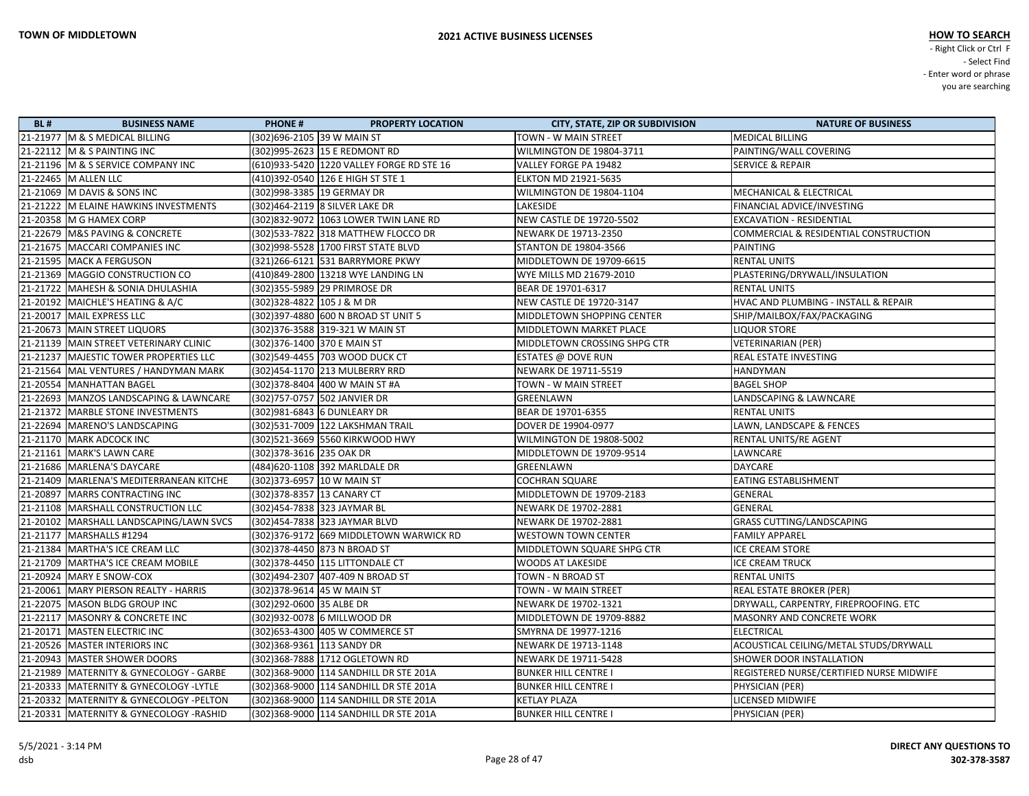**HOW TO SEARCH**
- Right Click or Ctrl F
- Select Find
- Enter word or phrase you are searching

| BL # | BUSINESS NAME | PHONE # | PROPERTY LOCATION | CITY, STATE, ZIP OR SUBDIVISION | NATURE OF BUSINESS |
|---|---|---|---|---|---|
| 21-21977 | M & S MEDICAL BILLING | (302)696-2105 | 39 W MAIN ST | TOWN - W MAIN STREET | MEDICAL BILLING |
| 21-22112 | M & S PAINTING INC | (302)995-2623 | 15 E REDMONT RD | WILMINGTON DE 19804-3711 | PAINTING/WALL COVERING |
| 21-21196 | M & S SERVICE COMPANY INC | (610)933-5420 | 1220 VALLEY FORGE RD STE 16 | VALLEY FORGE PA 19482 | SERVICE & REPAIR |
| 21-22465 | M ALLEN LLC | (410)392-0540 | 126 E HIGH ST STE 1 | ELKTON MD 21921-5635 | |
| 21-21069 | M DAVIS & SONS INC | (302)998-3385 | 19 GERMAY DR | WILMINGTON DE 19804-1104 | MECHANICAL & ELECTRICAL |
| 21-21222 | M ELAINE HAWKINS INVESTMENTS | (302)464-2119 | 8 SILVER LAKE DR | LAKESIDE | FINANCIAL ADVICE/INVESTING |
| 21-20358 | M G HAMEX CORP | (302)832-9072 | 1063 LOWER TWIN LANE RD | NEW CASTLE DE 19720-5502 | EXCAVATION - RESIDENTIAL |
| 21-22679 | M&S PAVING & CONCRETE | (302)533-7822 | 318 MATTHEW FLOCCO DR | NEWARK DE 19713-2350 | COMMERCIAL & RESIDENTIAL CONSTRUCTION |
| 21-21675 | MACCARI COMPANIES INC | (302)998-5528 | 1700 FIRST STATE BLVD | STANTON DE 19804-3566 | PAINTING |
| 21-21595 | MACK A FERGUSON | (321)266-6121 | 531 BARRYMORE PKWY | MIDDLETOWN DE 19709-6615 | RENTAL UNITS |
| 21-21369 | MAGGIO CONSTRUCTION CO | (410)849-2800 | 13218 WYE LANDING LN | WYE MILLS MD 21679-2010 | PLASTERING/DRYWALL/INSULATION |
| 21-21722 | MAHESH & SONIA DHULASHIA | (302)355-5989 | 29 PRIMROSE DR | BEAR DE 19701-6317 | RENTAL UNITS |
| 21-20192 | MAICHLE'S HEATING & A/C | (302)328-4822 | 105 J & M DR | NEW CASTLE DE 19720-3147 | HVAC AND PLUMBING - INSTALL & REPAIR |
| 21-20017 | MAIL EXPRESS LLC | (302)397-4880 | 600 N BROAD ST UNIT 5 | MIDDLETOWN SHOPPING CENTER | SHIP/MAILBOX/FAX/PACKAGING |
| 21-20673 | MAIN STREET LIQUORS | (302)376-3588 | 319-321 W MAIN ST | MIDDLETOWN MARKET PLACE | LIQUOR STORE |
| 21-21139 | MAIN STREET VETERINARY CLINIC | (302)376-1400 | 370 E MAIN ST | MIDDLETOWN CROSSING SHPG CTR | VETERINARIAN (PER) |
| 21-21237 | MAJESTIC TOWER PROPERTIES LLC | (302)549-4455 | 703 WOOD DUCK CT | ESTATES @ DOVE RUN | REAL ESTATE INVESTING |
| 21-21564 | MAL VENTURES / HANDYMAN MARK | (302)454-1170 | 213 MULBERRY RRD | NEWARK DE 19711-5519 | HANDYMAN |
| 21-20554 | MANHATTAN BAGEL | (302)378-8404 | 400 W MAIN ST #A | TOWN - W MAIN STREET | BAGEL SHOP |
| 21-22693 | MANZOS LANDSCAPING & LAWNCARE | (302)757-0757 | 502 JANVIER DR | GREENLAWN | LANDSCAPING & LAWNCARE |
| 21-21372 | MARBLE STONE INVESTMENTS | (302)981-6843 | 6 DUNLEARY DR | BEAR DE 19701-6355 | RENTAL UNITS |
| 21-22694 | MARENO'S LANDSCAPING | (302)531-7009 | 122 LAKSHMAN TRAIL | DOVER DE 19904-0977 | LAWN, LANDSCAPE & FENCES |
| 21-21170 | MARK ADCOCK INC | (302)521-3669 | 5560 KIRKWOOD HWY | WILMINGTON DE 19808-5002 | RENTAL UNITS/RE AGENT |
| 21-21161 | MARK'S LAWN CARE | (302)378-3616 | 235 OAK DR | MIDDLETOWN DE 19709-9514 | LAWNCARE |
| 21-21686 | MARLENA'S DAYCARE | (484)620-1108 | 392 MARLDALE DR | GREENLAWN | DAYCARE |
| 21-21409 | MARLENA'S MEDITERRANEAN KITCHE | (302)373-6957 | 10 W MAIN ST | COCHRAN SQUARE | EATING ESTABLISHMENT |
| 21-20897 | MARRS CONTRACTING INC | (302)378-8357 | 13 CANARY CT | MIDDLETOWN DE 19709-2183 | GENERAL |
| 21-21108 | MARSHALL CONSTRUCTION LLC | (302)454-7838 | 323 JAYMAR BL | NEWARK DE 19702-2881 | GENERAL |
| 21-20102 | MARSHALL LANDSCAPING/LAWN SVCS | (302)454-7838 | 323 JAYMAR BLVD | NEWARK DE 19702-2881 | GRASS CUTTING/LANDSCAPING |
| 21-21177 | MARSHALLS #1294 | (302)376-9172 | 669 MIDDLETOWN WARWICK RD | WESTOWN TOWN CENTER | FAMILY APPAREL |
| 21-21384 | MARTHA'S ICE CREAM LLC | (302)378-4450 | 873 N BROAD ST | MIDDLETOWN SQUARE SHPG CTR | ICE CREAM STORE |
| 21-21709 | MARTHA'S ICE CREAM MOBILE | (302)378-4450 | 115 LITTONDALE CT | WOODS AT LAKESIDE | ICE CREAM TRUCK |
| 21-20924 | MARY E SNOW-COX | (302)494-2307 | 407-409 N BROAD ST | TOWN - N BROAD ST | RENTAL UNITS |
| 21-20061 | MARY PIERSON REALTY - HARRIS | (302)378-9614 | 45 W MAIN ST | TOWN - W MAIN STREET | REAL ESTATE BROKER (PER) |
| 21-22075 | MASON BLDG GROUP INC | (302)292-0600 | 35 ALBE DR | NEWARK DE 19702-1321 | DRYWALL, CARPENTRY, FIREPROOFING. ETC |
| 21-22117 | MASONRY & CONCRETE INC | (302)932-0078 | 6 MILLWOOD DR | MIDDLETOWN DE 19709-8882 | MASONRY AND CONCRETE WORK |
| 21-20171 | MASTEN ELECTRIC INC | (302)653-4300 | 405 W COMMERCE ST | SMYRNA DE 19977-1216 | ELECTRICAL |
| 21-20526 | MASTER INTERIORS INC | (302)368-9361 | 113 SANDY DR | NEWARK DE 19713-1148 | ACOUSTICAL CEILING/METAL STUDS/DRYWALL |
| 21-20943 | MASTER SHOWER DOORS | (302)368-7888 | 1712 OGLETOWN RD | NEWARK DE 19711-5428 | SHOWER DOOR INSTALLATION |
| 21-21989 | MATERNITY & GYNECOLOGY - GARBE | (302)368-9000 | 114 SANDHILL DR STE 201A | BUNKER HILL CENTRE I | REGISTERED NURSE/CERTIFIED NURSE MIDWIFE |
| 21-20333 | MATERNITY & GYNECOLOGY -LYTLE | (302)368-9000 | 114 SANDHILL DR STE 201A | BUNKER HILL CENTRE I | PHYSICIAN (PER) |
| 21-20332 | MATERNITY & GYNECOLOGY -PELTON | (302)368-9000 | 114 SANDHILL DR STE 201A | KETLAY PLAZA | LICENSED MIDWIFE |
| 21-20331 | MATERNITY & GYNECOLOGY -RASHID | (302)368-9000 | 114 SANDHILL DR STE 201A | BUNKER HILL CENTRE I | PHYSICIAN (PER) |

5/5/2021 - 3:14 PM
dsb

**DIRECT ANY QUESTIONS TO 302-378-3587**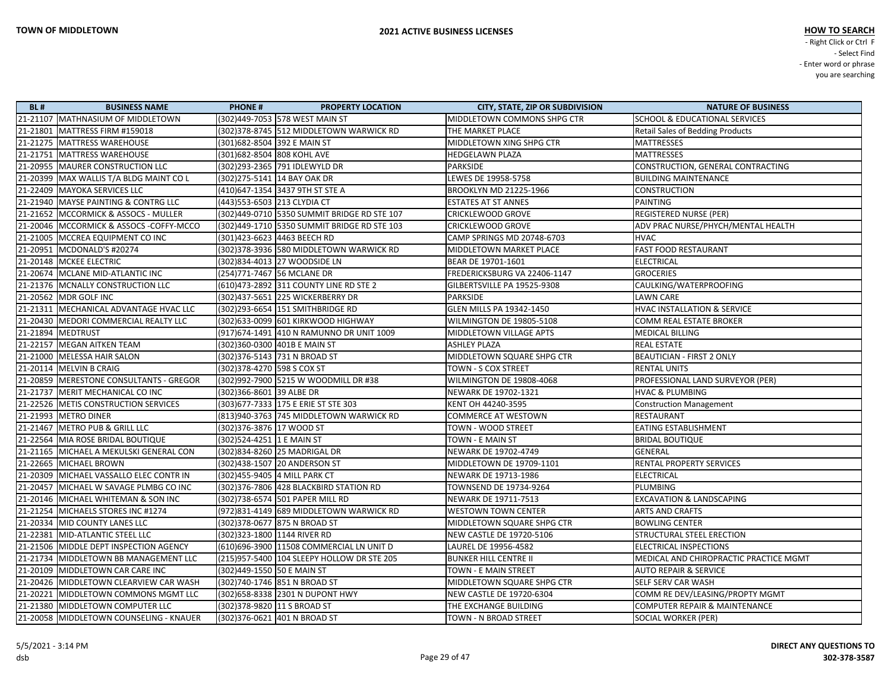| BL # | BUSINESS NAME | PHONE # | PROPERTY LOCATION | CITY, STATE, ZIP OR SUBDIVISION | NATURE OF BUSINESS |
|---|---|---|---|---|---|
| 21-21107 | MATHNASIUM OF MIDDLETOWN | (302)449-7053 | 578 WEST MAIN ST | MIDDLETOWN COMMONS SHPG CTR | SCHOOL & EDUCATIONAL SERVICES |
| 21-21801 | MATTRESS FIRM #159018 | (302)378-8745 | 512 MIDDLETOWN WARWICK RD | THE MARKET PLACE | Retail Sales of Bedding Products |
| 21-21275 | MATTRESS WAREHOUSE | (301)682-8504 | 392 E MAIN ST | MIDDLETOWN XING SHPG CTR | MATTRESSES |
| 21-21751 | MATTRESS WAREHOUSE | (301)682-8504 | 808 KOHL AVE | HEDGELAWN PLAZA | MATTRESSES |
| 21-20955 | MAURER CONSTRUCTION LLC | (302)293-2365 | 791 IDLEWYLD DR | PARKSIDE | CONSTRUCTION, GENERAL CONTRACTING |
| 21-20399 | MAX WALLIS T/A BLDG MAINT CO L | (302)275-5141 | 14 BAY OAK DR | LEWES DE 19958-5758 | BUILDING MAINTENANCE |
| 21-22409 | MAYOKA SERVICES LLC | (410)647-1354 | 3437 9TH ST STE A | BROOKLYN MD 21225-1966 | CONSTRUCTION |
| 21-21940 | MAYSE PAINTING & CONTRG LLC | (443)553-6503 | 213 CLYDIA CT | ESTATES AT ST ANNES | PAINTING |
| 21-21652 | MCCORMICK & ASSOCS - MULLER | (302)449-0710 | 5350 SUMMIT BRIDGE RD STE 107 | CRICKLEWOOD GROVE | REGISTERED NURSE (PER) |
| 21-20046 | MCCORMICK & ASSOCS -COFFY-MCCO | (302)449-1710 | 5350 SUMMIT BRIDGE RD STE 103 | CRICKLEWOOD GROVE | ADV PRAC NURSE/PHYCH/MENTAL HEALTH |
| 21-21005 | MCCREA EQUIPMENT CO INC | (301)423-6623 | 4463 BEECH RD | CAMP SPRINGS MD 20748-6703 | HVAC |
| 21-20951 | MCDONALD'S #20274 | (302)378-3936 | 580 MIDDLETOWN WARWICK RD | MIDDLETOWN MARKET PLACE | FAST FOOD RESTAURANT |
| 21-20148 | MCKEE ELECTRIC | (302)834-4013 | 27 WOODSIDE LN | BEAR DE 19701-1601 | ELECTRICAL |
| 21-20674 | MCLANE MID-ATLANTIC INC | (254)771-7467 | 56 MCLANE DR | FREDERICKSBURG VA 22406-1147 | GROCERIES |
| 21-21376 | MCNALLY CONSTRUCTION LLC | (610)473-2892 | 311 COUNTY LINE RD STE 2 | GILBERTSVILLE PA 19525-9308 | CAULKING/WATERPROOFING |
| 21-20562 | MDR GOLF INC | (302)437-5651 | 225 WICKERBERRY DR | PARKSIDE | LAWN CARE |
| 21-21311 | MECHANICAL ADVANTAGE HVAC LLC | (302)293-6654 | 151 SMITHBRIDGE RD | GLEN MILLS PA 19342-1450 | HVAC INSTALLATION & SERVICE |
| 21-20430 | MEDORI COMMERCIAL REALTY LLC | (302)633-0099 | 601 KIRKWOOD HIGHWAY | WILMINGTON DE 19805-5108 | COMM REAL ESTATE BROKER |
| 21-21894 | MEDTRUST | (917)674-1491 | 410 N RAMUNNO DR UNIT 1009 | MIDDLETOWN VILLAGE APTS | MEDICAL BILLING |
| 21-22157 | MEGAN AITKEN TEAM | (302)360-0300 | 401B E MAIN ST | ASHLEY PLAZA | REAL ESTATE |
| 21-21000 | MELESSA HAIR SALON | (302)376-5143 | 731 N BROAD ST | MIDDLETOWN SQUARE SHPG CTR | BEAUTICIAN - FIRST 2 ONLY |
| 21-20114 | MELVIN B CRAIG | (302)378-4270 | 598 S COX ST | TOWN - S COX STREET | RENTAL UNITS |
| 21-20859 | MERESTONE CONSULTANTS - GREGOR | (302)992-7900 | 5215 W WOODMILL DR #38 | WILMINGTON DE 19808-4068 | PROFESSIONAL LAND SURVEYOR (PER) |
| 21-21737 | MERIT MECHANICAL CO INC | (302)366-8601 | 39 ALBE DR | NEWARK DE 19702-1321 | HVAC & PLUMBING |
| 21-22526 | METIS CONSTRUCTION SERVICES | (303)677-7333 | 175 E ERIE ST STE 303 | KENT OH 44240-3595 | Construction Management |
| 21-21993 | METRO DINER | (813)940-3763 | 745 MIDDLETOWN WARWICK RD | COMMERCE AT WESTOWN | RESTAURANT |
| 21-21467 | METRO PUB & GRILL LLC | (302)376-3876 | 17 WOOD ST | TOWN - WOOD STREET | EATING ESTABLISHMENT |
| 21-22564 | MIA ROSE BRIDAL BOUTIQUE | (302)524-4251 | 1 E MAIN ST | TOWN - E MAIN ST | BRIDAL BOUTIQUE |
| 21-21165 | MICHAEL A MEKULSKI GENERAL CON | (302)834-8260 | 25 MADRIGAL DR | NEWARK DE 19702-4749 | GENERAL |
| 21-22665 | MICHAEL BROWN | (302)438-1507 | 20 ANDERSON ST | MIDDLETOWN DE 19709-1101 | RENTAL PROPERTY SERVICES |
| 21-20309 | MICHAEL VASSALLO ELEC CONTR IN | (302)455-9405 | 4 MILL PARK CT | NEWARK DE 19713-1986 | ELECTRICAL |
| 21-20457 | MICHAEL W SAVAGE PLMBG CO INC | (302)376-7806 | 428 BLACKBIRD STATION RD | TOWNSEND DE 19734-9264 | PLUMBING |
| 21-20146 | MICHAEL WHITEMAN & SON INC | (302)738-6574 | 501 PAPER MILL RD | NEWARK DE 19711-7513 | EXCAVATION & LANDSCAPING |
| 21-21254 | MICHAELS STORES INC #1274 | (972)831-4149 | 689 MIDDLETOWN WARWICK RD | WESTOWN TOWN CENTER | ARTS AND CRAFTS |
| 21-20334 | MID COUNTY LANES LLC | (302)378-0677 | 875 N BROAD ST | MIDDLETOWN SQUARE SHPG CTR | BOWLING CENTER |
| 21-22381 | MID-ATLANTIC STEEL LLC | (302)323-1800 | 1144 RIVER RD | NEW CASTLE DE 19720-5106 | STRUCTURAL STEEL ERECTION |
| 21-21506 | MIDDLE DEPT INSPECTION AGENCY | (610)696-3900 | 11508 COMMERCIAL LN UNIT D | LAUREL DE 19956-4582 | ELECTRICAL INSPECTIONS |
| 21-21734 | MIDDLETOWN BB MANAGEMENT LLC | (215)957-5400 | 104 SLEEPY HOLLOW DR STE 205 | BUNKER HILL CENTRE II | MEDICAL AND CHIROPRACTIC PRACTICE MGMT |
| 21-20109 | MIDDLETOWN CAR CARE INC | (302)449-1550 | 50 E MAIN ST | TOWN - E MAIN STREET | AUTO REPAIR & SERVICE |
| 21-20426 | MIDDLETOWN CLEARVIEW CAR WASH | (302)740-1746 | 851 N BROAD ST | MIDDLETOWN SQUARE SHPG CTR | SELF SERV CAR WASH |
| 21-20221 | MIDDLETOWN COMMONS MGMT LLC | (302)658-8338 | 2301 N DUPONT HWY | NEW CASTLE DE 19720-6304 | COMM RE DEV/LEASING/PROPTY MGMT |
| 21-21380 | MIDDLETOWN COMPUTER LLC | (302)378-9820 | 11 S BROAD ST | THE EXCHANGE BUILDING | COMPUTER REPAIR & MAINTENANCE |
| 21-20058 | MIDDLETOWN COUNSELING - KNAUER | (302)376-0621 | 401 N BROAD ST | TOWN - N BROAD STREET | SOCIAL WORKER (PER) |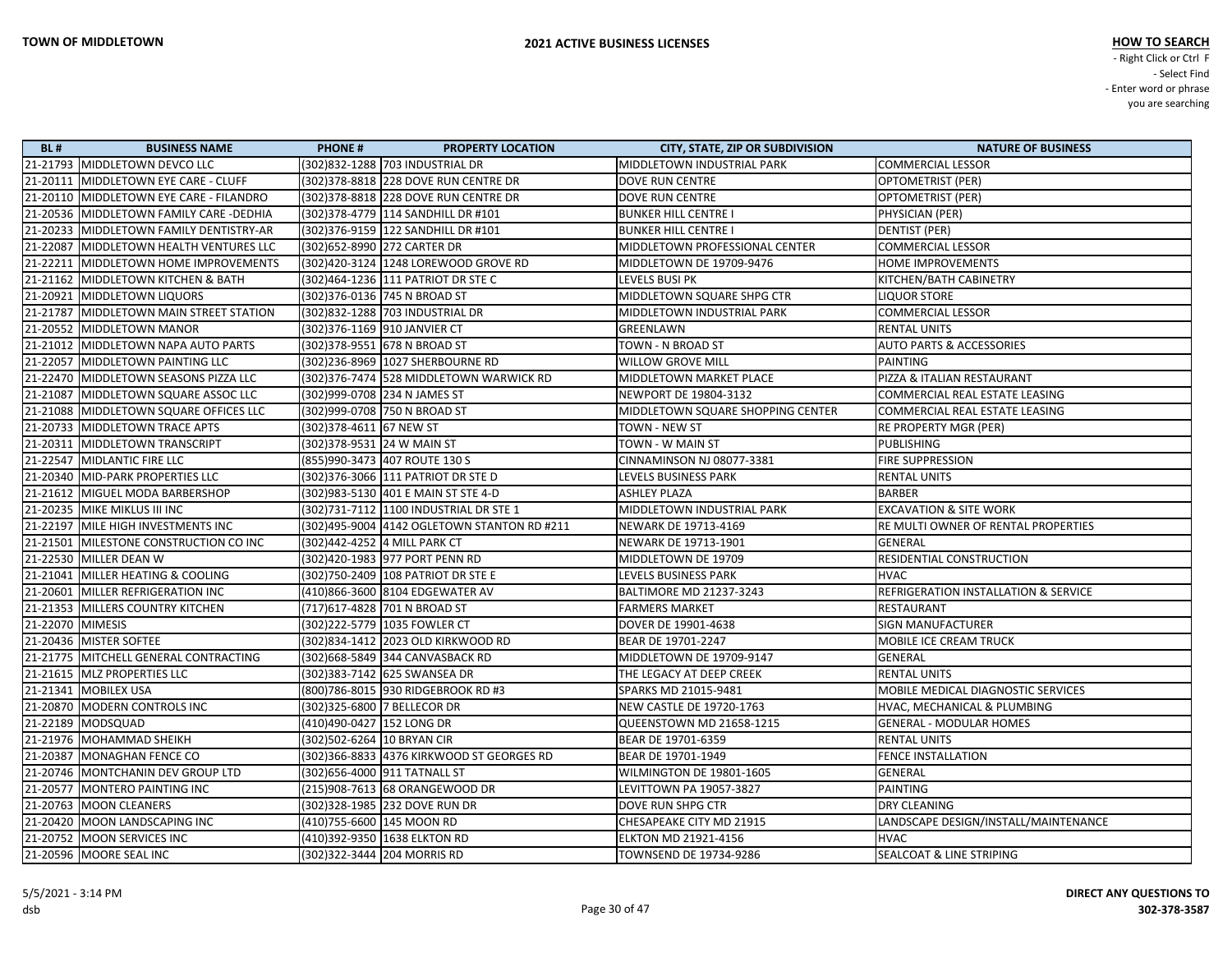| BL # | BUSINESS NAME | PHONE # | PROPERTY LOCATION | CITY, STATE, ZIP OR SUBDIVISION | NATURE OF BUSINESS |
|---|---|---|---|---|---|
| 21-21793 | MIDDLETOWN DEVCO LLC | (302)832-1288 | 703 INDUSTRIAL DR | MIDDLETOWN INDUSTRIAL PARK | COMMERCIAL LESSOR |
| 21-20111 | MIDDLETOWN EYE CARE - CLUFF | (302)378-8818 | 228 DOVE RUN CENTRE DR | DOVE RUN CENTRE | OPTOMETRIST (PER) |
| 21-20110 | MIDDLETOWN EYE CARE - FILANDRO | (302)378-8818 | 228 DOVE RUN CENTRE DR | DOVE RUN CENTRE | OPTOMETRIST (PER) |
| 21-20536 | MIDDLETOWN FAMILY CARE -DEDHIA | (302)378-4779 | 114 SANDHILL DR #101 | BUNKER HILL CENTRE I | PHYSICIAN (PER) |
| 21-20233 | MIDDLETOWN FAMILY DENTISTRY-AR | (302)376-9159 | 122 SANDHILL DR #101 | BUNKER HILL CENTRE I | DENTIST (PER) |
| 21-22087 | MIDDLETOWN HEALTH VENTURES LLC | (302)652-8990 | 272 CARTER DR | MIDDLETOWN PROFESSIONAL CENTER | COMMERCIAL LESSOR |
| 21-22211 | MIDDLETOWN HOME IMPROVEMENTS | (302)420-3124 | 1248 LOREWOOD GROVE RD | MIDDLETOWN DE 19709-9476 | HOME IMPROVEMENTS |
| 21-21162 | MIDDLETOWN KITCHEN & BATH | (302)464-1236 | 111 PATRIOT DR STE C | LEVELS BUSI PK | KITCHEN/BATH CABINETRY |
| 21-20921 | MIDDLETOWN LIQUORS | (302)376-0136 | 745 N BROAD ST | MIDDLETOWN SQUARE SHPG CTR | LIQUOR STORE |
| 21-21787 | MIDDLETOWN MAIN STREET STATION | (302)832-1288 | 703 INDUSTRIAL DR | MIDDLETOWN INDUSTRIAL PARK | COMMERCIAL LESSOR |
| 21-20552 | MIDDLETOWN MANOR | (302)376-1169 | 910 JANVIER CT | GREENLAWN | RENTAL UNITS |
| 21-21012 | MIDDLETOWN NAPA AUTO PARTS | (302)378-9551 | 678 N BROAD ST | TOWN - N BROAD ST | AUTO PARTS & ACCESSORIES |
| 21-22057 | MIDDLETOWN PAINTING LLC | (302)236-8969 | 1027 SHERBOURNE RD | WILLOW GROVE MILL | PAINTING |
| 21-22470 | MIDDLETOWN SEASONS PIZZA LLC | (302)376-7474 | 528 MIDDLETOWN WARWICK RD | MIDDLETOWN MARKET PLACE | PIZZA & ITALIAN RESTAURANT |
| 21-21087 | MIDDLETOWN SQUARE ASSOC LLC | (302)999-0708 | 234 N JAMES ST | NEWPORT DE 19804-3132 | COMMERCIAL REAL ESTATE LEASING |
| 21-21088 | MIDDLETOWN SQUARE OFFICES LLC | (302)999-0708 | 750 N BROAD ST | MIDDLETOWN SQUARE SHOPPING CENTER | COMMERCIAL REAL ESTATE LEASING |
| 21-20733 | MIDDLETOWN TRACE APTS | (302)378-4611 | 67 NEW ST | TOWN - NEW ST | RE PROPERTY MGR (PER) |
| 21-20311 | MIDDLETOWN TRANSCRIPT | (302)378-9531 | 24 W MAIN ST | TOWN - W MAIN ST | PUBLISHING |
| 21-22547 | MIDLANTIC FIRE LLC | (855)990-3473 | 407 ROUTE 130 S | CINNAMINSON NJ 08077-3381 | FIRE SUPPRESSION |
| 21-20340 | MID-PARK PROPERTIES LLC | (302)376-3066 | 111 PATRIOT DR STE D | LEVELS BUSINESS PARK | RENTAL UNITS |
| 21-21612 | MIGUEL MODA BARBERSHOP | (302)983-5130 | 401 E MAIN ST STE 4-D | ASHLEY PLAZA | BARBER |
| 21-20235 | MIKE MIKLUS III INC | (302)731-7112 | 1100 INDUSTRIAL DR STE 1 | MIDDLETOWN INDUSTRIAL PARK | EXCAVATION & SITE WORK |
| 21-22197 | MILE HIGH INVESTMENTS INC | (302)495-9004 | 4142 OGLETOWN STANTON RD #211 | NEWARK DE 19713-4169 | RE MULTI OWNER OF RENTAL PROPERTIES |
| 21-21501 | MILESTONE CONSTRUCTION CO INC | (302)442-4252 | 4 MILL PARK CT | NEWARK DE 19713-1901 | GENERAL |
| 21-22530 | MILLER DEAN W | (302)420-1983 | 977 PORT PENN RD | MIDDLETOWN DE 19709 | RESIDENTIAL CONSTRUCTION |
| 21-21041 | MILLER HEATING & COOLING | (302)750-2409 | 108 PATRIOT DR STE E | LEVELS BUSINESS PARK | HVAC |
| 21-20601 | MILLER REFRIGERATION INC | (410)866-3600 | 8104 EDGEWATER AV | BALTIMORE MD 21237-3243 | REFRIGERATION INSTALLATION & SERVICE |
| 21-21353 | MILLERS COUNTRY KITCHEN | (717)617-4828 | 701 N BROAD ST | FARMERS MARKET | RESTAURANT |
| 21-22070 | MIMESIS | (302)222-5779 | 1035 FOWLER CT | DOVER DE 19901-4638 | SIGN MANUFACTURER |
| 21-20436 | MISTER SOFTEE | (302)834-1412 | 2023 OLD KIRKWOOD RD | BEAR DE 19701-2247 | MOBILE ICE CREAM TRUCK |
| 21-21775 | MITCHELL GENERAL CONTRACTING | (302)668-5849 | 344 CANVASBACK RD | MIDDLETOWN DE 19709-9147 | GENERAL |
| 21-21615 | MLZ PROPERTIES LLC | (302)383-7142 | 625 SWANSEA DR | THE LEGACY AT DEEP CREEK | RENTAL UNITS |
| 21-21341 | MOBILEX USA | (800)786-8015 | 930 RIDGEBROOK RD #3 | SPARKS MD 21015-9481 | MOBILE MEDICAL DIAGNOSTIC SERVICES |
| 21-20870 | MODERN CONTROLS INC | (302)325-6800 | 7 BELLECOR DR | NEW CASTLE DE 19720-1763 | HVAC, MECHANICAL & PLUMBING |
| 21-22189 | MODSQUAD | (410)490-0427 | 152 LONG DR | QUEENSTOWN MD 21658-1215 | GENERAL - MODULAR HOMES |
| 21-21976 | MOHAMMAD SHEIKH | (302)502-6264 | 10 BRYAN CIR | BEAR DE 19701-6359 | RENTAL UNITS |
| 21-20387 | MONAGHAN FENCE CO | (302)366-8833 | 4376 KIRKWOOD ST GEORGES RD | BEAR DE 19701-1949 | FENCE INSTALLATION |
| 21-20746 | MONTCHANIN DEV GROUP LTD | (302)656-4000 | 911 TATNALL ST | WILMINGTON DE 19801-1605 | GENERAL |
| 21-20577 | MONTERO PAINTING INC | (215)908-7613 | 68 ORANGEWOOD DR | LEVITTOWN PA 19057-3827 | PAINTING |
| 21-20763 | MOON CLEANERS | (302)328-1985 | 232 DOVE RUN DR | DOVE RUN SHPG CTR | DRY CLEANING |
| 21-20420 | MOON LANDSCAPING INC | (410)755-6600 | 145 MOON RD | CHESAPEAKE CITY MD 21915 | LANDSCAPE DESIGN/INSTALL/MAINTENANCE |
| 21-20752 | MOON SERVICES INC | (410)392-9350 | 1638 ELKTON RD | ELKTON MD 21921-4156 | HVAC |
| 21-20596 | MOORE SEAL INC | (302)322-3444 | 204 MORRIS RD | TOWNSEND DE 19734-9286 | SEALCOAT & LINE STRIPING |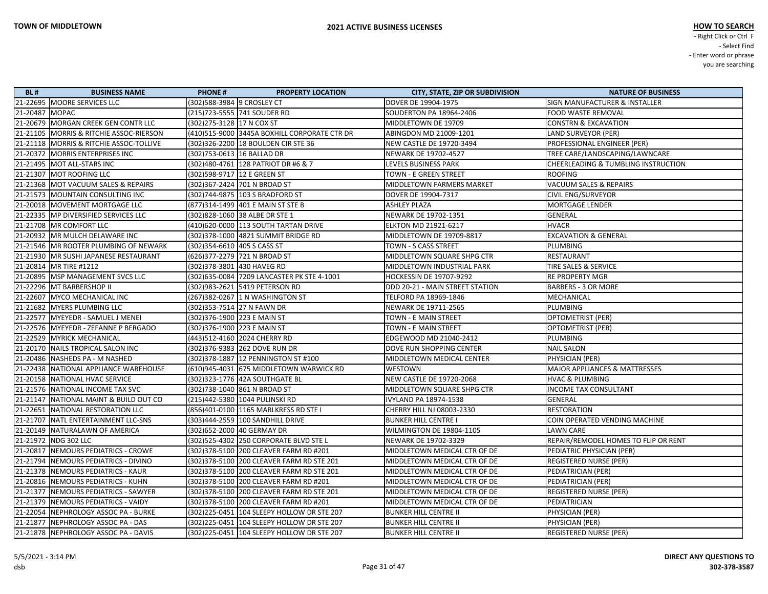**TOWN OF MIDDLETOWN** | **2021 ACTIVE BUSINESS LICENSES**

**HOW TO SEARCH**
- Right Click or Ctrl F
- Select Find
- Enter word or phrase you are searching

| BL # | BUSINESS NAME | PHONE # | PROPERTY LOCATION | CITY, STATE, ZIP OR SUBDIVISION | NATURE OF BUSINESS |
|---|---|---|---|---|---|
| 21-22695 | MOORE SERVICES LLC | (302)588-3984 | 9 CROSLEY CT | DOVER DE 19904-1975 | SIGN MANUFACTURER & INSTALLER |
| 21-20487 | MOPAC | (215)723-5555 | 741 SOUDER RD | SOUDERTON PA 18964-2406 | FOOD WASTE REMOVAL |
| 21-20679 | MORGAN CREEK GEN CONTR LLC | (302)275-3128 | 17 N COX ST | MIDDLETOWN DE 19709 | CONSTRN & EXCAVATION |
| 21-21105 | MORRIS & RITCHIE ASSOC-RIERSON | (410)515-9000 | 3445A BOXHILL CORPORATE CTR DR | ABINGDON MD 21009-1201 | LAND SURVEYOR (PER) |
| 21-21118 | MORRIS & RITCHIE ASSOC-TOLLIVE | (302)326-2200 | 18 BOULDEN CIR STE 36 | NEW CASTLE DE 19720-3494 | PROFESSIONAL ENGINEER (PER) |
| 21-20372 | MORRIS ENTERPRISES INC | (302)753-0613 | 16 BALLAD DR | NEWARK DE 19702-4527 | TREE CARE/LANDSCAPING/LAWNCARE |
| 21-21495 | MOT ALL-STARS INC | (302)480-4761 | 128 PATRIOT DR #6 & 7 | LEVELS BUSINESS PARK | CHEERLEADING & TUMBLING INSTRUCTION |
| 21-21307 | MOT ROOFING LLC | (302)598-9717 | 12 E GREEN ST | TOWN - E GREEN STREET | ROOFING |
| 21-21368 | MOT VACUUM SALES & REPAIRS | (302)367-2424 | 701 N BROAD ST | MIDDLETOWN FARMERS MARKET | VACUUM SALES & REPAIRS |
| 21-21573 | MOUNTAIN CONSULTING INC | (302)744-9875 | 103 S BRADFORD ST | DOVER DE 19904-7317 | CIVIL ENG/SURVEYOR |
| 21-20018 | MOVEMENT MORTGAGE LLC | (877)314-1499 | 401 E MAIN ST STE B | ASHLEY PLAZA | MORTGAGE LENDER |
| 21-22335 | MP DIVERSIFIED SERVICES LLC | (302)828-1060 | 38 ALBE DR STE 1 | NEWARK DE 19702-1351 | GENERAL |
| 21-21708 | MR COMFORT LLC | (410)620-0000 | 113 SOUTH TARTAN DRIVE | ELKTON MD 21921-6217 | HVACR |
| 21-20932 | MR MULCH DELAWARE INC | (302)378-1000 | 4821 SUMMIT BRIDGE RD | MIDDLETOWN DE 19709-8817 | EXCAVATION & GENERAL |
| 21-21546 | MR ROOTER PLUMBING OF NEWARK | (302)354-6610 | 405 S CASS ST | TOWN - S CASS STREET | PLUMBING |
| 21-21930 | MR SUSHI JAPANESE RESTAURANT | (626)377-2279 | 721 N BROAD ST | MIDDLETOWN SQUARE SHPG CTR | RESTAURANT |
| 21-20814 | MR TIRE #1212 | (302)378-3801 | 430 HAVEG RD | MIDDLETOWN INDUSTRIAL PARK | TIRE SALES & SERVICE |
| 21-20895 | MSP MANAGEMENT SVCS LLC | (302)635-0084 | 7209 LANCASTER PK STE 4-1001 | HOCKESSIN DE 19707-9292 | RE PROPERTY MGR |
| 21-22296 | MT BARBERSHOP II | (302)983-2621 | 5419 PETERSON RD | DDD 20-21 - MAIN STREET STATION | BARBERS - 3 OR MORE |
| 21-22607 | MYCO MECHANICAL INC | (267)382-0267 | 1 N WASHINGTON ST | TELFORD PA 18969-1846 | MECHANICAL |
| 21-21682 | MYERS PLUMBING LLC | (302)353-7514 | 27 N FAWN DR | NEWARK DE 19711-2565 | PLUMBING |
| 21-22577 | MYEYEDR - SAMUEL J MENEI | (302)376-1900 | 223 E MAIN ST | TOWN - E MAIN STREET | OPTOMETRIST (PER) |
| 21-22576 | MYEYEDR - ZEFANNE P BERGADO | (302)376-1900 | 223 E MAIN ST | TOWN - E MAIN STREET | OPTOMETRIST (PER) |
| 21-22529 | MYRICK MECHANICAL | (443)512-4160 | 2024 CHERRY RD | EDGEWOOD MD 21040-2412 | PLUMBING |
| 21-20170 | NAILS TROPICAL SALON INC | (302)376-9383 | 262 DOVE RUN DR | DOVE RUN SHOPPING CENTER | NAIL SALON |
| 21-20486 | NASHEDS PA - M NASHED | (302)378-1887 | 12 PENNINGTON ST #100 | MIDDLETOWN MEDICAL CENTER | PHYSICIAN (PER) |
| 21-22438 | NATIONAL APPLIANCE WAREHOUSE | (610)945-4031 | 675 MIDDLETOWN WARWICK RD | WESTOWN | MAJOR APPLIANCES & MATTRESSES |
| 21-20158 | NATIONAL HVAC SERVICE | (302)323-1776 | 42A SOUTHGATE BL | NEW CASTLE DE 19720-2068 | HVAC & PLUMBING |
| 21-21576 | NATIONAL INCOME TAX SVC | (302)738-1040 | 861 N BROAD ST | MIDDLETOWN SQUARE SHPG CTR | INCOME TAX CONSULTANT |
| 21-21147 | NATIONAL MAINT & BUILD OUT CO | (215)442-5380 | 1044 PULINSKI RD | IVYLAND PA 18974-1538 | GENERAL |
| 21-22651 | NATIONAL RESTORATION LLC | (856)401-0100 | 1165 MARLKRESS RD STE I | CHERRY HILL NJ 08003-2330 | RESTORATION |
| 21-21707 | NATL ENTERTAINMENT LLC-SNS | (303)444-2559 | 100 SANDHILL DRIVE | BUNKER HILL CENTRE I | COIN OPERATED VENDING MACHINE |
| 21-20149 | NATURALAWN OF AMERICA | (302)652-2000 | 40 GERMAY DR | WILMINGTON DE 19804-1105 | LAWN CARE |
| 21-21972 | NDG 302 LLC | (302)525-4302 | 250 CORPORATE BLVD STE L | NEWARK DE 19702-3329 | REPAIR/REMODEL HOMES TO FLIP OR RENT |
| 21-20817 | NEMOURS PEDIATRICS - CROWE | (302)378-5100 | 200 CLEAVER FARM RD #201 | MIDDLETOWN MEDICAL CTR OF DE | PEDIATRIC PHYSICIAN (PER) |
| 21-21794 | NEMOURS PEDIATRICS - DIVINO | (302)378-5100 | 200 CLEAVER FARM RD STE 201 | MIDDLETOWN MEDICAL CTR OF DE | REGISTERED NURSE (PER) |
| 21-21378 | NEMOURS PEDIATRICS - KAUR | (302)378-5100 | 200 CLEAVER FARM RD STE 201 | MIDDLETOWN MEDICAL CTR OF DE | PEDIATRICIAN (PER) |
| 21-20816 | NEMOURS PEDIATRICS - KUHN | (302)378-5100 | 200 CLEAVER FARM RD #201 | MIDDLETOWN MEDICAL CTR OF DE | PEDIATRICIAN (PER) |
| 21-21377 | NEMOURS PEDIATRICS - SAWYER | (302)378-5100 | 200 CLEAVER FARM RD STE 201 | MIDDLETOWN MEDICAL CTR OF DE | REGISTERED NURSE (PER) |
| 21-21379 | NEMOURS PEDIATRICS - VAIDY | (302)378-5100 | 200 CLEAVER FARM RD #201 | MIDDLETOWN MEDICAL CTR OF DE | PEDIATRICIAN |
| 21-22054 | NEPHROLOGY ASSOC PA - BURKE | (302)225-0451 | 104 SLEEPY HOLLOW DR STE 207 | BUNKER HILL CENTRE II | PHYSICIAN (PER) |
| 21-21877 | NEPHROLOGY ASSOC PA - DAS | (302)225-0451 | 104 SLEEPY HOLLOW DR STE 207 | BUNKER HILL CENTRE II | PHYSICIAN (PER) |
| 21-21878 | NEPHROLOGY ASSOC PA - DAVIS | (302)225-0451 | 104 SLEEPY HOLLOW DR STE 207 | BUNKER HILL CENTRE II | REGISTERED NURSE (PER) |

5/5/2021 - 3:14 PM
dsb

**DIRECT ANY QUESTIONS TO 302-378-3587**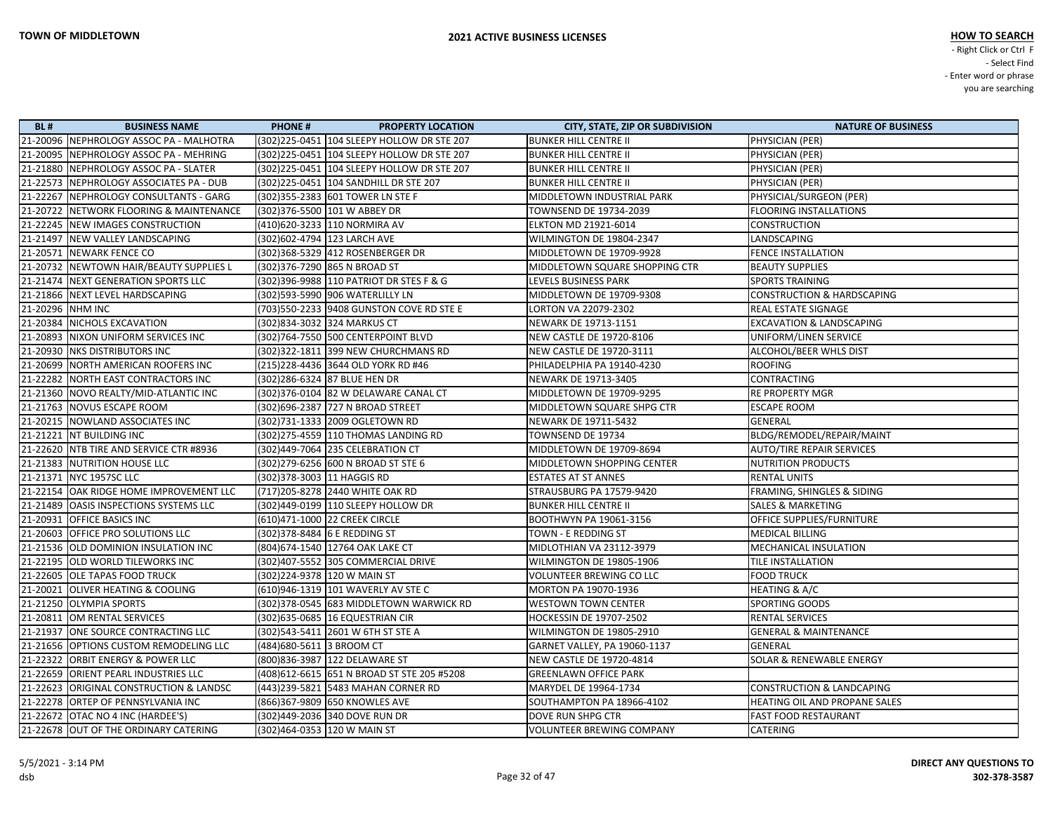**TOWN OF MIDDLETOWN**

**2021 ACTIVE BUSINESS LICENSES**

**HOW TO SEARCH**
- Right Click or Ctrl F
- Select Find
- Enter word or phrase you are searching

| BL # | BUSINESS NAME | PHONE # | PROPERTY LOCATION | CITY, STATE, ZIP OR SUBDIVISION | NATURE OF BUSINESS |
|---|---|---|---|---|---|
| 21-20096 | NEPHROLOGY ASSOC PA - MALHOTRA | (302)225-0451 | 104 SLEEPY HOLLOW DR STE 207 | BUNKER HILL CENTRE II | PHYSICIAN (PER) |
| 21-20095 | NEPHROLOGY ASSOC PA - MEHRING | (302)225-0451 | 104 SLEEPY HOLLOW DR STE 207 | BUNKER HILL CENTRE II | PHYSICIAN (PER) |
| 21-21880 | NEPHROLOGY ASSOC PA - SLATER | (302)225-0451 | 104 SLEEPY HOLLOW DR STE 207 | BUNKER HILL CENTRE II | PHYSICIAN (PER) |
| 21-22573 | NEPHROLOGY ASSOCIATES PA - DUB | (302)225-0451 | 104 SANDHILL DR STE 207 | BUNKER HILL CENTRE II | PHYSICIAN (PER) |
| 21-22267 | NEPHROLOGY CONSULTANTS - GARG | (302)355-2383 | 601 TOWER LN STE F | MIDDLETOWN INDUSTRIAL PARK | PHYSICIAL/SURGEON (PER) |
| 21-20722 | NETWORK FLOORING & MAINTENANCE | (302)376-5500 | 101 W ABBEY DR | TOWNSEND DE 19734-2039 | FLOORING INSTALLATIONS |
| 21-22245 | NEW IMAGES CONSTRUCTION | (410)620-3233 | 110 NORMIRA AV | ELKTON MD 21921-6014 | CONSTRUCTION |
| 21-21497 | NEW VALLEY LANDSCAPING | (302)602-4794 | 123 LARCH AVE | WILMINGTON DE 19804-2347 | LANDSCAPING |
| 21-20571 | NEWARK FENCE CO | (302)368-5329 | 412 ROSENBERGER DR | MIDDLETOWN DE 19709-9928 | FENCE INSTALLATION |
| 21-20732 | NEWTOWN HAIR/BEAUTY SUPPLIES L | (302)376-7290 | 865 N BROAD ST | MIDDLETOWN SQUARE SHOPPING CTR | BEAUTY SUPPLIES |
| 21-21474 | NEXT GENERATION SPORTS LLC | (302)396-9988 | 110 PATRIOT DR STES F & G | LEVELS BUSINESS PARK | SPORTS TRAINING |
| 21-21866 | NEXT LEVEL HARDSCAPING | (302)593-5990 | 906 WATERLILLY LN | MIDDLETOWN DE 19709-9308 | CONSTRUCTION & HARDSCAPING |
| 21-20296 | NHM INC | (703)550-2233 | 9408 GUNSTON COVE RD STE E | LORTON VA 22079-2302 | REAL ESTATE SIGNAGE |
| 21-20384 | NICHOLS EXCAVATION | (302)834-3032 | 324 MARKUS CT | NEWARK DE 19713-1151 | EXCAVATION & LANDSCAPING |
| 21-20893 | NIXON UNIFORM SERVICES INC | (302)764-7550 | 500 CENTERPOINT BLVD | NEW CASTLE DE 19720-8106 | UNIFORM/LINEN SERVICE |
| 21-20930 | NKS DISTRIBUTORS INC | (302)322-1811 | 399 NEW CHURCHMANS RD | NEW CASTLE DE 19720-3111 | ALCOHOL/BEER WHLS DIST |
| 21-20699 | NORTH AMERICAN ROOFERS INC | (215)228-4436 | 3644 OLD YORK RD #46 | PHILADELPHIA PA 19140-4230 | ROOFING |
| 21-22282 | NORTH EAST CONTRACTORS INC | (302)286-6324 | 87 BLUE HEN DR | NEWARK DE 19713-3405 | CONTRACTING |
| 21-21360 | NOVO REALTY/MID-ATLANTIC INC | (302)376-0104 | 82 W DELAWARE CANAL CT | MIDDLETOWN DE 19709-9295 | RE PROPERTY MGR |
| 21-21763 | NOVUS ESCAPE ROOM | (302)696-2387 | 727 N BROAD STREET | MIDDLETOWN SQUARE SHPG CTR | ESCAPE ROOM |
| 21-20215 | NOWLAND ASSOCIATES INC | (302)731-1333 | 2009 OGLETOWN RD | NEWARK DE 19711-5432 | GENERAL |
| 21-21221 | NT BUILDING INC | (302)275-4559 | 110 THOMAS LANDING RD | TOWNSEND DE 19734 | BLDG/REMODEL/REPAIR/MAINT |
| 21-22620 | NTB TIRE AND SERVICE CTR #8936 | (302)449-7064 | 235 CELEBRATION CT | MIDDLETOWN DE 19709-8694 | AUTO/TIRE REPAIR SERVICES |
| 21-21383 | NUTRITION HOUSE LLC | (302)279-6256 | 600 N BROAD ST STE 6 | MIDDLETOWN SHOPPING CENTER | NUTRITION PRODUCTS |
| 21-21371 | NYC 1957SC LLC | (302)378-3003 | 11 HAGGIS RD | ESTATES AT ST ANNES | RENTAL UNITS |
| 21-22154 | OAK RIDGE HOME IMPROVEMENT LLC | (717)205-8278 | 2440 WHITE OAK RD | STRAUSBURG PA 17579-9420 | FRAMING, SHINGLES & SIDING |
| 21-21489 | OASIS INSPECTIONS SYSTEMS LLC | (302)449-0199 | 110 SLEEPY HOLLOW DR | BUNKER HILL CENTRE II | SALES & MARKETING |
| 21-20931 | OFFICE BASICS INC | (610)471-1000 | 22 CREEK CIRCLE | BOOTHWYN PA 19061-3156 | OFFICE SUPPLIES/FURNITURE |
| 21-20603 | OFFICE PRO SOLUTIONS LLC | (302)378-8484 | 6 E REDDING ST | TOWN - E REDDING ST | MEDICAL BILLING |
| 21-21536 | OLD DOMINION INSULATION INC | (804)674-1540 | 12764 OAK LAKE CT | MIDLOTHIAN VA 23112-3979 | MECHANICAL INSULATION |
| 21-22195 | OLD WORLD TILEWORKS INC | (302)407-5552 | 305 COMMERCIAL DRIVE | WILMINGTON DE 19805-1906 | TILE INSTALLATION |
| 21-22605 | OLE TAPAS FOOD TRUCK | (302)224-9378 | 120 W MAIN ST | VOLUNTEER BREWING CO LLC | FOOD TRUCK |
| 21-20021 | OLIVER HEATING & COOLING | (610)946-1319 | 101 WAVERLY AV STE C | MORTON PA 19070-1936 | HEATING & A/C |
| 21-21250 | OLYMPIA SPORTS | (302)378-0545 | 683 MIDDLETOWN WARWICK RD | WESTOWN TOWN CENTER | SPORTING GOODS |
| 21-20811 | OM RENTAL SERVICES | (302)635-0685 | 16 EQUESTRIAN CIR | HOCKESSIN DE 19707-2502 | RENTAL SERVICES |
| 21-21937 | ONE SOURCE CONTRACTING LLC | (302)543-5411 | 2601 W 6TH ST STE A | WILMINGTON DE 19805-2910 | GENERAL & MAINTENANCE |
| 21-21656 | OPTIONS CUSTOM REMODELING LLC | (484)680-5611 | 3 BROOM CT | GARNET VALLEY, PA 19060-1137 | GENERAL |
| 21-22322 | ORBIT ENERGY & POWER LLC | (800)836-3987 | 122 DELAWARE ST | NEW CASTLE DE 19720-4814 | SOLAR & RENEWABLE ENERGY |
| 21-22659 | ORIENT PEARL INDUSTRIES LLC | (408)612-6615 | 651 N BROAD ST STE 205 #5208 | GREENLAWN OFFICE PARK | |
| 21-22623 | ORIGINAL CONSTRUCTION & LANDSC | (443)239-5821 | 5483 MAHAN CORNER RD | MARYDEL DE 19964-1734 | CONSTRUCTION & LANDCAPING |
| 21-22278 | ORTEP OF PENNSYLVANIA INC | (866)367-9809 | 650 KNOWLES AVE | SOUTHAMPTON PA 18966-4102 | HEATING OIL AND PROPANE SALES |
| 21-22672 | OTAC NO 4 INC (HARDEE'S) | (302)449-2036 | 340 DOVE RUN DR | DOVE RUN SHPG CTR | FAST FOOD RESTAURANT |
| 21-22678 | OUT OF THE ORDINARY CATERING | (302)464-0353 | 120 W MAIN ST | VOLUNTEER BREWING COMPANY | CATERING |

5/5/2021 - 3:14 PM
dsb

**DIRECT ANY QUESTIONS TO 302-378-3587**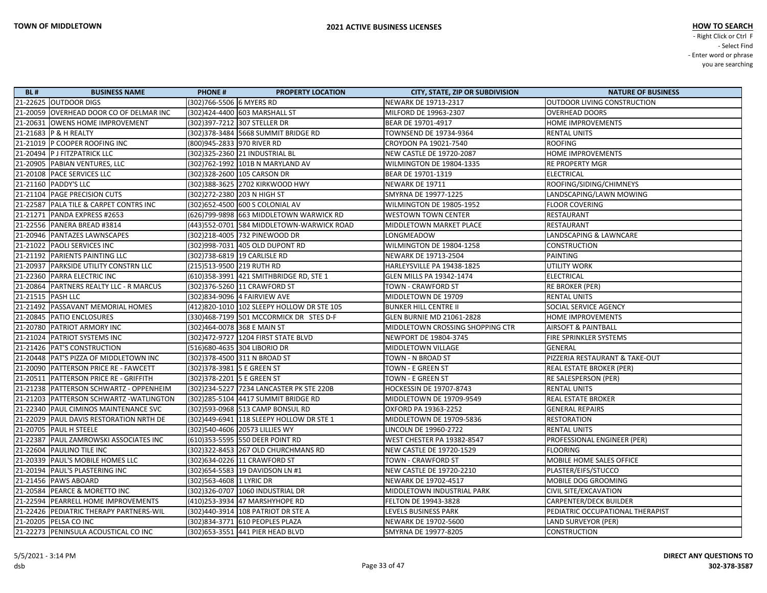| BL # | BUSINESS NAME | PHONE # | PROPERTY LOCATION | CITY, STATE, ZIP OR SUBDIVISION | NATURE OF BUSINESS |
|---|---|---|---|---|---|
| 21-22625 | OUTDOOR DIGS | (302)766-5506 | 6 MYERS RD | NEWARK DE 19713-2317 | OUTDOOR LIVING CONSTRUCTION |
| 21-20059 | OVERHEAD DOOR CO OF DELMAR INC | (302)424-4400 | 603 MARSHALL ST | MILFORD DE 19963-2307 | OVERHEAD DOORS |
| 21-20631 | OWENS HOME IMPROVEMENT | (302)397-7212 | 307 STELLER DR | BEAR DE 19701-4917 | HOME IMPROVEMENTS |
| 21-21683 | P & H REALTY | (302)378-3484 | 5668 SUMMIT BRIDGE RD | TOWNSEND DE 19734-9364 | RENTAL UNITS |
| 21-21019 | P COOPER ROOFING INC | (800)945-2833 | 970 RIVER RD | CROYDON PA 19021-7540 | ROOFING |
| 21-20494 | P J FITZPATRICK LLC | (302)325-2360 | 21 INDUSTRIAL BL | NEW CASTLE DE 19720-2087 | HOME IMPROVEMENTS |
| 21-20905 | PABIAN VENTURES, LLC | (302)762-1992 | 101B N MARYLAND AV | WILMINGTON DE 19804-1335 | RE PROPERTY MGR |
| 21-20108 | PACE SERVICES LLC | (302)328-2600 | 105 CARSON DR | BEAR DE 19701-1319 | ELECTRICAL |
| 21-21160 | PADDY'S LLC | (302)388-3625 | 2702 KIRKWOOD HWY | NEWARK DE 19711 | ROOFING/SIDING/CHIMNEYS |
| 21-21104 | PAGE PRECISION CUTS | (302)272-2380 | 203 N HIGH ST | SMYRNA DE 19977-1225 | LANDSCAPING/LAWN MOWING |
| 21-22587 | PALA TILE & CARPET CONTRS INC | (302)652-4500 | 600 S COLONIAL AV | WILMINGTON DE 19805-1952 | FLOOR COVERING |
| 21-21271 | PANDA EXPRESS #2653 | (626)799-9898 | 663 MIDDLETOWN WARWICK RD | WESTOWN TOWN CENTER | RESTAURANT |
| 21-22556 | PANERA BREAD #3814 | (443)552-0701 | 584 MIDDLETOWN-WARWICK ROAD | MIDDLETOWN MARKET PLACE | RESTAURANT |
| 21-20946 | PANTAZES LAWNSCAPES | (302)218-4005 | 732 PINEWOOD DR | LONGMEADOW | LANDSCAPING & LAWNCARE |
| 21-21022 | PAOLI SERVICES INC | (302)998-7031 | 405 OLD DUPONT RD | WILMINGTON DE 19804-1258 | CONSTRUCTION |
| 21-21192 | PARIENTS PAINTING LLC | (302)738-6819 | 19 CARLISLE RD | NEWARK DE 19713-2504 | PAINTING |
| 21-20937 | PARKSIDE UTILITY CONSTRN LLC | (215)513-9500 | 219 RUTH RD | HARLEYSVILLE PA 19438-1825 | UTILITY WORK |
| 21-22360 | PARRA ELECTRIC INC | (610)358-3991 | 421 SMITHBRIDGE RD, STE 1 | GLEN MILLS PA 19342-1474 | ELECTRICAL |
| 21-20864 | PARTNERS REALTY LLC - R MARCUS | (302)376-5260 | 11 CRAWFORD ST | TOWN - CRAWFORD ST | RE BROKER (PER) |
| 21-21515 | PASH LLC | (302)834-9096 | 4 FAIRVIEW AVE | MIDDLETOWN DE 19709 | RENTAL UNITS |
| 21-21492 | PASSAVANT MEMORIAL HOMES | (412)820-1010 | 102 SLEEPY HOLLOW DR STE 105 | BUNKER HILL CENTRE II | SOCIAL SERVICE AGENCY |
| 21-20845 | PATIO ENCLOSURES | (330)468-7199 | 501 MCCORMICK DR STES D-F | GLEN BURNIE MD 21061-2828 | HOME IMPROVEMENTS |
| 21-20780 | PATRIOT ARMORY INC | (302)464-0078 | 368 E MAIN ST | MIDDLETOWN CROSSING SHOPPING CTR | AIRSOFT & PAINTBALL |
| 21-21024 | PATRIOT SYSTEMS INC | (302)472-9727 | 1204 FIRST STATE BLVD | NEWPORT DE 19804-3745 | FIRE SPRINKLER SYSTEMS |
| 21-21426 | PAT'S CONSTRUCTION | (516)680-4635 | 304 LIBORIO DR | MIDDLETOWN VILLAGE | GENERAL |
| 21-20448 | PAT'S PIZZA OF MIDDLETOWN INC | (302)378-4500 | 311 N BROAD ST | TOWN - N BROAD ST | PIZZERIA RESTAURANT & TAKE-OUT |
| 21-20090 | PATTERSON PRICE RE - FAWCETT | (302)378-3981 | 5 E GREEN ST | TOWN - E GREEN ST | REAL ESTATE BROKER (PER) |
| 21-20511 | PATTERSON PRICE RE - GRIFFITH | (302)378-2201 | 5 E GREEN ST | TOWN - E GREEN ST | RE SALESPERSON (PER) |
| 21-21238 | PATTERSON SCHWARTZ - OPPENHEIM | (302)234-5227 | 7234 LANCASTER PK STE 220B | HOCKESSIN DE 19707-8743 | RENTAL UNITS |
| 21-21203 | PATTERSON SCHWARTZ -WATLINGTON | (302)285-5104 | 4417 SUMMIT BRIDGE RD | MIDDLETOWN DE 19709-9549 | REAL ESTATE BROKER |
| 21-22340 | PAUL CIMINOS MAINTENANCE SVC | (302)593-0968 | 513 CAMP BONSUL RD | OXFORD PA 19363-2252 | GENERAL REPAIRS |
| 21-22029 | PAUL DAVIS RESTORATION NRTH DE | (302)449-6941 | 118 SLEEPY HOLLOW DR STE 1 | MIDDLETOWN DE 19709-5836 | RESTORATION |
| 21-20705 | PAUL H STEELE | (302)540-4606 | 20573 LILLIES WY | LINCOLN DE 19960-2722 | RENTAL UNITS |
| 21-22387 | PAUL ZAMROWSKI ASSOCIATES INC | (610)353-5595 | 550 DEER POINT RD | WEST CHESTER PA 19382-8547 | PROFESSIONAL ENGINEER (PER) |
| 21-22604 | PAULINO TILE INC | (302)322-8453 | 267 OLD CHURCHMANS RD | NEW CASTLE DE 19720-1529 | FLOORING |
| 21-20339 | PAUL'S MOBILE HOMES LLC | (302)634-0226 | 11 CRAWFORD ST | TOWN - CRAWFORD ST | MOBILE HOME SALES OFFICE |
| 21-20194 | PAUL'S PLASTERING INC | (302)654-5583 | 19 DAVIDSON LN #1 | NEW CASTLE DE 19720-2210 | PLASTER/EIFS/STUCCO |
| 21-21456 | PAWS ABOARD | (302)563-4608 | 1 LYRIC DR | NEWARK DE 19702-4517 | MOBILE DOG GROOMING |
| 21-20584 | PEARCE & MORETTO INC | (302)326-0707 | 1060 INDUSTRIAL DR | MIDDLETOWN INDUSTRIAL PARK | CIVIL SITE/EXCAVATION |
| 21-22594 | PEARRELL HOME IMPROVEMENTS | (410)253-3934 | 47 MARSHYHOPE RD | FELTON DE 19943-3828 | CARPENTER/DECK BUILDER |
| 21-22426 | PEDIATRIC THERAPY PARTNERS-WIL | (302)440-3914 | 108 PATRIOT DR STE A | LEVELS BUSINESS PARK | PEDIATRIC OCCUPATIONAL THERAPIST |
| 21-20205 | PELSA CO INC | (302)834-3771 | 610 PEOPLES PLAZA | NEWARK DE 19702-5600 | LAND SURVEYOR (PER) |
| 21-22273 | PENINSULA ACOUSTICAL CO INC | (302)653-3551 | 441 PIER HEAD BLVD | SMYRNA DE 19977-8205 | CONSTRUCTION |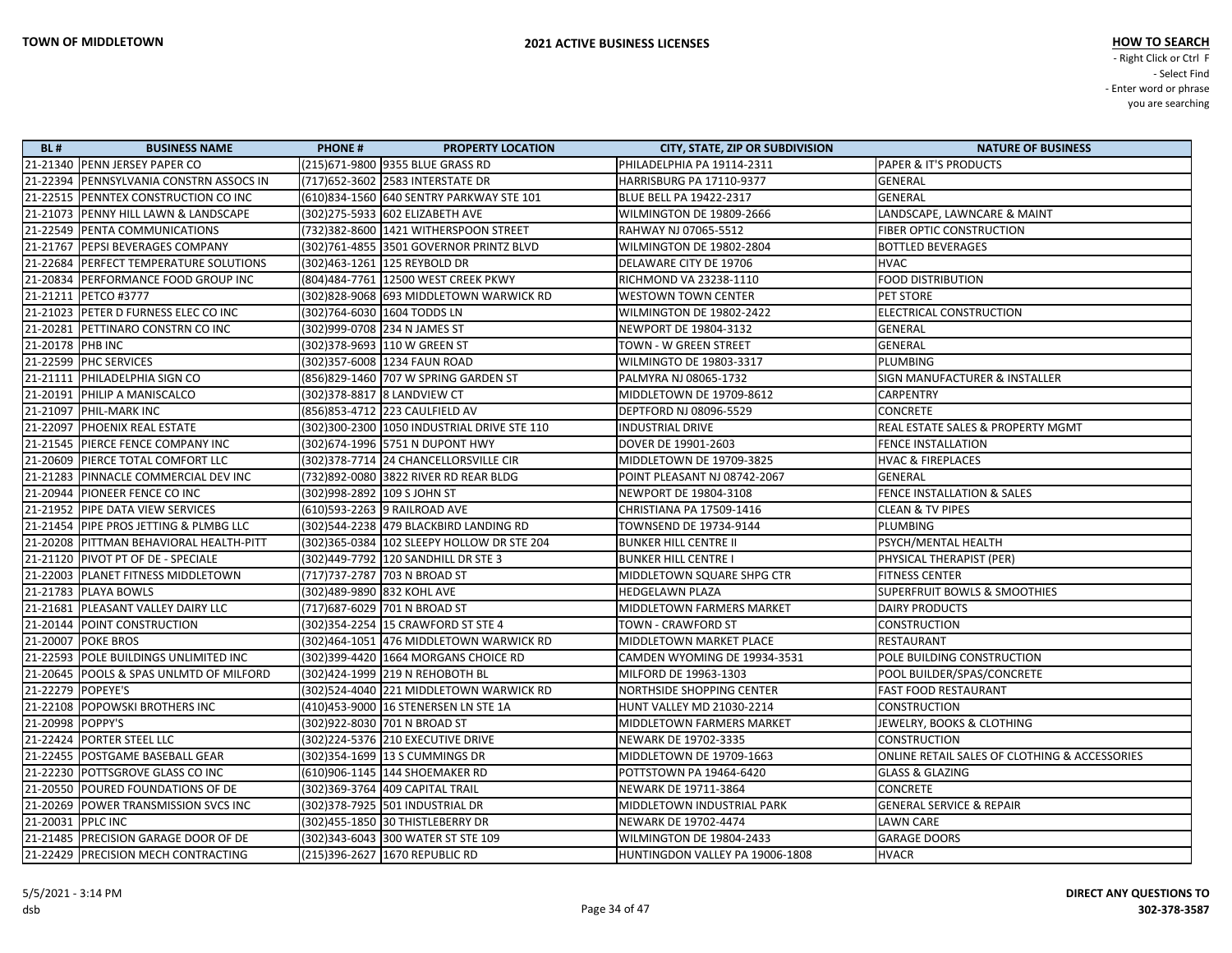**TOWN OF MIDDLETOWN**

**2021 ACTIVE BUSINESS LICENSES**

**HOW TO SEARCH**
- Right Click or Ctrl F
- Select Find
- Enter word or phrase you are searching

| BL # | BUSINESS NAME | PHONE # | PROPERTY LOCATION | CITY, STATE, ZIP OR SUBDIVISION | NATURE OF BUSINESS |
|---|---|---|---|---|---|
| 21-21340 | PENN JERSEY PAPER CO | (215)671-9800 | 9355 BLUE GRASS RD | PHILADELPHIA PA 19114-2311 | PAPER & IT'S PRODUCTS |
| 21-22394 | PENNSYLVANIA CONSTRN ASSOCS IN | (717)652-3602 | 2583 INTERSTATE DR | HARRISBURG PA 17110-9377 | GENERAL |
| 21-22515 | PENNTEX CONSTRUCTION CO INC | (610)834-1560 | 640 SENTRY PARKWAY STE 101 | BLUE BELL PA 19422-2317 | GENERAL |
| 21-21073 | PENNY HILL LAWN & LANDSCAPE | (302)275-5933 | 602 ELIZABETH AVE | WILMINGTON DE 19809-2666 | LANDSCAPE, LAWNCARE & MAINT |
| 21-22549 | PENTA COMMUNICATIONS | (732)382-8600 | 1421 WITHERSPOON STREET | RAHWAY NJ 07065-5512 | FIBER OPTIC CONSTRUCTION |
| 21-21767 | PEPSI BEVERAGES COMPANY | (302)761-4855 | 3501 GOVERNOR PRINTZ BLVD | WILMINGTON DE 19802-2804 | BOTTLED BEVERAGES |
| 21-22684 | PERFECT TEMPERATURE SOLUTIONS | (302)463-1261 | 125 REYBOLD DR | DELAWARE CITY DE 19706 | HVAC |
| 21-20834 | PERFORMANCE FOOD GROUP INC | (804)484-7761 | 12500 WEST CREEK PKWY | RICHMOND VA 23238-1110 | FOOD DISTRIBUTION |
| 21-21211 | PETCO #3777 | (302)828-9068 | 693 MIDDLETOWN WARWICK RD | WESTOWN TOWN CENTER | PET STORE |
| 21-21023 | PETER D FURNESS ELEC CO INC | (302)764-6030 | 1604 TODDS LN | WILMINGTON DE 19802-2422 | ELECTRICAL CONSTRUCTION |
| 21-20281 | PETTINARO CONSTRN CO INC | (302)999-0708 | 234 N JAMES ST | NEWPORT DE 19804-3132 | GENERAL |
| 21-20178 | PHB INC | (302)378-9693 | 110 W GREEN ST | TOWN - W GREEN STREET | GENERAL |
| 21-22599 | PHC SERVICES | (302)357-6008 | 1234 FAUN ROAD | WILMINGTO DE 19803-3317 | PLUMBING |
| 21-21111 | PHILADELPHIA SIGN CO | (856)829-1460 | 707 W SPRING GARDEN ST | PALMYRA NJ 08065-1732 | SIGN MANUFACTURER & INSTALLER |
| 21-20191 | PHILIP A MANISCALCO | (302)378-8817 | 8 LANDVIEW CT | MIDDLETOWN DE 19709-8612 | CARPENTRY |
| 21-21097 | PHIL-MARK INC | (856)853-4712 | 223 CAULFIELD AV | DEPTFORD NJ 08096-5529 | CONCRETE |
| 21-22097 | PHOENIX REAL ESTATE | (302)300-2300 | 1050 INDUSTRIAL DRIVE STE 110 | INDUSTRIAL DRIVE | REAL ESTATE SALES & PROPERTY MGMT |
| 21-21545 | PIERCE FENCE COMPANY INC | (302)674-1996 | 5751 N DUPONT HWY | DOVER DE 19901-2603 | FENCE INSTALLATION |
| 21-20609 | PIERCE TOTAL COMFORT LLC | (302)378-7714 | 24 CHANCELLORSVILLE CIR | MIDDLETOWN DE 19709-3825 | HVAC & FIREPLACES |
| 21-21283 | PINNACLE COMMERCIAL DEV INC | (732)892-0080 | 3822 RIVER RD REAR BLDG | POINT PLEASANT NJ 08742-2067 | GENERAL |
| 21-20944 | PIONEER FENCE CO INC | (302)998-2892 | 109 S JOHN ST | NEWPORT DE 19804-3108 | FENCE INSTALLATION & SALES |
| 21-21952 | PIPE DATA VIEW SERVICES | (610)593-2263 | 9 RAILROAD AVE | CHRISTIANA PA 17509-1416 | CLEAN & TV PIPES |
| 21-21454 | PIPE PROS JETTING & PLMBG LLC | (302)544-2238 | 479 BLACKBIRD LANDING RD | TOWNSEND DE 19734-9144 | PLUMBING |
| 21-20208 | PITTMAN BEHAVIORAL HEALTH-PITT | (302)365-0384 | 102 SLEEPY HOLLOW DR STE 204 | BUNKER HILL CENTRE II | PSYCH/MENTAL HEALTH |
| 21-21120 | PIVOT PT OF DE - SPECIALE | (302)449-7792 | 120 SANDHILL DR STE 3 | BUNKER HILL CENTRE I | PHYSICAL THERAPIST (PER) |
| 21-22003 | PLANET FITNESS MIDDLETOWN | (717)737-2787 | 703 N BROAD ST | MIDDLETOWN SQUARE SHPG CTR | FITNESS CENTER |
| 21-21783 | PLAYA BOWLS | (302)489-9890 | 832 KOHL AVE | HEDGELAWN PLAZA | SUPERFRUIT BOWLS & SMOOTHIES |
| 21-21681 | PLEASANT VALLEY DAIRY LLC | (717)687-6029 | 701 N BROAD ST | MIDDLETOWN FARMERS MARKET | DAIRY PRODUCTS |
| 21-20144 | POINT CONSTRUCTION | (302)354-2254 | 15 CRAWFORD ST STE 4 | TOWN - CRAWFORD ST | CONSTRUCTION |
| 21-20007 | POKE BROS | (302)464-1051 | 476 MIDDLETOWN WARWICK RD | MIDDLETOWN MARKET PLACE | RESTAURANT |
| 21-22593 | POLE BUILDINGS UNLIMITED INC | (302)399-4420 | 1664 MORGANS CHOICE RD | CAMDEN WYOMING DE 19934-3531 | POLE BUILDING CONSTRUCTION |
| 21-20645 | POOLS & SPAS UNLMTD OF MILFORD | (302)424-1999 | 219 N REHOBOTH BL | MILFORD DE 19963-1303 | POOL BUILDER/SPAS/CONCRETE |
| 21-22279 | POPEYE'S | (302)524-4040 | 221 MIDDLETOWN WARWICK RD | NORTHSIDE SHOPPING CENTER | FAST FOOD RESTAURANT |
| 21-22108 | POPOWSKI BROTHERS INC | (410)453-9000 | 16 STENERSEN LN STE 1A | HUNT VALLEY MD 21030-2214 | CONSTRUCTION |
| 21-20998 | POPPY'S | (302)922-8030 | 701 N BROAD ST | MIDDLETOWN FARMERS MARKET | JEWELRY, BOOKS & CLOTHING |
| 21-22424 | PORTER STEEL LLC | (302)224-5376 | 210 EXECUTIVE DRIVE | NEWARK DE 19702-3335 | CONSTRUCTION |
| 21-22455 | POSTGAME BASEBALL GEAR | (302)354-1699 | 13 S CUMMINGS DR | MIDDLETOWN DE 19709-1663 | ONLINE RETAIL SALES OF CLOTHING & ACCESSORIES |
| 21-22230 | POTTSGROVE GLASS CO INC | (610)906-1145 | 144 SHOEMAKER RD | POTTSTOWN PA 19464-6420 | GLASS & GLAZING |
| 21-20550 | POURED FOUNDATIONS OF DE | (302)369-3764 | 409 CAPITAL TRAIL | NEWARK DE 19711-3864 | CONCRETE |
| 21-20269 | POWER TRANSMISSION SVCS INC | (302)378-7925 | 501 INDUSTRIAL DR | MIDDLETOWN INDUSTRIAL PARK | GENERAL SERVICE & REPAIR |
| 21-20031 | PPLC INC | (302)455-1850 | 30 THISTLEBERRY DR | NEWARK DE 19702-4474 | LAWN CARE |
| 21-21485 | PRECISION GARAGE DOOR OF DE | (302)343-6043 | 300 WATER ST STE 109 | WILMINGTON DE 19804-2433 | GARAGE DOORS |
| 21-22429 | PRECISION MECH CONTRACTING | (215)396-2627 | 1670 REPUBLIC RD | HUNTINGDON VALLEY PA 19006-1808 | HVACR |

5/5/2021 - 3:14 PM
dsb

**DIRECT ANY QUESTIONS TO 302-378-3587**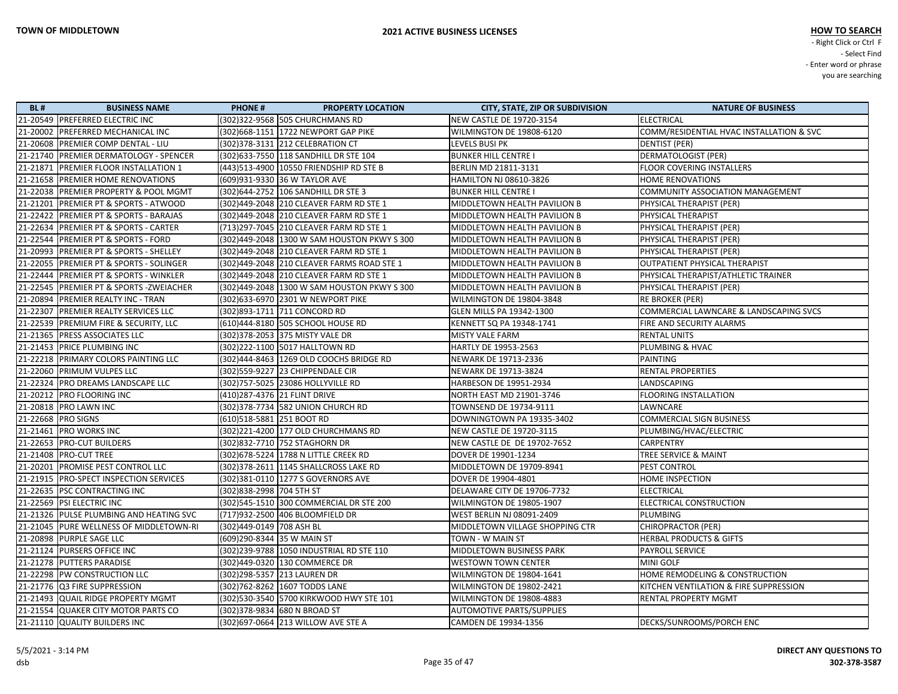| BL # | BUSINESS NAME | PHONE # | PROPERTY LOCATION | CITY, STATE, ZIP OR SUBDIVISION | NATURE OF BUSINESS |
|---|---|---|---|---|---|
| 21-20549 | PREFERRED ELECTRIC INC | (302)322-9568 | 505 CHURCHMANS RD | NEW CASTLE DE 19720-3154 | ELECTRICAL |
| 21-20002 | PREFERRED MECHANICAL INC | (302)668-1151 | 1722 NEWPORT GAP PIKE | WILMINGTON DE 19808-6120 | COMM/RESIDENTIAL HVAC INSTALLATION & SVC |
| 21-20608 | PREMIER COMP DENTAL - LIU | (302)378-3131 | 212 CELEBRATION CT | LEVELS BUSI PK | DENTIST (PER) |
| 21-21740 | PREMIER DERMATOLOGY - SPENCER | (302)633-7550 | 118 SANDHILL DR STE 104 | BUNKER HILL CENTRE I | DERMATOLOGIST (PER) |
| 21-21871 | PREMIER FLOOR INSTALLATION 1 | (443)513-4900 | 10550 FRIENDSHIP RD STE B | BERLIN MD 21811-3131 | FLOOR COVERING INSTALLERS |
| 21-21658 | PREMIER HOME RENOVATIONS | (609)931-9330 | 36 W TAYLOR AVE | HAMILTON NJ 08610-3826 | HOME RENOVATIONS |
| 21-22038 | PREMIER PROPERTY & POOL MGMT | (302)644-2752 | 106 SANDHILL DR STE 3 | BUNKER HILL CENTRE I | COMMUNITY ASSOCIATION MANAGEMENT |
| 21-21201 | PREMIER PT & SPORTS - ATWOOD | (302)449-2048 | 210 CLEAVER FARM RD STE 1 | MIDDLETOWN HEALTH PAVILION B | PHYSICAL THERAPIST (PER) |
| 21-22422 | PREMIER PT & SPORTS - BARAJAS | (302)449-2048 | 210 CLEAVER FARM RD STE 1 | MIDDLETOWN HEALTH PAVILION B | PHYSICAL THERAPIST |
| 21-22634 | PREMIER PT & SPORTS - CARTER | (713)297-7045 | 210 CLEAVER FARM RD STE 1 | MIDDLETOWN HEALTH PAVILION B | PHYSICAL THERAPIST (PER) |
| 21-22544 | PREMIER PT & SPORTS - FORD | (302)449-2048 | 1300 W SAM HOUSTON PKWY S 300 | MIDDLETOWN HEALTH PAVILION B | PHYSICAL THERAPIST (PER) |
| 21-20993 | PREMIER PT & SPORTS - SHELLEY | (302)449-2048 | 210 CLEAVER FARM RD STE 1 | MIDDLETOWN HEALTH PAVILION B | PHYSICAL THERAPIST (PER) |
| 21-22055 | PREMIER PT & SPORTS - SOLINGER | (302)449-2048 | 210 CLEAVER FARMS ROAD STE 1 | MIDDLETOWN HEALTH PAVILION B | OUTPATIENT PHYSICAL THERAPIST |
| 21-22444 | PREMIER PT & SPORTS - WINKLER | (302)449-2048 | 210 CLEAVER FARM RD STE 1 | MIDDLETOWN HEALTH PAVILION B | PHYSICAL THERAPIST/ATHLETIC TRAINER |
| 21-22545 | PREMIER PT & SPORTS -ZWEIACHER | (302)449-2048 | 1300 W SAM HOUSTON PKWY S 300 | MIDDLETOWN HEALTH PAVILION B | PHYSICAL THERAPIST (PER) |
| 21-20894 | PREMIER REALTY INC - TRAN | (302)633-6970 | 2301 W NEWPORT PIKE | WILMINGTON DE 19804-3848 | RE BROKER (PER) |
| 21-22307 | PREMIER REALTY SERVICES LLC | (302)893-1711 | 711 CONCORD RD | GLEN MILLS PA 19342-1300 | COMMERCIAL LAWNCARE & LANDSCAPING SVCS |
| 21-22539 | PREMIUM FIRE & SECURITY, LLC | (610)444-8180 | 505 SCHOOL HOUSE RD | KENNETT SQ PA 19348-1741 | FIRE AND SECURITY ALARMS |
| 21-21365 | PRESS ASSOCIATES LLC | (302)378-2053 | 375 MISTY VALE DR | MISTY VALE FARM | RENTAL UNITS |
| 21-21453 | PRICE PLUMBING INC | (302)222-1100 | 5017 HALLTOWN RD | HARTLY DE 19953-2563 | PLUMBING & HVAC |
| 21-22218 | PRIMARY COLORS PAINTING LLC | (302)444-8463 | 1269 OLD COOCHS BRIDGE RD | NEWARK DE 19713-2336 | PAINTING |
| 21-22060 | PRIMUM VULPES LLC | (302)559-9227 | 23 CHIPPENDALE CIR | NEWARK DE 19713-3824 | RENTAL PROPERTIES |
| 21-22324 | PRO DREAMS LANDSCAPE LLC | (302)757-5025 | 23086 HOLLYVILLE RD | HARBESON DE 19951-2934 | LANDSCAPING |
| 21-20212 | PRO FLOORING INC | (410)287-4376 | 21 FLINT DRIVE | NORTH EAST MD 21901-3746 | FLOORING INSTALLATION |
| 21-20818 | PRO LAWN INC | (302)378-7734 | 582 UNION CHURCH RD | TOWNSEND DE 19734-9111 | LAWNCARE |
| 21-22668 | PRO SIGNS | (610)518-5881 | 251 BOOT RD | DOWNINGTOWN PA 19335-3402 | COMMERCIAL SIGN BUSINESS |
| 21-21461 | PRO WORKS INC | (302)221-4200 | 177 OLD CHURCHMANS RD | NEW CASTLE DE 19720-3115 | PLUMBING/HVAC/ELECTRIC |
| 21-22653 | PRO-CUT BUILDERS | (302)832-7710 | 752 STAGHORN DR | NEW CASTLE DE 19702-7652 | CARPENTRY |
| 21-21408 | PRO-CUT TREE | (302)678-5224 | 1788 N LITTLE CREEK RD | DOVER DE 19901-1234 | TREE SERVICE & MAINT |
| 21-20201 | PROMISE PEST CONTROL LLC | (302)378-2611 | 1145 SHALLCROSS LAKE RD | MIDDLETOWN DE 19709-8941 | PEST CONTROL |
| 21-21915 | PRO-SPECT INSPECTION SERVICES | (302)381-0110 | 1277 S GOVERNORS AVE | DOVER DE 19904-4801 | HOME INSPECTION |
| 21-22635 | PSC CONTRACTING INC | (302)838-2998 | 704 5TH ST | DELAWARE CITY DE 19706-7732 | ELECTRICAL |
| 21-22569 | PSI ELECTRIC INC | (302)545-1510 | 300 COMMERCIAL DR STE 200 | WILMINGTON DE 19805-1907 | ELECTRICAL CONSTRUCTION |
| 21-21326 | PULSE PLUMBING AND HEATING SVC | (717)932-2500 | 406 BLOOMFIELD DR | WEST BERLIN NJ 08091-2409 | PLUMBING |
| 21-21045 | PURE WELLNESS OF MIDDLETOWN-RI | (302)449-0149 | 708 ASH BL | MIDDLETOWN VILLAGE SHOPPING CTR | CHIROPRACTOR (PER) |
| 21-20898 | PURPLE SAGE LLC | (609)290-8344 | 35 W MAIN ST | TOWN - W MAIN ST | HERBAL PRODUCTS & GIFTS |
| 21-21124 | PURSERS OFFICE INC | (302)239-9788 | 1050 INDUSTRIAL RD STE 110 | MIDDLETOWN BUSINESS PARK | PAYROLL SERVICE |
| 21-21278 | PUTTERS PARADISE | (302)449-0320 | 130 COMMERCE DR | WESTOWN TOWN CENTER | MINI GOLF |
| 21-22298 | PW CONSTRUCTION LLC | (302)298-5357 | 213 LAUREN DR | WILMINGTON DE 19804-1641 | HOME REMODELING & CONSTRUCTION |
| 21-21776 | Q3 FIRE SUPPRESSION | (302)762-8262 | 1607 TODDS LANE | WILMINGTON DE 19802-2421 | KITCHEN VENTILATION & FIRE SUPPRESSION |
| 21-21493 | QUAIL RIDGE PROPERTY MGMT | (302)530-3540 | 5700 KIRKWOOD HWY STE 101 | WILMINGTON DE 19808-4883 | RENTAL PROPERTY MGMT |
| 21-21554 | QUAKER CITY MOTOR PARTS CO | (302)378-9834 | 680 N BROAD ST | AUTOMOTIVE PARTS/SUPPLIES | |
| 21-21110 | QUALITY BUILDERS INC | (302)697-0664 | 213 WILLOW AVE STE A | CAMDEN DE 19934-1356 | DECKS/SUNROOMS/PORCH ENC |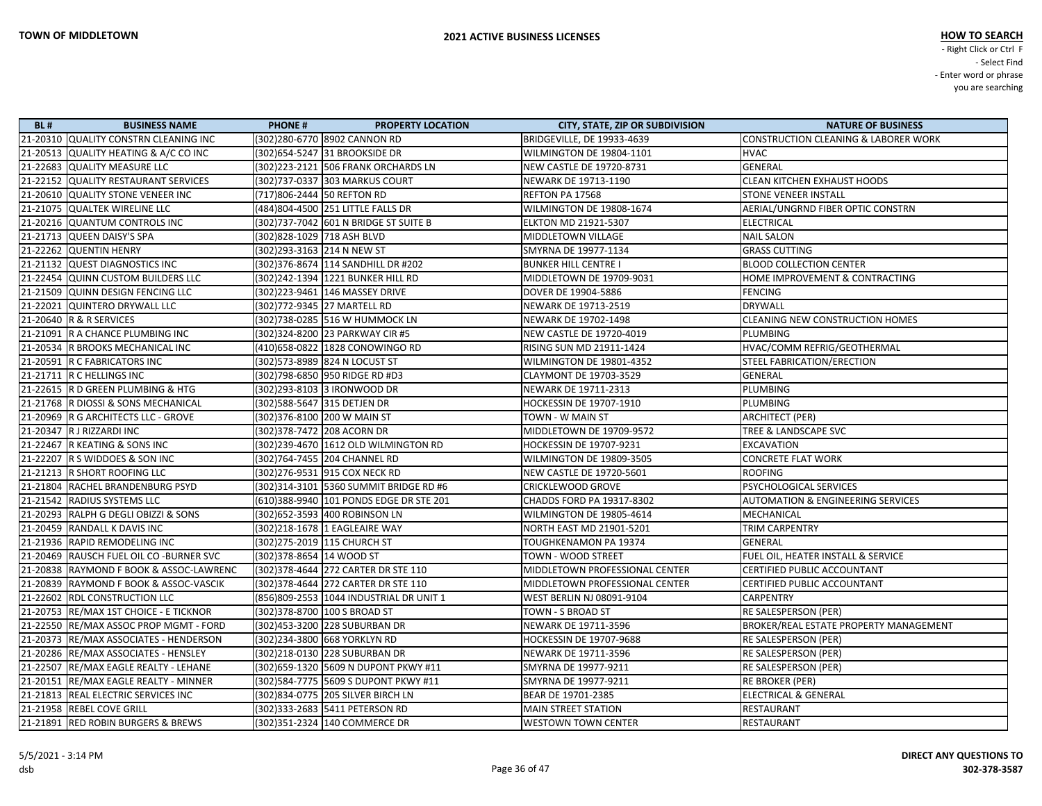TOWN OF MIDDLETOWN

## 2021 ACTIVE BUSINESS LICENSES

**HOW TO SEARCH**
- Right Click or Ctrl F
- Select Find
- Enter word or phrase you are searching

| BL # | BUSINESS NAME | PHONE # | PROPERTY LOCATION | CITY, STATE, ZIP OR SUBDIVISION | NATURE OF BUSINESS |
|---|---|---|---|---|---|
| 21-20310 | QUALITY CONSTRN CLEANING INC | (302)280-6770 | 8902 CANNON RD | BRIDGEVILLE, DE 19933-4639 | CONSTRUCTION CLEANING & LABORER WORK |
| 21-20513 | QUALITY HEATING & A/C CO INC | (302)654-5247 | 31 BROOKSIDE DR | WILMINGTON DE 19804-1101 | HVAC |
| 21-22683 | QUALITY MEASURE LLC | (302)223-2121 | 506 FRANK ORCHARDS LN | NEW CASTLE DE 19720-8731 | GENERAL |
| 21-22152 | QUALITY RESTAURANT SERVICES | (302)737-0337 | 303 MARKUS COURT | NEWARK DE 19713-1190 | CLEAN KITCHEN EXHAUST HOODS |
| 21-20610 | QUALITY STONE VENEER INC | (717)806-2444 | 50 REFTON RD | REFTON PA 17568 | STONE VENEER INSTALL |
| 21-21075 | QUALTEK WIRELINE LLC | (484)804-4500 | 251 LITTLE FALLS DR | WILMINGTON DE 19808-1674 | AERIAL/UNGRND FIBER OPTIC CONSTRN |
| 21-20216 | QUANTUM CONTROLS INC | (302)737-7042 | 601 N BRIDGE ST SUITE B | ELKTON MD 21921-5307 | ELECTRICAL |
| 21-21713 | QUEEN DAISY'S SPA | (302)828-1029 | 718 ASH BLVD | MIDDLETOWN VILLAGE | NAIL SALON |
| 21-22262 | QUENTIN HENRY | (302)293-3163 | 214 N NEW ST | SMYRNA DE 19977-1134 | GRASS CUTTING |
| 21-21132 | QUEST DIAGNOSTICS INC | (302)376-8674 | 114 SANDHILL DR #202 | BUNKER HILL CENTRE I | BLOOD COLLECTION CENTER |
| 21-22454 | QUINN CUSTOM BUILDERS LLC | (302)242-1394 | 1221 BUNKER HILL RD | MIDDLETOWN DE 19709-9031 | HOME IMPROVEMENT & CONTRACTING |
| 21-21509 | QUINN DESIGN FENCING LLC | (302)223-9461 | 146 MASSEY DRIVE | DOVER DE 19904-5886 | FENCING |
| 21-22021 | QUINTERO DRYWALL LLC | (302)772-9345 | 27 MARTELL RD | NEWARK DE 19713-2519 | DRYWALL |
| 21-20640 | R & R SERVICES | (302)738-0285 | 516 W HUMMOCK LN | NEWARK DE 19702-1498 | CLEANING NEW CONSTRUCTION HOMES |
| 21-21091 | R A CHANCE PLUMBING INC | (302)324-8200 | 23 PARKWAY CIR #5 | NEW CASTLE DE 19720-4019 | PLUMBING |
| 21-20534 | R BROOKS MECHANICAL INC | (410)658-0822 | 1828 CONOWINGO RD | RISING SUN MD 21911-1424 | HVAC/COMM REFRIG/GEOTHERMAL |
| 21-20591 | R C FABRICATORS INC | (302)573-8989 | 824 N LOCUST ST | WILMINGTON DE 19801-4352 | STEEL FABRICATION/ERECTION |
| 21-21711 | R C HELLINGS INC | (302)798-6850 | 950 RIDGE RD #D3 | CLAYMONT DE 19703-3529 | GENERAL |
| 21-22615 | R D GREEN PLUMBING & HTG | (302)293-8103 | 3 IRONWOOD DR | NEWARK DE 19711-2313 | PLUMBING |
| 21-21768 | R DIOSSI & SONS MECHANICAL | (302)588-5647 | 315 DETJEN DR | HOCKESSIN DE 19707-1910 | PLUMBING |
| 21-20969 | R G ARCHITECTS LLC - GROVE | (302)376-8100 | 200 W MAIN ST | TOWN - W MAIN ST | ARCHITECT (PER) |
| 21-20347 | R J RIZZARDI INC | (302)378-7472 | 208 ACORN DR | MIDDLETOWN DE 19709-9572 | TREE & LANDSCAPE SVC |
| 21-22467 | R KEATING & SONS INC | (302)239-4670 | 1612 OLD WILMINGTON RD | HOCKESSIN DE 19707-9231 | EXCAVATION |
| 21-22207 | R S WIDDOES & SON INC | (302)764-7455 | 204 CHANNEL RD | WILMINGTON DE 19809-3505 | CONCRETE FLAT WORK |
| 21-21213 | R SHORT ROOFING LLC | (302)276-9531 | 915 COX NECK RD | NEW CASTLE DE 19720-5601 | ROOFING |
| 21-21804 | RACHEL BRANDENBURG PSYD | (302)314-3101 | 5360 SUMMIT BRIDGE RD #6 | CRICKLEWOOD GROVE | PSYCHOLOGICAL SERVICES |
| 21-21542 | RADIUS SYSTEMS LLC | (610)388-9940 | 101 PONDS EDGE DR STE 201 | CHADDS FORD PA 19317-8302 | AUTOMATION & ENGINEERING SERVICES |
| 21-20293 | RALPH G DEGLI OBIZZI & SONS | (302)652-3593 | 400 ROBINSON LN | WILMINGTON DE 19805-4614 | MECHANICAL |
| 21-20459 | RANDALL K DAVIS INC | (302)218-1678 | 1 EAGLEAIRE WAY | NORTH EAST MD 21901-5201 | TRIM CARPENTRY |
| 21-21936 | RAPID REMODELING INC | (302)275-2019 | 115 CHURCH ST | TOUGHKENAMON PA 19374 | GENERAL |
| 21-20469 | RAUSCH FUEL OIL CO -BURNER SVC | (302)378-8654 | 14 WOOD ST | TOWN - WOOD STREET | FUEL OIL, HEATER INSTALL & SERVICE |
| 21-20838 | RAYMOND F BOOK & ASSOC-LAWRENC | (302)378-4644 | 272 CARTER DR STE 110 | MIDDLETOWN PROFESSIONAL CENTER | CERTIFIED PUBLIC ACCOUNTANT |
| 21-20839 | RAYMOND F BOOK & ASSOC-VASCIK | (302)378-4644 | 272 CARTER DR STE 110 | MIDDLETOWN PROFESSIONAL CENTER | CERTIFIED PUBLIC ACCOUNTANT |
| 21-22602 | RDL CONSTRUCTION LLC | (856)809-2553 | 1044 INDUSTRIAL DR UNIT 1 | WEST BERLIN NJ 08091-9104 | CARPENTRY |
| 21-20753 | RE/MAX 1ST CHOICE - E TICKNOR | (302)378-8700 | 100 S BROAD ST | TOWN - S BROAD ST | RE SALESPERSON (PER) |
| 21-22550 | RE/MAX ASSOC PROP MGMT - FORD | (302)453-3200 | 228 SUBURBAN DR | NEWARK DE 19711-3596 | BROKER/REAL ESTATE PROPERTY MANAGEMENT |
| 21-20373 | RE/MAX ASSOCIATES - HENDERSON | (302)234-3800 | 668 YORKLYN RD | HOCKESSIN DE 19707-9688 | RE SALESPERSON (PER) |
| 21-20286 | RE/MAX ASSOCIATES - HENSLEY | (302)218-0130 | 228 SUBURBAN DR | NEWARK DE 19711-3596 | RE SALESPERSON (PER) |
| 21-22507 | RE/MAX EAGLE REALTY - LEHANE | (302)659-1320 | 5609 N DUPONT PKWY #11 | SMYRNA DE 19977-9211 | RE SALESPERSON (PER) |
| 21-20151 | RE/MAX EAGLE REALTY - MINNER | (302)584-7775 | 5609 S DUPONT PKWY #11 | SMYRNA DE 19977-9211 | RE BROKER (PER) |
| 21-21813 | REAL ELECTRIC SERVICES INC | (302)834-0775 | 205 SILVER BIRCH LN | BEAR DE 19701-2385 | ELECTRICAL & GENERAL |
| 21-21958 | REBEL COVE GRILL | (302)333-2683 | 5411 PETERSON RD | MAIN STREET STATION | RESTAURANT |
| 21-21891 | RED ROBIN BURGERS & BREWS | (302)351-2324 | 140 COMMERCE DR | WESTOWN TOWN CENTER | RESTAURANT |

5/5/2021 - 3:14 PM
dsb

DIRECT ANY QUESTIONS TO 302-378-3587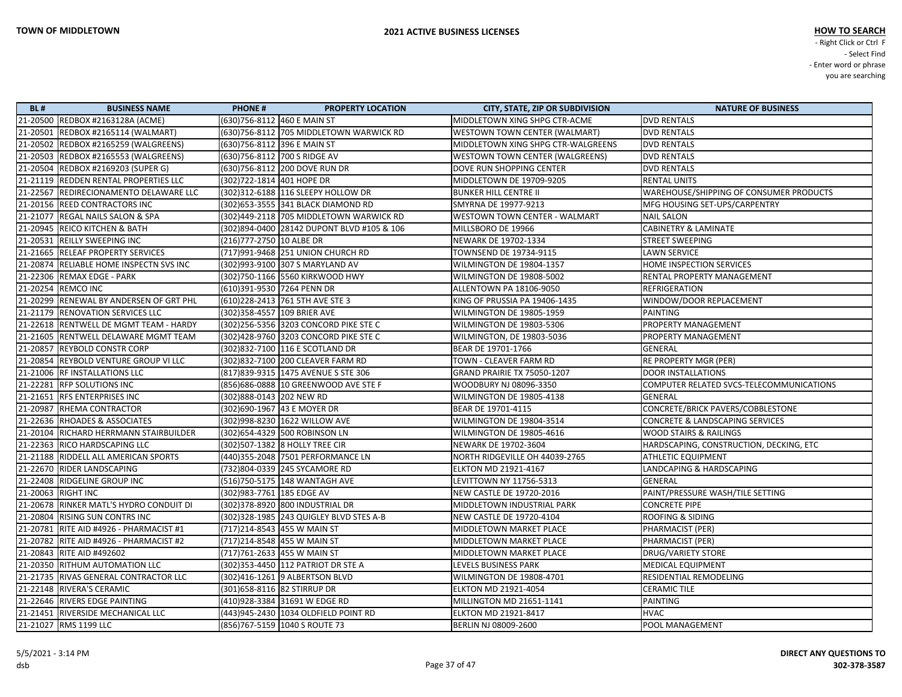**TOWN OF MIDDLETOWN**

**2021 ACTIVE BUSINESS LICENSES**

**HOW TO SEARCH**
- Right Click or Ctrl F
- Select Find
- Enter word or phrase you are searching

| BL # | BUSINESS NAME | PHONE # | PROPERTY LOCATION | CITY, STATE, ZIP OR SUBDIVISION | NATURE OF BUSINESS |
|---|---|---|---|---|---|
| 21-20500 | REDBOX #2163128A (ACME) | (630)756-8112 | 460 E MAIN ST | MIDDLETOWN XING SHPG CTR-ACME | DVD RENTALS |
| 21-20501 | REDBOX #2165114 (WALMART) | (630)756-8112 | 705 MIDDLETOWN WARWICK RD | WESTOWN TOWN CENTER (WALMART) | DVD RENTALS |
| 21-20502 | REDBOX #2165259 (WALGREENS) | (630)756-8112 | 396 E MAIN ST | MIDDLETOWN XING SHPG CTR-WALGREENS | DVD RENTALS |
| 21-20503 | REDBOX #2165553 (WALGREENS) | (630)756-8112 | 700 S RIDGE AV | WESTOWN TOWN CENTER (WALGREENS) | DVD RENTALS |
| 21-20504 | REDBOX #2169203 (SUPER G) | (630)756-8112 | 200 DOVE RUN DR | DOVE RUN SHOPPING CENTER | DVD RENTALS |
| 21-21119 | REDDEN RENTAL PROPERTIES LLC | (302)722-1814 | 401 HOPE DR | MIDDLETOWN DE 19709-9205 | RENTAL UNITS |
| 21-22567 | REDIRECIONAMENTO DELAWARE LLC | (302)312-6188 | 116 SLEEPY HOLLOW DR | BUNKER HILL CENTRE II | WAREHOUSE/SHIPPING OF CONSUMER PRODUCTS |
| 21-20156 | REED CONTRACTORS INC | (302)653-3555 | 341 BLACK DIAMOND RD | SMYRNA DE 19977-9213 | MFG HOUSING SET-UPS/CARPENTRY |
| 21-21077 | REGAL NAILS SALON & SPA | (302)449-2118 | 705 MIDDLETOWN WARWICK RD | WESTOWN TOWN CENTER - WALMART | NAIL SALON |
| 21-20945 | REICO KITCHEN & BATH | (302)894-0400 | 28142 DUPONT BLVD #105 & 106 | MILLSBORO DE 19966 | CABINETRY & LAMINATE |
| 21-20531 | REILLY SWEEPING INC | (216)777-2750 | 10 ALBE DR | NEWARK DE 19702-1334 | STREET SWEEPING |
| 21-21665 | RELEAF PROPERTY SERVICES | (717)991-9468 | 251 UNION CHURCH RD | TOWNSEND DE 19734-9115 | LAWN SERVICE |
| 21-20874 | RELIABLE HOME INSPECTN SVS INC | (302)993-9100 | 307 S MARYLAND AV | WILMINGTON DE 19804-1357 | HOME INSPECTION SERVICES |
| 21-22306 | REMAX EDGE - PARK | (302)750-1166 | 5560 KIRKWOOD HWY | WILMINGTON DE 19808-5002 | RENTAL PROPERTY MANAGEMENT |
| 21-20254 | REMCO INC | (610)391-9530 | 7264 PENN DR | ALLENTOWN PA 18106-9050 | REFRIGERATION |
| 21-20299 | RENEWAL BY ANDERSEN OF GRT PHL | (610)228-2413 | 761 5TH AVE STE 3 | KING OF PRUSSIA PA 19406-1435 | WINDOW/DOOR REPLACEMENT |
| 21-21179 | RENOVATION SERVICES LLC | (302)358-4557 | 109 BRIER AVE | WILMINGTON DE 19805-1959 | PAINTING |
| 21-22618 | RENTWELL DE MGMT TEAM - HARDY | (302)256-5356 | 3203 CONCORD PIKE STE C | WILMINGTON DE 19803-5306 | PROPERTY MANAGEMENT |
| 21-21605 | RENTWELL DELAWARE MGMT TEAM | (302)428-9760 | 3203 CONCORD PIKE STE C | WILMINGTON, DE 19803-5036 | PROPERTY MANAGEMENT |
| 21-20857 | REYBOLD CONSTR CORP | (302)832-7100 | 116 E SCOTLAND DR | BEAR DE 19701-1766 | GENERAL |
| 21-20854 | REYBOLD VENTURE GROUP VI LLC | (302)832-7100 | 200 CLEAVER FARM RD | TOWN - CLEAVER FARM RD | RE PROPERTY MGR (PER) |
| 21-21006 | RF INSTALLATIONS LLC | (817)839-9315 | 1475 AVENUE S STE 306 | GRAND PRAIRIE TX 75050-1207 | DOOR INSTALLATIONS |
| 21-22281 | RFP SOLUTIONS INC | (856)686-0888 | 10 GREENWOOD AVE STE F | WOODBURY NJ 08096-3350 | COMPUTER RELATED SVCS-TELECOMMUNICATIONS |
| 21-21651 | RFS ENTERPRISES INC | (302)888-0143 | 202 NEW RD | WILMINGTON DE 19805-4138 | GENERAL |
| 21-20987 | RHEMA CONTRACTOR | (302)690-1967 | 43 E MOYER DR | BEAR DE 19701-4115 | CONCRETE/BRICK PAVERS/COBBLESTONE |
| 21-22636 | RHOADES & ASSOCIATES | (302)998-8230 | 1622 WILLOW AVE | WILMINGTON DE 19804-3514 | CONCRETE & LANDSCAPING SERVICES |
| 21-20104 | RICHARD HERRMANN STAIRBUILDER | (302)654-4329 | 500 ROBINSON LN | WILMINGTON DE 19805-4616 | WOOD STAIRS & RAILINGS |
| 21-22363 | RICO HARDSCAPING LLC | (302)507-1382 | 8 HOLLY TREE CIR | NEWARK DE 19702-3604 | HARDSCAPING, CONSTRUCTION, DECKING, ETC |
| 21-21188 | RIDDELL ALL AMERICAN SPORTS | (440)355-2048 | 7501 PERFORMANCE LN | NORTH RIDGEVILLE OH 44039-2765 | ATHLETIC EQUIPMENT |
| 21-22670 | RIDER LANDSCAPING | (732)804-0339 | 245 SYCAMORE RD | ELKTON MD 21921-4167 | LANDCAPING & HARDSCAPING |
| 21-22408 | RIDGELINE GROUP INC | (516)750-5175 | 148 WANTAGH AVE | LEVITTOWN NY 11756-5313 | GENERAL |
| 21-20063 | RIGHT INC | (302)983-7761 | 185 EDGE AV | NEW CASTLE DE 19720-2016 | PAINT/PRESSURE WASH/TILE SETTING |
| 21-20678 | RINKER MATL'S HYDRO CONDUIT DI | (302)378-8920 | 800 INDUSTRIAL DR | MIDDLETOWN INDUSTRIAL PARK | CONCRETE PIPE |
| 21-20804 | RISING SUN CONTRS INC | (302)328-1985 | 243 QUIGLEY BLVD STES A-B | NEW CASTLE DE 19720-4104 | ROOFING & SIDING |
| 21-20781 | RITE AID #4926 - PHARMACIST #1 | (717)214-8543 | 455 W MAIN ST | MIDDLETOWN MARKET PLACE | PHARMACIST (PER) |
| 21-20782 | RITE AID #4926 - PHARMACIST #2 | (717)214-8548 | 455 W MAIN ST | MIDDLETOWN MARKET PLACE | PHARMACIST (PER) |
| 21-20843 | RITE AID #492602 | (717)761-2633 | 455 W MAIN ST | MIDDLETOWN MARKET PLACE | DRUG/VARIETY STORE |
| 21-20350 | RITHUM AUTOMATION LLC | (302)353-4450 | 112 PATRIOT DR STE A | LEVELS BUSINESS PARK | MEDICAL EQUIPMENT |
| 21-21735 | RIVAS GENERAL CONTRACTOR LLC | (302)416-1261 | 9 ALBERTSON BLVD | WILMINGTON DE 19808-4701 | RESIDENTIAL REMODELING |
| 21-22148 | RIVERA'S CERAMIC | (301)658-8116 | 82 STIRRUP DR | ELKTON MD 21921-4054 | CERAMIC TILE |
| 21-22646 | RIVERS EDGE PAINTING | (410)928-3384 | 31691 W EDGE RD | MILLINGTON MD 21651-1141 | PAINTING |
| 21-21451 | RIVERSIDE MECHANICAL LLC | (443)945-2430 | 1034 OLDFIELD POINT RD | ELKTON MD 21921-8417 | HVAC |
| 21-21027 | RMS 1199 LLC | (856)767-5159 | 1040 S ROUTE 73 | BERLIN NJ 08009-2600 | POOL MANAGEMENT |

5/5/2021 - 3:14 PM
dsb

**DIRECT ANY QUESTIONS TO 302-378-3587**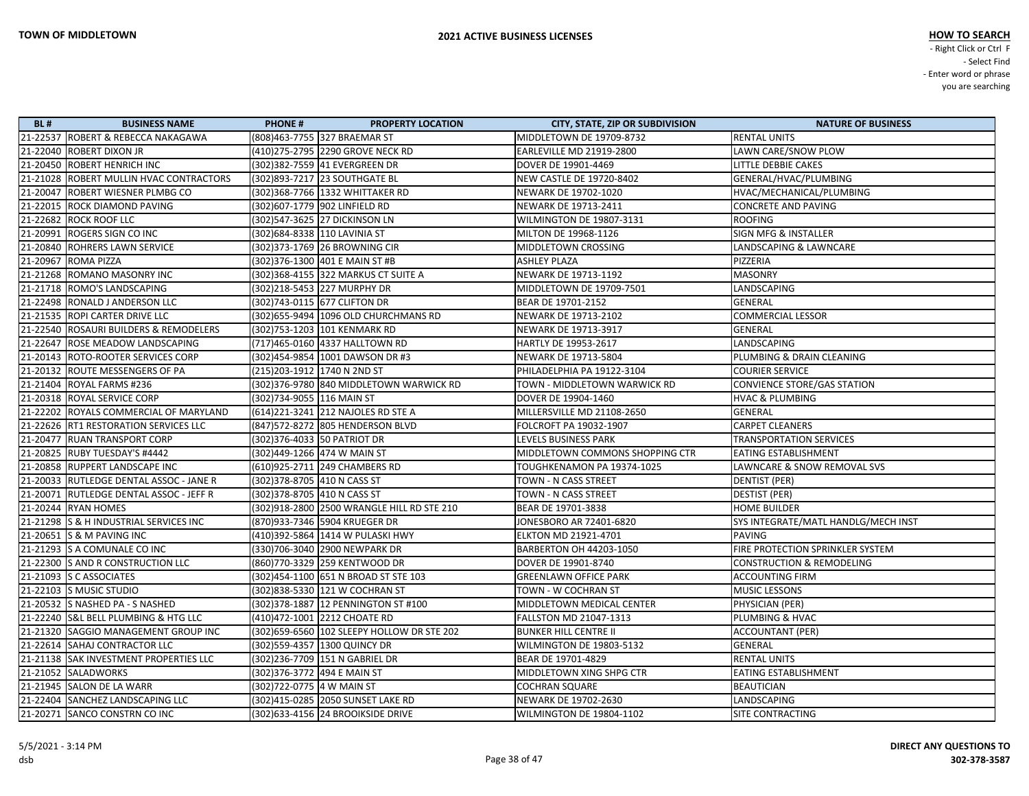**TOWN OF MIDDLETOWN**

**2021 ACTIVE BUSINESS LICENSES**

**HOW TO SEARCH**
- Right Click or Ctrl F
- Select Find
- Enter word or phrase you are searching

| BL # | BUSINESS NAME | PHONE # | PROPERTY LOCATION | CITY, STATE, ZIP OR SUBDIVISION | NATURE OF BUSINESS |
|---|---|---|---|---|---|
| 21-22537 | ROBERT & REBECCA NAKAGAWA | (808)463-7755 | 327 BRAEMAR ST | MIDDLETOWN DE 19709-8732 | RENTAL UNITS |
| 21-22040 | ROBERT DIXON JR | (410)275-2795 | 2290 GROVE NECK RD | EARLEVILLE MD 21919-2800 | LAWN CARE/SNOW PLOW |
| 21-20450 | ROBERT HENRICH INC | (302)382-7559 | 41 EVERGREEN DR | DOVER DE 19901-4469 | LITTLE DEBBIE CAKES |
| 21-21028 | ROBERT MULLIN HVAC CONTRACTORS | (302)893-7217 | 23 SOUTHGATE BL | NEW CASTLE DE 19720-8402 | GENERAL/HVAC/PLUMBING |
| 21-20047 | ROBERT WIESNER PLMBG CO | (302)368-7766 | 1332 WHITTAKER RD | NEWARK DE 19702-1020 | HVAC/MECHANICAL/PLUMBING |
| 21-22015 | ROCK DIAMOND PAVING | (302)607-1779 | 902 LINFIELD RD | NEWARK DE 19713-2411 | CONCRETE AND PAVING |
| 21-22682 | ROCK ROOF LLC | (302)547-3625 | 27 DICKINSON LN | WILMINGTON DE 19807-3131 | ROOFING |
| 21-20991 | ROGERS SIGN CO INC | (302)684-8338 | 110 LAVINIA ST | MILTON DE 19968-1126 | SIGN MFG & INSTALLER |
| 21-20840 | ROHRERS LAWN SERVICE | (302)373-1769 | 26 BROWNING CIR | MIDDLETOWN CROSSING | LANDSCAPING & LAWNCARE |
| 21-20967 | ROMA PIZZA | (302)376-1300 | 401 E MAIN ST #B | ASHLEY PLAZA | PIZZERIA |
| 21-21268 | ROMANO MASONRY INC | (302)368-4155 | 322 MARKUS CT SUITE A | NEWARK DE 19713-1192 | MASONRY |
| 21-21718 | ROMO'S LANDSCAPING | (302)218-5453 | 227 MURPHY DR | MIDDLETOWN DE 19709-7501 | LANDSCAPING |
| 21-22498 | RONALD J ANDERSON LLC | (302)743-0115 | 677 CLIFTON DR | BEAR DE 19701-2152 | GENERAL |
| 21-21535 | ROPI CARTER DRIVE LLC | (302)655-9494 | 1096 OLD CHURCHMANS RD | NEWARK DE 19713-2102 | COMMERCIAL LESSOR |
| 21-22540 | ROSAURI BUILDERS & REMODELERS | (302)753-1203 | 101 KENMARK RD | NEWARK DE 19713-3917 | GENERAL |
| 21-22647 | ROSE MEADOW LANDSCAPING | (717)465-0160 | 4337 HALLTOWN RD | HARTLY DE 19953-2617 | LANDSCAPING |
| 21-20143 | ROTO-ROOTER SERVICES CORP | (302)454-9854 | 1001 DAWSON DR #3 | NEWARK DE 19713-5804 | PLUMBING & DRAIN CLEANING |
| 21-20132 | ROUTE MESSENGERS OF PA | (215)203-1912 | 1740 N 2ND ST | PHILADELPHIA PA 19122-3104 | COURIER SERVICE |
| 21-21404 | ROYAL FARMS #236 | (302)376-9780 | 840 MIDDLETOWN WARWICK RD | TOWN - MIDDLETOWN WARWICK RD | CONVIENCE STORE/GAS STATION |
| 21-20318 | ROYAL SERVICE CORP | (302)734-9055 | 116 MAIN ST | DOVER DE 19904-1460 | HVAC & PLUMBING |
| 21-22202 | ROYALS COMMERCIAL OF MARYLAND | (614)221-3241 | 212 NAJOLES RD STE A | MILLERSVILLE MD 21108-2650 | GENERAL |
| 21-22626 | RT1 RESTORATION SERVICES LLC | (847)572-8272 | 805 HENDERSON BLVD | FOLCROFT PA 19032-1907 | CARPET CLEANERS |
| 21-20477 | RUAN TRANSPORT CORP | (302)376-4033 | 50 PATRIOT DR | LEVELS BUSINESS PARK | TRANSPORTATION SERVICES |
| 21-20825 | RUBY TUESDAY'S #4442 | (302)449-1266 | 474 W MAIN ST | MIDDLETOWN COMMONS SHOPPING CTR | EATING ESTABLISHMENT |
| 21-20858 | RUPPERT LANDSCAPE INC | (610)925-2711 | 249 CHAMBERS RD | TOUGHKENAMON PA 19374-1025 | LAWNCARE & SNOW REMOVAL SVS |
| 21-20033 | RUTLEDGE DENTAL ASSOC - JANE R | (302)378-8705 | 410 N CASS ST | TOWN - N CASS STREET | DENTIST (PER) |
| 21-20071 | RUTLEDGE DENTAL ASSOC - JEFF R | (302)378-8705 | 410 N CASS ST | TOWN - N CASS STREET | DESTIST (PER) |
| 21-20244 | RYAN HOMES | (302)918-2800 | 2500 WRANGLE HILL RD STE 210 | BEAR DE 19701-3838 | HOME BUILDER |
| 21-21298 | S & H INDUSTRIAL SERVICES INC | (870)933-7346 | 5904 KRUEGER DR | JONESBORO AR 72401-6820 | SYS INTEGRATE/MATL HANDLG/MECH INST |
| 21-20651 | S & M PAVING INC | (410)392-5864 | 1414 W PULASKI HWY | ELKTON MD 21921-4701 | PAVING |
| 21-21293 | S A COMUNALE CO INC | (330)706-3040 | 2900 NEWPARK DR | BARBERTON OH 44203-1050 | FIRE PROTECTION SPRINKLER SYSTEM |
| 21-22300 | S AND R CONSTRUCTION LLC | (860)770-3329 | 259 KENTWOOD DR | DOVER DE 19901-8740 | CONSTRUCTION & REMODELING |
| 21-21093 | S C ASSOCIATES | (302)454-1100 | 651 N BROAD ST STE 103 | GREENLAWN OFFICE PARK | ACCOUNTING FIRM |
| 21-22103 | S MUSIC STUDIO | (302)838-5330 | 121 W COCHRAN ST | TOWN - W COCHRAN ST | MUSIC LESSONS |
| 21-20532 | S NASHED PA - S NASHED | (302)378-1887 | 12 PENNINGTON ST #100 | MIDDLETOWN MEDICAL CENTER | PHYSICIAN (PER) |
| 21-22240 | S&L BELL PLUMBING & HTG LLC | (410)472-1001 | 2212 CHOATE RD | FALLSTON MD 21047-1313 | PLUMBING & HVAC |
| 21-21320 | SAGGIO MANAGEMENT GROUP INC | (302)659-6560 | 102 SLEEPY HOLLOW DR STE 202 | BUNKER HILL CENTRE II | ACCOUNTANT (PER) |
| 21-22614 | SAHAJ CONTRACTOR LLC | (302)559-4357 | 1300 QUINCY DR | WILMINGTON DE 19803-5132 | GENERAL |
| 21-21138 | SAK INVESTMENT PROPERTIES LLC | (302)236-7709 | 151 N GABRIEL DR | BEAR DE 19701-4829 | RENTAL UNITS |
| 21-21052 | SALADWORKS | (302)376-3772 | 494 E MAIN ST | MIDDLETOWN XING SHPG CTR | EATING ESTABLISHMENT |
| 21-21945 | SALON DE LA WARR | (302)722-0775 | 4 W MAIN ST | COCHRAN SQUARE | BEAUTICIAN |
| 21-22404 | SANCHEZ LANDSCAPING LLC | (302)415-0285 | 2050 SUNSET LAKE RD | NEWARK DE 19702-2630 | LANDSCAPING |
| 21-20271 | SANCO CONSTRN CO INC | (302)633-4156 | 24 BROOIKSIDE DRIVE | WILMINGTON DE 19804-1102 | SITE CONTRACTING |

5/5/2021 - 3:14 PM
dsb

**DIRECT ANY QUESTIONS TO 302-378-3587**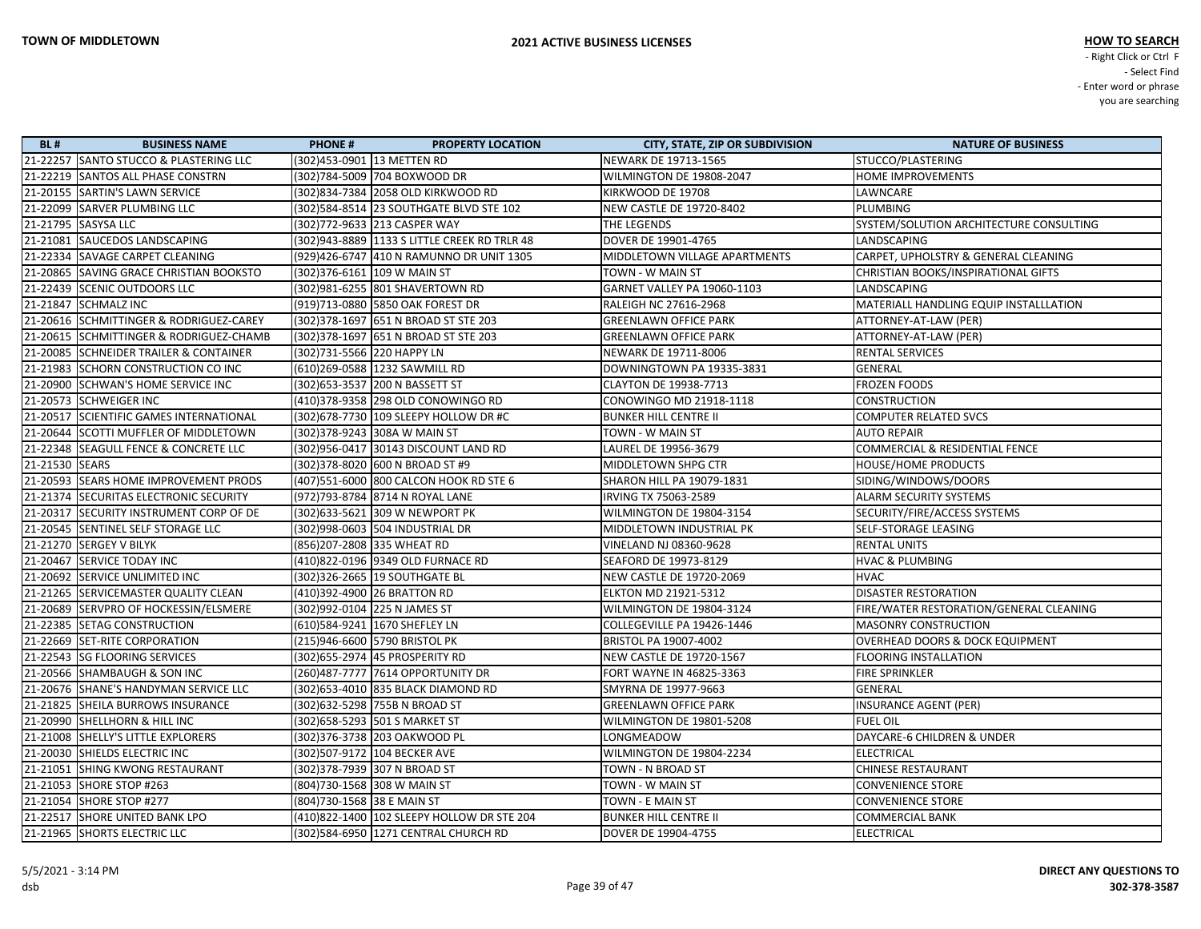**TOWN OF MIDDLETOWN**

**2021 ACTIVE BUSINESS LICENSES**

**HOW TO SEARCH**
- Right Click or Ctrl F
- Select Find
- Enter word or phrase you are searching

| BL # | BUSINESS NAME | PHONE # | PROPERTY LOCATION | CITY, STATE, ZIP OR SUBDIVISION | NATURE OF BUSINESS |
|---|---|---|---|---|---|
| 21-22257 | SANTO STUCCO & PLASTERING LLC | (302)453-0901 | 13 METTEN RD | NEWARK DE 19713-1565 | STUCCO/PLASTERING |
| 21-22219 | SANTOS ALL PHASE CONSTRN | (302)784-5009 | 704 BOXWOOD DR | WILMINGTON DE 19808-2047 | HOME IMPROVEMENTS |
| 21-20155 | SARTIN'S LAWN SERVICE | (302)834-7384 | 2058 OLD KIRKWOOD RD | KIRKWOOD DE 19708 | LAWNCARE |
| 21-22099 | SARVER PLUMBING LLC | (302)584-8514 | 23 SOUTHGATE BLVD STE 102 | NEW CASTLE DE 19720-8402 | PLUMBING |
| 21-21795 | SASYSA LLC | (302)772-9633 | 213 CASPER WAY | THE LEGENDS | SYSTEM/SOLUTION ARCHITECTURE CONSULTING |
| 21-21081 | SAUCEDOS LANDSCAPING | (302)943-8889 | 1133 S LITTLE CREEK RD TRLR 48 | DOVER DE 19901-4765 | LANDSCAPING |
| 21-22334 | SAVAGE CARPET CLEANING | (929)426-6747 | 410 N RAMUNNO DR UNIT 1305 | MIDDLETOWN VILLAGE APARTMENTS | CARPET, UPHOLSTRY & GENERAL CLEANING |
| 21-20865 | SAVING GRACE CHRISTIAN BOOKSTO | (302)376-6161 | 109 W MAIN ST | TOWN - W MAIN ST | CHRISTIAN BOOKS/INSPIRATIONAL GIFTS |
| 21-22439 | SCENIC OUTDOORS LLC | (302)981-6255 | 801 SHAVERTOWN RD | GARNET VALLEY PA 19060-1103 | LANDSCAPING |
| 21-21847 | SCHMALZ INC | (919)713-0880 | 5850 OAK FOREST DR | RALEIGH NC 27616-2968 | MATERIALL HANDLING EQUIP INSTALLLATION |
| 21-20616 | SCHMITTINGER & RODRIGUEZ-CAREY | (302)378-1697 | 651 N BROAD ST STE 203 | GREENLAWN OFFICE PARK | ATTORNEY-AT-LAW (PER) |
| 21-20615 | SCHMITTINGER & RODRIGUEZ-CHAMB | (302)378-1697 | 651 N BROAD ST STE 203 | GREENLAWN OFFICE PARK | ATTORNEY-AT-LAW (PER) |
| 21-20085 | SCHNEIDER TRAILER & CONTAINER | (302)731-5566 | 220 HAPPY LN | NEWARK DE 19711-8006 | RENTAL SERVICES |
| 21-21983 | SCHORN CONSTRUCTION CO INC | (610)269-0588 | 1232 SAWMILL RD | DOWNINGTOWN PA 19335-3831 | GENERAL |
| 21-20900 | SCHWAN'S HOME SERVICE INC | (302)653-3537 | 200 N BASSETT ST | CLAYTON DE 19938-7713 | FROZEN FOODS |
| 21-20573 | SCHWEIGER INC | (410)378-9358 | 298 OLD CONOWINGO RD | CONOWINGO MD 21918-1118 | CONSTRUCTION |
| 21-20517 | SCIENTIFIC GAMES INTERNATIONAL | (302)678-7730 | 109 SLEEPY HOLLOW DR #C | BUNKER HILL CENTRE II | COMPUTER RELATED SVCS |
| 21-20644 | SCOTTI MUFFLER OF MIDDLETOWN | (302)378-9243 | 308A W MAIN ST | TOWN - W MAIN ST | AUTO REPAIR |
| 21-22348 | SEAGULL FENCE & CONCRETE LLC | (302)956-0417 | 30143 DISCOUNT LAND RD | LAUREL DE 19956-3679 | COMMERCIAL & RESIDENTIAL FENCE |
| 21-21530 | SEARS | (302)378-8020 | 600 N BROAD ST #9 | MIDDLETOWN SHPG CTR | HOUSE/HOME PRODUCTS |
| 21-20593 | SEARS HOME IMPROVEMENT PRODS | (407)551-6000 | 800 CALCON HOOK RD STE 6 | SHARON HILL PA 19079-1831 | SIDING/WINDOWS/DOORS |
| 21-21374 | SECURITAS ELECTRONIC SECURITY | (972)793-8784 | 8714 N ROYAL LANE | IRVING TX 75063-2589 | ALARM SECURITY SYSTEMS |
| 21-20317 | SECURITY INSTRUMENT CORP OF DE | (302)633-5621 | 309 W NEWPORT PK | WILMINGTON DE 19804-3154 | SECURITY/FIRE/ACCESS SYSTEMS |
| 21-20545 | SENTINEL SELF STORAGE LLC | (302)998-0603 | 504 INDUSTRIAL DR | MIDDLETOWN INDUSTRIAL PK | SELF-STORAGE LEASING |
| 21-21270 | SERGEY V BILYK | (856)207-2808 | 335 WHEAT RD | VINELAND NJ 08360-9628 | RENTAL UNITS |
| 21-20467 | SERVICE TODAY INC | (410)822-0196 | 9349 OLD FURNACE RD | SEAFORD DE 19973-8129 | HVAC & PLUMBING |
| 21-20692 | SERVICE UNLIMITED INC | (302)326-2665 | 19 SOUTHGATE BL | NEW CASTLE DE 19720-2069 | HVAC |
| 21-21265 | SERVICEMASTER QUALITY CLEAN | (410)392-4900 | 26 BRATTON RD | ELKTON MD 21921-5312 | DISASTER RESTORATION |
| 21-20689 | SERVPRO OF HOCKESSIN/ELSMERE | (302)992-0104 | 225 N JAMES ST | WILMINGTON DE 19804-3124 | FIRE/WATER RESTORATION/GENERAL CLEANING |
| 21-22385 | SETAG CONSTRUCTION | (610)584-9241 | 1670 SHEFLEY LN | COLLEGEVILLE PA 19426-1446 | MASONRY CONSTRUCTION |
| 21-22669 | SET-RITE CORPORATION | (215)946-6600 | 5790 BRISTOL PK | BRISTOL PA 19007-4002 | OVERHEAD DOORS & DOCK EQUIPMENT |
| 21-22543 | SG FLOORING SERVICES | (302)655-2974 | 45 PROSPERITY RD | NEW CASTLE DE 19720-1567 | FLOORING INSTALLATION |
| 21-20566 | SHAMBAUGH & SON INC | (260)487-7777 | 7614 OPPORTUNITY DR | FORT WAYNE IN 46825-3363 | FIRE SPRINKLER |
| 21-20676 | SHANE'S HANDYMAN SERVICE LLC | (302)653-4010 | 835 BLACK DIAMOND RD | SMYRNA DE 19977-9663 | GENERAL |
| 21-21825 | SHEILA BURROWS INSURANCE | (302)632-5298 | 755B N BROAD ST | GREENLAWN OFFICE PARK | INSURANCE AGENT (PER) |
| 21-20990 | SHELLHORN & HILL INC | (302)658-5293 | 501 S MARKET ST | WILMINGTON DE 19801-5208 | FUEL OIL |
| 21-21008 | SHELLY'S LITTLE EXPLORERS | (302)376-3738 | 203 OAKWOOD PL | LONGMEADOW | DAYCARE-6 CHILDREN & UNDER |
| 21-20030 | SHIELDS ELECTRIC INC | (302)507-9172 | 104 BECKER AVE | WILMINGTON DE 19804-2234 | ELECTRICAL |
| 21-21051 | SHING KWONG RESTAURANT | (302)378-7939 | 307 N BROAD ST | TOWN - N BROAD ST | CHINESE RESTAURANT |
| 21-21053 | SHORE STOP #263 | (804)730-1568 | 308 W MAIN ST | TOWN - W MAIN ST | CONVENIENCE STORE |
| 21-21054 | SHORE STOP #277 | (804)730-1568 | 38 E MAIN ST | TOWN - E MAIN ST | CONVENIENCE STORE |
| 21-22517 | SHORE UNITED BANK LPO | (410)822-1400 | 102 SLEEPY HOLLOW DR STE 204 | BUNKER HILL CENTRE II | COMMERCIAL BANK |
| 21-21965 | SHORTS ELECTRIC LLC | (302)584-6950 | 1271 CENTRAL CHURCH RD | DOVER DE 19904-4755 | ELECTRICAL |

5/5/2021 - 3:14 PM
dsb

**DIRECT ANY QUESTIONS TO 302-378-3587**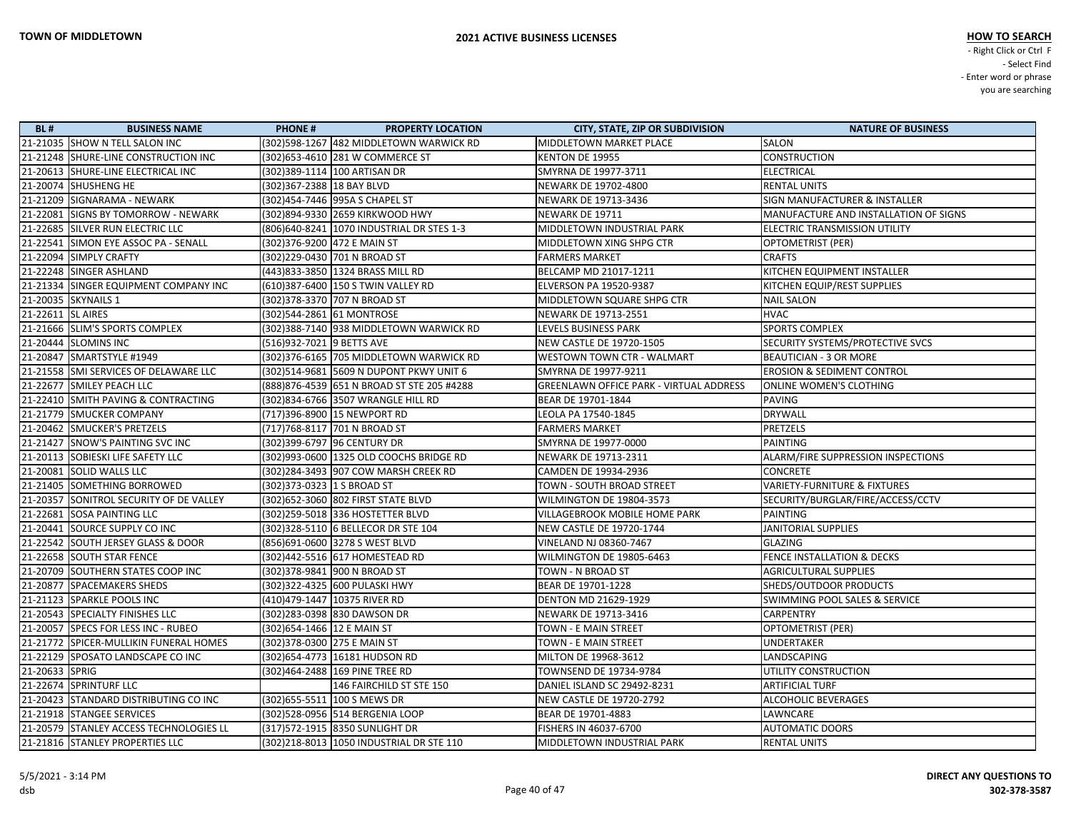**TOWN OF MIDDLETOWN**

**2021 ACTIVE BUSINESS LICENSES**

**HOW TO SEARCH**
- Right Click or Ctrl F
- Select Find
- Enter word or phrase you are searching

| BL # | BUSINESS NAME | PHONE # | PROPERTY LOCATION | CITY, STATE, ZIP OR SUBDIVISION | NATURE OF BUSINESS |
|---|---|---|---|---|---|
| 21-21035 | SHOW N TELL SALON INC | (302)598-1267 | 482 MIDDLETOWN WARWICK RD | MIDDLETOWN MARKET PLACE | SALON |
| 21-21248 | SHURE-LINE CONSTRUCTION INC | (302)653-4610 | 281 W COMMERCE ST | KENTON DE 19955 | CONSTRUCTION |
| 21-20613 | SHURE-LINE ELECTRICAL INC | (302)389-1114 | 100 ARTISAN DR | SMYRNA DE 19977-3711 | ELECTRICAL |
| 21-20074 | SHUSHENG HE | (302)367-2388 | 18 BAY BLVD | NEWARK DE 19702-4800 | RENTAL UNITS |
| 21-21209 | SIGNARAMA - NEWARK | (302)454-7446 | 995A S CHAPEL ST | NEWARK DE 19713-3436 | SIGN MANUFACTURER & INSTALLER |
| 21-22081 | SIGNS BY TOMORROW - NEWARK | (302)894-9330 | 2659 KIRKWOOD HWY | NEWARK DE 19711 | MANUFACTURE AND INSTALLATION OF SIGNS |
| 21-22685 | SILVER RUN ELECTRIC LLC | (806)640-8241 | 1070 INDUSTRIAL DR STES 1-3 | MIDDLETOWN INDUSTRIAL PARK | ELECTRIC TRANSMISSION UTILITY |
| 21-22541 | SIMON EYE ASSOC PA - SENALL | (302)376-9200 | 472 E MAIN ST | MIDDLETOWN XING SHPG CTR | OPTOMETRIST (PER) |
| 21-22094 | SIMPLY CRAFTY | (302)229-0430 | 701 N BROAD ST | FARMERS MARKET | CRAFTS |
| 21-22248 | SINGER ASHLAND | (443)833-3850 | 1324 BRASS MILL RD | BELCAMP MD 21017-1211 | KITCHEN EQUIPMENT INSTALLER |
| 21-21334 | SINGER EQUIPMENT COMPANY INC | (610)387-6400 | 150 S TWIN VALLEY RD | ELVERSON PA 19520-9387 | KITCHEN EQUIP/REST SUPPLIES |
| 21-20035 | SKYNAILS 1 | (302)378-3370 | 707 N BROAD ST | MIDDLETOWN SQUARE SHPG CTR | NAIL SALON |
| 21-22611 | SL AIRES | (302)544-2861 | 61 MONTROSE | NEWARK DE 19713-2551 | HVAC |
| 21-21666 | SLIM'S SPORTS COMPLEX | (302)388-7140 | 938 MIDDLETOWN WARWICK RD | LEVELS BUSINESS PARK | SPORTS COMPLEX |
| 21-20444 | SLOMINS INC | (516)932-7021 | 9 BETTS AVE | NEW CASTLE DE 19720-1505 | SECURITY SYSTEMS/PROTECTIVE SVCS |
| 21-20847 | SMARTSTYLE #1949 | (302)376-6165 | 705 MIDDLETOWN WARWICK RD | WESTOWN TOWN CTR - WALMART | BEAUTICIAN - 3 OR MORE |
| 21-21558 | SMI SERVICES OF DELAWARE LLC | (302)514-9681 | 5609 N DUPONT PKWY UNIT 6 | SMYRNA DE 19977-9211 | EROSION & SEDIMENT CONTROL |
| 21-22677 | SMILEY PEACH LLC | (888)876-4539 | 651 N BROAD ST STE 205 #4288 | GREENLAWN OFFICE PARK - VIRTUAL ADDRESS | ONLINE WOMEN'S CLOTHING |
| 21-22410 | SMITH PAVING & CONTRACTING | (302)834-6766 | 3507 WRANGLE HILL RD | BEAR DE 19701-1844 | PAVING |
| 21-21779 | SMUCKER COMPANY | (717)396-8900 | 15 NEWPORT RD | LEOLA PA 17540-1845 | DRYWALL |
| 21-20462 | SMUCKER'S PRETZELS | (717)768-8117 | 701 N BROAD ST | FARMERS MARKET | PRETZELS |
| 21-21427 | SNOW'S PAINTING SVC INC | (302)399-6797 | 96 CENTURY DR | SMYRNA DE 19977-0000 | PAINTING |
| 21-20113 | SOBIESKI LIFE SAFETY LLC | (302)993-0600 | 1325 OLD COOCHS BRIDGE RD | NEWARK DE 19713-2311 | ALARM/FIRE SUPPRESSION INSPECTIONS |
| 21-20081 | SOLID WALLS LLC | (302)284-3493 | 907 COW MARSH CREEK RD | CAMDEN DE 19934-2936 | CONCRETE |
| 21-21405 | SOMETHING BORROWED | (302)373-0323 | 1 S BROAD ST | TOWN - SOUTH BROAD STREET | VARIETY-FURNITURE & FIXTURES |
| 21-20357 | SONITROL SECURITY OF DE VALLEY | (302)652-3060 | 802 FIRST STATE BLVD | WILMINGTON DE 19804-3573 | SECURITY/BURGLAR/FIRE/ACCESS/CCTV |
| 21-22681 | SOSA PAINTING LLC | (302)259-5018 | 336 HOSTETTER BLVD | VILLAGEBROOK MOBILE HOME PARK | PAINTING |
| 21-20441 | SOURCE SUPPLY CO INC | (302)328-5110 | 6 BELLECOR DR STE 104 | NEW CASTLE DE 19720-1744 | JANITORIAL SUPPLIES |
| 21-22542 | SOUTH JERSEY GLASS & DOOR | (856)691-0600 | 3278 S WEST BLVD | VINELAND NJ 08360-7467 | GLAZING |
| 21-22658 | SOUTH STAR FENCE | (302)442-5516 | 617 HOMESTEAD RD | WILMINGTON DE 19805-6463 | FENCE INSTALLATION & DECKS |
| 21-20709 | SOUTHERN STATES COOP INC | (302)378-9841 | 900 N BROAD ST | TOWN - N BROAD ST | AGRICULTURAL SUPPLIES |
| 21-20877 | SPACEMAKERS SHEDS | (302)322-4325 | 600 PULASKI HWY | BEAR DE 19701-1228 | SHEDS/OUTDOOR PRODUCTS |
| 21-21123 | SPARKLE POOLS INC | (410)479-1447 | 10375 RIVER RD | DENTON MD 21629-1929 | SWIMMING POOL SALES & SERVICE |
| 21-20543 | SPECIALTY FINISHES LLC | (302)283-0398 | 830 DAWSON DR | NEWARK DE 19713-3416 | CARPENTRY |
| 21-20057 | SPECS FOR LESS INC - RUBEO | (302)654-1466 | 12 E MAIN ST | TOWN - E MAIN STREET | OPTOMETRIST (PER) |
| 21-21772 | SPICER-MULLIKIN FUNERAL HOMES | (302)378-0300 | 275 E MAIN ST | TOWN - E MAIN STREET | UNDERTAKER |
| 21-22129 | SPOSATO LANDSCAPE CO INC | (302)654-4773 | 16181 HUDSON RD | MILTON DE 19968-3612 | LANDSCAPING |
| 21-20633 | SPRIG | (302)464-2488 | 169 PINE TREE RD | TOWNSEND DE 19734-9784 | UTILITY CONSTRUCTION |
| 21-22674 | SPRINTURF LLC | | 146 FAIRCHILD ST STE 150 | DANIEL ISLAND SC 29492-8231 | ARTIFICIAL TURF |
| 21-20423 | STANDARD DISTRIBUTING CO INC | (302)655-5511 | 100 S MEWS DR | NEW CASTLE DE 19720-2792 | ALCOHOLIC BEVERAGES |
| 21-21918 | STANGEE SERVICES | (302)528-0956 | 514 BERGENIA LOOP | BEAR DE 19701-4883 | LAWNCARE |
| 21-20579 | STANLEY ACCESS TECHNOLOGIES LL | (317)572-1915 | 8350 SUNLIGHT DR | FISHERS IN 46037-6700 | AUTOMATIC DOORS |
| 21-21816 | STANLEY PROPERTIES LLC | (302)218-8013 | 1050 INDUSTRIAL DR STE 110 | MIDDLETOWN INDUSTRIAL PARK | RENTAL UNITS |

5/5/2021 - 3:14 PM
dsb

**DIRECT ANY QUESTIONS TO 302-378-3587**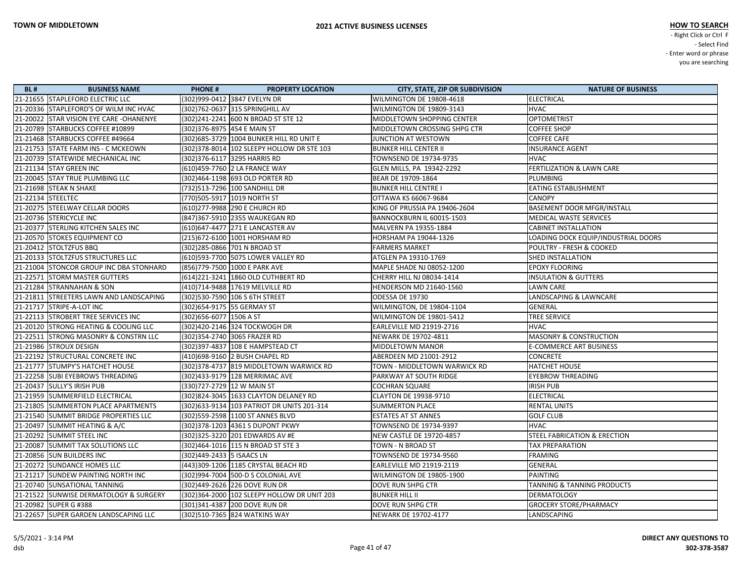**TOWN OF MIDDLETOWN**

**2021 ACTIVE BUSINESS LICENSES**

**HOW TO SEARCH**
- Right Click or Ctrl F
- Select Find
- Enter word or phrase you are searching

| BL # | BUSINESS NAME | PHONE # | PROPERTY LOCATION | CITY, STATE, ZIP OR SUBDIVISION | NATURE OF BUSINESS |
|---|---|---|---|---|---|
| 21-21655 | STAPLEFORD ELECTRIC LLC | (302)999-0412 | 3847 EVELYN DR | WILMINGTON DE 19808-4618 | ELECTRICAL |
| 21-20336 | STAPLEFORD'S OF WILM INC HVAC | (302)762-0637 | 315 SPRINGHILL AV | WILMINGTON DE 19809-3143 | HVAC |
| 21-20022 | STAR VISION EYE CARE -OHANENYE | (302)241-2241 | 600 N BROAD ST STE 12 | MIDDLETOWN SHOPPING CENTER | OPTOMETRIST |
| 21-20789 | STARBUCKS COFFEE #10899 | (302)376-8975 | 454 E MAIN ST | MIDDLETOWN CROSSING SHPG CTR | COFFEE SHOP |
| 21-21468 | STARBUCKS COFFEE #49664 | (302)685-3729 | 1004 BUNKER HILL RD UNIT E | JUNCTION AT WESTOWN | COFFEE CAFE |
| 21-21753 | STATE FARM INS - C MCKEOWN | (302)378-8014 | 102 SLEEPY HOLLOW DR STE 103 | BUNKER HILL CENTER II | INSURANCE AGENT |
| 21-20739 | STATEWIDE MECHANICAL INC | (302)376-6117 | 3295 HARRIS RD | TOWNSEND DE 19734-9735 | HVAC |
| 21-21134 | STAY GREEN INC | (610)459-7760 | 2 LA FRANCE WAY | GLEN MILLS, PA 19342-2292 | FERTILIZATION & LAWN CARE |
| 21-20045 | STAY TRUE PLUMBING LLC | (302)464-1198 | 693 OLD PORTER RD | BEAR DE 19709-1864 | PLUMBING |
| 21-21698 | STEAK N SHAKE | (732)513-7296 | 100 SANDHILL DR | BUNKER HILL CENTRE I | EATING ESTABLISHMENT |
| 21-22134 | STEELTEC | (770)505-5917 | 1019 NORTH ST | OTTAWA KS 66067-9684 | CANOPY |
| 21-20275 | STEELWAY CELLAR DOORS | (610)277-9988 | 290 E CHURCH RD | KING OF PRUSSIA PA 19406-2604 | BASEMENT DOOR MFGR/INSTALL |
| 21-20736 | STERICYCLE INC | (847)367-5910 | 2355 WAUKEGAN RD | BANNOCKBURN IL 60015-1503 | MEDICAL WASTE SERVICES |
| 21-20377 | STERLING KITCHEN SALES INC | (610)647-4477 | 271 E LANCASTER AV | MALVERN PA 19355-1884 | CABINET INSTALLATION |
| 21-20570 | STOKES EQUIPMENT CO | (215)672-6100 | 1001 HORSHAM RD | HORSHAM PA 19044-1326 | LOADING DOCK EQUIP/INDUSTRIAL DOORS |
| 21-20412 | STOLTZFUS BBQ | (302)285-0866 | 701 N BROAD ST | FARMERS MARKET | POULTRY - FRESH & COOKED |
| 21-20133 | STOLTZFUS STRUCTURES LLC | (610)593-7700 | 5075 LOWER VALLEY RD | ATGLEN PA 19310-1769 | SHED INSTALLATION |
| 21-21004 | STONCOR GROUP INC DBA STONHARD | (856)779-7500 | 1000 E PARK AVE | MAPLE SHADE NJ 08052-1200 | EPOXY FLOORING |
| 21-22571 | STORM MASTER GUTTERS | (614)221-3241 | 1860 OLD CUTHBERT RD | CHERRY HILL NJ 08034-1414 | INSULATION & GUTTERS |
| 21-21284 | STRANNAHAN & SON | (410)714-9488 | 17619 MELVILLE RD | HENDERSON MD 21640-1560 | LAWN CARE |
| 21-21811 | STREETERS LAWN AND LANDSCAPING | (302)530-7590 | 106 S 6TH STREET | ODESSA DE 19730 | LANDSCAPING & LAWNCARE |
| 21-21717 | STRIPE-A-LOT INC | (302)654-9175 | 55 GERMAY ST | WILMINGTON, DE 19804-1104 | GENERAL |
| 21-22113 | STROBERT TREE SERVICES INC | (302)656-6077 | 1506 A ST | WILMINGTON DE 19801-5412 | TREE SERVICE |
| 21-20120 | STRONG HEATING & COOLING LLC | (302)420-2146 | 324 TOCKWOGH DR | EARLEVILLE MD 21919-2716 | HVAC |
| 21-22511 | STRONG MASONRY & CONSTRN LLC | (302)354-2740 | 3065 FRAZER RD | NEWARK DE 19702-4811 | MASONRY & CONSTRUCTION |
| 21-21986 | STROUX DESIGN | (302)397-4837 | 108 E HAMPSTEAD CT | MIDDLETOWN MANOR | E-COMMERCE ART BUSINESS |
| 21-22192 | STRUCTURAL CONCRETE INC | (410)698-9160 | 2 BUSH CHAPEL RD | ABERDEEN MD 21001-2912 | CONCRETE |
| 21-21777 | STUMPY'S HATCHET HOUSE | (302)378-4737 | 819 MIDDLETOWN WARWICK RD | TOWN - MIDDLETOWN WARWICK RD | HATCHET HOUSE |
| 21-22258 | SUBI EYEBROWS THREADING | (302)433-9179 | 128 MERRIMAC AVE | PARKWAY AT SOUTH RIDGE | EYEBROW THREADING |
| 21-20437 | SULLY'S IRISH PUB | (330)727-2729 | 12 W MAIN ST | COCHRAN SQUARE | IRISH PUB |
| 21-21959 | SUMMERFIELD ELECTRICAL | (302)824-3045 | 1633 CLAYTON DELANEY RD | CLAYTON DE 19938-9710 | ELECTRICAL |
| 21-21805 | SUMMERTON PLACE APARTMENTS | (302)633-9134 | 103 PATRIOT DR UNITS 201-314 | SUMMERTON PLACE | RENTAL UNITS |
| 21-21540 | SUMMIT BRIDGE PROPERTIES LLC | (302)559-2598 | 1100 ST ANNES BLVD | ESTATES AT ST ANNES | GOLF CLUB |
| 21-20497 | SUMMIT HEATING & A/C | (302)378-1203 | 4361 S DUPONT PKWY | TOWNSEND DE 19734-9397 | HVAC |
| 21-20292 | SUMMIT STEEL INC | (302)325-3220 | 201 EDWARDS AV #E | NEW CASTLE DE 19720-4857 | STEEL FABRICATION & ERECTION |
| 21-20087 | SUMMIT TAX SOLUTIONS LLC | (302)464-1016 | 115 N BROAD ST STE 3 | TOWN - N BROAD ST | TAX PREPARATION |
| 21-20856 | SUN BUILDERS INC | (302)449-2433 | 5 ISAACS LN | TOWNSEND DE 19734-9560 | FRAMING |
| 21-20272 | SUNDANCE HOMES LLC | (443)309-1206 | 1185 CRYSTAL BEACH RD | EARLEVILLE MD 21919-2119 | GENERAL |
| 21-21217 | SUNDEW PAINTING NORTH INC | (302)994-7004 | 500-D S COLONIAL AVE | WILMINGTON DE 19805-1900 | PAINTING |
| 21-20740 | SUNSATIONAL TANNING | (302)449-2626 | 226 DOVE RUN DR | DOVE RUN SHPG CTR | TANNING & TANNING PRODUCTS |
| 21-21522 | SUNWISE DERMATOLOGY & SURGERY | (302)364-2000 | 102 SLEEPY HOLLOW DR UNIT 203 | BUNKER HILL II | DERMATOLOGY |
| 21-20982 | SUPER G #388 | (301)341-4387 | 200 DOVE RUN DR | DOVE RUN SHPG CTR | GROCERY STORE/PHARMACY |
| 21-22657 | SUPER GARDEN LANDSCAPING LLC | (302)510-7365 | 824 WATKINS WAY | NEWARK DE 19702-4177 | LANDSCAPING |

5/5/2021 - 3:14 PM
dsb

**DIRECT ANY QUESTIONS TO 302-378-3587**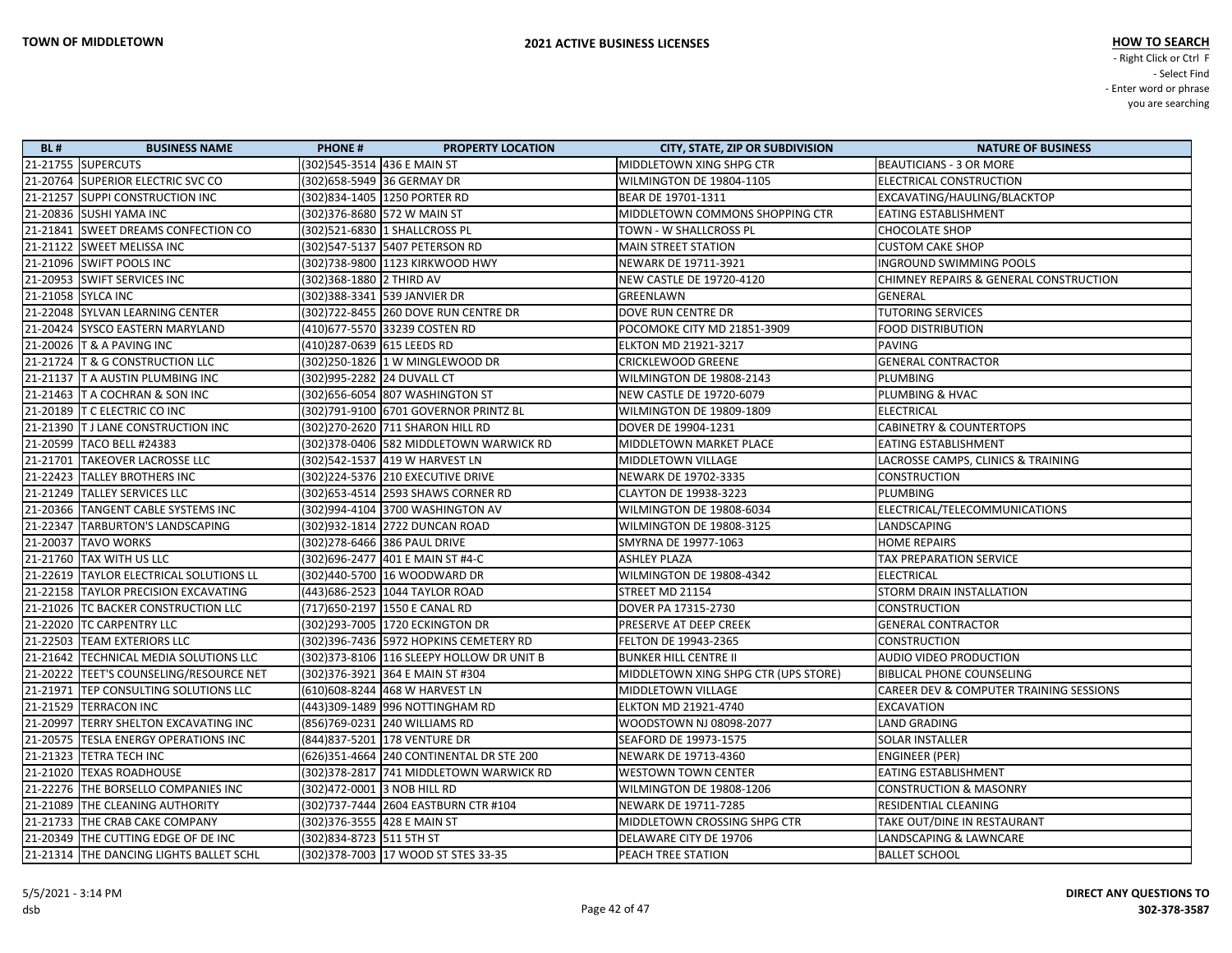| BL # | BUSINESS NAME | PHONE # | PROPERTY LOCATION | CITY, STATE, ZIP OR SUBDIVISION | NATURE OF BUSINESS |
|---|---|---|---|---|---|
| 21-21755 | SUPERCUTS | (302)545-3514 | 436 E MAIN ST | MIDDLETOWN XING SHPG CTR | BEAUTICIANS - 3 OR MORE |
| 21-20764 | SUPERIOR ELECTRIC SVC CO | (302)658-5949 | 36 GERMAY DR | WILMINGTON DE 19804-1105 | ELECTRICAL CONSTRUCTION |
| 21-21257 | SUPPI CONSTRUCTION INC | (302)834-1405 | 1250 PORTER RD | BEAR DE 19701-1311 | EXCAVATING/HAULING/BLACKTOP |
| 21-20836 | SUSHI YAMA INC | (302)376-8680 | 572 W MAIN ST | MIDDLETOWN COMMONS SHOPPING CTR | EATING ESTABLISHMENT |
| 21-21841 | SWEET DREAMS CONFECTION CO | (302)521-6830 | 1 SHALLCROSS PL | TOWN - W SHALLCROSS PL | CHOCOLATE SHOP |
| 21-21122 | SWEET MELISSA INC | (302)547-5137 | 5407 PETERSON RD | MAIN STREET STATION | CUSTOM CAKE SHOP |
| 21-21096 | SWIFT POOLS INC | (302)738-9800 | 1123 KIRKWOOD HWY | NEWARK DE 19711-3921 | INGROUND SWIMMING POOLS |
| 21-20953 | SWIFT SERVICES INC | (302)368-1880 | 2 THIRD AV | NEW CASTLE DE 19720-4120 | CHIMNEY REPAIRS & GENERAL CONSTRUCTION |
| 21-21058 | SYLCA INC | (302)388-3341 | 539 JANVIER DR | GREENLAWN | GENERAL |
| 21-22048 | SYLVAN LEARNING CENTER | (302)722-8455 | 260 DOVE RUN CENTRE DR | DOVE RUN CENTRE DR | TUTORING SERVICES |
| 21-20424 | SYSCO EASTERN MARYLAND | (410)677-5570 | 33239 COSTEN RD | POCOMOKE CITY MD 21851-3909 | FOOD DISTRIBUTION |
| 21-20026 | T & A PAVING INC | (410)287-0639 | 615 LEEDS RD | ELKTON MD 21921-3217 | PAVING |
| 21-21724 | T & G CONSTRUCTION LLC | (302)250-1826 | 1 W MINGLEWOOD DR | CRICKLEWOOD GREENE | GENERAL CONTRACTOR |
| 21-21137 | T A AUSTIN PLUMBING INC | (302)995-2282 | 24 DUVALL CT | WILMINGTON DE 19808-2143 | PLUMBING |
| 21-21463 | T A COCHRAN & SON INC | (302)656-6054 | 807 WASHINGTON ST | NEW CASTLE DE 19720-6079 | PLUMBING & HVAC |
| 21-20189 | T C ELECTRIC CO INC | (302)791-9100 | 6701 GOVERNOR PRINTZ BL | WILMINGTON DE 19809-1809 | ELECTRICAL |
| 21-21390 | T J LANE CONSTRUCTION INC | (302)270-2620 | 711 SHARON HILL RD | DOVER DE 19904-1231 | CABINETRY & COUNTERTOPS |
| 21-20599 | TACO BELL #24383 | (302)378-0406 | 582 MIDDLETOWN WARWICK RD | MIDDLETOWN MARKET PLACE | EATING ESTABLISHMENT |
| 21-21701 | TAKEOVER LACROSSE LLC | (302)542-1537 | 419 W HARVEST LN | MIDDLETOWN VILLAGE | LACROSSE CAMPS, CLINICS & TRAINING |
| 21-22423 | TALLEY BROTHERS INC | (302)224-5376 | 210 EXECUTIVE DRIVE | NEWARK DE 19702-3335 | CONSTRUCTION |
| 21-21249 | TALLEY SERVICES LLC | (302)653-4514 | 2593 SHAWS CORNER RD | CLAYTON DE 19938-3223 | PLUMBING |
| 21-20366 | TANGENT CABLE SYSTEMS INC | (302)994-4104 | 3700 WASHINGTON AV | WILMINGTON DE 19808-6034 | ELECTRICAL/TELECOMMUNICATIONS |
| 21-22347 | TARBURTON'S LANDSCAPING | (302)932-1814 | 2722 DUNCAN ROAD | WILMINGTON DE 19808-3125 | LANDSCAPING |
| 21-20037 | TAVO WORKS | (302)278-6466 | 386 PAUL DRIVE | SMYRNA DE 19977-1063 | HOME REPAIRS |
| 21-21760 | TAX WITH US LLC | (302)696-2477 | 401 E MAIN ST #4-C | ASHLEY PLAZA | TAX PREPARATION SERVICE |
| 21-22619 | TAYLOR ELECTRICAL SOLUTIONS LL | (302)440-5700 | 16 WOODWARD DR | WILMINGTON DE 19808-4342 | ELECTRICAL |
| 21-22158 | TAYLOR PRECISION EXCAVATING | (443)686-2523 | 1044 TAYLOR ROAD | STREET MD 21154 | STORM DRAIN INSTALLATION |
| 21-21026 | TC BACKER CONSTRUCTION LLC | (717)650-2197 | 1550 E CANAL RD | DOVER PA 17315-2730 | CONSTRUCTION |
| 21-22020 | TC CARPENTRY LLC | (302)293-7005 | 1720 ECKINGTON DR | PRESERVE AT DEEP CREEK | GENERAL CONTRACTOR |
| 21-22503 | TEAM EXTERIORS LLC | (302)396-7436 | 5972 HOPKINS CEMETERY RD | FELTON DE 19943-2365 | CONSTRUCTION |
| 21-21642 | TECHNICAL MEDIA SOLUTIONS LLC | (302)373-8106 | 116 SLEEPY HOLLOW DR UNIT B | BUNKER HILL CENTRE II | AUDIO VIDEO PRODUCTION |
| 21-20222 | TEET'S COUNSELING/RESOURCE NET | (302)376-3921 | 364 E MAIN ST #304 | MIDDLETOWN XING SHPG CTR (UPS STORE) | BIBLICAL PHONE COUNSELING |
| 21-21971 | TEP CONSULTING SOLUTIONS LLC | (610)608-8244 | 468 W HARVEST LN | MIDDLETOWN VILLAGE | CAREER DEV & COMPUTER TRAINING SESSIONS |
| 21-21529 | TERRACON INC | (443)309-1489 | 996 NOTTINGHAM RD | ELKTON MD 21921-4740 | EXCAVATION |
| 21-20997 | TERRY SHELTON EXCAVATING INC | (856)769-0231 | 240 WILLIAMS RD | WOODSTOWN NJ 08098-2077 | LAND GRADING |
| 21-20575 | TESLA ENERGY OPERATIONS INC | (844)837-5201 | 178 VENTURE DR | SEAFORD DE 19973-1575 | SOLAR INSTALLER |
| 21-21323 | TETRA TECH INC | (626)351-4664 | 240 CONTINENTAL DR STE 200 | NEWARK DE 19713-4360 | ENGINEER (PER) |
| 21-21020 | TEXAS ROADHOUSE | (302)378-2817 | 741 MIDDLETOWN WARWICK RD | WESTOWN TOWN CENTER | EATING ESTABLISHMENT |
| 21-22276 | THE BORSELLO COMPANIES INC | (302)472-0001 | 3 NOB HILL RD | WILMINGTON DE 19808-1206 | CONSTRUCTION & MASONRY |
| 21-21089 | THE CLEANING AUTHORITY | (302)737-7444 | 2604 EASTBURN CTR #104 | NEWARK DE 19711-7285 | RESIDENTIAL CLEANING |
| 21-21733 | THE CRAB CAKE COMPANY | (302)376-3555 | 428 E MAIN ST | MIDDLETOWN CROSSING SHPG CTR | TAKE OUT/DINE IN RESTAURANT |
| 21-20349 | THE CUTTING EDGE OF DE INC | (302)834-8723 | 511 5TH ST | DELAWARE CITY DE 19706 | LANDSCAPING & LAWNCARE |
| 21-21314 | THE DANCING LIGHTS BALLET SCHL | (302)378-7003 | 17 WOOD ST STES 33-35 | PEACH TREE STATION | BALLET SCHOOL |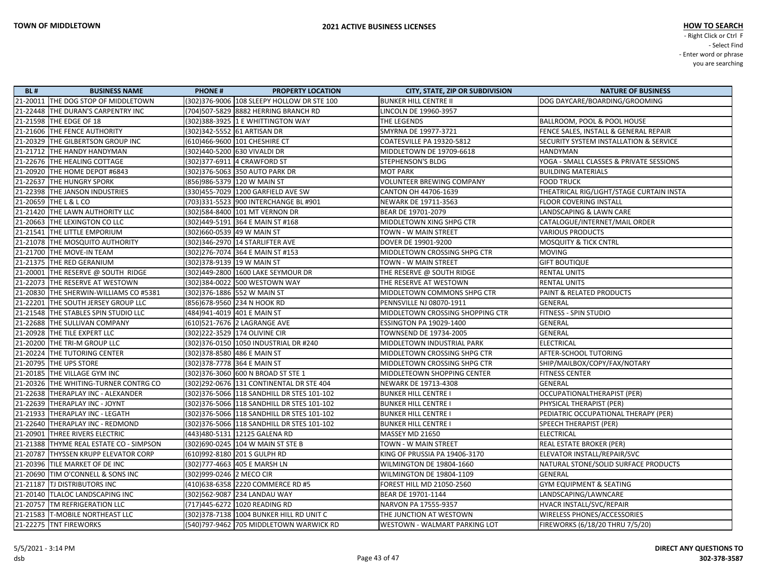**TOWN OF MIDDLETOWN**

**2021 ACTIVE BUSINESS LICENSES**

**HOW TO SEARCH**
- Right Click or Ctrl F
- Select Find
- Enter word or phrase you are searching

| BL # | BUSINESS NAME | PHONE # | PROPERTY LOCATION | CITY, STATE, ZIP OR SUBDIVISION | NATURE OF BUSINESS |
|---|---|---|---|---|---|
| 21-20011 | THE DOG STOP OF MIDDLETOWN | (302)376-9006 | 108 SLEEPY HOLLOW DR STE 100 | BUNKER HILL CENTRE II | DOG DAYCARE/BOARDING/GROOMING |
| 21-22448 | THE DURAN'S CARPENTRY INC | (704)507-5829 | 8882 HERRING BRANCH RD | LINCOLN DE 19960-3957 | |
| 21-21598 | THE EDGE OF 18 | (302)388-3925 | 1 E WHITTINGTON WAY | THE LEGENDS | BALLROOM, POOL & POOL HOUSE |
| 21-21606 | THE FENCE AUTHORITY | (302)342-5552 | 61 ARTISAN DR | SMYRNA DE 19977-3721 | FENCE SALES, INSTALL & GENERAL REPAIR |
| 21-20329 | THE GILBERTSON GROUP INC | (610)466-9600 | 101 CHESHIRE CT | COATESVILLE PA 19320-5812 | SECURITY SYSTEM INSTALLATION & SERVICE |
| 21-21712 | THE HANDY HANDYMAN | (302)440-5200 | 630 VIVALDI DR | MIDDLETOWN DE 19709-6618 | HANDYMAN |
| 21-22676 | THE HEALING COTTAGE | (302)377-6911 | 4 CRAWFORD ST | STEPHENSON'S BLDG | YOGA - SMALL CLASSES & PRIVATE SESSIONS |
| 21-20920 | THE HOME DEPOT #6843 | (302)376-5063 | 350 AUTO PARK DR | MOT PARK | BUILDING MATERIALS |
| 21-22637 | THE HUNGRY SPORK | (856)986-5379 | 120 W MAIN ST | VOLUNTEER BREWING COMPANY | FOOD TRUCK |
| 21-22398 | THE JANSON INDUSTRIES | (330)455-7029 | 1200 GARFIELD AVE SW | CANTON OH 44706-1639 | THEATRICAL RIG/LIGHT/STAGE CURTAIN INSTA |
| 21-20659 | THE L & L CO | (703)331-5523 | 900 INTERCHANGE BL #901 | NEWARK DE 19711-3563 | FLOOR COVERING INSTALL |
| 21-21420 | THE LAWN AUTHORITY LLC | (302)584-8400 | 101 MT VERNON DR | BEAR DE 19701-2079 | LANDSCAPING & LAWN CARE |
| 21-20663 | THE LEXINGTON CO LLC | (302)449-5191 | 364 E MAIN ST #168 | MIDDLETOWN XING SHPG CTR | CATALOGUE/INTERNET/MAIL ORDER |
| 21-21541 | THE LITTLE EMPORIUM | (302)660-0539 | 49 W MAIN ST | TOWN - W MAIN STREET | VARIOUS PRODUCTS |
| 21-21078 | THE MOSQUITO AUTHORITY | (302)346-2970 | 14 STARLIFTER AVE | DOVER DE 19901-9200 | MOSQUITY & TICK CNTRL |
| 21-21700 | THE MOVE-IN TEAM | (302)276-7074 | 364 E MAIN ST #153 | MIDDLETOWN CROSSING SHPG CTR | MOVING |
| 21-21375 | THE RED GERANIUM | (302)378-9139 | 19 W MAIN ST | TOWN - W MAIN STREET | GIFT BOUTIQUE |
| 21-20001 | THE RESERVE @ SOUTH RIDGE | (302)449-2800 | 1600 LAKE SEYMOUR DR | THE RESERVE @ SOUTH RIDGE | RENTAL UNITS |
| 21-22073 | THE RESERVE AT WESTOWN | (302)384-0022 | 500 WESTOWN WAY | THE RESERVE AT WESTOWN | RENTAL UNITS |
| 21-20830 | THE SHERWIN-WILLIAMS CO #5381 | (302)376-1886 | 552 W MAIN ST | MIDDLETOWN COMMONS SHPG CTR | PAINT & RELATED PRODUCTS |
| 21-22201 | THE SOUTH JERSEY GROUP LLC | (856)678-9560 | 234 N HOOK RD | PENNSVILLE NJ 08070-1911 | GENERAL |
| 21-21548 | THE STABLES SPIN STUDIO LLC | (484)941-4019 | 401 E MAIN ST | MIDDLETOWN CROSSING SHOPPING CTR | FITNESS - SPIN STUDIO |
| 21-22688 | THE SULLIVAN COMPANY | (610)521-7676 | 2 LAGRANGE AVE | ESSINGTON PA 19029-1400 | GENERAL |
| 21-20928 | THE TILE EXPERT LLC | (302)222-3529 | 174 OLIVINE CIR | TOWNSEND DE 19734-2005 | GENERAL |
| 21-20200 | THE TRI-M GROUP LLC | (302)376-0150 | 1050 INDUSTRIAL DR #240 | MIDDLETOWN INDUSTRIAL PARK | ELECTRICAL |
| 21-20224 | THE TUTORING CENTER | (302)378-8580 | 486 E MAIN ST | MIDDLETOWN CROSSING SHPG CTR | AFTER-SCHOOL TUTORING |
| 21-20795 | THE UPS STORE | (302)378-7778 | 364 E MAIN ST | MIDDLETOWN CROSSING SHPG CTR | SHIP/MAILBOX/COPY/FAX/NOTARY |
| 21-20185 | THE VILLAGE GYM INC | (302)376-3060 | 600 N BROAD ST STE 1 | MIDDLETEOWN SHOPPING CENTER | FITNESS CENTER |
| 21-20326 | THE WHITING-TURNER CONTRG CO | (302)292-0676 | 131 CONTINENTAL DR STE 404 | NEWARK DE 19713-4308 | GENERAL |
| 21-22638 | THERAPLAY INC - ALEXANDER | (302)376-5066 | 118 SANDHILL DR STES 101-102 | BUNKER HILL CENTRE I | OCCUPATIONALTHERAPIST (PER) |
| 21-22639 | THERAPLAY INC - JOYNT | (302)376-5066 | 118 SANDHILL DR STES 101-102 | BUNKER HILL CENTRE I | PHYSICAL THERAPIST (PER) |
| 21-21933 | THERAPLAY INC - LEGATH | (302)376-5066 | 118 SANDHILL DR STES 101-102 | BUNKER HILL CENTRE I | PEDIATRIC OCCUPATIONAL THERAPY (PER) |
| 21-22640 | THERAPLAY INC - REDMOND | (302)376-5066 | 118 SANDHILL DR STES 101-102 | BUNKER HILL CENTRE I | SPEECH THERAPIST (PER) |
| 21-20901 | THREE RIVERS ELECTRIC | (443)480-5131 | 12125 GALENA RD | MASSEY MD 21650 | ELECTRICAL |
| 21-21388 | THYME REAL ESTATE CO - SIMPSON | (302)690-0245 | 104 W MAIN ST STE B | TOWN - W MAIN STREET | REAL ESTATE BROKER (PER) |
| 21-20787 | THYSSEN KRUPP ELEVATOR CORP | (610)992-8180 | 201 S GULPH RD | KING OF PRUSSIA PA 19406-3170 | ELEVATOR INSTALL/REPAIR/SVC |
| 21-20396 | TILE MARKET OF DE INC | (302)777-4663 | 405 E MARSH LN | WILMINGTON DE 19804-1660 | NATURAL STONE/SOLID SURFACE PRODUCTS |
| 21-20690 | TIM O'CONNELL & SONS INC | (302)999-0246 | 2 MECO CIR | WILMINGTON DE 19804-1109 | GENERAL |
| 21-21187 | TJ DISTRIBUTORS INC | (410)638-6358 | 2220 COMMERCE RD #5 | FOREST HILL MD 21050-2560 | GYM EQUIPMENT & SEATING |
| 21-20140 | TLALOC LANDSCAPING INC | (302)562-9087 | 234 LANDAU WAY | BEAR DE 19701-1144 | LANDSCAPING/LAWNCARE |
| 21-20757 | TM REFRIGERATION LLC | (717)445-6272 | 1020 READING RD | NARVON PA 17555-9357 | HVACR INSTALL/SVC/REPAIR |
| 21-21583 | T-MOBILE NORTHEAST LLC | (302)378-7138 | 1004 BUNKER HILL RD UNIT C | THE JUNCTION AT WESTOWN | WIRELESS PHONES/ACCESSORIES |
| 21-22275 | TNT FIREWORKS | (540)797-9462 | 705 MIDDLETOWN WARWICK RD | WESTOWN - WALMART PARKING LOT | FIREWORKS (6/18/20 THRU 7/5/20) |

5/5/2021 - 3:14 PM
dsb

**DIRECT ANY QUESTIONS TO 302-378-3587**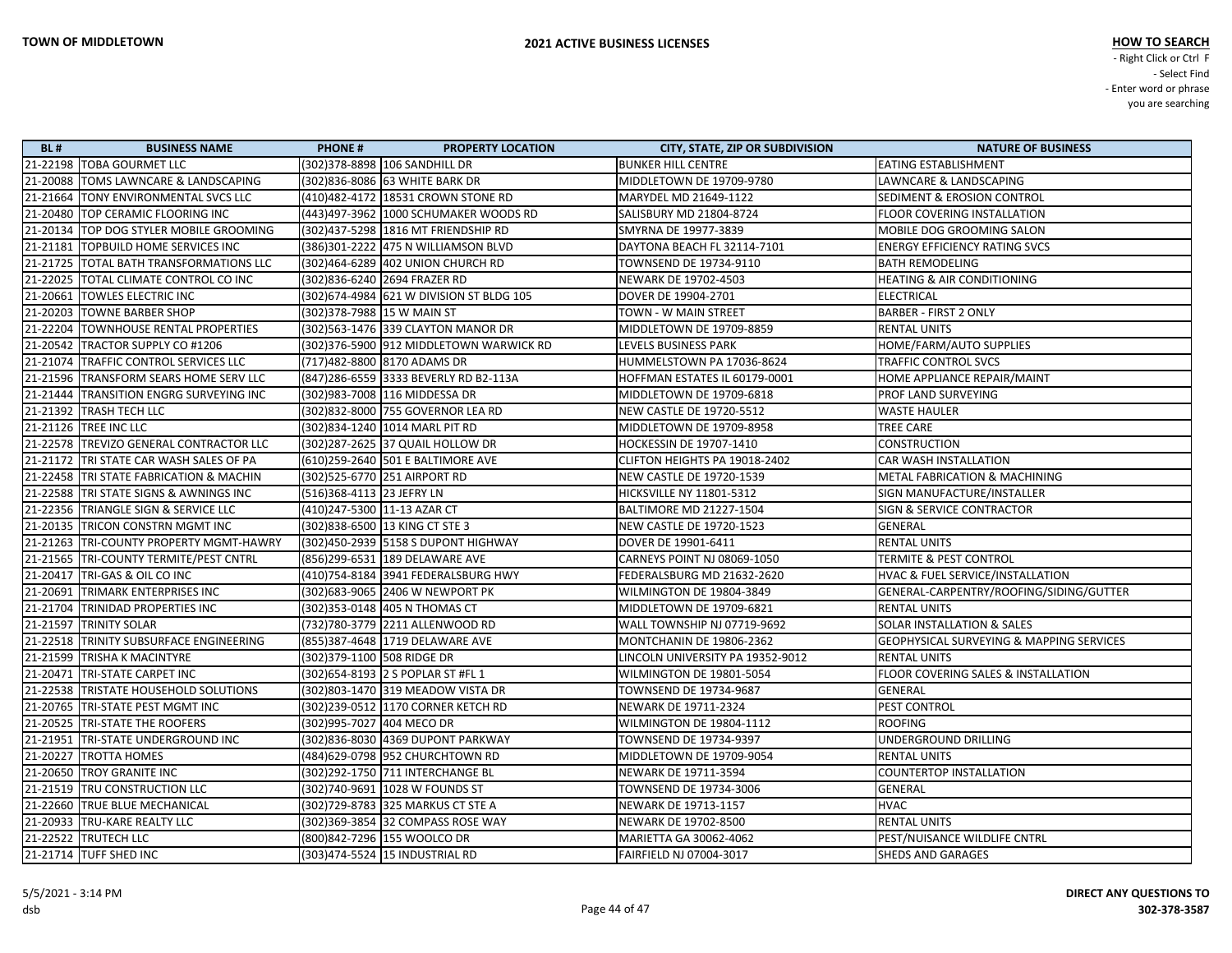| BL # | BUSINESS NAME | PHONE # | PROPERTY LOCATION | CITY, STATE, ZIP OR SUBDIVISION | NATURE OF BUSINESS |
|---|---|---|---|---|---|
| 21-22198 | TOBA GOURMET LLC | (302)378-8898 | 106 SANDHILL DR | BUNKER HILL CENTRE | EATING ESTABLISHMENT |
| 21-20088 | TOMS LAWNCARE & LANDSCAPING | (302)836-8086 | 63 WHITE BARK DR | MIDDLETOWN DE 19709-9780 | LAWNCARE & LANDSCAPING |
| 21-21664 | TONY ENVIRONMENTAL SVCS LLC | (410)482-4172 | 18531 CROWN STONE RD | MARYDEL MD 21649-1122 | SEDIMENT & EROSION CONTROL |
| 21-20480 | TOP CERAMIC FLOORING INC | (443)497-3962 | 1000 SCHUMAKER WOODS RD | SALISBURY MD 21804-8724 | FLOOR COVERING INSTALLATION |
| 21-20134 | TOP DOG STYLER MOBILE GROOMING | (302)437-5298 | 1816 MT FRIENDSHIP RD | SMYRNA DE 19977-3839 | MOBILE DOG GROOMING SALON |
| 21-21181 | TOPBUILD HOME SERVICES INC | (386)301-2222 | 475 N WILLIAMSON BLVD | DAYTONA BEACH FL 32114-7101 | ENERGY EFFICIENCY RATING SVCS |
| 21-21725 | TOTAL BATH TRANSFORMATIONS LLC | (302)464-6289 | 402 UNION CHURCH RD | TOWNSEND DE 19734-9110 | BATH REMODELING |
| 21-22025 | TOTAL CLIMATE CONTROL CO INC | (302)836-6240 | 2694 FRAZER RD | NEWARK DE 19702-4503 | HEATING & AIR CONDITIONING |
| 21-20661 | TOWLES ELECTRIC INC | (302)674-4984 | 621 W DIVISION ST BLDG 105 | DOVER DE 19904-2701 | ELECTRICAL |
| 21-20203 | TOWNE BARBER SHOP | (302)378-7988 | 15 W MAIN ST | TOWN - W MAIN STREET | BARBER - FIRST 2 ONLY |
| 21-22204 | TOWNHOUSE RENTAL PROPERTIES | (302)563-1476 | 339 CLAYTON MANOR DR | MIDDLETOWN DE 19709-8859 | RENTAL UNITS |
| 21-20542 | TRACTOR SUPPLY CO #1206 | (302)376-5900 | 912 MIDDLETOWN WARWICK RD | LEVELS BUSINESS PARK | HOME/FARM/AUTO SUPPLIES |
| 21-21074 | TRAFFIC CONTROL SERVICES LLC | (717)482-8800 | 8170 ADAMS DR | HUMMELSTOWN PA 17036-8624 | TRAFFIC CONTROL SVCS |
| 21-21596 | TRANSFORM SEARS HOME SERV LLC | (847)286-6559 | 3333 BEVERLY RD B2-113A | HOFFMAN ESTATES IL 60179-0001 | HOME APPLIANCE REPAIR/MAINT |
| 21-21444 | TRANSITION ENGRG SURVEYING INC | (302)983-7008 | 116 MIDDESSA DR | MIDDLETOWN DE 19709-6818 | PROF LAND SURVEYING |
| 21-21392 | TRASH TECH LLC | (302)832-8000 | 755 GOVERNOR LEA RD | NEW CASTLE DE 19720-5512 | WASTE HAULER |
| 21-21126 | TREE INC LLC | (302)834-1240 | 1014 MARL PIT RD | MIDDLETOWN DE 19709-8958 | TREE CARE |
| 21-22578 | TREVIZO GENERAL CONTRACTOR LLC | (302)287-2625 | 37 QUAIL HOLLOW DR | HOCKESSIN DE 19707-1410 | CONSTRUCTION |
| 21-21172 | TRI STATE CAR WASH SALES OF PA | (610)259-2640 | 501 E BALTIMORE AVE | CLIFTON HEIGHTS PA 19018-2402 | CAR WASH INSTALLATION |
| 21-22458 | TRI STATE FABRICATION & MACHIN | (302)525-6770 | 251 AIRPORT RD | NEW CASTLE DE 19720-1539 | METAL FABRICATION & MACHINING |
| 21-22588 | TRI STATE SIGNS & AWNINGS INC | (516)368-4113 | 23 JEFRY LN | HICKSVILLE NY 11801-5312 | SIGN MANUFACTURE/INSTALLER |
| 21-22356 | TRIANGLE SIGN & SERVICE LLC | (410)247-5300 | 11-13 AZAR CT | BALTIMORE MD 21227-1504 | SIGN & SERVICE CONTRACTOR |
| 21-20135 | TRICON CONSTRN MGMT INC | (302)838-6500 | 13 KING CT STE 3 | NEW CASTLE DE 19720-1523 | GENERAL |
| 21-21263 | TRI-COUNTY PROPERTY MGMT-HAWRY | (302)450-2939 | 5158 S DUPONT HIGHWAY | DOVER DE 19901-6411 | RENTAL UNITS |
| 21-21565 | TRI-COUNTY TERMITE/PEST CNTRL | (856)299-6531 | 189 DELAWARE AVE | CARNEYS POINT NJ 08069-1050 | TERMITE & PEST CONTROL |
| 21-20417 | TRI-GAS & OIL CO INC | (410)754-8184 | 3941 FEDERALSBURG HWY | FEDERALSBURG MD 21632-2620 | HVAC & FUEL SERVICE/INSTALLATION |
| 21-20691 | TRIMARK ENTERPRISES INC | (302)683-9065 | 2406 W NEWPORT PK | WILMINGTON DE 19804-3849 | GENERAL-CARPENTRY/ROOFING/SIDING/GUTTER |
| 21-21704 | TRINIDAD PROPERTIES INC | (302)353-0148 | 405 N THOMAS CT | MIDDLETOWN DE 19709-6821 | RENTAL UNITS |
| 21-21597 | TRINITY SOLAR | (732)780-3779 | 2211 ALLENWOOD RD | WALL TOWNSHIP NJ 07719-9692 | SOLAR INSTALLATION & SALES |
| 21-22518 | TRINITY SUBSURFACE ENGINEERING | (855)387-4648 | 1719 DELAWARE AVE | MONTCHANIN DE 19806-2362 | GEOPHYSICAL SURVEYING & MAPPING SERVICES |
| 21-21599 | TRISHA K MACINTYRE | (302)379-1100 | 508 RIDGE DR | LINCOLN UNIVERSITY PA 19352-9012 | RENTAL UNITS |
| 21-20471 | TRI-STATE CARPET INC | (302)654-8193 | 2 S POPLAR ST #FL 1 | WILMINGTON DE 19801-5054 | FLOOR COVERING SALES & INSTALLATION |
| 21-22538 | TRISTATE HOUSEHOLD SOLUTIONS | (302)803-1470 | 319 MEADOW VISTA DR | TOWNSEND DE 19734-9687 | GENERAL |
| 21-20765 | TRI-STATE PEST MGMT INC | (302)239-0512 | 1170 CORNER KETCH RD | NEWARK DE 19711-2324 | PEST CONTROL |
| 21-20525 | TRI-STATE THE ROOFERS | (302)995-7027 | 404 MECO DR | WILMINGTON DE 19804-1112 | ROOFING |
| 21-21951 | TRI-STATE UNDERGROUND INC | (302)836-8030 | 4369 DUPONT PARKWAY | TOWNSEND DE 19734-9397 | UNDERGROUND DRILLING |
| 21-20227 | TROTTA HOMES | (484)629-0798 | 952 CHURCHTOWN RD | MIDDLETOWN DE 19709-9054 | RENTAL UNITS |
| 21-20650 | TROY GRANITE INC | (302)292-1750 | 711 INTERCHANGE BL | NEWARK DE 19711-3594 | COUNTERTOP INSTALLATION |
| 21-21519 | TRU CONSTRUCTION LLC | (302)740-9691 | 1028 W FOUNDS ST | TOWNSEND DE 19734-3006 | GENERAL |
| 21-22660 | TRUE BLUE MECHANICAL | (302)729-8783 | 325 MARKUS CT STE A | NEWARK DE 19713-1157 | HVAC |
| 21-20933 | TRU-KARE REALTY LLC | (302)369-3854 | 32 COMPASS ROSE WAY | NEWARK DE 19702-8500 | RENTAL UNITS |
| 21-22522 | TRUTECH LLC | (800)842-7296 | 155 WOOLCO DR | MARIETTA GA 30062-4062 | PEST/NUISANCE WILDLIFE CNTRL |
| 21-21714 | TUFF SHED INC | (303)474-5524 | 15 INDUSTRIAL RD | FAIRFIELD NJ 07004-3017 | SHEDS AND GARAGES |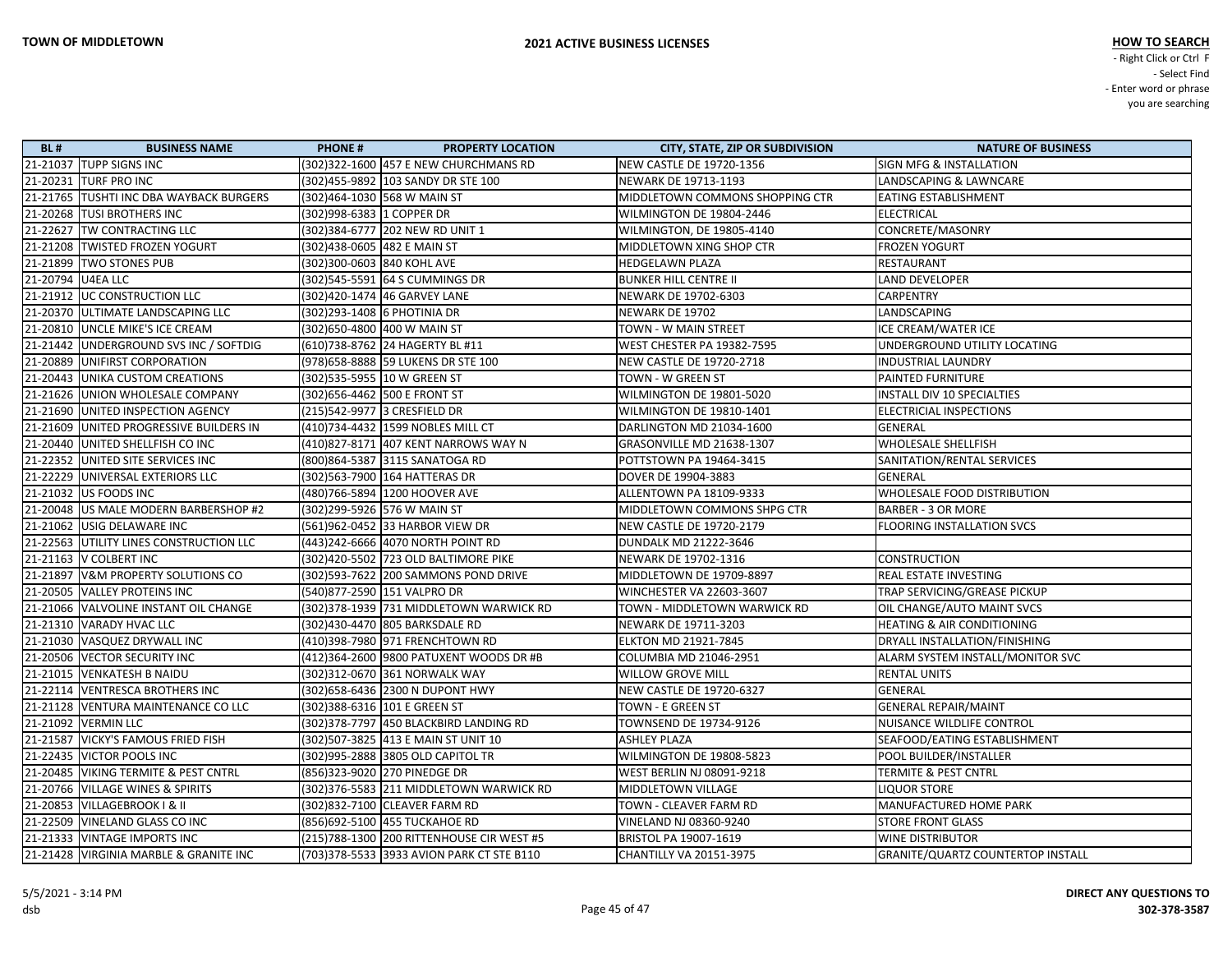| BL # | BUSINESS NAME | PHONE # | PROPERTY LOCATION | CITY, STATE, ZIP OR SUBDIVISION | NATURE OF BUSINESS |
|---|---|---|---|---|---|
| 21-21037 | TUPP SIGNS INC | (302)322-1600 | 457 E NEW CHURCHMANS RD | NEW CASTLE DE 19720-1356 | SIGN MFG & INSTALLATION |
| 21-20231 | TURF PRO INC | (302)455-9892 | 103 SANDY DR STE 100 | NEWARK DE 19713-1193 | LANDSCAPING & LAWNCARE |
| 21-21765 | TUSHTI INC DBA WAYBACK BURGERS | (302)464-1030 | 568 W MAIN ST | MIDDLETOWN COMMONS SHOPPING CTR | EATING ESTABLISHMENT |
| 21-20268 | TUSI BROTHERS INC | (302)998-6383 | 1 COPPER DR | WILMINGTON DE 19804-2446 | ELECTRICAL |
| 21-22627 | TW CONTRACTING LLC | (302)384-6777 | 202 NEW RD UNIT 1 | WILMINGTON, DE 19805-4140 | CONCRETE/MASONRY |
| 21-21208 | TWISTED FROZEN YOGURT | (302)438-0605 | 482 E MAIN ST | MIDDLETOWN XING SHOP CTR | FROZEN YOGURT |
| 21-21899 | TWO STONES PUB | (302)300-0603 | 840 KOHL AVE | HEDGELAWN PLAZA | RESTAURANT |
| 21-20794 | U4EA LLC | (302)545-5591 | 64 S CUMMINGS DR | BUNKER HILL CENTRE II | LAND DEVELOPER |
| 21-21912 | UC CONSTRUCTION LLC | (302)420-1474 | 46 GARVEY LANE | NEWARK DE 19702-6303 | CARPENTRY |
| 21-20370 | ULTIMATE LANDSCAPING LLC | (302)293-1408 | 6 PHOTINIA DR | NEWARK DE 19702 | LANDSCAPING |
| 21-20810 | UNCLE MIKE'S ICE CREAM | (302)650-4800 | 400 W MAIN ST | TOWN - W MAIN STREET | ICE CREAM/WATER ICE |
| 21-21442 | UNDERGROUND SVS INC / SOFTDIG | (610)738-8762 | 24 HAGERTY BL #11 | WEST CHESTER PA 19382-7595 | UNDERGROUND UTILITY LOCATING |
| 21-20889 | UNIFIRST CORPORATION | (978)658-8888 | 59 LUKENS DR STE 100 | NEW CASTLE DE 19720-2718 | INDUSTRIAL LAUNDRY |
| 21-20443 | UNIKA CUSTOM CREATIONS | (302)535-5955 | 10 W GREEN ST | TOWN - W GREEN ST | PAINTED FURNITURE |
| 21-21626 | UNION WHOLESALE COMPANY | (302)656-4462 | 500 E FRONT ST | WILMINGTON DE 19801-5020 | INSTALL DIV 10 SPECIALTIES |
| 21-21690 | UNITED INSPECTION AGENCY | (215)542-9977 | 3 CRESFIELD DR | WILMINGTON DE 19810-1401 | ELECTRICIAL INSPECTIONS |
| 21-21609 | UNITED PROGRESSIVE BUILDERS IN | (410)734-4432 | 1599 NOBLES MILL CT | DARLINGTON MD 21034-1600 | GENERAL |
| 21-20440 | UNITED SHELLFISH CO INC | (410)827-8171 | 407 KENT NARROWS WAY N | GRASONVILLE MD 21638-1307 | WHOLESALE SHELLFISH |
| 21-22352 | UNITED SITE SERVICES INC | (800)864-5387 | 3115 SANATOGA RD | POTTSTOWN PA 19464-3415 | SANITATION/RENTAL SERVICES |
| 21-22229 | UNIVERSAL EXTERIORS LLC | (302)563-7900 | 164 HATTERAS DR | DOVER DE 19904-3883 | GENERAL |
| 21-21032 | US FOODS INC | (480)766-5894 | 1200 HOOVER AVE | ALLENTOWN PA 18109-9333 | WHOLESALE FOOD DISTRIBUTION |
| 21-20048 | US MALE MODERN BARBERSHOP #2 | (302)299-5926 | 576 W MAIN ST | MIDDLETOWN COMMONS SHPG CTR | BARBER - 3 OR MORE |
| 21-21062 | USIG DELAWARE INC | (561)962-0452 | 33 HARBOR VIEW DR | NEW CASTLE DE 19720-2179 | FLOORING INSTALLATION SVCS |
| 21-22563 | UTILITY LINES CONSTRUCTION LLC | (443)242-6666 | 4070 NORTH POINT RD | DUNDALK MD 21222-3646 | |
| 21-21163 | V COLBERT INC | (302)420-5502 | 723 OLD BALTIMORE PIKE | NEWARK DE 19702-1316 | CONSTRUCTION |
| 21-21897 | V&M PROPERTY SOLUTIONS CO | (302)593-7622 | 200 SAMMONS POND DRIVE | MIDDLETOWN DE 19709-8897 | REAL ESTATE INVESTING |
| 21-20505 | VALLEY PROTEINS INC | (540)877-2590 | 151 VALPRO DR | WINCHESTER VA 22603-3607 | TRAP SERVICING/GREASE PICKUP |
| 21-21066 | VALVOLINE INSTANT OIL CHANGE | (302)378-1939 | 731 MIDDLETOWN WARWICK RD | TOWN - MIDDLETOWN WARWICK RD | OIL CHANGE/AUTO MAINT SVCS |
| 21-21310 | VARADY HVAC LLC | (302)430-4470 | 805 BARKSDALE RD | NEWARK DE 19711-3203 | HEATING & AIR CONDITIONING |
| 21-21030 | VASQUEZ DRYWALL INC | (410)398-7980 | 971 FRENCHTOWN RD | ELKTON MD 21921-7845 | DRYALL INSTALLATION/FINISHING |
| 21-20506 | VECTOR SECURITY INC | (412)364-2600 | 9800 PATUXENT WOODS DR #B | COLUMBIA MD 21046-2951 | ALARM SYSTEM INSTALL/MONITOR SVC |
| 21-21015 | VENKATESH B NAIDU | (302)312-0670 | 361 NORWALK WAY | WILLOW GROVE MILL | RENTAL UNITS |
| 21-22114 | VENTRESCA BROTHERS INC | (302)658-6436 | 2300 N DUPONT HWY | NEW CASTLE DE 19720-6327 | GENERAL |
| 21-21128 | VENTURA MAINTENANCE CO LLC | (302)388-6316 | 101 E GREEN ST | TOWN - E GREEN ST | GENERAL REPAIR/MAINT |
| 21-21092 | VERMIN LLC | (302)378-7797 | 450 BLACKBIRD LANDING RD | TOWNSEND DE 19734-9126 | NUISANCE WILDLIFE CONTROL |
| 21-21587 | VICKY'S FAMOUS FRIED FISH | (302)507-3825 | 413 E MAIN ST UNIT 10 | ASHLEY PLAZA | SEAFOOD/EATING ESTABLISHMENT |
| 21-22435 | VICTOR POOLS INC | (302)995-2888 | 3805 OLD CAPITOL TR | WILMINGTON DE 19808-5823 | POOL BUILDER/INSTALLER |
| 21-20485 | VIKING TERMITE & PEST CNTRL | (856)323-9020 | 270 PINEDGE DR | WEST BERLIN NJ 08091-9218 | TERMITE & PEST CNTRL |
| 21-20766 | VILLAGE WINES & SPIRITS | (302)376-5583 | 211 MIDDLETOWN WARWICK RD | MIDDLETOWN VILLAGE | LIQUOR STORE |
| 21-20853 | VILLAGEBROOK I & II | (302)832-7100 | CLEAVER FARM RD | TOWN - CLEAVER FARM RD | MANUFACTURED HOME PARK |
| 21-22509 | VINELAND GLASS CO INC | (856)692-5100 | 455 TUCKAHOE RD | VINELAND NJ 08360-9240 | STORE FRONT GLASS |
| 21-21333 | VINTAGE IMPORTS INC | (215)788-1300 | 200 RITTENHOUSE CIR WEST #5 | BRISTOL PA 19007-1619 | WINE DISTRIBUTOR |
| 21-21428 | VIRGINIA MARBLE & GRANITE INC | (703)378-5533 | 3933 AVION PARK CT STE B110 | CHANTILLY VA 20151-3975 | GRANITE/QUARTZ COUNTERTOP INSTALL |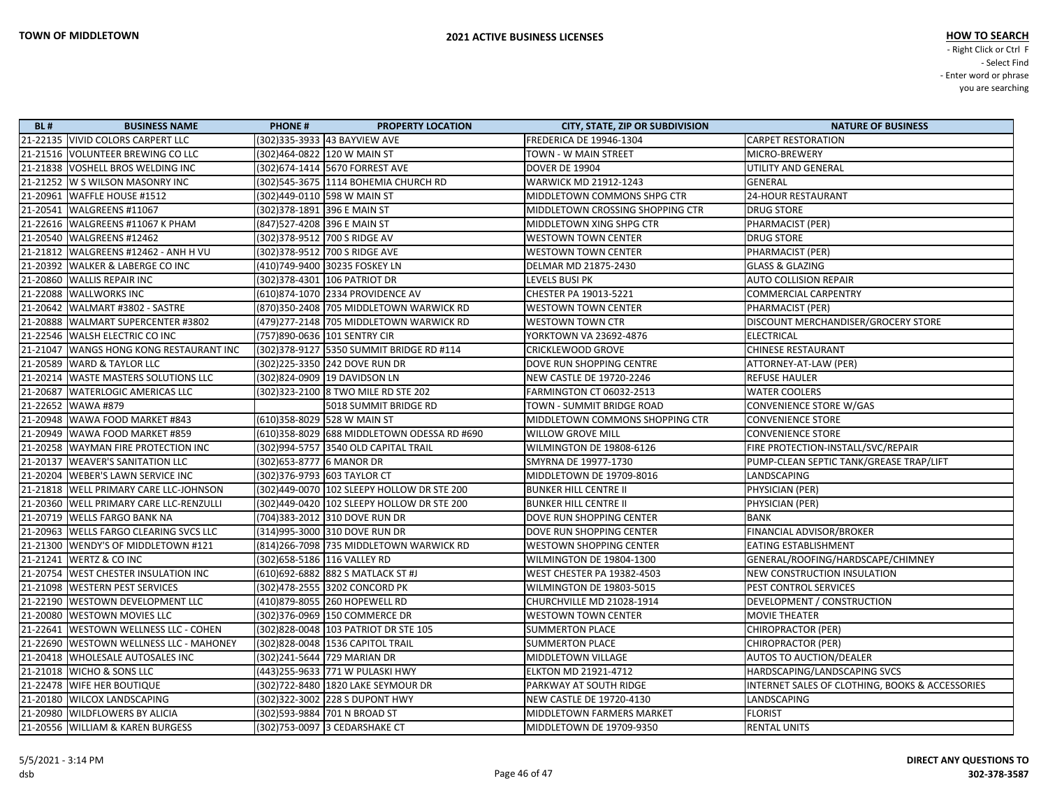| BL # | BUSINESS NAME | PHONE # | PROPERTY LOCATION | CITY, STATE, ZIP OR SUBDIVISION | NATURE OF BUSINESS |
|---|---|---|---|---|---|
| 21-22135 | VIVID COLORS CARPERT LLC | (302)335-3933 | 43 BAYVIEW AVE | FREDERICA DE 19946-1304 | CARPET RESTORATION |
| 21-21516 | VOLUNTEER BREWING CO LLC | (302)464-0822 | 120 W MAIN ST | TOWN - W MAIN STREET | MICRO-BREWERY |
| 21-21838 | VOSHELL BROS WELDING INC | (302)674-1414 | 5670 FORREST AVE | DOVER DE 19904 | UTILITY AND GENERAL |
| 21-21252 | W S WILSON MASONRY INC | (302)545-3675 | 1114 BOHEMIA CHURCH RD | WARWICK MD 21912-1243 | GENERAL |
| 21-20961 | WAFFLE HOUSE #1512 | (302)449-0110 | 598 W MAIN ST | MIDDLETOWN COMMONS SHPG CTR | 24-HOUR RESTAURANT |
| 21-20541 | WALGREENS #11067 | (302)378-1891 | 396 E MAIN ST | MIDDLETOWN CROSSING SHOPPING CTR | DRUG STORE |
| 21-22616 | WALGREENS #11067 K PHAM | (847)527-4208 | 396 E MAIN ST | MIDDLETOWN XING SHPG CTR | PHARMACIST (PER) |
| 21-20540 | WALGREENS #12462 | (302)378-9512 | 700 S RIDGE AV | WESTOWN TOWN CENTER | DRUG STORE |
| 21-21812 | WALGREENS #12462 - ANH H VU | (302)378-9512 | 700 S RIDGE AVE | WESTOWN TOWN CENTER | PHARMACIST (PER) |
| 21-20392 | WALKER & LABERGE CO INC | (410)749-9400 | 30235 FOSKEY LN | DELMAR MD 21875-2430 | GLASS & GLAZING |
| 21-20860 | WALLIS REPAIR INC | (302)378-4301 | 106 PATRIOT DR | LEVELS BUSI PK | AUTO COLLISION REPAIR |
| 21-22088 | WALLWORKS INC | (610)874-1070 | 2334 PROVIDENCE AV | CHESTER PA 19013-5221 | COMMERCIAL CARPENTRY |
| 21-20642 | WALMART #3802 - SASTRE | (870)350-2408 | 705 MIDDLETOWN WARWICK RD | WESTOWN TOWN CENTER | PHARMACIST (PER) |
| 21-20888 | WALMART SUPERCENTER #3802 | (479)277-2148 | 705 MIDDLETOWN WARWICK RD | WESTOWN TOWN CTR | DISCOUNT MERCHANDISER/GROCERY STORE |
| 21-22546 | WALSH ELECTRIC CO INC | (757)890-0636 | 101 SENTRY CIR | YORKTOWN VA 23692-4876 | ELECTRICAL |
| 21-21047 | WANGS HONG KONG RESTAURANT INC | (302)378-9127 | 5350 SUMMIT BRIDGE RD #114 | CRICKLEWOOD GROVE | CHINESE RESTAURANT |
| 21-20589 | WARD & TAYLOR LLC | (302)225-3350 | 242 DOVE RUN DR | DOVE RUN SHOPPING CENTRE | ATTORNEY-AT-LAW (PER) |
| 21-20214 | WASTE MASTERS SOLUTIONS LLC | (302)824-0909 | 19 DAVIDSON LN | NEW CASTLE DE 19720-2246 | REFUSE HAULER |
| 21-20687 | WATERLOGIC AMERICAS LLC | (302)323-2100 | 8 TWO MILE RD STE 202 | FARMINGTON CT 06032-2513 | WATER COOLERS |
| 21-22652 | WAWA #879 | | 5018 SUMMIT BRIDGE RD | TOWN - SUMMIT BRIDGE ROAD | CONVENIENCE STORE W/GAS |
| 21-20948 | WAWA FOOD MARKET #843 | (610)358-8029 | 528 W MAIN ST | MIDDLETOWN COMMONS SHOPPING CTR | CONVENIENCE STORE |
| 21-20949 | WAWA FOOD MARKET #859 | (610)358-8029 | 688 MIDDLETOWN ODESSA RD #690 | WILLOW GROVE MILL | CONVENIENCE STORE |
| 21-20258 | WAYMAN FIRE PROTECTION INC | (302)994-5757 | 3540 OLD CAPITAL TRAIL | WILMINGTON DE 19808-6126 | FIRE PROTECTION-INSTALL/SVC/REPAIR |
| 21-20137 | WEAVER'S SANITATION LLC | (302)653-8777 | 6 MANOR DR | SMYRNA DE 19977-1730 | PUMP-CLEAN SEPTIC TANK/GREASE TRAP/LIFT |
| 21-20204 | WEBER'S LAWN SERVICE INC | (302)376-9793 | 603 TAYLOR CT | MIDDLETOWN DE 19709-8016 | LANDSCAPING |
| 21-21818 | WELL PRIMARY CARE LLC-JOHNSON | (302)449-0070 | 102 SLEEPY HOLLOW DR STE 200 | BUNKER HILL CENTRE II | PHYSICIAN (PER) |
| 21-20360 | WELL PRIMARY CARE LLC-RENZULLI | (302)449-0420 | 102 SLEEPY HOLLOW DR STE 200 | BUNKER HILL CENTRE II | PHYSICIAN (PER) |
| 21-20719 | WELLS FARGO BANK NA | (704)383-2012 | 310 DOVE RUN DR | DOVE RUN SHOPPING CENTER | BANK |
| 21-20963 | WELLS FARGO CLEARING SVCS LLC | (314)995-3000 | 310 DOVE RUN DR | DOVE RUN SHOPPING CENTER | FINANCIAL ADVISOR/BROKER |
| 21-21300 | WENDY'S OF MIDDLETOWN #121 | (814)266-7098 | 735 MIDDLETOWN WARWICK RD | WESTOWN SHOPPING CENTER | EATING ESTABLISHMENT |
| 21-21241 | WERTZ & CO INC | (302)658-5186 | 116 VALLEY RD | WILMINGTON DE 19804-1300 | GENERAL/ROOFING/HARDSCAPE/CHIMNEY |
| 21-20754 | WEST CHESTER INSULATION INC | (610)692-6882 | 882 S MATLACK ST #J | WEST CHESTER PA 19382-4503 | NEW CONSTRUCTION INSULATION |
| 21-21098 | WESTERN PEST SERVICES | (302)478-2555 | 3202 CONCORD PK | WILMINGTON DE 19803-5015 | PEST CONTROL SERVICES |
| 21-22190 | WESTOWN DEVELOPMENT LLC | (410)879-8055 | 260 HOPEWELL RD | CHURCHVILLE MD 21028-1914 | DEVELOPMENT / CONSTRUCTION |
| 21-20080 | WESTOWN MOVIES LLC | (302)376-0969 | 150 COMMERCE DR | WESTOWN TOWN CENTER | MOVIE THEATER |
| 21-22641 | WESTOWN WELLNESS LLC - COHEN | (302)828-0048 | 103 PATRIOT DR STE 105 | SUMMERTON PLACE | CHIROPRACTOR (PER) |
| 21-22690 | WESTOWN WELLNESS LLC - MAHONEY | (302)828-0048 | 1536 CAPITOL TRAIL | SUMMERTON PLACE | CHIROPRACTOR (PER) |
| 21-20418 | WHOLESALE AUTOSALES INC | (302)241-5644 | 729 MARIAN DR | MIDDLETOWN VILLAGE | AUTOS TO AUCTION/DEALER |
| 21-21018 | WICHO & SONS LLC | (443)255-9633 | 771 W PULASKI HWY | ELKTON MD 21921-4712 | HARDSCAPING/LANDSCAPING SVCS |
| 21-22478 | WIFE HER BOUTIQUE | (302)722-8480 | 1820 LAKE SEYMOUR DR | PARKWAY AT SOUTH RIDGE | INTERNET SALES OF CLOTHING, BOOKS & ACCESSORIES |
| 21-20180 | WILCOX LANDSCAPING | (302)322-3002 | 228 S DUPONT HWY | NEW CASTLE DE 19720-4130 | LANDSCAPING |
| 21-20980 | WILDFLOWERS BY ALICIA | (302)593-9884 | 701 N BROAD ST | MIDDLETOWN FARMERS MARKET | FLORIST |
| 21-20556 | WILLIAM & KAREN BURGESS | (302)753-0097 | 3 CEDARSHAKE CT | MIDDLETOWN DE 19709-9350 | RENTAL UNITS |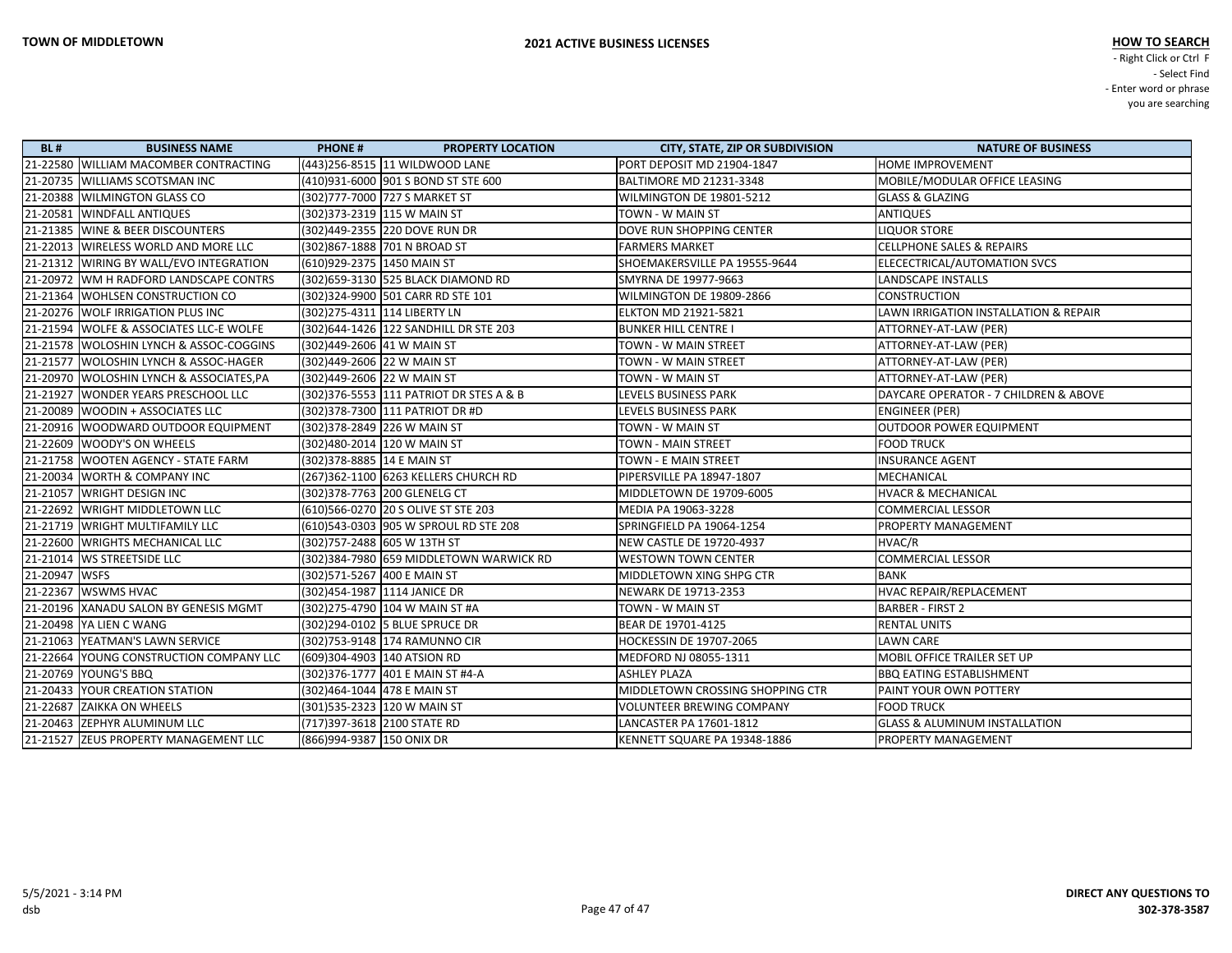| BL # | BUSINESS NAME | PHONE # | PROPERTY LOCATION | CITY, STATE, ZIP OR SUBDIVISION | NATURE OF BUSINESS |
|---|---|---|---|---|---|
| 21-22580 | WILLIAM MACOMBER CONTRACTING | (443)256-8515 | 11 WILDWOOD LANE | PORT DEPOSIT MD 21904-1847 | HOME IMPROVEMENT |
| 21-20735 | WILLIAMS SCOTSMAN INC | (410)931-6000 | 901 S BOND ST STE 600 | BALTIMORE MD 21231-3348 | MOBILE/MODULAR OFFICE LEASING |
| 21-20388 | WILMINGTON GLASS CO | (302)777-7000 | 727 S MARKET ST | WILMINGTON DE 19801-5212 | GLASS & GLAZING |
| 21-20581 | WINDFALL ANTIQUES | (302)373-2319 | 115 W MAIN ST | TOWN - W MAIN ST | ANTIQUES |
| 21-21385 | WINE & BEER DISCOUNTERS | (302)449-2355 | 220 DOVE RUN DR | DOVE RUN SHOPPING CENTER | LIQUOR STORE |
| 21-22013 | WIRELESS WORLD AND MORE LLC | (302)867-1888 | 701 N BROAD ST | FARMERS MARKET | CELLPHONE SALES & REPAIRS |
| 21-21312 | WIRING BY WALL/EVO INTEGRATION | (610)929-2375 | 1450 MAIN ST | SHOEMAKERSVILLE PA 19555-9644 | ELECECTRICAL/AUTOMATION SVCS |
| 21-20972 | WM H RADFORD LANDSCAPE CONTRS | (302)659-3130 | 525 BLACK DIAMOND RD | SMYRNA DE 19977-9663 | LANDSCAPE INSTALLS |
| 21-21364 | WOHLSEN CONSTRUCTION CO | (302)324-9900 | 501 CARR RD STE 101 | WILMINGTON DE 19809-2866 | CONSTRUCTION |
| 21-20276 | WOLF IRRIGATION PLUS INC | (302)275-4311 | 114 LIBERTY LN | ELKTON MD 21921-5821 | LAWN IRRIGATION INSTALLATION & REPAIR |
| 21-21594 | WOLFE & ASSOCIATES LLC-E WOLFE | (302)644-1426 | 122 SANDHILL DR STE 203 | BUNKER HILL CENTRE I | ATTORNEY-AT-LAW (PER) |
| 21-21578 | WOLOSHIN LYNCH & ASSOC-COGGINS | (302)449-2606 | 41 W MAIN ST | TOWN - W MAIN STREET | ATTORNEY-AT-LAW (PER) |
| 21-21577 | WOLOSHIN LYNCH & ASSOC-HAGER | (302)449-2606 | 22 W MAIN ST | TOWN - W MAIN STREET | ATTORNEY-AT-LAW (PER) |
| 21-20970 | WOLOSHIN LYNCH & ASSOCIATES,PA | (302)449-2606 | 22 W MAIN ST | TOWN - W MAIN ST | ATTORNEY-AT-LAW (PER) |
| 21-21927 | WONDER YEARS PRESCHOOL LLC | (302)376-5553 | 111 PATRIOT DR STES A & B | LEVELS BUSINESS PARK | DAYCARE OPERATOR - 7 CHILDREN & ABOVE |
| 21-20089 | WOODIN + ASSOCIATES LLC | (302)378-7300 | 111 PATRIOT DR #D | LEVELS BUSINESS PARK | ENGINEER (PER) |
| 21-20916 | WOODWARD OUTDOOR EQUIPMENT | (302)378-2849 | 226 W MAIN ST | TOWN - W MAIN ST | OUTDOOR POWER EQUIPMENT |
| 21-22609 | WOODY'S ON WHEELS | (302)480-2014 | 120 W MAIN ST | TOWN - MAIN STREET | FOOD TRUCK |
| 21-21758 | WOOTEN AGENCY - STATE FARM | (302)378-8885 | 14 E MAIN ST | TOWN - E MAIN STREET | INSURANCE AGENT |
| 21-20034 | WORTH & COMPANY INC | (267)362-1100 | 6263 KELLERS CHURCH RD | PIPERSVILLE PA 18947-1807 | MECHANICAL |
| 21-21057 | WRIGHT DESIGN INC | (302)378-7763 | 200 GLENELG CT | MIDDLETOWN DE 19709-6005 | HVACR & MECHANICAL |
| 21-22692 | WRIGHT MIDDLETOWN LLC | (610)566-0270 | 20 S OLIVE ST STE 203 | MEDIA PA 19063-3228 | COMMERCIAL LESSOR |
| 21-21719 | WRIGHT MULTIFAMILY LLC | (610)543-0303 | 905 W SPROUL RD STE 208 | SPRINGFIELD PA 19064-1254 | PROPERTY MANAGEMENT |
| 21-22600 | WRIGHTS MECHANICAL LLC | (302)757-2488 | 605 W 13TH ST | NEW CASTLE DE 19720-4937 | HVAC/R |
| 21-21014 | WS STREETSIDE LLC | (302)384-7980 | 659 MIDDLETOWN WARWICK RD | WESTOWN TOWN CENTER | COMMERCIAL LESSOR |
| 21-20947 | WSFS | (302)571-5267 | 400 E MAIN ST | MIDDLETOWN XING SHPG CTR | BANK |
| 21-22367 | WSWMS HVAC | (302)454-1987 | 1114 JANICE DR | NEWARK DE 19713-2353 | HVAC REPAIR/REPLACEMENT |
| 21-20196 | XANADU SALON BY GENESIS MGMT | (302)275-4790 | 104 W MAIN ST #A | TOWN - W MAIN ST | BARBER - FIRST 2 |
| 21-20498 | YA LIEN C WANG | (302)294-0102 | 5 BLUE SPRUCE DR | BEAR DE 19701-4125 | RENTAL UNITS |
| 21-21063 | YEATMAN'S LAWN SERVICE | (302)753-9148 | 174 RAMUNNO CIR | HOCKESSIN DE 19707-2065 | LAWN CARE |
| 21-22664 | YOUNG CONSTRUCTION COMPANY LLC | (609)304-4903 | 140 ATSION RD | MEDFORD NJ 08055-1311 | MOBIL OFFICE TRAILER SET UP |
| 21-20769 | YOUNG'S BBQ | (302)376-1777 | 401 E MAIN ST #4-A | ASHLEY PLAZA | BBQ EATING ESTABLISHMENT |
| 21-20433 | YOUR CREATION STATION | (302)464-1044 | 478 E MAIN ST | MIDDLETOWN CROSSING SHOPPING CTR | PAINT YOUR OWN POTTERY |
| 21-22687 | ZAIKKA ON WHEELS | (301)535-2323 | 120 W MAIN ST | VOLUNTEER BREWING COMPANY | FOOD TRUCK |
| 21-20463 | ZEPHYR ALUMINUM LLC | (717)397-3618 | 2100 STATE RD | LANCASTER PA 17601-1812 | GLASS & ALUMINUM INSTALLATION |
| 21-21527 | ZEUS PROPERTY MANAGEMENT LLC | (866)994-9387 | 150 ONIX DR | KENNETT SQUARE PA 19348-1886 | PROPERTY MANAGEMENT |

5/5/2021 - 3:14 PM
dsb

**DIRECT ANY QUESTIONS TO**
**302-378-3587**